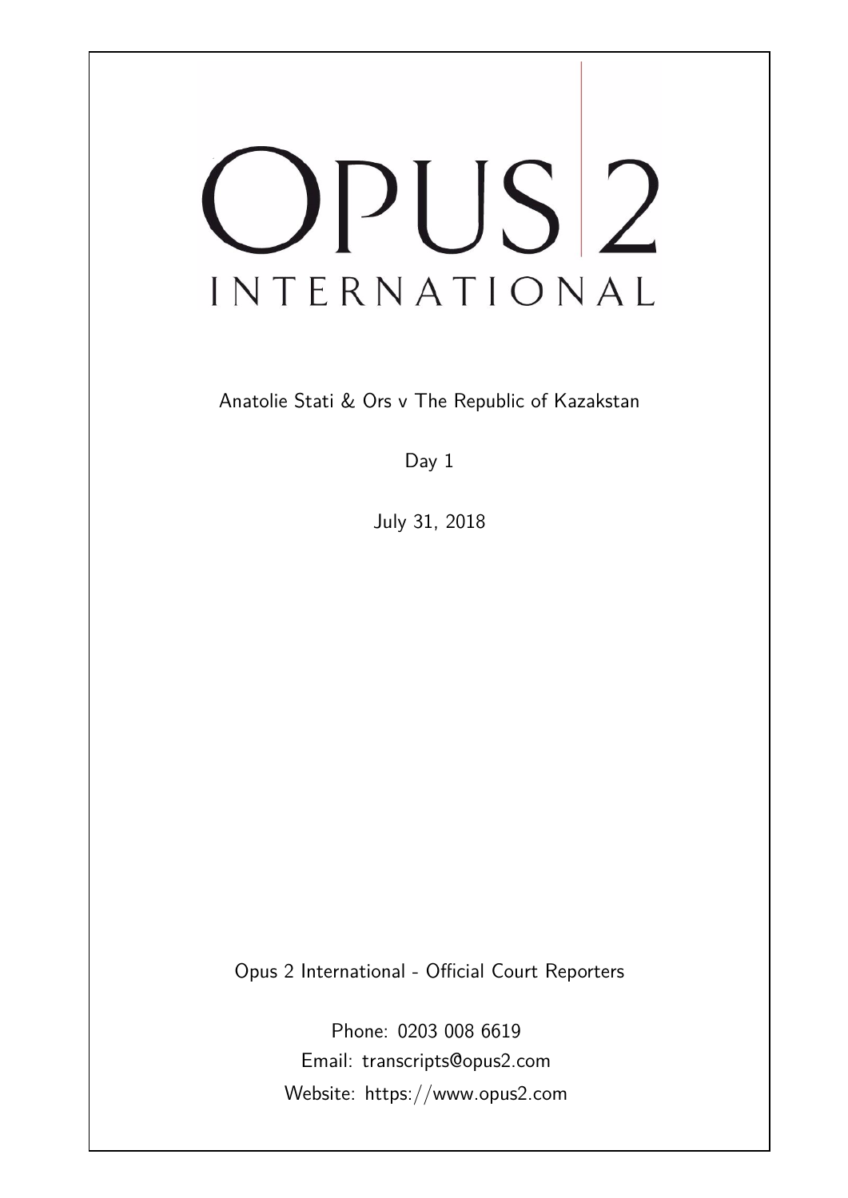# OPUS 2 INTERNATIONAL

Anatolie Stati & Ors v The Republic of Kazakstan

Day 1

July 31, 2018

Opus 2 International - Official Court Reporters

Phone: 0203 008 6619

Email: transcripts@opus2.com

Website: https://www.opus2.com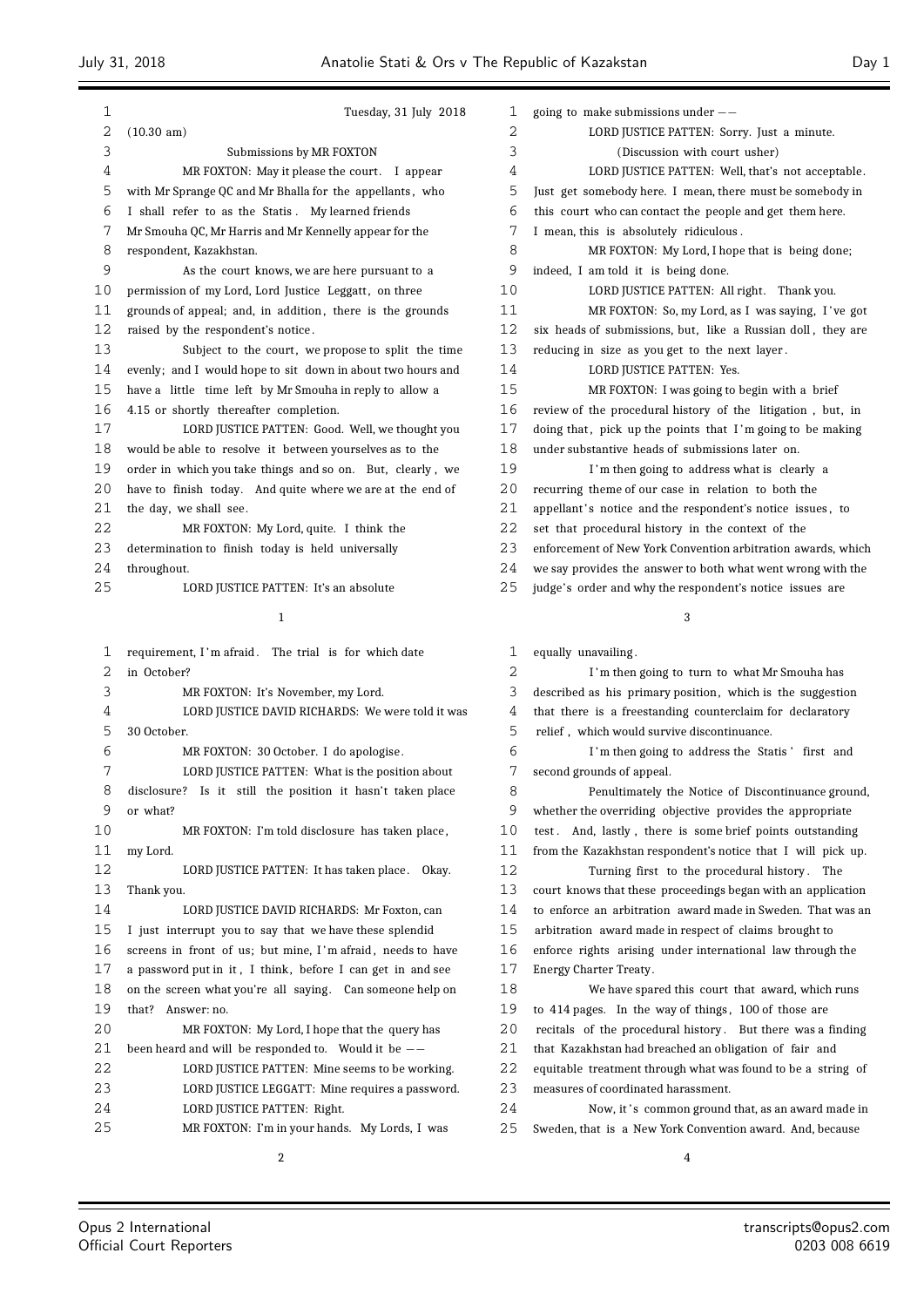Tuesday, 31 July 2018

(10.30 am)

Submissions by MR FOXTON

MR FOXTON: May it please the court. I appear with Mr Sprange QC and Mr Bhalla for the appellants, who I shall refer to as the Statis. My learned friends Mr Smouha QC, Mr Harris and Mr Kennelly appear for the respondent, Kazakhstan.

As the court knows, we are here pursuant to a permission of my Lord, Lord Justice Leggatt, on three grounds of appeal; and, in addition, there is the grounds raised by the respondent's notice.

Subject to the court, we propose to split the time evenly; and I would hope to sit down in about two hours and have a little time left by Mr Smouha in reply to allow a 4.15 or shortly thereafter completion.

LORD JUSTICE PATTEN: Good. Well, we thought you would be able to resolve it between yourselves as to the order in which you take things and so on. But, clearly, we have to finish today. And quite where we are at the end of the day, we shall see.

MR FOXTON: My Lord, quite. I think the determination to finish today is held universally throughout.

LORD JUSTICE PATTEN: It's an absolute requirement, I'm afraid. The trial is for which date in October?

MR FOXTON: It's November, my Lord.

LORD JUSTICE DAVID RICHARDS: We were told it was 30 October.

MR FOXTON: 30 October. I do apologise.

LORD JUSTICE PATTEN: What is the position about disclosure? Is it still the position it hasn't taken place or what?

MR FOXTON: I'm told disclosure has taken place, my Lord.

LORD JUSTICE PATTEN: It has taken place. Okay. Thank you.

LORD JUSTICE DAVID RICHARDS: Mr Foxton, can I just interrupt you to say that we have these splendid screens in front of us; but mine, I'm afraid, needs to have a password put in it, I think, before I can get in and see on the screen what you're all saying. Can someone help on that? Answer: no.

MR FOXTON: My Lord, I hope that the query has been heard and will be responded to. Would it be --

LORD JUSTICE PATTEN: Mine seems to be working.

LORD JUSTICE LEGGATT: Mine requires a password.

LORD JUSTICE PATTEN: Right.

MR FOXTON: I'm in your hands. My Lords, I was going to make submissions under --

LORD JUSTICE PATTEN: Sorry. Just a minute.

(Discussion with court usher)

LORD JUSTICE PATTEN: Well, that's not acceptable. Just get somebody here. I mean, there must be somebody in this court who can contact the people and get them here. I mean, this is absolutely ridiculous.

MR FOXTON: My Lord, I hope that is being done; indeed, I am told it is being done.

LORD JUSTICE PATTEN: All right. Thank you.

MR FOXTON: So, my Lord, as I was saying, I've got six heads of submissions, but, like a Russian doll, they are reducing in size as you get to the next layer.

LORD JUSTICE PATTEN: Yes.

MR FOXTON: I was going to begin with a brief review of the procedural history of the litigation, but, in doing that, pick up the points that I'm going to be making under substantive heads of submissions later on.

I'm then going to address what is clearly a recurring theme of our case in relation to both the appellant's notice and the respondent's notice issues, to set that procedural history in the context of the enforcement of New York Convention arbitration awards, which we say provides the answer to both what went wrong with the judge's order and why the respondent's notice issues are equally unavailing.

I'm then going to turn to what Mr Smouha has described as his primary position, which is the suggestion that there is a freestanding counterclaim for declaratory relief, which would survive discontinuance.

I'm then going to address the Statis' first and second grounds of appeal.

Penultimately the Notice of Discontinuance ground, whether the overriding objective provides the appropriate test. And, lastly, there is some brief points outstanding from the Kazakhstan respondent's notice that I will pick up.

Turning first to the procedural history. The court knows that these proceedings began with an application to enforce an arbitration award made in Sweden. That was an arbitration award made in respect of claims brought to enforce rights arising under international law through the Energy Charter Treaty.

We have spared this court that award, which runs to 414 pages. In the way of things, 100 of those are recitals of the procedural history. But there was a finding that Kazakhstan had breached an obligation of fair and equitable treatment through what was found to be a string of measures of coordinated harassment.

Now, it's common ground that, as an award made in Sweden, that is a New York Convention award. And, because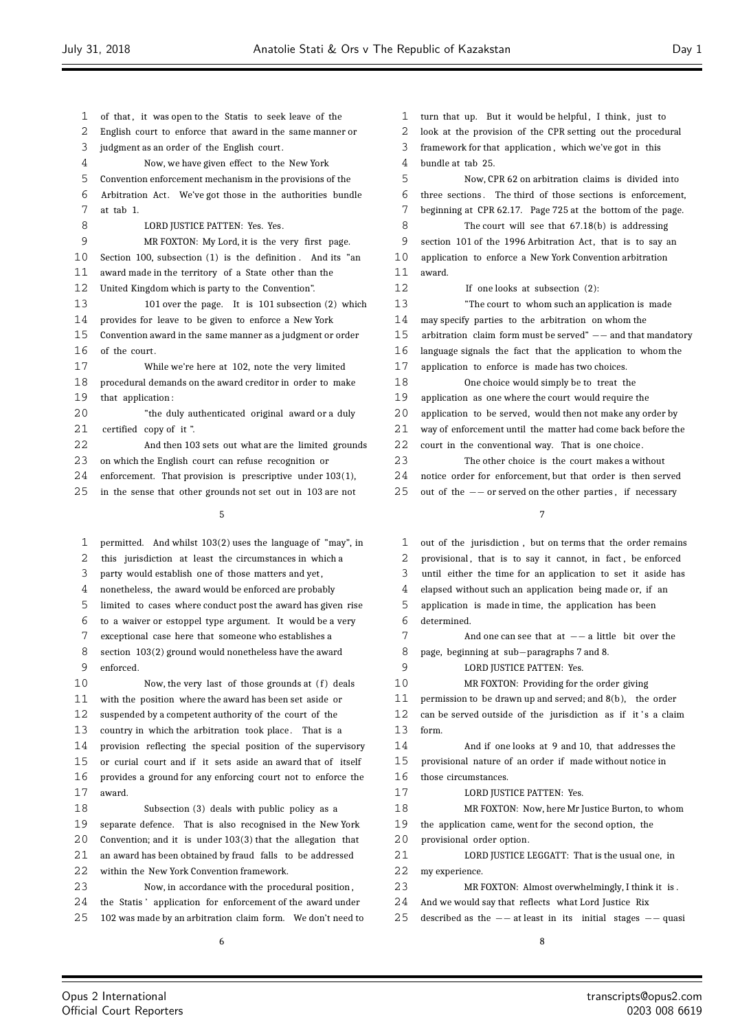of that, it was open to the Statis to seek leave of the English court to enforce that award in the same manner or judgment as an order of the English court.

Now, we have given effect to the New York Convention enforcement mechanism in the provisions of the Arbitration Act. We've got those in the authorities bundle at tab 1.

LORD JUSTICE PATTEN: Yes. Yes.

MR FOXTON: My Lord, it is the very first page. Section 100, subsection (1) is the definition. And its "an award made in the territory of a State other than the United Kingdom which is party to the Convention".

101 over the page. It is 101 subsection (2) which provides for leave to be given to enforce a New York Convention award in the same manner as a judgment or order of the court.

While we're here at 102, note the very limited procedural demands on the award creditor in order to make that application:

"the duly authenticated original award or a duly certified copy of it".

And then 103 sets out what are the limited grounds on which the English court can refuse recognition or enforcement. That provision is prescriptive under 103(1), in the sense that other grounds not set out in 103 are not permitted. And whilst 103(2) uses the language of "may", in this jurisdiction at least the circumstances in which a party would establish one of those matters and yet, nonetheless, the award would be enforced are probably limited to cases where conduct post the award has given rise to a waiver or estoppel type argument. It would be a very exceptional case here that someone who establishes a section 103(2) ground would nonetheless have the award enforced.

Now, the very last of those grounds at (f) deals with the position where the award has been set aside or suspended by a competent authority of the court of the country in which the arbitration took place. That is a provision reflecting the special position of the supervisory or curial court and if it sets aside an award that of itself provides a ground for any enforcing court not to enforce the award.

Subsection (3) deals with public policy as a separate defence. That is also recognised in the New York Convention; and it is under 103(3) that the allegation that an award has been obtained by fraud falls to be addressed within the New York Convention framework.

Now, in accordance with the procedural position, the Statis' application for enforcement of the award under 102 was made by an arbitration claim form. We don't need to turn that up. But it would be helpful, I think, just to look at the provision of the CPR setting out the procedural framework for that application, which we've got in this bundle at tab 25.

Now, CPR 62 on arbitration claims is divided into three sections. The third of those sections is enforcement, beginning at CPR 62.17. Page 725 at the bottom of the page.

The court will see that 67.18(b) is addressing section 101 of the 1996 Arbitration Act, that is to say an application to enforce a New York Convention arbitration award.

If one looks at subsection (2):

"The court to whom such an application is made may specify parties to the arbitration on whom the arbitration claim form must be served" -- and that mandatory language signals the fact that the application to whom the application to enforce is made has two choices.

One choice would simply be to treat the application as one where the court would require the application to be served, would then not make any order by way of enforcement until the matter had come back before the court in the conventional way. That is one choice.

The other choice is the court makes a without notice order for enforcement, but that order is then served out of the -- or served on the other parties, if necessary out of the jurisdiction, but on terms that the order remains provisional, that is to say it cannot, in fact, be enforced until either the time for an application to set it aside has elapsed without such an application being made or, if an application is made in time, the application has been determined.

And one can see that at -- a little bit over the page, beginning at sub-paragraphs 7 and 8.

LORD JUSTICE PATTEN: Yes.

MR FOXTON: Providing for the order giving permission to be drawn up and served; and 8(b), the order can be served outside of the jurisdiction as if it's a claim form.

And if one looks at 9 and 10, that addresses the provisional nature of an order if made without notice in those circumstances.

LORD JUSTICE PATTEN: Yes.

MR FOXTON: Now, here Mr Justice Burton, to whom the application came, went for the second option, the provisional order option.

LORD JUSTICE LEGGATT: That is the usual one, in my experience.

MR FOXTON: Almost overwhelmingly, I think it is. And we would say that reflects what Lord Justice Rix described as the -- at least in its initial stages -- quasi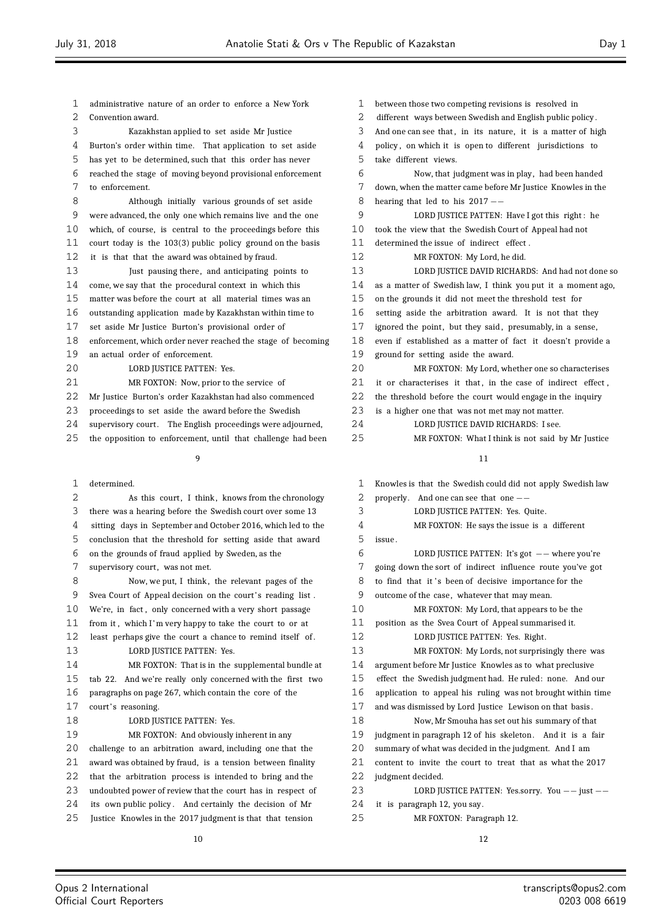administrative nature of an order to enforce a New York Convention award.

Kazakhstan applied to set aside Mr Justice Burton's order within time. That application to set aside has yet to be determined, such that this order has never reached the stage of moving beyond provisional enforcement to enforcement.

Although initially various grounds of set aside were advanced, the only one which remains live and the one which, of course, is central to the proceedings before this court today is the 103(3) public policy ground on the basis it is that that the award was obtained by fraud.

Just pausing there, and anticipating points to come, we say that the procedural context in which this matter was before the court at all material times was an outstanding application made by Kazakhstan within time to set aside Mr Justice Burton's provisional order of enforcement, which order never reached the stage of becoming an actual order of enforcement.

LORD JUSTICE PATTEN: Yes.

MR FOXTON: Now, prior to the service of Mr Justice Burton's order Kazakhstan had also commenced proceedings to set aside the award before the Swedish supervisory court. The English proceedings were adjourned, the opposition to enforcement, until that challenge had been determined.

As this court, I think, knows from the chronology there was a hearing before the Swedish court over some 13 sitting days in September and October 2016, which led to the conclusion that the threshold for setting aside that award on the grounds of fraud applied by Sweden, as the supervisory court, was not met.

Now, we put, I think, the relevant pages of the Svea Court of Appeal decision on the court's reading list. We're, in fact, only concerned with a very short passage from it, which I'm very happy to take the court to or at least perhaps give the court a chance to remind itself of.

LORD JUSTICE PATTEN: Yes.

MR FOXTON: That is in the supplemental bundle at tab 22. And we're really only concerned with the first two paragraphs on page 267, which contain the core of the court's reasoning.

LORD JUSTICE PATTEN: Yes.

MR FOXTON: And obviously inherent in any challenge to an arbitration award, including one that the award was obtained by fraud, is a tension between finality that the arbitration process is intended to bring and the undoubted power of review that the court has in respect of its own public policy. And certainly the decision of Mr Justice Knowles in the 2017 judgment is that that tension between those two competing revisions is resolved in different ways between Swedish and English public policy. And one can see that, in its nature, it is a matter of high policy, on which it is open to different jurisdictions to take different views.

Now, that judgment was in play, had been handed down, when the matter came before Mr Justice Knowles in the hearing that led to his 2017 --

LORD JUSTICE PATTEN: Have I got this right: he took the view that the Swedish Court of Appeal had not determined the issue of indirect effect.

MR FOXTON: My Lord, he did.

LORD JUSTICE DAVID RICHARDS: And had not done so as a matter of Swedish law, I think you put it a moment ago, on the grounds it did not meet the threshold test for setting aside the arbitration award. It is not that they ignored the point, but they said, presumably, in a sense, even if established as a matter of fact it doesn't provide a ground for setting aside the award.

MR FOXTON: My Lord, whether one so characterises it or characterises it that, in the case of indirect effect, the threshold before the court would engage in the inquiry is a higher one that was not met may not matter.

LORD JUSTICE DAVID RICHARDS: I see.

MR FOXTON: What I think is not said by Mr Justice Knowles is that the Swedish could did not apply Swedish law properly. And one can see that one --

LORD JUSTICE PATTEN: Yes. Quite.

MR FOXTON: He says the issue is a different issue.

LORD JUSTICE PATTEN: It's got -- where you're going down the sort of indirect influence route you've got to find that it's been of decisive importance for the outcome of the case, whatever that may mean.

MR FOXTON: My Lord, that appears to be the position as the Svea Court of Appeal summarised it.

LORD JUSTICE PATTEN: Yes. Right.

MR FOXTON: My Lords, not surprisingly there was argument before Mr Justice Knowles as to what preclusive effect the Swedish judgment had. He ruled: none. And our application to appeal his ruling was not brought within time and was dismissed by Lord Justice Lewison on that basis.

Now, Mr Smouha has set out his summary of that judgment in paragraph 12 of his skeleton. And it is a fair summary of what was decided in the judgment. And I am content to invite the court to treat that as what the 2017 judgment decided.

LORD JUSTICE PATTEN: Yes.sorry. You -- just -- it is paragraph 12, you say.

MR FOXTON: Paragraph 12.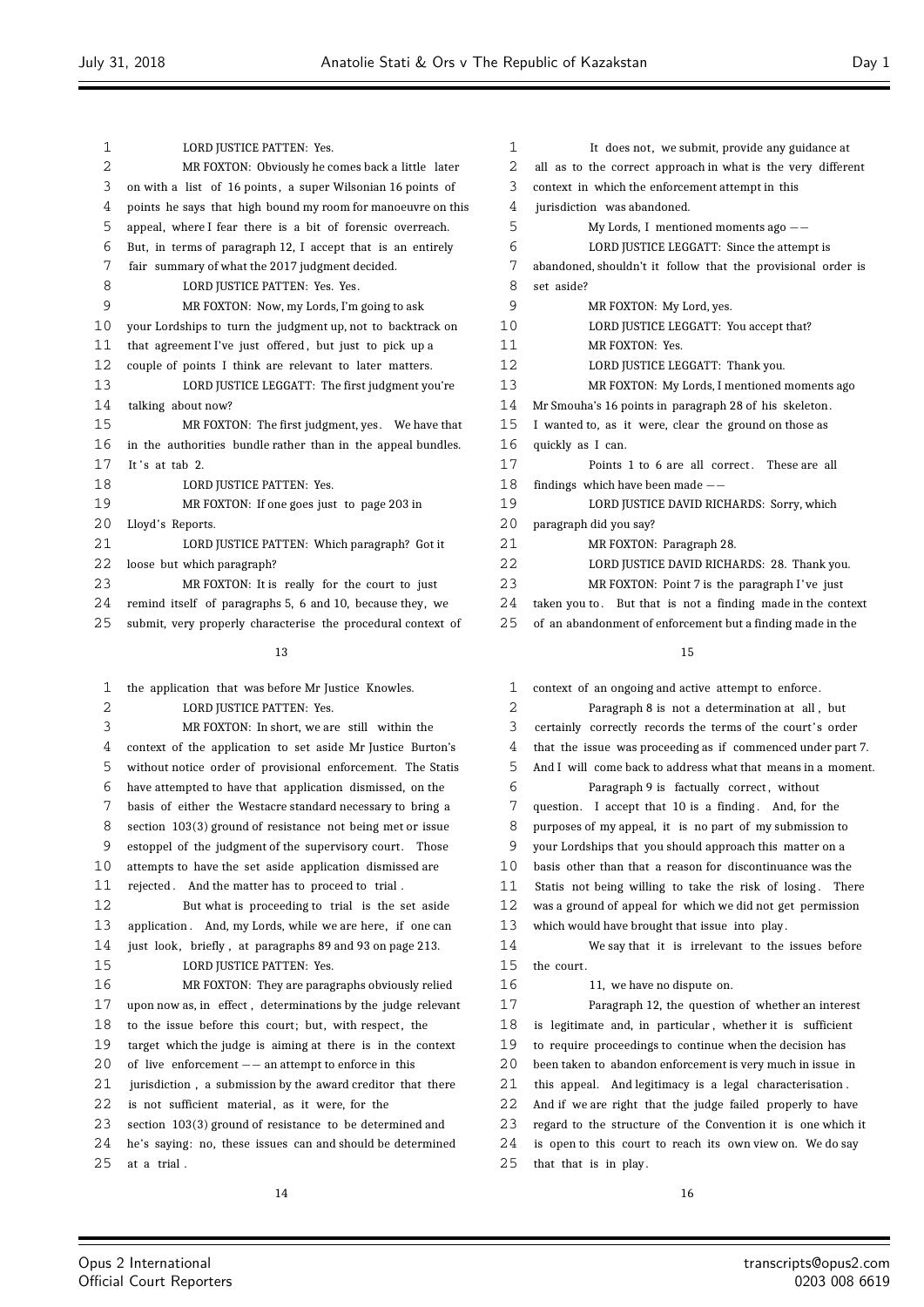LORD JUSTICE PATTEN: Yes.

MR FOXTON: Obviously he comes back a little later on with a list of 16 points, a super Wilsonian 16 points of points he says that high bound my room for manoeuvre on this appeal, where I fear there is a bit of forensic overreach. But, in terms of paragraph 12, I accept that is an entirely fair summary of what the 2017 judgment decided.

LORD JUSTICE PATTEN: Yes. Yes.

MR FOXTON: Now, my Lords, I'm going to ask your Lordships to turn the judgment up, not to backtrack on that agreement I've just offered, but just to pick up a couple of points I think are relevant to later matters.

LORD JUSTICE LEGGATT: The first judgment you're talking about now?

MR FOXTON: The first judgment, yes. We have that in the authorities bundle rather than in the appeal bundles. It's at tab 2.

LORD JUSTICE PATTEN: Yes.

MR FOXTON: If one goes just to page 203 in Lloyd's Reports.

LORD JUSTICE PATTEN: Which paragraph? Got it loose but which paragraph?

MR FOXTON: It is really for the court to just remind itself of paragraphs 5, 6 and 10, because they, we submit, very properly characterise the procedural context of the application that was before Mr Justice Knowles.

LORD JUSTICE PATTEN: Yes.

MR FOXTON: In short, we are still within the context of the application to set aside Mr Justice Burton's without notice order of provisional enforcement. The Statis have attempted to have that application dismissed, on the basis of either the Westacre standard necessary to bring a section 103(3) ground of resistance not being met or issue estoppel of the judgment of the supervisory court. Those attempts to have the set aside application dismissed are rejected. And the matter has to proceed to trial.

But what is proceeding to trial is the set aside application. And, my Lords, while we are here, if one can just look, briefly, at paragraphs 89 and 93 on page 213.

LORD JUSTICE PATTEN: Yes.

MR FOXTON: They are paragraphs obviously relied upon now as, in effect, determinations by the judge relevant to the issue before this court; but, with respect, the target which the judge is aiming at there is in the context of live enforcement -- an attempt to enforce in this jurisdiction, a submission by the award creditor that there is not sufficient material, as it were, for the section 103(3) ground of resistance to be determined and he's saying: no, these issues can and should be determined at a trial.

It does not, we submit, provide any guidance at all as to the correct approach in what is the very different context in which the enforcement attempt in this jurisdiction was abandoned.

My Lords, I mentioned moments ago --

LORD JUSTICE LEGGATT: Since the attempt is abandoned, shouldn't it follow that the provisional order is set aside?

MR FOXTON: My Lord, yes.

LORD JUSTICE LEGGATT: You accept that?

MR FOXTON: Yes.

LORD JUSTICE LEGGATT: Thank you.

MR FOXTON: My Lords, I mentioned moments ago Mr Smouha's 16 points in paragraph 28 of his skeleton. I wanted to, as it were, clear the ground on those as quickly as I can.

Points 1 to 6 are all correct. These are all findings which have been made --

LORD JUSTICE DAVID RICHARDS: Sorry, which paragraph did you say?

MR FOXTON: Paragraph 28.

LORD JUSTICE DAVID RICHARDS: 28. Thank you.

MR FOXTON: Point 7 is the paragraph I've just taken you to. But that is not a finding made in the context of an abandonment of enforcement but a finding made in the context of an ongoing and active attempt to enforce.

Paragraph 8 is not a determination at all, but certainly correctly records the terms of the court's order that the issue was proceeding as if commenced under part 7. And I will come back to address what that means in a moment.

Paragraph 9 is factually correct, without question. I accept that 10 is a finding. And, for the purposes of my appeal, it is no part of my submission to your Lordships that you should approach this matter on a basis other than that a reason for discontinuance was the Statis not being willing to take the risk of losing. There was a ground of appeal for which we did not get permission which would have brought that issue into play.

We say that it is irrelevant to the issues before the court.

11, we have no dispute on.

Paragraph 12, the question of whether an interest is legitimate and, in particular, whether it is sufficient to require proceedings to continue when the decision has been taken to abandon enforcement is very much in issue in this appeal. And legitimacy is a legal characterisation. And if we are right that the judge failed properly to have regard to the structure of the Convention it is one which it is open to this court to reach its own view on. We do say that that is in play.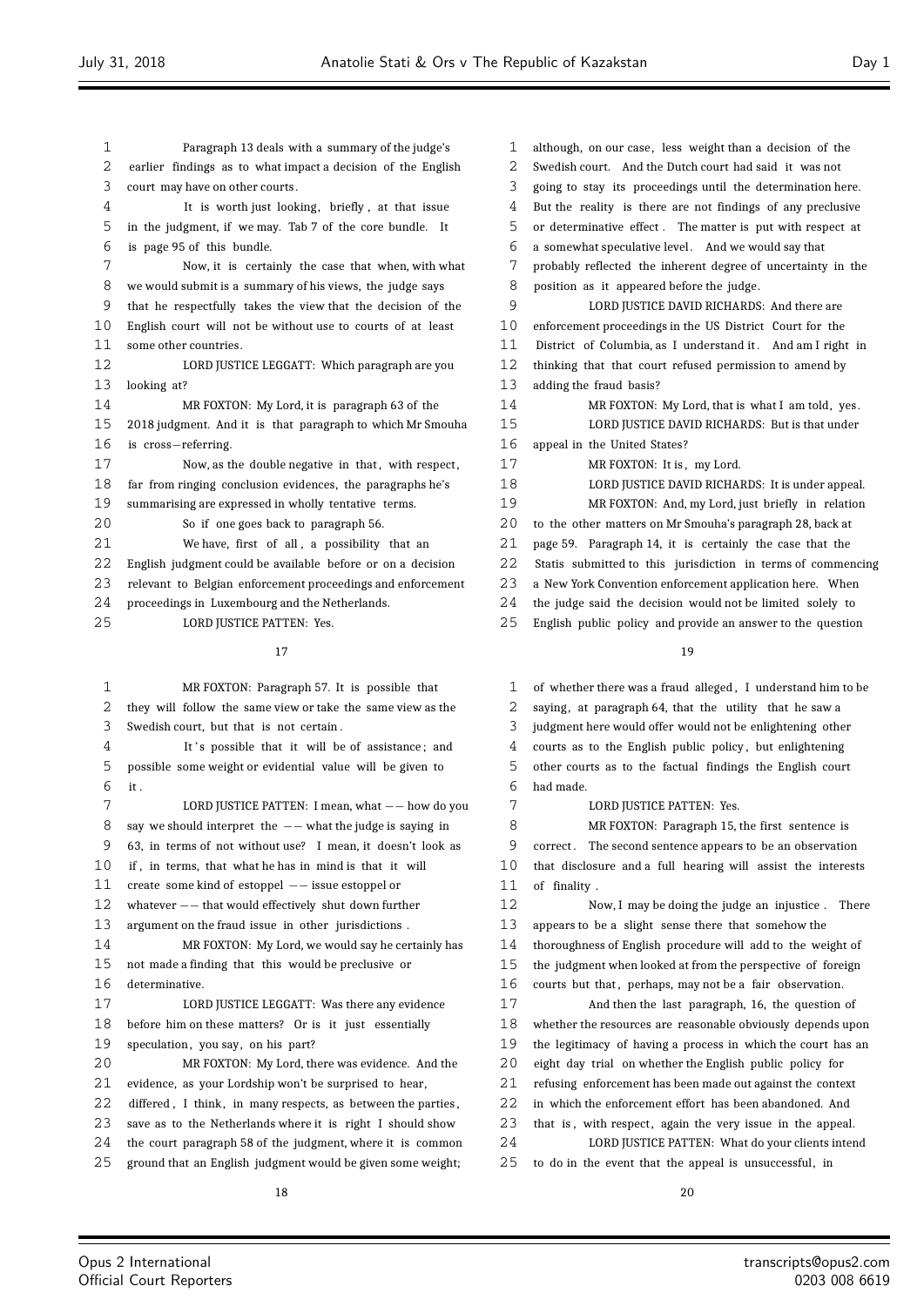Paragraph 13 deals with a summary of the judge's earlier findings as to what impact a decision of the English court may have on other courts.

It is worth just looking, briefly, at that issue in the judgment, if we may. Tab 7 of the core bundle. It is page 95 of this bundle.

Now, it is certainly the case that when, with what we would submit is a summary of his views, the judge says that he respectfully takes the view that the decision of the English court will not be without use to courts of at least some other countries.

LORD JUSTICE LEGGATT: Which paragraph are you looking at?

MR FOXTON: My Lord, it is paragraph 63 of the 2018 judgment. And it is that paragraph to which Mr Smouha is cross-referring.

Now, as the double negative in that, with respect, far from ringing conclusion evidences, the paragraphs he's summarising are expressed in wholly tentative terms.

So if one goes back to paragraph 56.

We have, first of all, a possibility that an English judgment could be available before or on a decision relevant to Belgian enforcement proceedings and enforcement proceedings in Luxembourg and the Netherlands.

LORD JUSTICE PATTEN: Yes.

MR FOXTON: Paragraph 57. It is possible that they will follow the same view or take the same view as the Swedish court, but that is not certain.

It's possible that it will be of assistance; and possible some weight or evidential value will be given to it.

LORD JUSTICE PATTEN: I mean, what -- how do you say we should interpret the -- what the judge is saying in 63, in terms of not without use? I mean, it doesn't look as if, in terms, that what he has in mind is that it will create some kind of estoppel -- issue estoppel or whatever -- that would effectively shut down further argument on the fraud issue in other jurisdictions.

MR FOXTON: My Lord, we would say he certainly has not made a finding that this would be preclusive or determinative.

LORD JUSTICE LEGGATT: Was there any evidence before him on these matters? Or is it just essentially speculation, you say, on his part?

MR FOXTON: My Lord, there was evidence. And the evidence, as your Lordship won't be surprised to hear, differed, I think, in many respects, as between the parties, save as to the Netherlands where it is right I should show the court paragraph 58 of the judgment, where it is common ground that an English judgment would be given some weight; although, on our case, less weight than a decision of the Swedish court. And the Dutch court had said it was not going to stay its proceedings until the determination here. But the reality is there are not findings of any preclusive or determinative effect. The matter is put with respect at a somewhat speculative level. And we would say that probably reflected the inherent degree of uncertainty in the position as it appeared before the judge.

LORD JUSTICE DAVID RICHARDS: And there are enforcement proceedings in the US District Court for the District of Columbia, as I understand it. And am I right in thinking that that court refused permission to amend by adding the fraud basis?

MR FOXTON: My Lord, that is what I am told, yes.

LORD JUSTICE DAVID RICHARDS: But is that under appeal in the United States?

MR FOXTON: It is, my Lord.

LORD JUSTICE DAVID RICHARDS: It is under appeal.

MR FOXTON: And, my Lord, just briefly in relation to the other matters on Mr Smouha's paragraph 28, back at page 59. Paragraph 14, it is certainly the case that the Statis submitted to this jurisdiction in terms of commencing a New York Convention enforcement application here. When the judge said the decision would not be limited solely to English public policy and provide an answer to the question of whether there was a fraud alleged, I understand him to be saying, at paragraph 64, that the utility that he saw a judgment here would offer would not be enlightening other courts as to the English public policy, but enlightening other courts as to the factual findings the English court had made.

LORD JUSTICE PATTEN: Yes.

MR FOXTON: Paragraph 15, the first sentence is correct. The second sentence appears to be an observation that disclosure and a full hearing will assist the interests of finality.

Now, I may be doing the judge an injustice. There appears to be a slight sense there that somehow the thoroughness of English procedure will add to the weight of the judgment when looked at from the perspective of foreign courts but that, perhaps, may not be a fair observation.

And then the last paragraph, 16, the question of whether the resources are reasonable obviously depends upon the legitimacy of having a process in which the court has an eight day trial on whether the English public policy for refusing enforcement has been made out against the context in which the enforcement effort has been abandoned. And that is, with respect, again the very issue in the appeal.

LORD JUSTICE PATTEN: What do your clients intend to do in the event that the appeal is unsuccessful, in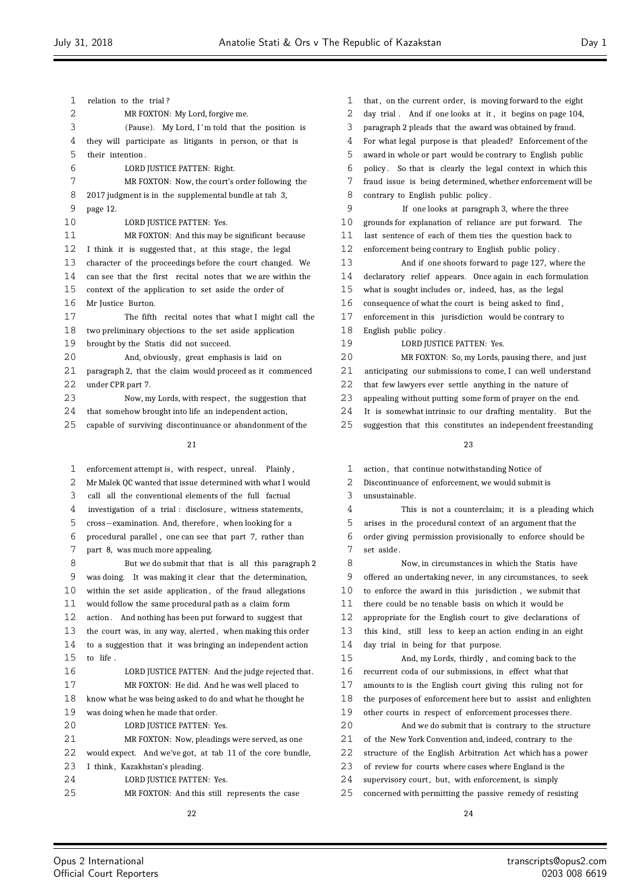relation to the trial?

MR FOXTON: My Lord, forgive me.

(Pause). My Lord, I'm told that the position is they will participate as litigants in person, or that is their intention.

LORD JUSTICE PATTEN: Right.

MR FOXTON: Now, the court's order following the 2017 judgment is in the supplemental bundle at tab 3, page 12.

LORD JUSTICE PATTEN: Yes.

MR FOXTON: And this may be significant because I think it is suggested that, at this stage, the legal character of the proceedings before the court changed. We can see that the first recital notes that we are within the context of the application to set aside the order of Mr Justice Burton.

The fifth recital notes that what I might call the two preliminary objections to the set aside application brought by the Statis did not succeed.

And, obviously, great emphasis is laid on paragraph 2, that the claim would proceed as it commenced under CPR part 7.

Now, my Lords, with respect, the suggestion that that somehow brought into life an independent action, capable of surviving discontinuance or abandonment of the enforcement attempt is, with respect, unreal. Plainly, Mr Malek QC wanted that issue determined with what I would call all the conventional elements of the full factual investigation of a trial: disclosure, witness statements, cross-examination. And, therefore, when looking for a procedural parallel, one can see that part 7, rather than part 8, was much more appealing.

But we do submit that that is all this paragraph 2 was doing. It was making it clear that the determination, within the set aside application, of the fraud allegations would follow the same procedural path as a claim form action. And nothing has been put forward to suggest that the court was, in any way, alerted, when making this order to a suggestion that it was bringing an independent action to life.

LORD JUSTICE PATTEN: And the judge rejected that.

MR FOXTON: He did. And he was well placed to know what he was being asked to do and what he thought he was doing when he made that order.

LORD JUSTICE PATTEN: Yes.

MR FOXTON: Now, pleadings were served, as one would expect. And we've got, at tab 11 of the core bundle, I think, Kazakhstan's pleading.

LORD JUSTICE PATTEN: Yes.

MR FOXTON: And this still represents the case that, on the current order, is moving forward to the eight day trial. And if one looks at it, it begins on page 104, paragraph 2 pleads that the award was obtained by fraud. For what legal purpose is that pleaded? Enforcement of the award in whole or part would be contrary to English public policy. So that is clearly the legal context in which this fraud issue is being determined, whether enforcement will be contrary to English public policy.

If one looks at paragraph 3, where the three grounds for explanation of reliance are put forward. The last sentence of each of them ties the question back to enforcement being contrary to English public policy.

And if one shoots forward to page 127, where the declaratory relief appears. Once again in each formulation what is sought includes or, indeed, has, as the legal consequence of what the court is being asked to find, enforcement in this jurisdiction would be contrary to English public policy.

LORD JUSTICE PATTEN: Yes.

MR FOXTON: So, my Lords, pausing there, and just anticipating our submissions to come, I can well understand that few lawyers ever settle anything in the nature of appealing without putting some form of prayer on the end. It is somewhat intrinsic to our drafting mentality. But the suggestion that this constitutes an independent freestanding action, that continue notwithstanding Notice of Discontinuance of enforcement, we would submit is unsustainable.

This is not a counterclaim; it is a pleading which arises in the procedural context of an argument that the order giving permission provisionally to enforce should be set aside.

Now, in circumstances in which the Statis have offered an undertaking never, in any circumstances, to seek to enforce the award in this jurisdiction, we submit that there could be no tenable basis on which it would be appropriate for the English court to give declarations of this kind, still less to keep an action ending in an eight day trial in being for that purpose.

And, my Lords, thirdly, and coming back to the recurrent coda of our submissions, in effect what that amounts to is the English court giving this ruling not for the purposes of enforcement here but to assist and enlighten other courts in respect of enforcement processes there.

And we do submit that is contrary to the structure of the New York Convention and, indeed, contrary to the structure of the English Arbitration Act which has a power of review for courts where cases where England is the supervisory court, but, with enforcement, is simply concerned with permitting the passive remedy of resisting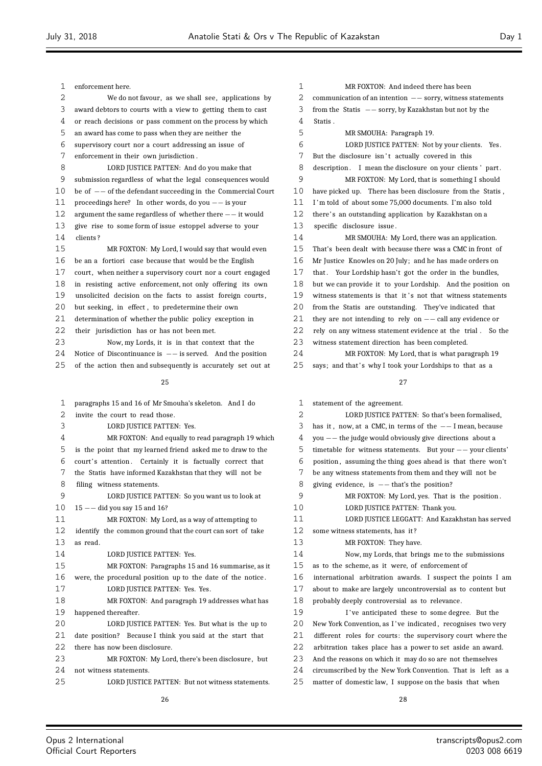enforcement here.

We do not favour, as we shall see, applications by award debtors to courts with a view to getting them to cast or reach decisions or pass comment on the process by which an award has come to pass when they are neither the supervisory court nor a court addressing an issue of enforcement in their own jurisdiction.

LORD JUSTICE PATTEN: And do you make that submission regardless of what the legal consequences would be of -- of the defendant succeeding in the Commercial Court proceedings here? In other words, do you -- is your argument the same regardless of whether there -- it would give rise to some form of issue estoppel adverse to your clients?

MR FOXTON: My Lord, I would say that would be even be an a fortiori case because that would be the English court, when neither a supervisory court nor a court engaged in resisting active enforcement, not only offering its own unsolicited decision on the facts to assist foreign courts, but seeking, in effect, to predetermine their own determination of whether the public policy exception in their jurisdiction has or has not been met.

Now, my Lords, it is in that context that the Notice of Discontinuance is -- is served. And the position of the action then and subsequently is accurately set out at paragraphs 15 and 16 of Mr Smouha's skeleton. And I do invite the court to read those.

LORD JUSTICE PATTEN: Yes.

MR FOXTON: And equally to read paragraph 19 which is the point that my learned friend asked me to draw to the court's attention. Certainly it is factually correct that the Statis have informed Kazakhstan that they will not be filing witness statements.

LORD JUSTICE PATTEN: So you want us to look at 15 -- did you say 15 and 16?

MR FOXTON: My Lord, as a way of attempting to identify the common ground that the court can sort of take as read.

LORD JUSTICE PATTEN: Yes.

MR FOXTON: Paragraphs 15 and 16 summarise, as it were, the procedural position up to the date of the notice.

LORD JUSTICE PATTEN: Yes. Yes.

MR FOXTON: And paragraph 19 addresses what has happened thereafter.

LORD JUSTICE PATTEN: Yes. But what is the up to date position? Because I think you said at the start that there has now been disclosure.

MR FOXTON: My Lord, there's been disclosure, but not witness statements.

LORD JUSTICE PATTEN: But not witness statements.

MR FOXTON: And indeed there has been communication of an intention -- sorry, witness statements from the Statis -- sorry, by Kazakhstan but not by the Statis.

MR SMOUHA: Paragraph 19.

LORD JUSTICE PATTEN: Not by your clients. Yes. But the disclosure isn't actually covered in this description. I mean the disclosure on your clients' part.

MR FOXTON: My Lord, that is something I should have picked up. There has been disclosure from the Statis, I'm told of about some 75,000 documents. I'm also told there's an outstanding application by Kazakhstan on a specific disclosure issue.

MR SMOUHA: My Lord, there was an application. That's been dealt with because there was a CMC in front of Mr Justice Knowles on 20 July; and he has made orders on that. Your Lordship hasn't got the order in the bundles, but we can provide it to your Lordship. And the position on witness statements is that it's not that witness statements from the Statis are outstanding. They've indicated that they are not intending to rely on -- call any evidence or rely on any witness statement evidence at the trial. So the witness statement direction has been completed.

MR FOXTON: My Lord, that is what paragraph 19 says; and that's why I took your Lordships to that as a statement of the agreement.

LORD JUSTICE PATTEN: So that's been formalised, has it, now, at a CMC, in terms of the -- I mean, because you -- the judge would obviously give directions about a timetable for witness statements. But your -- your clients' position, assuming the thing goes ahead is that there won't be any witness statements from them and they will not be giving evidence, is -- that's the position?

MR FOXTON: My Lord, yes. That is the position.

LORD JUSTICE PATTEN: Thank you.

LORD JUSTICE LEGGATT: And Kazakhstan has served some witness statements, has it?

MR FOXTON: They have.

Now, my Lords, that brings me to the submissions as to the scheme, as it were, of enforcement of international arbitration awards. I suspect the points I am about to make are largely uncontroversial as to content but probably deeply controversial as to relevance.

I've anticipated these to some degree. But the New York Convention, as I've indicated, recognises two very different roles for courts: the supervisory court where the arbitration takes place has a power to set aside an award. And the reasons on which it may do so are not themselves circumscribed by the New York Convention. That is left as a matter of domestic law, I suppose on the basis that when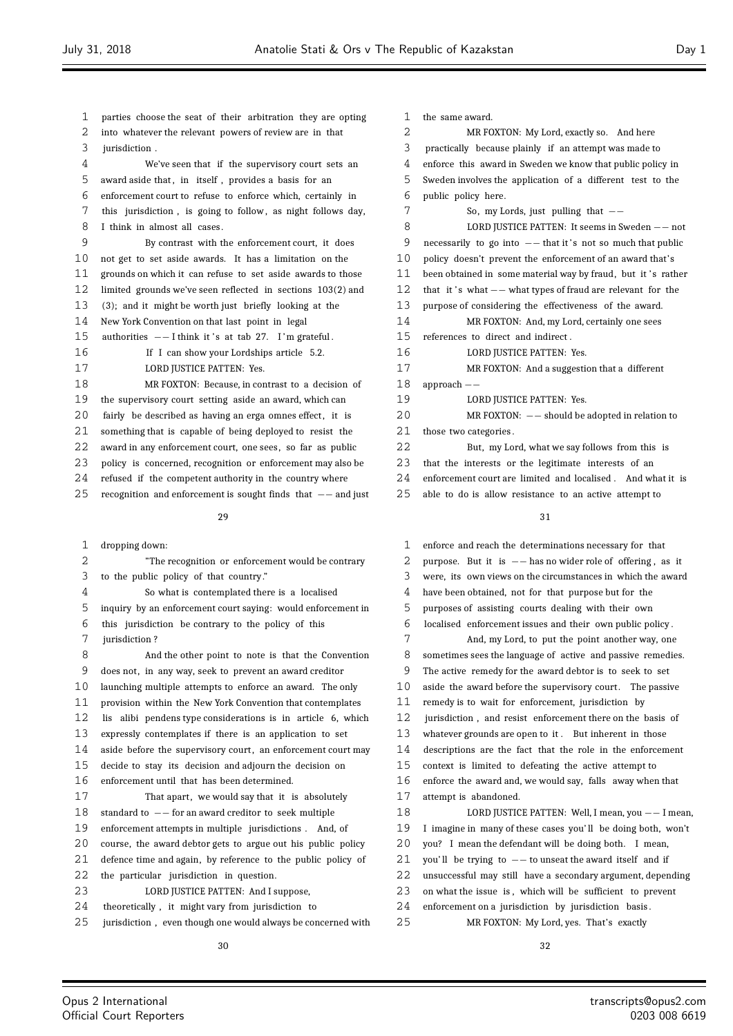parties choose the seat of their arbitration they are opting into whatever the relevant powers of review are in that jurisdiction.

We've seen that if the supervisory court sets an award aside that, in itself, provides a basis for an enforcement court to refuse to enforce which, certainly in this jurisdiction, is going to follow, as night follows day, I think in almost all cases.

By contrast with the enforcement court, it does not get to set aside awards. It has a limitation on the grounds on which it can refuse to set aside awards to those limited grounds we've seen reflected in sections 103(2) and (3); and it might be worth just briefly looking at the New York Convention on that last point in legal authorities -- I think it's at tab 27. I'm grateful.

If I can show your Lordships article 5.2.

LORD JUSTICE PATTEN: Yes.

MR FOXTON: Because, in contrast to a decision of the supervisory court setting aside an award, which can fairly be described as having an erga omnes effect, it is something that is capable of being deployed to resist the award in any enforcement court, one sees, so far as public policy is concerned, recognition or enforcement may also be refused if the competent authority in the country where recognition and enforcement is sought finds that -- and just dropping down:

"The recognition or enforcement would be contrary to the public policy of that country."

So what is contemplated there is a localised inquiry by an enforcement court saying: would enforcement in this jurisdiction be contrary to the policy of this jurisdiction?

And the other point to note is that the Convention does not, in any way, seek to prevent an award creditor launching multiple attempts to enforce an award. The only provision within the New York Convention that contemplates lis alibi pendens type considerations is in article 6, which expressly contemplates if there is an application to set aside before the supervisory court, an enforcement court may decide to stay its decision and adjourn the decision on enforcement until that has been determined.

That apart, we would say that it is absolutely standard to -- for an award creditor to seek multiple enforcement attempts in multiple jurisdictions. And, of course, the award debtor gets to argue out his public policy defence time and again, by reference to the public policy of the particular jurisdiction in question.

LORD JUSTICE PATTEN: And I suppose, theoretically, it might vary from jurisdiction to jurisdiction, even though one would always be concerned with the same award.

MR FOXTON: My Lord, exactly so. And here practically because plainly if an attempt was made to enforce this award in Sweden we know that public policy in Sweden involves the application of a different test to the public policy here.

So, my Lords, just pulling that --

LORD JUSTICE PATTEN: It seems in Sweden -- not necessarily to go into -- that it's not so much that public policy doesn't prevent the enforcement of an award that's been obtained in some material way by fraud, but it's rather that it's -- what types of fraud are relevant for the purpose of considering the effectiveness of the award.

MR FOXTON: And, my Lord, certainly one sees references to direct and indirect.

LORD JUSTICE PATTEN: Yes.

MR FOXTON: And a suggestion that a different approach --

LORD JUSTICE PATTEN: Yes.

MR FOXTON: -- should be adopted in relation to those two categories.

But, my Lord, what we say follows from this is that the interests or the legitimate interests of an enforcement court are limited and localised. And what it is able to do is allow resistance to an active attempt to enforce and reach the determinations necessary for that purpose. But it is -- has no wider role of offering, as it were, its own views on the circumstances in which the award have been obtained, not for that purpose but for the purposes of assisting courts dealing with their own localised enforcement issues and their own public policy.

And, my Lord, to put the point another way, one sometimes sees the language of active and passive remedies. The active remedy for the award debtor is to seek to set aside the award before the supervisory court. The passive remedy is to wait for enforcement, jurisdiction by jurisdiction, and resist enforcement there on the basis of whatever grounds are open to it. But inherent in those descriptions are the fact that the role in the enforcement context is limited to defeating the active attempt to enforce the award and, we would say, falls away when that attempt is abandoned.

LORD JUSTICE PATTEN: Well, I mean, you -- I mean, I imagine in many of these cases you'll be doing both, won't you? I mean the defendant will be doing both. I mean, you'll be trying to -- to unseat the award itself and if unsuccessful may still have a secondary argument, depending on what the issue is, which will be sufficient to prevent enforcement on a jurisdiction by jurisdiction basis.

MR FOXTON: My Lord, yes. That's exactly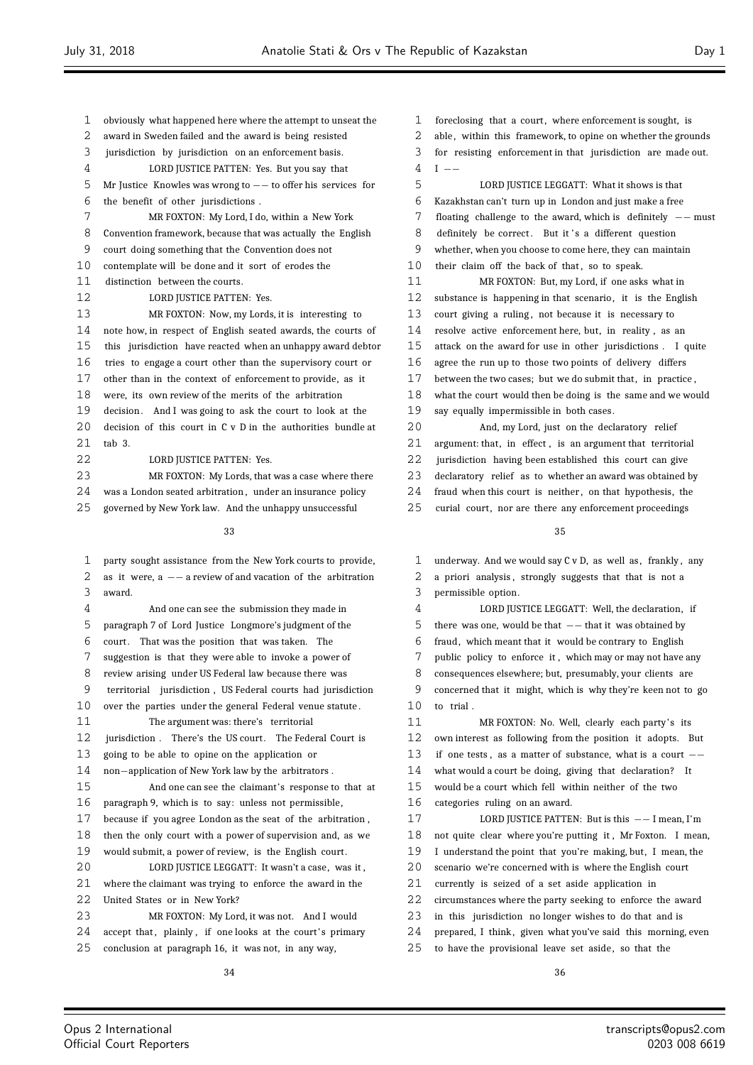obviously what happened here where the attempt to unseat the award in Sweden failed and the award is being resisted jurisdiction by jurisdiction on an enforcement basis.

LORD JUSTICE PATTEN: Yes. But you say that Mr Justice Knowles was wrong to -- to offer his services for the benefit of other jurisdictions.

MR FOXTON: My Lord, I do, within a New York Convention framework, because that was actually the English court doing something that the Convention does not contemplate will be done and it sort of erodes the distinction between the courts.

LORD JUSTICE PATTEN: Yes.

MR FOXTON: Now, my Lords, it is interesting to note how, in respect of English seated awards, the courts of this jurisdiction have reacted when an unhappy award debtor tries to engage a court other than the supervisory court or other than in the context of enforcement to provide, as it were, its own review of the merits of the arbitration decision. And I was going to ask the court to look at the decision of this court in C v D in the authorities bundle at tab 3.

LORD JUSTICE PATTEN: Yes.

MR FOXTON: My Lords, that was a case where there was a London seated arbitration, under an insurance policy governed by New York law. And the unhappy unsuccessful party sought assistance from the New York courts to provide, as it were, a -- a review of and vacation of the arbitration award.

And one can see the submission they made in paragraph 7 of Lord Justice Longmore's judgment of the court. That was the position that was taken. The suggestion is that they were able to invoke a power of review arising under US Federal law because there was territorial jurisdiction, US Federal courts had jurisdiction over the parties under the general Federal venue statute.

The argument was: there's territorial jurisdiction. There's the US court. The Federal Court is going to be able to opine on the application or non-application of New York law by the arbitrators.

And one can see the claimant's response to that at paragraph 9, which is to say: unless not permissible, because if you agree London as the seat of the arbitration, then the only court with a power of supervision and, as we would submit, a power of review, is the English court.

LORD JUSTICE LEGGATT: It wasn't a case, was it, where the claimant was trying to enforce the award in the United States or in New York?

MR FOXTON: My Lord, it was not. And I would accept that, plainly, if one looks at the court's primary conclusion at paragraph 16, it was not, in any way, foreclosing that a court, where enforcement is sought, is able, within this framework, to opine on whether the grounds for resisting enforcement in that jurisdiction are made out. I --

LORD JUSTICE LEGGATT: What it shows is that Kazakhstan can't turn up in London and just make a free floating challenge to the award, which is definitely -- must definitely be correct. But it's a different question whether, when you choose to come here, they can maintain their claim off the back of that, so to speak.

MR FOXTON: But, my Lord, if one asks what in substance is happening in that scenario, it is the English court giving a ruling, not because it is necessary to resolve active enforcement here, but, in reality, as an attack on the award for use in other jurisdictions. I quite agree the run up to those two points of delivery differs between the two cases; but we do submit that, in practice, what the court would then be doing is the same and we would say equally impermissible in both cases.

And, my Lord, just on the declaratory relief argument: that, in effect, is an argument that territorial jurisdiction having been established this court can give declaratory relief as to whether an award was obtained by fraud when this court is neither, on that hypothesis, the curial court, nor are there any enforcement proceedings underway. And we would say C v D, as well as, frankly, any a priori analysis, strongly suggests that that is not a permissible option.

LORD JUSTICE LEGGATT: Well, the declaration, if there was one, would be that -- that it was obtained by fraud, which meant that it would be contrary to English public policy to enforce it, which may or may not have any consequences elsewhere; but, presumably, your clients are concerned that it might, which is why they're keen not to go to trial.

MR FOXTON: No. Well, clearly each party's its own interest as following from the position it adopts. But if one tests, as a matter of substance, what is a court -- what would a court be doing, giving that declaration? It would be a court which fell within neither of the two categories ruling on an award.

LORD JUSTICE PATTEN: But is this -- I mean, I'm not quite clear where you're putting it, Mr Foxton. I mean, I understand the point that you're making, but, I mean, the scenario we're concerned with is where the English court currently is seized of a set aside application in circumstances where the party seeking to enforce the award in this jurisdiction no longer wishes to do that and is prepared, I think, given what you've said this morning, even to have the provisional leave set aside, so that the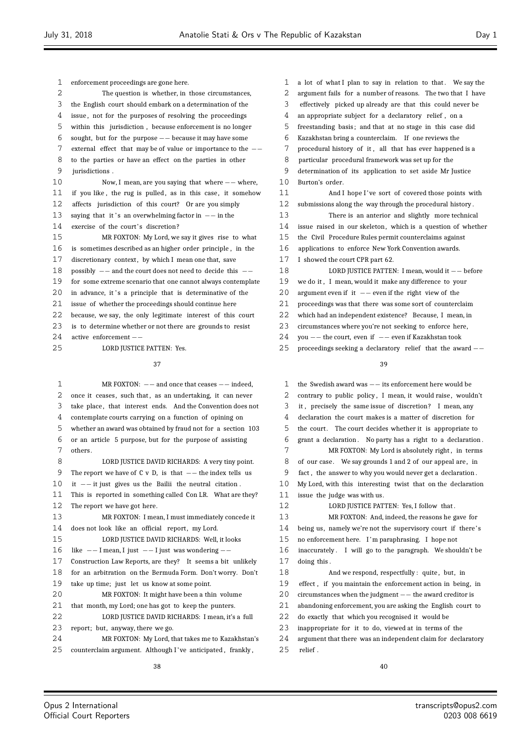enforcement proceedings are gone here.

The question is whether, in those circumstances, the English court should embark on a determination of the issue, not for the purposes of resolving the proceedings within this jurisdiction, because enforcement is no longer sought, but for the purpose -- because it may have some external effect that may be of value or importance to the -- to the parties or have an effect on the parties in other jurisdictions.

Now, I mean, are you saying that where -- where, if you like, the rug is pulled, as in this case, it somehow affects jurisdiction of this court? Or are you simply saying that it's an overwhelming factor in -- in the exercise of the court's discretion?

MR FOXTON: My Lord, we say it gives rise to what is sometimes described as an higher order principle, in the discretionary context, by which I mean one that, save possibly -- and the court does not need to decide this -- for some extreme scenario that one cannot always contemplate in advance, it's a principle that is determinative of the issue of whether the proceedings should continue here because, we say, the only legitimate interest of this court is to determine whether or not there are grounds to resist active enforcement --

LORD JUSTICE PATTEN: Yes.

MR FOXTON: -- and once that ceases -- indeed, once it ceases, such that, as an undertaking, it can never take place, that interest ends. And the Convention does not contemplate courts carrying on a function of opining on whether an award was obtained by fraud not for a section 103 or an article 5 purpose, but for the purpose of assisting others.

LORD JUSTICE DAVID RICHARDS: A very tiny point. The report we have of C v D, is that -- the index tells us it -- it just gives us the Bailii the neutral citation. This is reported in something called Con LR. What are they? The report we have got here.

MR FOXTON: I mean, I must immediately concede it does not look like an official report, my Lord.

LORD JUSTICE DAVID RICHARDS: Well, it looks like -- I mean, I just -- I just was wondering -- Construction Law Reports, are they? It seems a bit unlikely for an arbitration on the Bermuda Form. Don't worry. Don't take up time; just let us know at some point.

MR FOXTON: It might have been a thin volume that month, my Lord; one has got to keep the punters.

LORD JUSTICE DAVID RICHARDS: I mean, it's a full report; but, anyway, there we go.

MR FOXTON: My Lord, that takes me to Kazakhstan's counterclaim argument. Although I've anticipated, frankly, a lot of what I plan to say in relation to that. We say the argument fails for a number of reasons. The two that I have effectively picked up already are that this could never be an appropriate subject for a declaratory relief, on a freestanding basis; and that at no stage in this case did Kazakhstan bring a counterclaim. If one reviews the procedural history of it, all that has ever happened is a particular procedural framework was set up for the determination of its application to set aside Mr Justice Burton's order.

And I hope I've sort of covered those points with submissions along the way through the procedural history.

There is an anterior and slightly more technical issue raised in our skeleton, which is a question of whether the Civil Procedure Rules permit counterclaims against applications to enforce New York Convention awards. I showed the court CPR part 62.

LORD JUSTICE PATTEN: I mean, would it -- before we do it, I mean, would it make any difference to your argument even if it -- even if the right view of the proceedings was that there was some sort of counterclaim which had an independent existence? Because, I mean, in circumstances where you're not seeking to enforce here, you -- the court, even if -- even if Kazakhstan took proceedings seeking a declaratory relief that the award -- the Swedish award was -- its enforcement here would be contrary to public policy, I mean, it would raise, wouldn't it, precisely the same issue of discretion? I mean, any declaration the court makes is a matter of discretion for the court. The court decides whether it is appropriate to grant a declaration. No party has a right to a declaration.

MR FOXTON: My Lord is absolutely right, in terms of our case. We say grounds 1 and 2 of our appeal are, in fact, the answer to why you would never get a declaration. My Lord, with this interesting twist that on the declaration issue the judge was with us.

LORD JUSTICE PATTEN: Yes, I follow that.

MR FOXTON: And, indeed, the reasons he gave for being us, namely we're not the supervisory court if there's no enforcement here. I'm paraphrasing. I hope not inaccurately. I will go to the paragraph. We shouldn't be doing this.

And we respond, respectfully: quite, but, in effect, if you maintain the enforcement action in being, in circumstances when the judgment -- the award creditor is abandoning enforcement, you are asking the English court to do exactly that which you recognised it would be inappropriate for it to do, viewed at in terms of the argument that there was an independent claim for declaratory relief.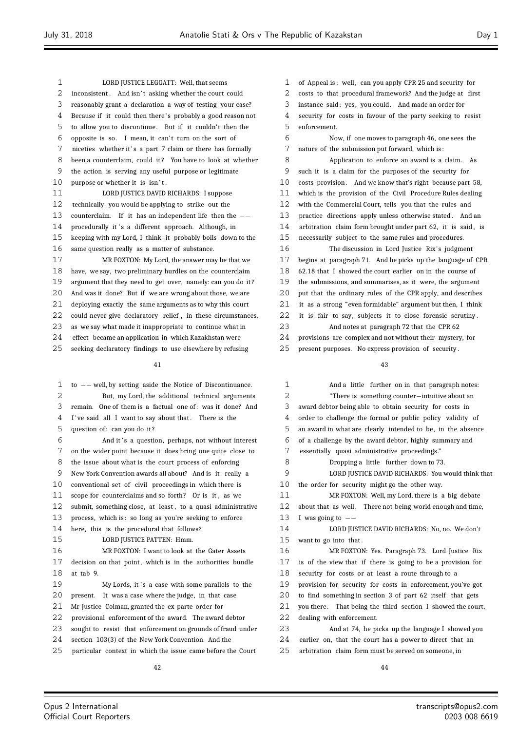LORD JUSTICE LEGGATT: Well, that seems inconsistent. And isn't asking whether the court could reasonably grant a declaration a way of testing your case? Because if it could then there's probably a good reason not to allow you to discontinue. But if it couldn't then the opposite is so. I mean, it can't turn on the sort of niceties whether it's a part 7 claim or there has formally been a counterclaim, could it? You have to look at whether the action is serving any useful purpose or legitimate purpose or whether it isn't.

LORD JUSTICE DAVID RICHARDS: I suppose technically you would be applying to strike out the counterclaim. If it has an independent life then the -- procedurally it's a different approach. Although, in keeping with my Lord, I think it probably boils down to the same question really as a matter of substance.

MR FOXTON: My Lord, the answer may be that we have, we say, two preliminary hurdles on the counterclaim argument that they need to get over, namely: can you do it? And was it done? But if we are wrong about those, we are deploying exactly the same arguments as to why this court could never give declaratory relief, in these circumstances, as we say what made it inappropriate to continue what in effect became an application in which Kazakhstan were seeking declaratory findings to use elsewhere by refusing to -- well, by setting aside the Notice of Discontinuance.

But, my Lord, the additional technical arguments remain. One of them is a factual one of: was it done? And I've said all I want to say about that. There is the question of: can you do it?

And it's a question, perhaps, not without interest on the wider point because it does bring one quite close to the issue about what is the court process of enforcing New York Convention awards all about? And is it really a conventional set of civil proceedings in which there is scope for counterclaims and so forth? Or is it, as we submit, something close, at least, to a quasi administrative process, which is: so long as you're seeking to enforce here, this is the procedural that follows?

LORD JUSTICE PATTEN: Hmm.

MR FOXTON: I want to look at the Gater Assets decision on that point, which is in the authorities bundle at tab 9.

My Lords, it's a case with some parallels to the present. It was a case where the judge, in that case Mr Justice Colman, granted the ex parte order for provisional enforcement of the award. The award debtor sought to resist that enforcement on grounds of fraud under section 103(3) of the New York Convention. And the particular context in which the issue came before the Court of Appeal is: well, can you apply CPR 25 and security for costs to that procedural framework? And the judge at first instance said: yes, you could. And made an order for security for costs in favour of the party seeking to resist enforcement.

Now, if one moves to paragraph 46, one sees the nature of the submission put forward, which is:

Application to enforce an award is a claim. As such it is a claim for the purposes of the security for costs provision. And we know that's right because part 58, which is the provision of the Civil Procedure Rules dealing with the Commercial Court, tells you that the rules and practice directions apply unless otherwise stated. And an arbitration claim form brought under part 62, it is said, is necessarily subject to the same rules and procedures.

The discussion in Lord Justice Rix's judgment begins at paragraph 71. And he picks up the language of CPR 62.18 that I showed the court earlier on in the course of the submissions, and summarises, as it were, the argument put that the ordinary rules of the CPR apply, and describes it as a strong "even formidable" argument but then, I think it is fair to say, subjects it to close forensic scrutiny.

And notes at paragraph 72 that the CPR 62 provisions are complex and not without their mystery, for present purposes. No express provision of security.

And a little further on in that paragraph notes:

"There is something counter-intuitive about an award debtor being able to obtain security for costs in order to challenge the formal or public policy validity of an award in what are clearly intended to be, in the absence of a challenge by the award debtor, highly summary and essentially quasi administrative proceedings."

Dropping a little further down to 73.

LORD JUSTICE DAVID RICHARDS: You would think that the order for security might go the other way.

MR FOXTON: Well, my Lord, there is a big debate about that as well. There not being world enough and time, I was going to --

LORD JUSTICE DAVID RICHARDS: No, no. We don't want to go into that.

MR FOXTON: Yes. Paragraph 73. Lord Justice Rix is of the view that if there is going to be a provision for security for costs or at least a route through to a provision for security for costs in enforcement, you've got to find something in section 3 of part 62 itself that gets you there. That being the third section I showed the court, dealing with enforcement.

And at 74, he picks up the language I showed you earlier on, that the court has a power to direct that an arbitration claim form must be served on someone, in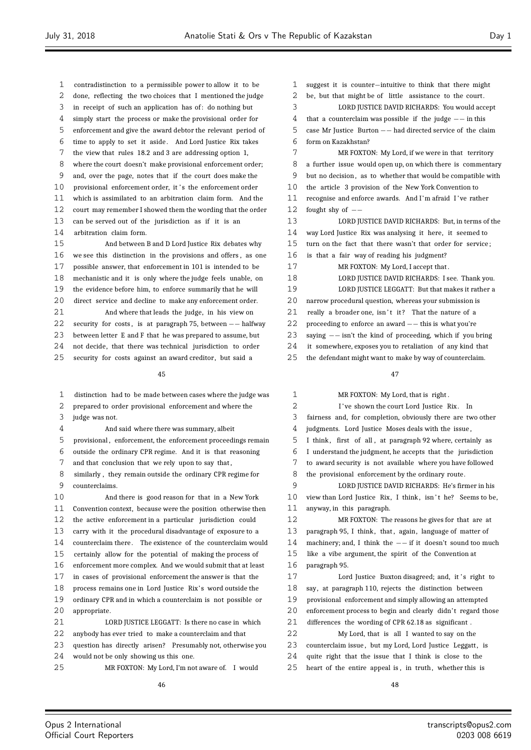contradistinction to a permissible power to allow it to be done, reflecting the two choices that I mentioned the judge in receipt of such an application has of: do nothing but simply start the process or make the provisional order for enforcement and give the award debtor the relevant period of time to apply to set it aside. And Lord Justice Rix takes the view that rules 18.2 and 3 are addressing option 1, where the court doesn't make provisional enforcement order; and, over the page, notes that if the court does make the provisional enforcement order, it's the enforcement order which is assimilated to an arbitration claim form. And the court may remember I showed them the wording that the order can be served out of the jurisdiction as if it is an arbitration claim form.

And between B and D Lord Justice Rix debates why we see this distinction in the provisions and offers, as one possible answer, that enforcement in 101 is intended to be mechanistic and it is only where the judge feels unable, on the evidence before him, to enforce summarily that he will direct service and decline to make any enforcement order.

And where that leads the judge, in his view on security for costs, is at paragraph 75, between -- halfway between letter E and F that he was prepared to assume, but not decide, that there was technical jurisdiction to order security for costs against an award creditor, but said a

45

distinction had to be made between cases where the judge was prepared to order provisional enforcement and where the judge was not.

And said where there was summary, albeit provisional, enforcement, the enforcement proceedings remain outside the ordinary CPR regime. And it is that reasoning and that conclusion that we rely upon to say that, similarly, they remain outside the ordinary CPR regime for counterclaims.

And there is good reason for that in a New York Convention context, because were the position otherwise then the active enforcement in a particular jurisdiction could carry with it the procedural disadvantage of exposure to a counterclaim there. The existence of the counterclaim would certainly allow for the potential of making the process of enforcement more complex. And we would submit that at least in cases of provisional enforcement the answer is that the process remains one in Lord Justice Rix's word outside the ordinary CPR and in which a counterclaim is not possible or appropriate.

LORD JUSTICE LEGGATT: Is there no case in which anybody has ever tried to make a counterclaim and that question has directly arisen? Presumably not, otherwise you would not be only showing us this one.

MR FOXTON: My Lord, I'm not aware of. I would

46

suggest it is counter-intuitive to think that there might be, but that might be of little assistance to the court.

LORD JUSTICE DAVID RICHARDS: You would accept that a counterclaim was possible if the judge -- in this case Mr Justice Burton -- had directed service of the claim form on Kazakhstan?

MR FOXTON: My Lord, if we were in that territory a further issue would open up, on which there is commentary but no decision, as to whether that would be compatible with the article 3 provision of the New York Convention to recognise and enforce awards. And I'm afraid I've rather fought shy of --

LORD JUSTICE DAVID RICHARDS: But, in terms of the way Lord Justice Rix was analysing it here, it seemed to turn on the fact that there wasn't that order for service; is that a fair way of reading his judgment?

MR FOXTON: My Lord, I accept that.

LORD JUSTICE DAVID RICHARDS: I see. Thank you.

LORD JUSTICE LEGGATT: But that makes it rather a narrow procedural question, whereas your submission is really a broader one, isn't it? That the nature of a proceeding to enforce an award -- this is what you're saying -- isn't the kind of proceeding, which if you bring it somewhere, exposes you to retaliation of any kind that the defendant might want to make by way of counterclaim.

47

MR FOXTON: My Lord, that is right.

I've shown the court Lord Justice Rix. In fairness and, for completion, obviously there are two other judgments. Lord Justice Moses deals with the issue, I think, first of all, at paragraph 92 where, certainly as I understand the judgment, he accepts that the jurisdiction to award security is not available where you have followed the provisional enforcement by the ordinary route.

LORD JUSTICE DAVID RICHARDS: He's firmer in his view than Lord Justice Rix, I think, isn't he? Seems to be, anyway, in this paragraph.

MR FOXTON: The reasons he gives for that are at paragraph 95, I think, that, again, language of matter of machinery; and, I think the -- if it doesn't sound too much like a vibe argument, the spirit of the Convention at paragraph 95.

Lord Justice Buxton disagreed; and, it's right to say, at paragraph 110, rejects the distinction between provisional enforcement and simply allowing an attempted enforcement process to begin and clearly didn't regard those differences the wording of CPR 62.18 as significant.

My Lord, that is all I wanted to say on the counterclaim issue, but my Lord, Lord Justice Leggatt, is quite right that the issue that I think is close to the heart of the entire appeal is, in truth, whether this is

48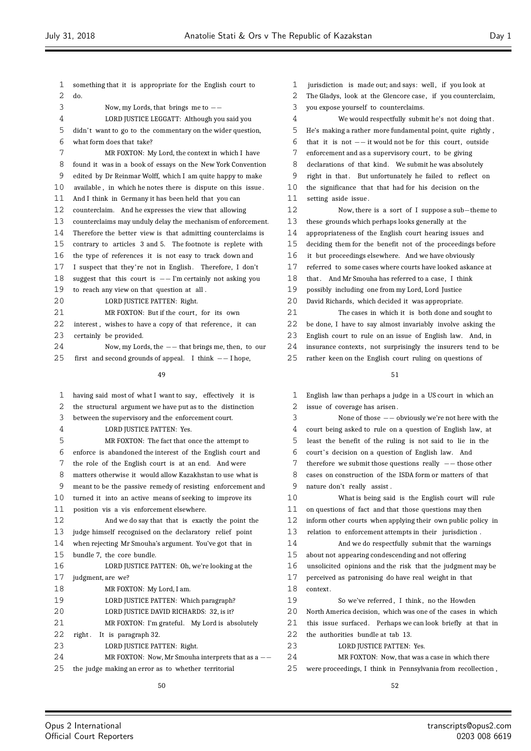something that it is appropriate for the English court to do.

Now, my Lords, that brings me to --

LORD JUSTICE LEGGATT: Although you said you didn't want to go to the commentary on the wider question, what form does that take?

MR FOXTON: My Lord, the context in which I have found it was in a book of essays on the New York Convention edited by Dr Reinmar Wolff, which I am quite happy to make available, in which he notes there is dispute on this issue. And I think in Germany it has been held that you can counterclaim. And he expresses the view that allowing counterclaims may unduly delay the mechanism of enforcement. Therefore the better view is that admitting counterclaims is contrary to articles 3 and 5. The footnote is replete with the type of references it is not easy to track down and I suspect that they're not in English. Therefore, I don't suggest that this court is -- I'm certainly not asking you to reach any view on that question at all.

LORD JUSTICE PATTEN: Right.

MR FOXTON: But if the court, for its own interest, wishes to have a copy of that reference, it can certainly be provided.

Now, my Lords, the -- that brings me, then, to our first and second grounds of appeal. I think -- I hope, having said most of what I want to say, effectively it is the structural argument we have put as to the distinction between the supervisory and the enforcement court.

LORD JUSTICE PATTEN: Yes.

MR FOXTON: The fact that once the attempt to enforce is abandoned the interest of the English court and the role of the English court is at an end. And were matters otherwise it would allow Kazakhstan to use what is meant to be the passive remedy of resisting enforcement and turned it into an active means of seeking to improve its position vis a vis enforcement elsewhere.

And we do say that that is exactly the point the judge himself recognised on the declaratory relief point when rejecting Mr Smouha's argument. You've got that in bundle 7, the core bundle.

LORD JUSTICE PATTEN: Oh, we're looking at the judgment, are we?

MR FOXTON: My Lord, I am.

LORD JUSTICE PATTEN: Which paragraph?

LORD JUSTICE DAVID RICHARDS: 32, is it?

MR FOXTON: I'm grateful. My Lord is absolutely right. It is paragraph 32.

LORD JUSTICE PATTEN: Right.

MR FOXTON: Now, Mr Smouha interprets that as a -- the judge making an error as to whether territorial jurisdiction is made out; and says: well, if you look at The Gladys, look at the Glencore case, if you counterclaim, you expose yourself to counterclaims.

We would respectfully submit he's not doing that. He's making a rather more fundamental point, quite rightly, that it is not -- it would not be for this court, outside enforcement and as a supervisory court, to be giving declarations of that kind. We submit he was absolutely right in that. But unfortunately he failed to reflect on the significance that that had for his decision on the setting aside issue.

Now, there is a sort of I suppose a sub-theme to these grounds which perhaps looks generally at the appropriateness of the English court hearing issues and deciding them for the benefit not of the proceedings before it but proceedings elsewhere. And we have obviously referred to some cases where courts have looked askance at that. And Mr Smouha has referred to a case, I think possibly including one from my Lord, Lord Justice David Richards, which decided it was appropriate.

The cases in which it is both done and sought to be done, I have to say almost invariably involve asking the English court to rule on an issue of English law. And, in insurance contexts, not surprisingly the insurers tend to be rather keen on the English court ruling on questions of English law than perhaps a judge in a US court in which an issue of coverage has arisen.

None of those -- obviously we're not here with the court being asked to rule on a question of English law, at least the benefit of the ruling is not said to lie in the court's decision on a question of English law. And therefore we submit those questions really -- those other cases on construction of the ISDA form or matters of that nature don't really assist.

What is being said is the English court will rule on questions of fact and that those questions may then inform other courts when applying their own public policy in relation to enforcement attempts in their jurisdiction.

And we do respectfully submit that the warnings about not appearing condescending and not offering unsolicited opinions and the risk that the judgment may be perceived as patronising do have real weight in that context.

So we've referred, I think, no the Howden North America decision, which was one of the cases in which this issue surfaced. Perhaps we can look briefly at that in the authorities bundle at tab 13.

LORD JUSTICE PATTEN: Yes.

MR FOXTON: Now, that was a case in which there were proceedings, I think in Pennsylvania from recollection,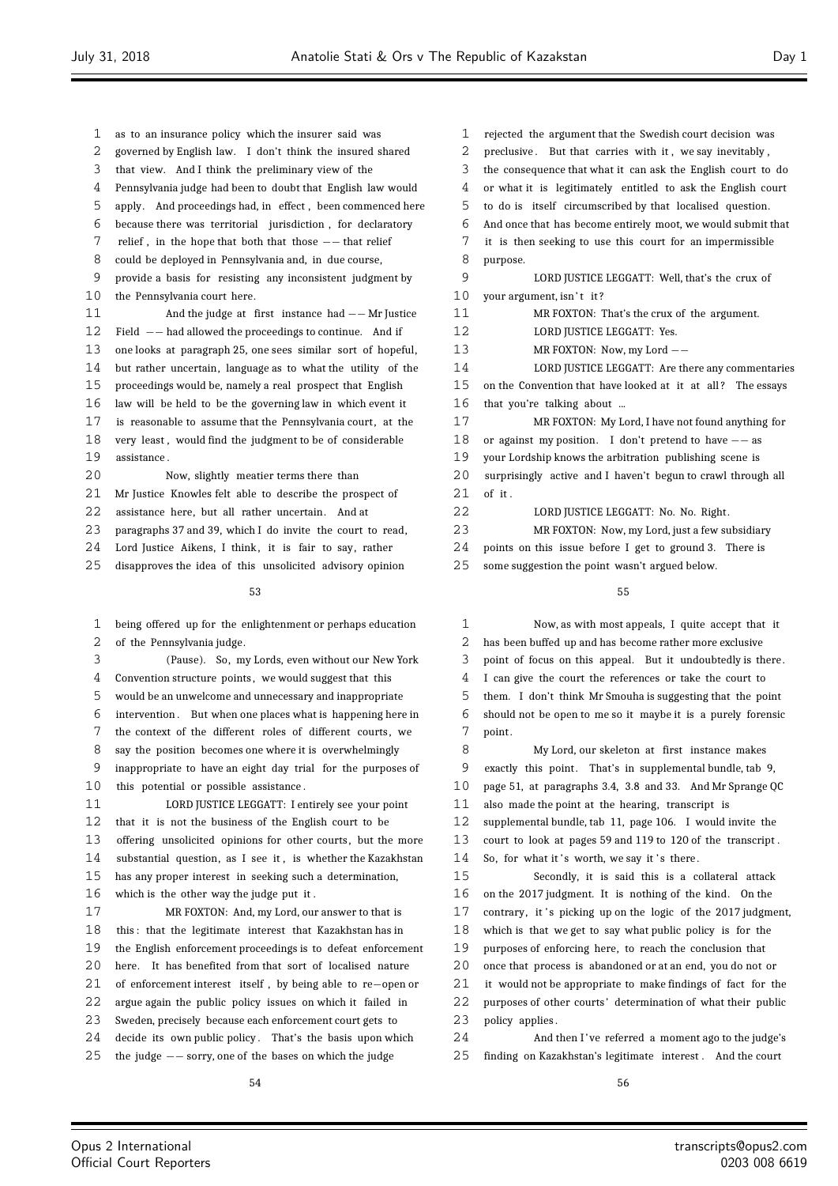as to an insurance policy which the insurer said was governed by English law. I don't think the insured shared that view. And I think the preliminary view of the Pennsylvania judge had been to doubt that English law would apply. And proceedings had, in effect, been commenced here because there was territorial jurisdiction, for declaratory relief, in the hope that both that those -- that relief could be deployed in Pennsylvania and, in due course, provide a basis for resisting any inconsistent judgment by the Pennsylvania court here.

And the judge at first instance had -- Mr Justice Field -- had allowed the proceedings to continue. And if one looks at paragraph 25, one sees similar sort of hopeful, but rather uncertain, language as to what the utility of the proceedings would be, namely a real prospect that English law will be held to be the governing law in which event it is reasonable to assume that the Pennsylvania court, at the very least, would find the judgment to be of considerable assistance.

Now, slightly meatier terms there than Mr Justice Knowles felt able to describe the prospect of assistance here, but all rather uncertain. And at paragraphs 37 and 39, which I do invite the court to read, Lord Justice Aikens, I think, it is fair to say, rather disapproves the idea of this unsolicited advisory opinion being offered up for the enlightenment or perhaps education of the Pennsylvania judge.

(Pause). So, my Lords, even without our New York Convention structure points, we would suggest that this would be an unwelcome and unnecessary and inappropriate intervention. But when one places what is happening here in the context of the different roles of different courts, we say the position becomes one where it is overwhelmingly inappropriate to have an eight day trial for the purposes of this potential or possible assistance.

LORD JUSTICE LEGGATT: I entirely see your point that it is not the business of the English court to be offering unsolicited opinions for other courts, but the more substantial question, as I see it, is whether the Kazakhstan has any proper interest in seeking such a determination, which is the other way the judge put it.

MR FOXTON: And, my Lord, our answer to that is this: that the legitimate interest that Kazakhstan has in the English enforcement proceedings is to defeat enforcement here. It has benefited from that sort of localised nature of enforcement interest itself, by being able to re-open or argue again the public policy issues on which it failed in Sweden, precisely because each enforcement court gets to decide its own public policy. That's the basis upon which the judge -- sorry, one of the bases on which the judge rejected the argument that the Swedish court decision was preclusive. But that carries with it, we say inevitably, the consequence that what it can ask the English court to do or what it is legitimately entitled to ask the English court to do is itself circumscribed by that localised question. And once that has become entirely moot, we would submit that it is then seeking to use this court for an impermissible purpose.

LORD JUSTICE LEGGATT: Well, that's the crux of your argument, isn't it?

MR FOXTON: That's the crux of the argument.

LORD JUSTICE LEGGATT: Yes.

MR FOXTON: Now, my Lord --

LORD JUSTICE LEGGATT: Are there any commentaries on the Convention that have looked at it at all? The essays that you're talking about ...

MR FOXTON: My Lord, I have not found anything for or against my position. I don't pretend to have -- as your Lordship knows the arbitration publishing scene is surprisingly active and I haven't begun to crawl through all of it.

LORD JUSTICE LEGGATT: No. No. Right.

MR FOXTON: Now, my Lord, just a few subsidiary points on this issue before I get to ground 3. There is some suggestion the point wasn't argued below.

Now, as with most appeals, I quite accept that it has been buffed up and has become rather more exclusive point of focus on this appeal. But it undoubtedly is there. I can give the court the references or take the court to them. I don't think Mr Smouha is suggesting that the point should not be open to me so it maybe it is a purely forensic point.

My Lord, our skeleton at first instance makes exactly this point. That's in supplemental bundle, tab 9, page 51, at paragraphs 3.4, 3.8 and 33. And Mr Sprange QC also made the point at the hearing, transcript is supplemental bundle, tab 11, page 106. I would invite the court to look at pages 59 and 119 to 120 of the transcript. So, for what it's worth, we say it's there.

Secondly, it is said this is a collateral attack on the 2017 judgment. It is nothing of the kind. On the contrary, it's picking up on the logic of the 2017 judgment, which is that we get to say what public policy is for the purposes of enforcing here, to reach the conclusion that once that process is abandoned or at an end, you do not or it would not be appropriate to make findings of fact for the purposes of other courts' determination of what their public policy applies.

And then I've referred a moment ago to the judge's finding on Kazakhstan's legitimate interest. And the court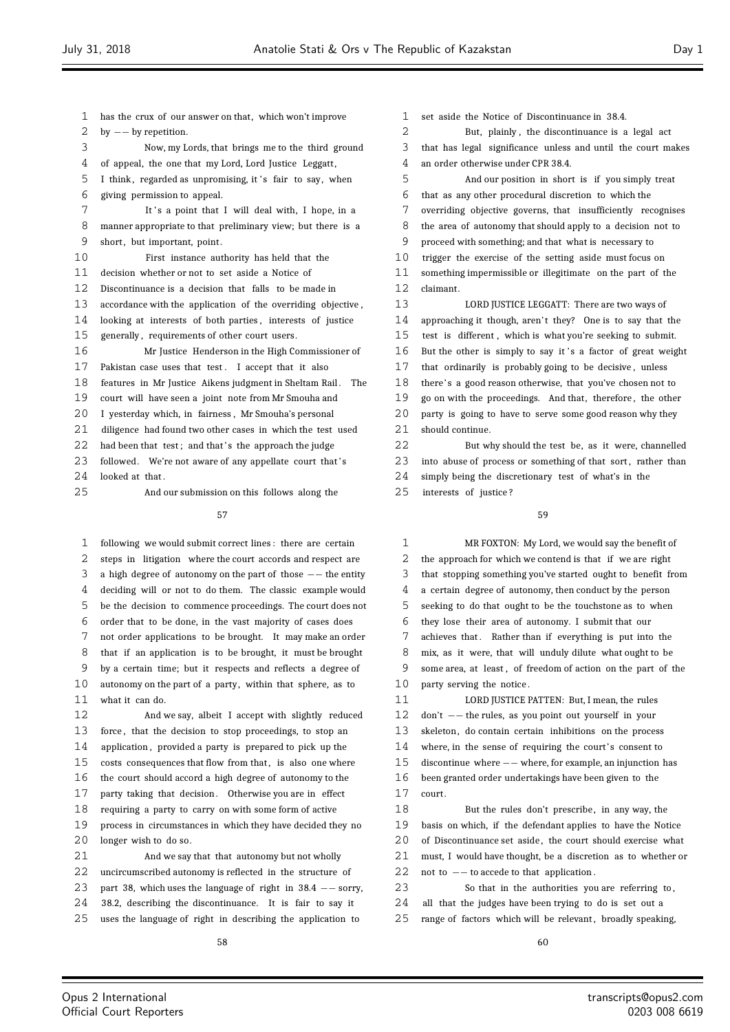has the crux of our answer on that, which won't improve by -- by repetition.

Now, my Lords, that brings me to the third ground of appeal, the one that my Lord, Lord Justice Leggatt, I think, regarded as unpromising, it's fair to say, when giving permission to appeal.

It's a point that I will deal with, I hope, in a manner appropriate to that preliminary view; but there is a short, but important, point.

First instance authority has held that the decision whether or not to set aside a Notice of Discontinuance is a decision that falls to be made in accordance with the application of the overriding objective, looking at interests of both parties, interests of justice generally, requirements of other court users.

Mr Justice Henderson in the High Commissioner of Pakistan case uses that test. I accept that it also features in Mr Justice Aikens judgment in Sheltam Rail. The court will have seen a joint note from Mr Smouha and I yesterday which, in fairness, Mr Smouha's personal diligence had found two other cases in which the test used had been that test; and that's the approach the judge followed. We're not aware of any appellate court that's looked at that.

And our submission on this follows along the following we would submit correct lines: there are certain steps in litigation where the court accords and respect are a high degree of autonomy on the part of those -- the entity deciding will or not to do them. The classic example would be the decision to commence proceedings. The court does not order that to be done, in the vast majority of cases does not order applications to be brought. It may make an order that if an application is to be brought, it must be brought by a certain time; but it respects and reflects a degree of autonomy on the part of a party, within that sphere, as to what it can do.

And we say, albeit I accept with slightly reduced force, that the decision to stop proceedings, to stop an application, provided a party is prepared to pick up the costs consequences that flow from that, is also one where the court should accord a high degree of autonomy to the party taking that decision. Otherwise you are in effect requiring a party to carry on with some form of active process in circumstances in which they have decided they no longer wish to do so.

And we say that that autonomy but not wholly uncircumscribed autonomy is reflected in the structure of part 38, which uses the language of right in 38.4 -- sorry, 38.2, describing the discontinuance. It is fair to say it uses the language of right in describing the application to set aside the Notice of Discontinuance in 38.4.

But, plainly, the discontinuance is a legal act that has legal significance unless and until the court makes an order otherwise under CPR 38.4.

And our position in short is if you simply treat that as any other procedural discretion to which the overriding objective governs, that insufficiently recognises the area of autonomy that should apply to a decision not to proceed with something; and that what is necessary to trigger the exercise of the setting aside must focus on something impermissible or illegitimate on the part of the claimant.

LORD JUSTICE LEGGATT: There are two ways of approaching it though, aren't they? One is to say that the test is different, which is what you're seeking to submit. But the other is simply to say it's a factor of great weight that ordinarily is probably going to be decisive, unless there's a good reason otherwise, that you've chosen not to go on with the proceedings. And that, therefore, the other party is going to have to serve some good reason why they should continue.

But why should the test be, as it were, channelled into abuse of process or something of that sort, rather than simply being the discretionary test of what's in the interests of justice?

MR FOXTON: My Lord, we would say the benefit of the approach for which we contend is that if we are right that stopping something you've started ought to benefit from a certain degree of autonomy, then conduct by the person seeking to do that ought to be the touchstone as to when they lose their area of autonomy. I submit that our achieves that. Rather than if everything is put into the mix, as it were, that will unduly dilute what ought to be some area, at least, of freedom of action on the part of the party serving the notice.

LORD JUSTICE PATTEN: But, I mean, the rules don't -- the rules, as you point out yourself in your skeleton, do contain certain inhibitions on the process where, in the sense of requiring the court's consent to discontinue where -- where, for example, an injunction has been granted order undertakings have been given to the court.

But the rules don't prescribe, in any way, the basis on which, if the defendant applies to have the Notice of Discontinuance set aside, the court should exercise what must, I would have thought, be a discretion as to whether or not to -- to accede to that application.

So that in the authorities you are referring to, all that the judges have been trying to do is set out a range of factors which will be relevant, broadly speaking,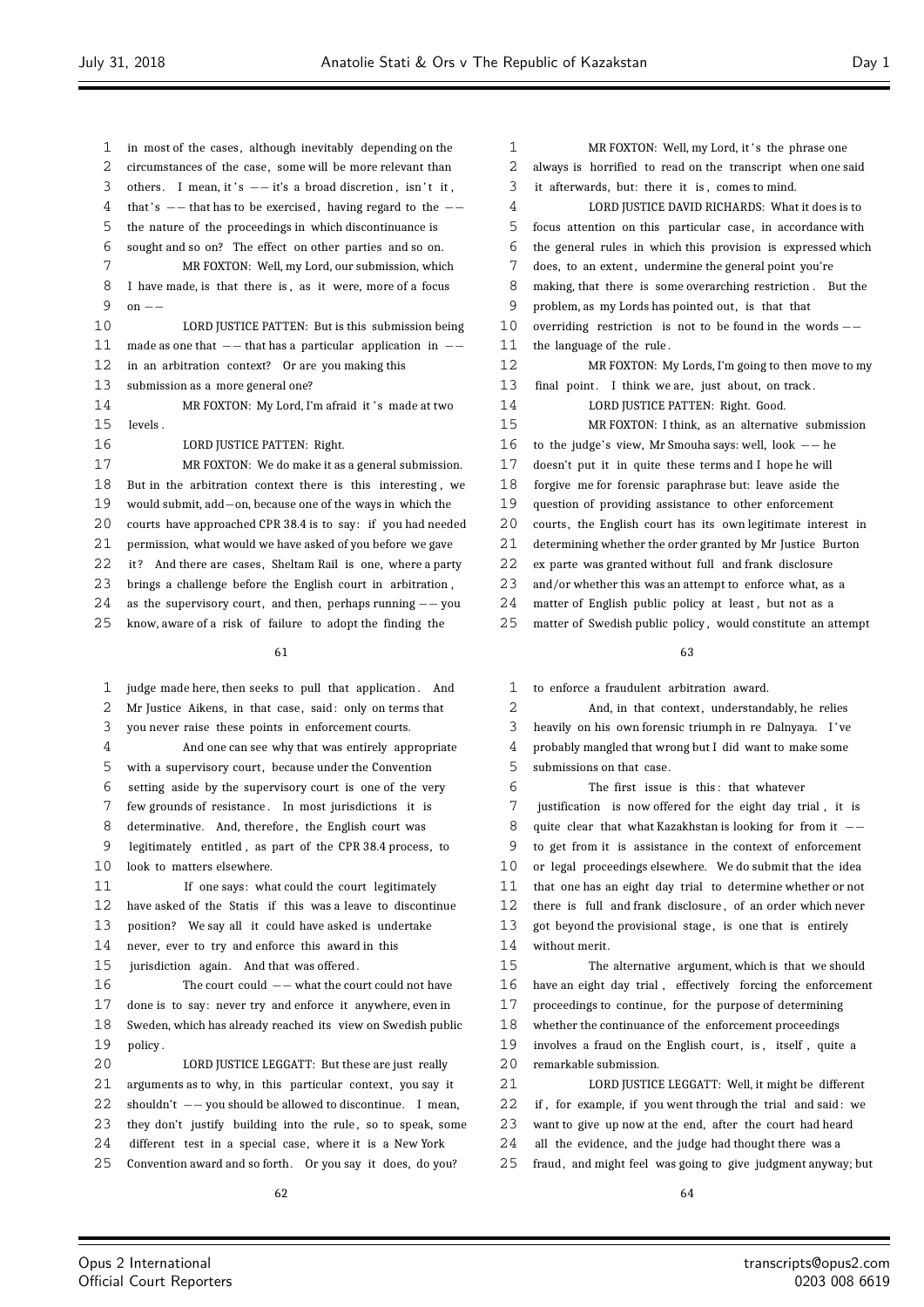in most of the cases, although inevitably depending on the circumstances of the case, some will be more relevant than others. I mean, it's -- it's a broad discretion, isn't it, that's -- that has to be exercised, having regard to the -- the nature of the proceedings in which discontinuance is sought and so on? The effect on other parties and so on.

MR FOXTON: Well, my Lord, our submission, which I have made, is that there is, as it were, more of a focus on --

LORD JUSTICE PATTEN: But is this submission being made as one that -- that has a particular application in -- in an arbitration context? Or are you making this submission as a more general one?

MR FOXTON: My Lord, I'm afraid it's made at two levels.

LORD JUSTICE PATTEN: Right.

MR FOXTON: We do make it as a general submission. But in the arbitration context there is this interesting, we would submit, add-on, because one of the ways in which the courts have approached CPR 38.4 is to say: if you had needed permission, what would we have asked of you before we gave it? And there are cases, Sheltam Rail is one, where a party brings a challenge before the English court in arbitration, as the supervisory court, and then, perhaps running -- you know, aware of a risk of failure to adopt the finding the judge made here, then seeks to pull that application. And Mr Justice Aikens, in that case, said: only on terms that you never raise these points in enforcement courts.

And one can see why that was entirely appropriate with a supervisory court, because under the Convention setting aside by the supervisory court is one of the very few grounds of resistance. In most jurisdictions it is determinative. And, therefore, the English court was legitimately entitled, as part of the CPR 38.4 process, to look to matters elsewhere.

If one says: what could the court legitimately have asked of the Statis if this was a leave to discontinue position? We say all it could have asked is undertake never, ever to try and enforce this award in this jurisdiction again. And that was offered.

The court could -- what the court could not have done is to say: never try and enforce it anywhere, even in Sweden, which has already reached its view on Swedish public policy.

LORD JUSTICE LEGGATT: But these are just really arguments as to why, in this particular context, you say it shouldn't -- you should be allowed to discontinue. I mean, they don't justify building into the rule, so to speak, some different test in a special case, where it is a New York Convention award and so forth. Or you say it does, do you?

MR FOXTON: Well, my Lord, it's the phrase one always is horrified to read on the transcript when one said it afterwards, but: there it is, comes to mind.

LORD JUSTICE DAVID RICHARDS: What it does is to focus attention on this particular case, in accordance with the general rules in which this provision is expressed which does, to an extent, undermine the general point you're making, that there is some overarching restriction. But the problem, as my Lords has pointed out, is that that overriding restriction is not to be found in the words -- the language of the rule.

MR FOXTON: My Lords, I'm going to then move to my final point. I think we are, just about, on track.

LORD JUSTICE PATTEN: Right. Good.

MR FOXTON: I think, as an alternative submission to the judge's view, Mr Smouha says: well, look -- he doesn't put it in quite these terms and I hope he will forgive me for forensic paraphrase but: leave aside the question of providing assistance to other enforcement courts, the English court has its own legitimate interest in determining whether the order granted by Mr Justice Burton ex parte was granted without full and frank disclosure and/or whether this was an attempt to enforce what, as a matter of English public policy at least, but not as a matter of Swedish public policy, would constitute an attempt to enforce a fraudulent arbitration award.

And, in that context, understandably, he relies heavily on his own forensic triumph in re Dalnyaya. I've probably mangled that wrong but I did want to make some submissions on that case.

The first issue is this: that whatever justification is now offered for the eight day trial, it is quite clear that what Kazakhstan is looking for from it -- to get from it is assistance in the context of enforcement or legal proceedings elsewhere. We do submit that the idea that one has an eight day trial to determine whether or not there is full and frank disclosure, of an order which never got beyond the provisional stage, is one that is entirely without merit.

The alternative argument, which is that we should have an eight day trial, effectively forcing the enforcement proceedings to continue, for the purpose of determining whether the continuance of the enforcement proceedings involves a fraud on the English court, is, itself, quite a remarkable submission.

LORD JUSTICE LEGGATT: Well, it might be different if, for example, if you went through the trial and said: we want to give up now at the end, after the court had heard all the evidence, and the judge had thought there was a fraud, and might feel was going to give judgment anyway; but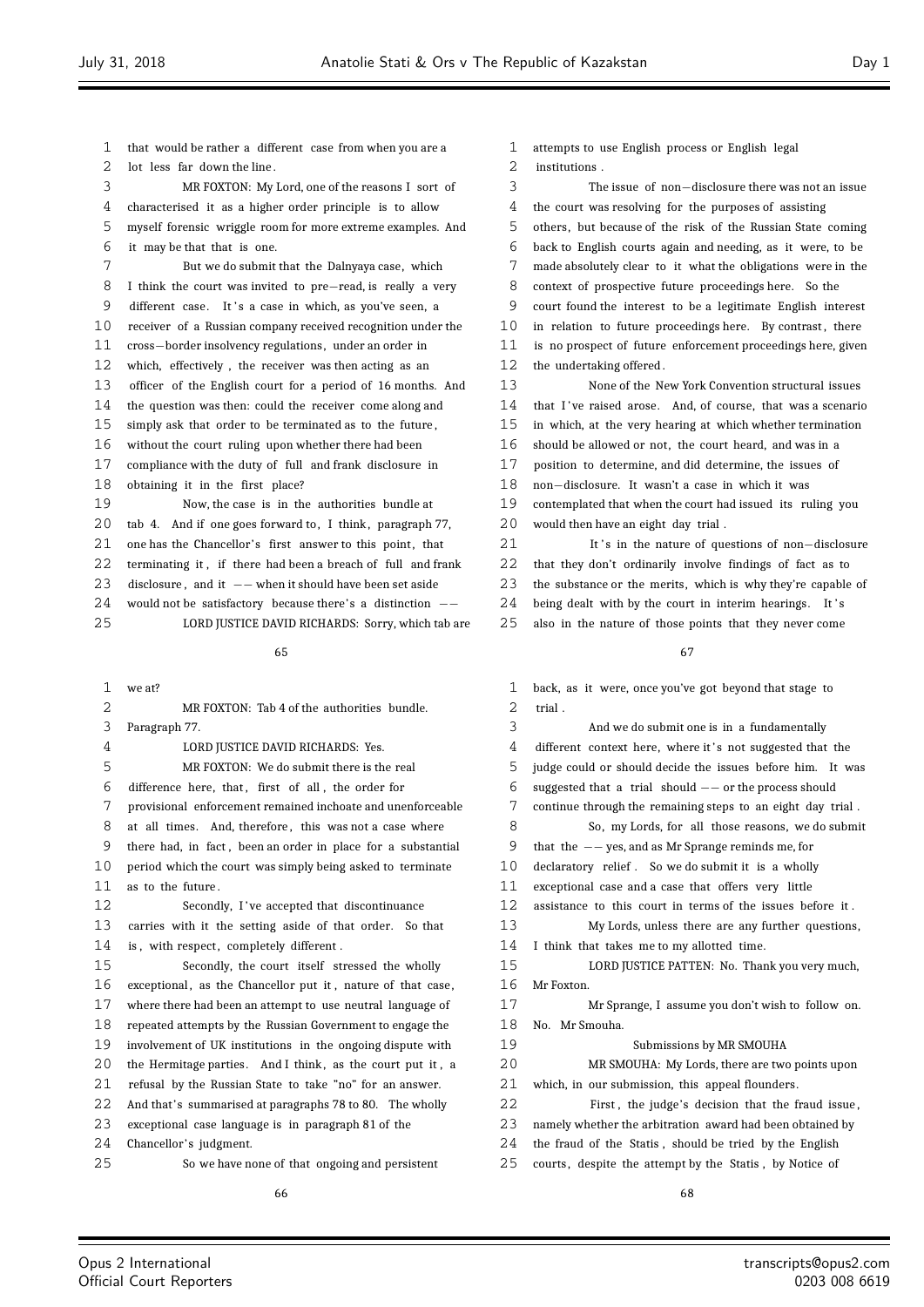that would be rather a different case from when you are a lot less far down the line.

MR FOXTON: My Lord, one of the reasons I sort of characterised it as a higher order principle is to allow myself forensic wriggle room for more extreme examples. And it may be that that is one.

But we do submit that the Dalnyaya case, which I think the court was invited to pre-read, is really a very different case. It's a case in which, as you've seen, a receiver of a Russian company received recognition under the cross-border insolvency regulations, under an order in which, effectively, the receiver was then acting as an officer of the English court for a period of 16 months. And the question was then: could the receiver come along and simply ask that order to be terminated as to the future, without the court ruling upon whether there had been compliance with the duty of full and frank disclosure in obtaining it in the first place?

Now, the case is in the authorities bundle at tab 4. And if one goes forward to, I think, paragraph 77, one has the Chancellor's first answer to this point, that terminating it, if there had been a breach of full and frank disclosure, and it -- when it should have been set aside would not be satisfactory because there's a distinction --

LORD JUSTICE DAVID RICHARDS: Sorry, which tab are we at?

MR FOXTON: Tab 4 of the authorities bundle. Paragraph 77.

LORD JUSTICE DAVID RICHARDS: Yes.

MR FOXTON: We do submit there is the real difference here, that, first of all, the order for provisional enforcement remained inchoate and unenforceable at all times. And, therefore, this was not a case where there had, in fact, been an order in place for a substantial period which the court was simply being asked to terminate as to the future.

Secondly, I've accepted that discontinuance carries with it the setting aside of that order. So that is, with respect, completely different.

Secondly, the court itself stressed the wholly exceptional, as the Chancellor put it, nature of that case, where there had been an attempt to use neutral language of repeated attempts by the Russian Government to engage the involvement of UK institutions in the ongoing dispute with the Hermitage parties. And I think, as the court put it, a refusal by the Russian State to take "no" for an answer. And that's summarised at paragraphs 78 to 80. The wholly exceptional case language is in paragraph 81 of the Chancellor's judgment.

So we have none of that ongoing and persistent attempts to use English process or English legal institutions.

The issue of non-disclosure there was not an issue the court was resolving for the purposes of assisting others, but because of the risk of the Russian State coming back to English courts again and needing, as it were, to be made absolutely clear to it what the obligations were in the context of prospective future proceedings here. So the court found the interest to be a legitimate English interest in relation to future proceedings here. By contrast, there is no prospect of future enforcement proceedings here, given the undertaking offered.

None of the New York Convention structural issues that I've raised arose. And, of course, that was a scenario in which, at the very hearing at which whether termination should be allowed or not, the court heard, and was in a position to determine, and did determine, the issues of non-disclosure. It wasn't a case in which it was contemplated that when the court had issued its ruling you would then have an eight day trial.

It's in the nature of questions of non-disclosure that they don't ordinarily involve findings of fact as to the substance or the merits, which is why they're capable of being dealt with by the court in interim hearings. It's also in the nature of those points that they never come back, as it were, once you've got beyond that stage to trial.

And we do submit one is in a fundamentally different context here, where it's not suggested that the judge could or should decide the issues before him. It was suggested that a trial should -- or the process should continue through the remaining steps to an eight day trial.

So, my Lords, for all those reasons, we do submit that the -- yes, and as Mr Sprange reminds me, for declaratory relief. So we do submit it is a wholly exceptional case and a case that offers very little assistance to this court in terms of the issues before it.

My Lords, unless there are any further questions, I think that takes me to my allotted time.

LORD JUSTICE PATTEN: No. Thank you very much, Mr Foxton.

Mr Sprange, I assume you don't wish to follow on. No. Mr Smouha.

## Submissions by MR SMOUHA

MR SMOUHA: My Lords, there are two points upon which, in our submission, this appeal flounders.

First, the judge's decision that the fraud issue, namely whether the arbitration award had been obtained by the fraud of the Statis, should be tried by the English courts, despite the attempt by the Statis, by Notice of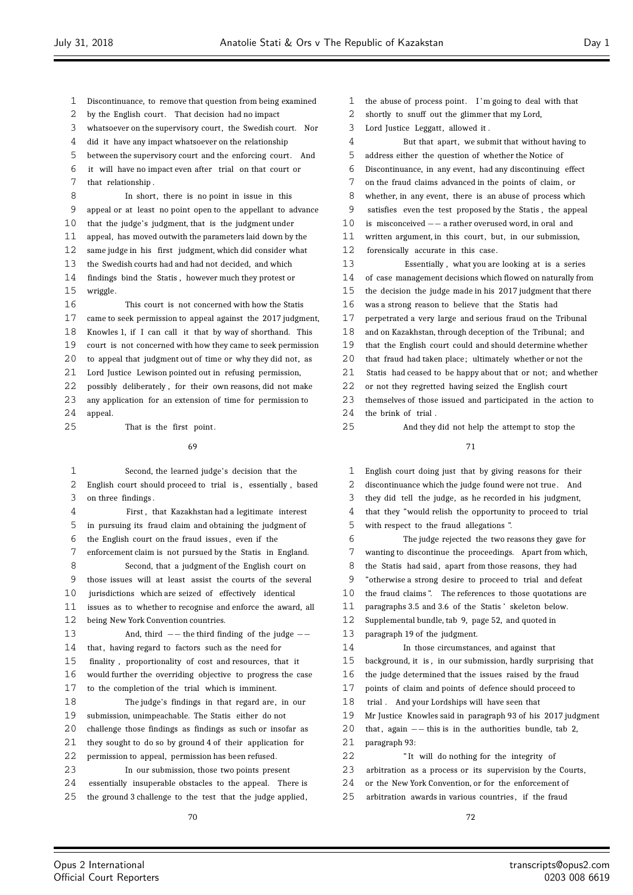Discontinuance, to remove that question from being examined by the English court. That decision had no impact whatsoever on the supervisory court, the Swedish court. Nor did it have any impact whatsoever on the relationship between the supervisory court and the enforcing court. And it will have no impact even after trial on that court or that relationship.

In short, there is no point in issue in this appeal or at least no point open to the appellant to advance that the judge's judgment, that is the judgment under appeal, has moved outwith the parameters laid down by the same judge in his first judgment, which did consider what the Swedish courts had and had not decided, and which findings bind the Statis, however much they protest or wriggle.

This court is not concerned with how the Statis came to seek permission to appeal against the 2017 judgment, Knowles 1, if I can call it that by way of shorthand. This court is not concerned with how they came to seek permission to appeal that judgment out of time or why they did not, as Lord Justice Lewison pointed out in refusing permission, possibly deliberately, for their own reasons, did not make any application for an extension of time for permission to appeal.

That is the first point.

Second, the learned judge's decision that the English court should proceed to trial is, essentially, based on three findings.

First, that Kazakhstan had a legitimate interest in pursuing its fraud claim and obtaining the judgment of the English court on the fraud issues, even if the enforcement claim is not pursued by the Statis in England.

Second, that a judgment of the English court on those issues will at least assist the courts of the several jurisdictions which are seized of effectively identical issues as to whether to recognise and enforce the award, all being New York Convention countries.

And, third -- the third finding of the judge -- that, having regard to factors such as the need for finality, proportionality of cost and resources, that it would further the overriding objective to progress the case to the completion of the trial which is imminent.

The judge's findings in that regard are, in our submission, unimpeachable. The Statis either do not challenge those findings as findings as such or insofar as they sought to do so by ground 4 of their application for permission to appeal, permission has been refused.

In our submission, those two points present essentially insuperable obstacles to the appeal. There is the ground 3 challenge to the test that the judge applied, the abuse of process point. I'm going to deal with that shortly to snuff out the glimmer that my Lord, Lord Justice Leggatt, allowed it.

But that apart, we submit that without having to address either the question of whether the Notice of Discontinuance, in any event, had any discontinuing effect on the fraud claims advanced in the points of claim, or whether, in any event, there is an abuse of process which satisfies even the test proposed by the Statis, the appeal is misconceived -- a rather overused word, in oral and written argument, in this court, but, in our submission, forensically accurate in this case.

Essentially, what you are looking at is a series of case management decisions which flowed on naturally from the decision the judge made in his 2017 judgment that there was a strong reason to believe that the Statis had perpetrated a very large and serious fraud on the Tribunal and on Kazakhstan, through deception of the Tribunal; and that the English court could and should determine whether that fraud had taken place; ultimately whether or not the Statis had ceased to be happy about that or not; and whether or not they regretted having seized the English court themselves of those issued and participated in the action to the brink of trial.

And they did not help the attempt to stop the English court doing just that by giving reasons for their discontinuance which the judge found were not true. And they did tell the judge, as he recorded in his judgment, that they "would relish the opportunity to proceed to trial with respect to the fraud allegations".

The judge rejected the two reasons they gave for wanting to discontinue the proceedings. Apart from which, the Statis had said, apart from those reasons, they had "otherwise a strong desire to proceed to trial and defeat the fraud claims". The references to those quotations are paragraphs 3.5 and 3.6 of the Statis' skeleton below. Supplemental bundle, tab 9, page 52, and quoted in paragraph 19 of the judgment.

In those circumstances, and against that background, it is, in our submission, hardly surprising that the judge determined that the issues raised by the fraud points of claim and points of defence should proceed to trial. And your Lordships will have seen that Mr Justice Knowles said in paragraph 93 of his 2017 judgment that, again -- this is in the authorities bundle, tab 2, paragraph 93:

"It will do nothing for the integrity of arbitration as a process or its supervision by the Courts, or the New York Convention, or for the enforcement of arbitration awards in various countries, if the fraud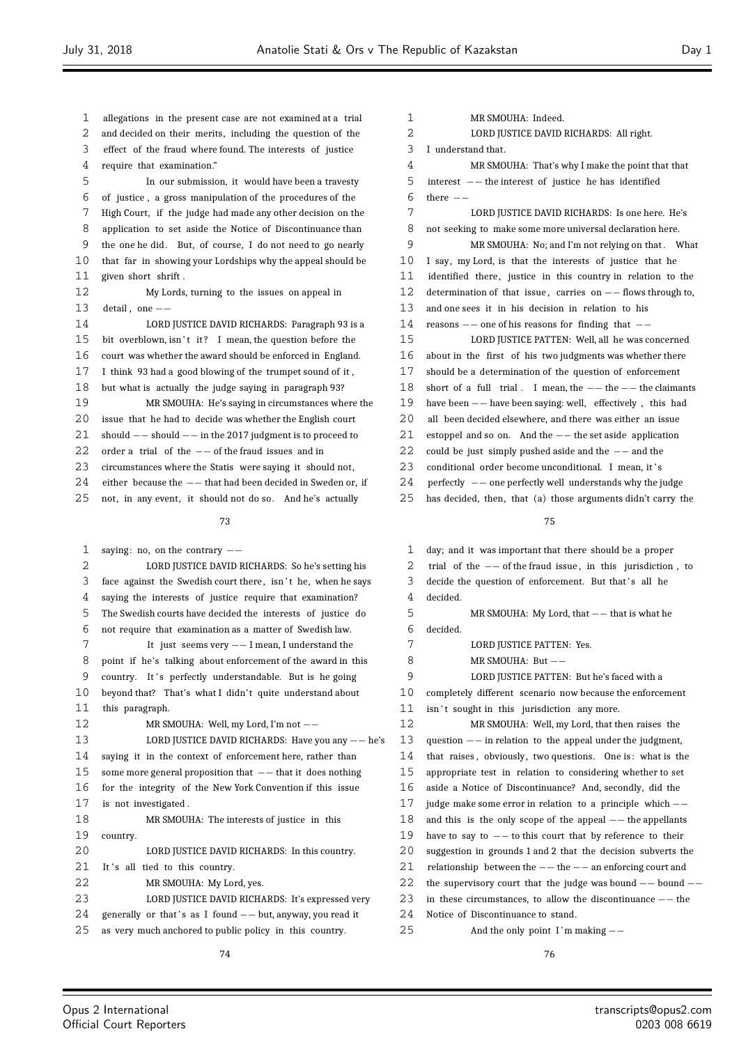allegations in the present case are not examined at a trial and decided on their merits, including the question of the effect of the fraud where found. The interests of justice require that examination."

In our submission, it would have been a travesty of justice, a gross manipulation of the procedures of the High Court, if the judge had made any other decision on the application to set aside the Notice of Discontinuance than the one he did. But, of course, I do not need to go nearly that far in showing your Lordships why the appeal should be given short shrift.

My Lords, turning to the issues on appeal in detail, one --

LORD JUSTICE DAVID RICHARDS: Paragraph 93 is a bit overblown, isn't it? I mean, the question before the court was whether the award should be enforced in England. I think 93 had a good blowing of the trumpet sound of it, but what is actually the judge saying in paragraph 93?

MR SMOUHA: He's saying in circumstances where the issue that he had to decide was whether the English court should -- should -- in the 2017 judgment is to proceed to order a trial of the -- of the fraud issues and in circumstances where the Statis were saying it should not, either because the -- that had been decided in Sweden or, if not, in any event, it should not do so. And he's actually saying: no, on the contrary --

LORD JUSTICE DAVID RICHARDS: So he's setting his face against the Swedish court there, isn't he, when he says saying the interests of justice require that examination? The Swedish courts have decided the interests of justice do not require that examination as a matter of Swedish law.

It just seems very -- I mean, I understand the point if he's talking about enforcement of the award in this country. It's perfectly understandable. But is he going beyond that? That's what I didn't quite understand about this paragraph.

MR SMOUHA: Well, my Lord, I'm not --

LORD JUSTICE DAVID RICHARDS: Have you any -- he's saying it in the context of enforcement here, rather than some more general proposition that -- that it does nothing for the integrity of the New York Convention if this issue is not investigated.

MR SMOUHA: The interests of justice in this country.

LORD JUSTICE DAVID RICHARDS: In this country. It's all tied to this country.

MR SMOUHA: My Lord, yes.

LORD JUSTICE DAVID RICHARDS: It's expressed very generally or that's as I found -- but, anyway, you read it as very much anchored to public policy in this country.

MR SMOUHA: Indeed.

LORD JUSTICE DAVID RICHARDS: All right. I understand that.

MR SMOUHA: That's why I make the point that that interest -- the interest of justice he has identified there --

LORD JUSTICE DAVID RICHARDS: Is one here. He's not seeking to make some more universal declaration here.

MR SMOUHA: No; and I'm not relying on that. What I say, my Lord, is that the interests of justice that he identified there, justice in this country in relation to the determination of that issue, carries on -- flows through to, and one sees it in his decision in relation to his reasons -- one of his reasons for finding that --

LORD JUSTICE PATTEN: Well, all he was concerned about in the first of his two judgments was whether there should be a determination of the question of enforcement short of a full trial. I mean, the -- the -- the claimants have been -- have been saying: well, effectively, this had all been decided elsewhere, and there was either an issue estoppel and so on. And the -- the set aside application could be just simply pushed aside and the -- and the conditional order become unconditional. I mean, it's perfectly -- one perfectly well understands why the judge has decided, then, that (a) those arguments didn't carry the day; and it was important that there should be a proper trial of the -- of the fraud issue, in this jurisdiction, to decide the question of enforcement. But that's all he decided.

MR SMOUHA: My Lord, that -- that is what he decided.

LORD JUSTICE PATTEN: Yes.

MR SMOUHA: But --

LORD JUSTICE PATTEN: But he's faced with a completely different scenario now because the enforcement isn't sought in this jurisdiction any more.

MR SMOUHA: Well, my Lord, that then raises the question -- in relation to the appeal under the judgment, that raises, obviously, two questions. One is: what is the appropriate test in relation to considering whether to set aside a Notice of Discontinuance? And, secondly, did the judge make some error in relation to a principle which -- and this is the only scope of the appeal -- the appellants have to say to -- to this court that by reference to their suggestion in grounds 1 and 2 that the decision subverts the relationship between the -- the -- an enforcing court and the supervisory court that the judge was bound -- bound -- in these circumstances, to allow the discontinuance -- the Notice of Discontinuance to stand.

And the only point I'm making --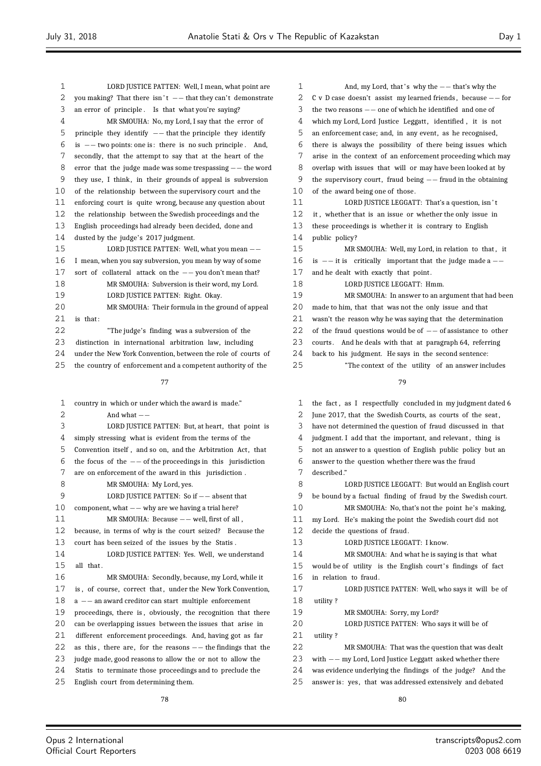LORD JUSTICE PATTEN: Well, I mean, what point are you making? That there isn't -- that they can't demonstrate an error of principle. Is that what you're saying?

MR SMOUHA: No, my Lord, I say that the error of principle they identify -- that the principle they identify is -- two points: one is: there is no such principle. And, secondly, that the attempt to say that at the heart of the error that the judge made was some trespassing -- the word they use, I think, in their grounds of appeal is subversion of the relationship between the supervisory court and the enforcing court is quite wrong, because any question about the relationship between the Swedish proceedings and the English proceedings had already been decided, done and dusted by the judge's 2017 judgment.

LORD JUSTICE PATTEN: Well, what you mean -- I mean, when you say subversion, you mean by way of some sort of collateral attack on the -- you don't mean that?

MR SMOUHA: Subversion is their word, my Lord.

LORD JUSTICE PATTEN: Right. Okay.

MR SMOUHA: Their formula in the ground of appeal is that:

"The judge's finding was a subversion of the distinction in international arbitration law, including under the New York Convention, between the role of courts of the country of enforcement and a competent authority of the country in which or under which the award is made."

And what --

LORD JUSTICE PATTEN: But, at heart, that point is simply stressing what is evident from the terms of the Convention itself, and so on, and the Arbitration Act, that the focus of the -- of the proceedings in this jurisdiction are on enforcement of the award in this jurisdiction.

MR SMOUHA: My Lord, yes.

LORD JUSTICE PATTEN: So if -- absent that component, what -- why are we having a trial here?

MR SMOUHA: Because -- well, first of all, because, in terms of why is the court seized? Because the court has been seized of the issues by the Statis.

LORD JUSTICE PATTEN: Yes. Well, we understand all that.

MR SMOUHA: Secondly, because, my Lord, while it is, of course, correct that, under the New York Convention, a -- an award creditor can start multiple enforcement proceedings, there is, obviously, the recognition that there can be overlapping issues between the issues that arise in different enforcement proceedings. And, having got as far as this, there are, for the reasons -- the findings that the judge made, good reasons to allow the or not to allow the Statis to terminate those proceedings and to preclude the English court from determining them.

And, my Lord, that's why the -- that's why the C v D case doesn't assist my learned friends, because -- for the two reasons -- one of which he identified and one of which my Lord, Lord Justice Leggatt, identified, it is not an enforcement case; and, in any event, as he recognised, there is always the possibility of there being issues which arise in the context of an enforcement proceeding which may overlap with issues that will or may have been looked at by the supervisory court, fraud being -- fraud in the obtaining of the award being one of those.

LORD JUSTICE LEGGATT: That's a question, isn't it, whether that is an issue or whether the only issue in these proceedings is whether it is contrary to English public policy?

MR SMOUHA: Well, my Lord, in relation to that, it is -- it is critically important that the judge made a -- and he dealt with exactly that point.

LORD JUSTICE LEGGATT: Hmm.

MR SMOUHA: In answer to an argument that had been made to him, that that was not the only issue and that wasn't the reason why he was saying that the determination of the fraud questions would be of -- of assistance to other courts. And he deals with that at paragraph 64, referring back to his judgment. He says in the second sentence:

"The context of the utility of an answer includes the fact, as I respectfully concluded in my judgment dated 6 June 2017, that the Swedish Courts, as courts of the seat, have not determined the question of fraud discussed in that judgment. I add that the important, and relevant, thing is not an answer to a question of English public policy but an answer to the question whether there was the fraud described."

LORD JUSTICE LEGGATT: But would an English court be bound by a factual finding of fraud by the Swedish court.

MR SMOUHA: No, that's not the point he's making, my Lord. He's making the point the Swedish court did not decide the questions of fraud.

LORD JUSTICE LEGGATT: I know.

MR SMOUHA: And what he is saying is that what would be of utility is the English court's findings of fact in relation to fraud.

LORD JUSTICE PATTEN: Well, who says it will be of utility?

MR SMOUHA: Sorry, my Lord?

LORD JUSTICE PATTEN: Who says it will be of utility?

MR SMOUHA: That was the question that was dealt with -- my Lord, Lord Justice Leggatt asked whether there was evidence underlying the findings of the judge? And the answer is: yes, that was addressed extensively and debated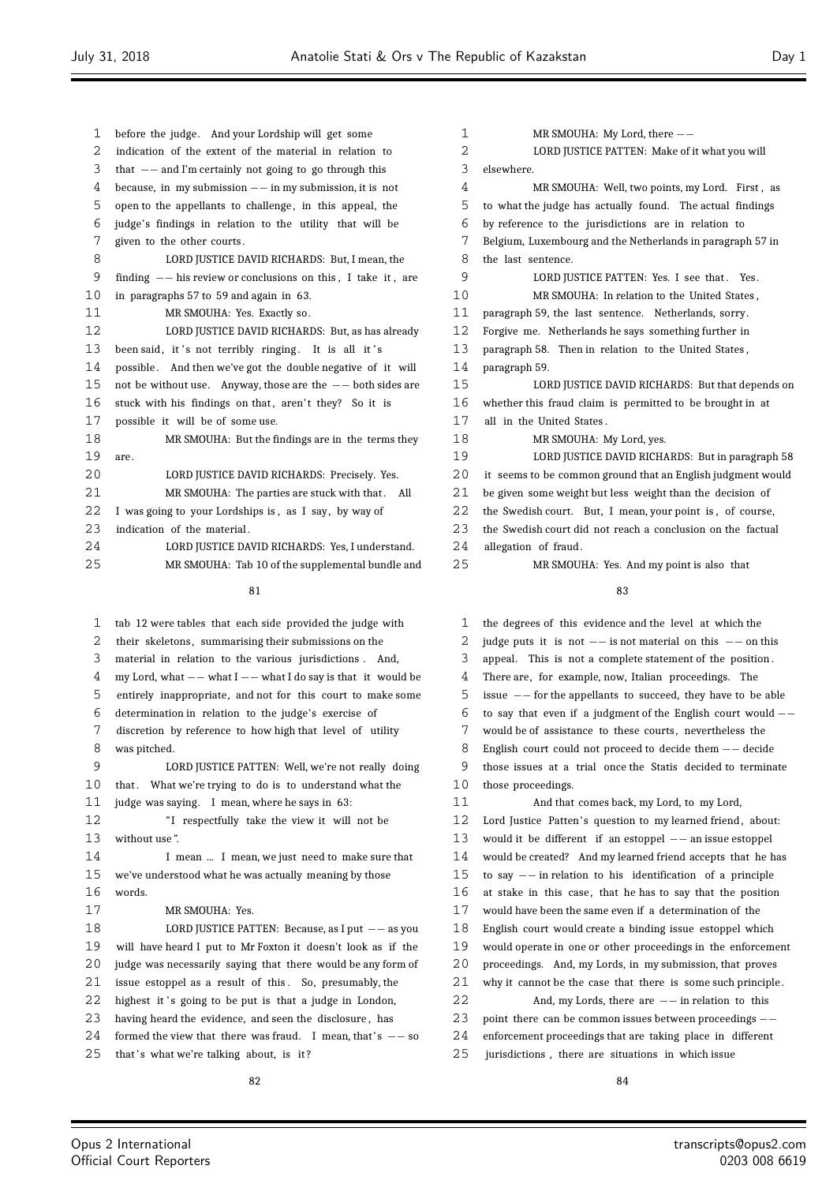before the judge. And your Lordship will get some indication of the extent of the material in relation to that -- and I'm certainly not going to go through this because, in my submission -- in my submission, it is not open to the appellants to challenge, in this appeal, the judge's findings in relation to the utility that will be given to the other courts.

LORD JUSTICE DAVID RICHARDS: But, I mean, the finding -- his review or conclusions on this, I take it, are in paragraphs 57 to 59 and again in 63.

MR SMOUHA: Yes. Exactly so.

LORD JUSTICE DAVID RICHARDS: But, as has already been said, it's not terribly ringing. It is all it's possible. And then we've got the double negative of it will not be without use. Anyway, those are the -- both sides are stuck with his findings on that, aren't they? So it is possible it will be of some use.

MR SMOUHA: But the findings are in the terms they are.

LORD JUSTICE DAVID RICHARDS: Precisely. Yes.

MR SMOUHA: The parties are stuck with that. All I was going to your Lordships is, as I say, by way of indication of the material.

LORD JUSTICE DAVID RICHARDS: Yes, I understand.

MR SMOUHA: Tab 10 of the supplemental bundle and tab 12 were tables that each side provided the judge with their skeletons, summarising their submissions on the material in relation to the various jurisdictions. And, my Lord, what -- what I -- what I do say is that it would be entirely inappropriate, and not for this court to make some determination in relation to the judge's exercise of discretion by reference to how high that level of utility was pitched.

LORD JUSTICE PATTEN: Well, we're not really doing that. What we're trying to do is to understand what the judge was saying. I mean, where he says in 63:

"I respectfully take the view it will not be without use".

I mean ... I mean, we just need to make sure that we've understood what he was actually meaning by those words.

MR SMOUHA: Yes.

LORD JUSTICE PATTEN: Because, as I put -- as you will have heard I put to Mr Foxton it doesn't look as if the judge was necessarily saying that there would be any form of issue estoppel as a result of this. So, presumably, the highest it's going to be put is that a judge in London, having heard the evidence, and seen the disclosure, has formed the view that there was fraud. I mean, that's -- so that's what we're talking about, is it?

MR SMOUHA: My Lord, there --

LORD JUSTICE PATTEN: Make of it what you will elsewhere.

MR SMOUHA: Well, two points, my Lord. First, as to what the judge has actually found. The actual findings by reference to the jurisdictions are in relation to Belgium, Luxembourg and the Netherlands in paragraph 57 in the last sentence.

LORD JUSTICE PATTEN: Yes. I see that. Yes.

MR SMOUHA: In relation to the United States, paragraph 59, the last sentence. Netherlands, sorry. Forgive me. Netherlands he says something further in paragraph 58. Then in relation to the United States, paragraph 59.

LORD JUSTICE DAVID RICHARDS: But that depends on whether this fraud claim is permitted to be brought in at all in the United States.

MR SMOUHA: My Lord, yes.

LORD JUSTICE DAVID RICHARDS: But in paragraph 58 it seems to be common ground that an English judgment would be given some weight but less weight than the decision of the Swedish court. But, I mean, your point is, of course, the Swedish court did not reach a conclusion on the factual allegation of fraud.

MR SMOUHA: Yes. And my point is also that the degrees of this evidence and the level at which the judge puts it is not -- is not material on this -- on this appeal. This is not a complete statement of the position. There are, for example, now, Italian proceedings. The issue -- for the appellants to succeed, they have to be able to say that even if a judgment of the English court would -- would be of assistance to these courts, nevertheless the English court could not proceed to decide them -- decide those issues at a trial once the Statis decided to terminate those proceedings.

And that comes back, my Lord, to my Lord, Lord Justice Patten's question to my learned friend, about: would it be different if an estoppel -- an issue estoppel would be created? And my learned friend accepts that he has to say -- in relation to his identification of a principle at stake in this case, that he has to say that the position would have been the same even if a determination of the English court would create a binding issue estoppel which would operate in one or other proceedings in the enforcement proceedings. And, my Lords, in my submission, that proves why it cannot be the case that there is some such principle.

And, my Lords, there are -- in relation to this point there can be common issues between proceedings -- enforcement proceedings that are taking place in different jurisdictions, there are situations in which issue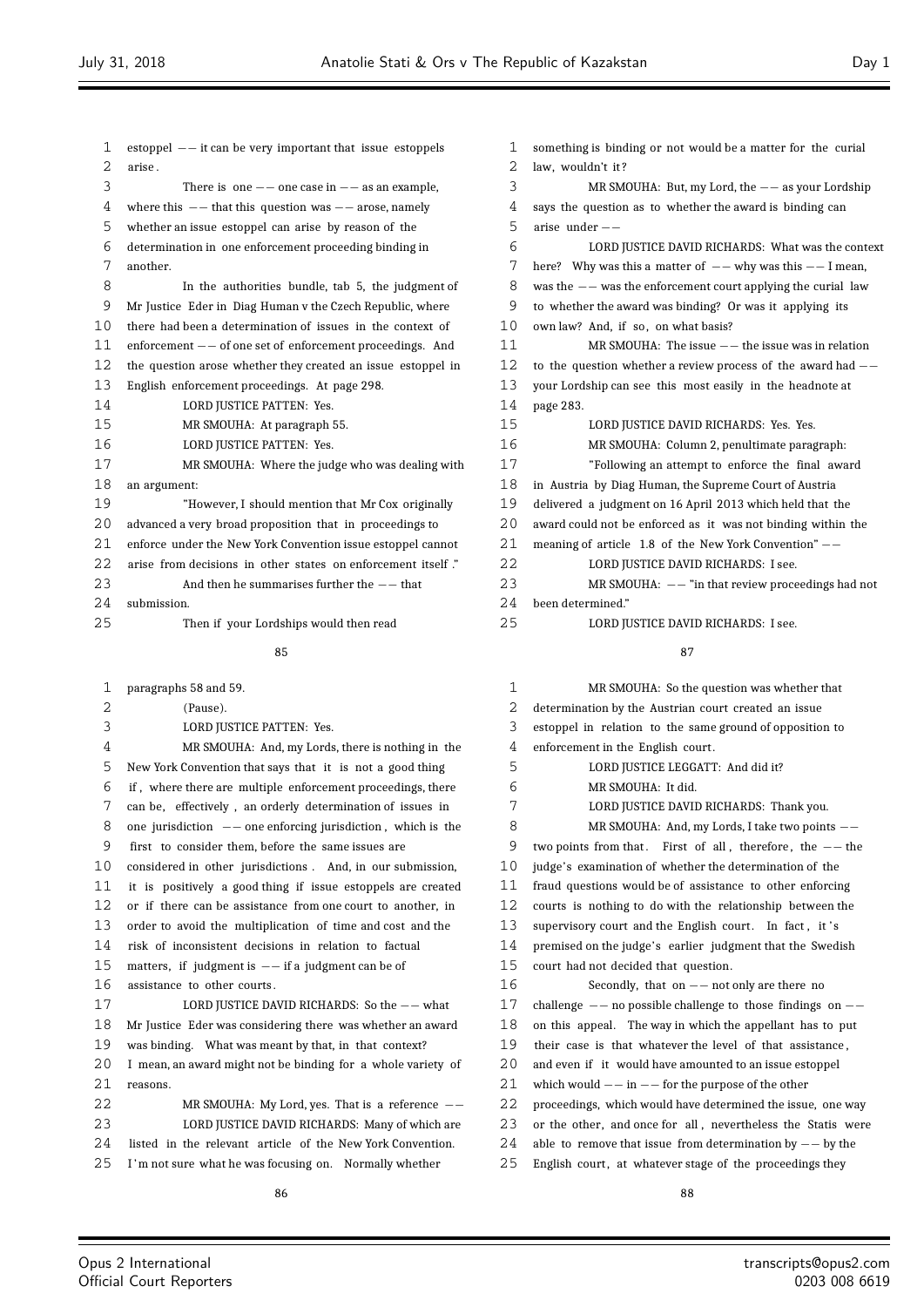estoppel -- it can be very important that issue estoppels arise.

There is one -- one case in -- as an example, where this -- that this question was -- arose, namely whether an issue estoppel can arise by reason of the determination in one enforcement proceeding binding in another.

In the authorities bundle, tab 5, the judgment of Mr Justice Eder in Diag Human v the Czech Republic, where there had been a determination of issues in the context of enforcement -- of one set of enforcement proceedings. And the question arose whether they created an issue estoppel in English enforcement proceedings. At page 298.

LORD JUSTICE PATTEN: Yes.

MR SMOUHA: At paragraph 55.

LORD JUSTICE PATTEN: Yes.

MR SMOUHA: Where the judge who was dealing with an argument:

"However, I should mention that Mr Cox originally advanced a very broad proposition that in proceedings to enforce under the New York Convention issue estoppel cannot arise from decisions in other states on enforcement itself."

And then he summarises further the -- that submission.

Then if your Lordships would then read paragraphs 58 and 59.

(Pause).

LORD JUSTICE PATTEN: Yes.

MR SMOUHA: And, my Lords, there is nothing in the New York Convention that says that it is not a good thing if, where there are multiple enforcement proceedings, there can be, effectively, an orderly determination of issues in one jurisdiction -- one enforcing jurisdiction, which is the first to consider them, before the same issues are considered in other jurisdictions. And, in our submission, it is positively a good thing if issue estoppels are created or if there can be assistance from one court to another, in order to avoid the multiplication of time and cost and the risk of inconsistent decisions in relation to factual matters, if judgment is -- if a judgment can be of assistance to other courts.

LORD JUSTICE DAVID RICHARDS: So the -- what Mr Justice Eder was considering there was whether an award was binding. What was meant by that, in that context? I mean, an award might not be binding for a whole variety of reasons.

MR SMOUHA: My Lord, yes. That is a reference --

LORD JUSTICE DAVID RICHARDS: Many of which are listed in the relevant article of the New York Convention. I'm not sure what he was focusing on. Normally whether something is binding or not would be a matter for the curial law, wouldn't it?

MR SMOUHA: But, my Lord, the -- as your Lordship says the question as to whether the award is binding can arise under --

LORD JUSTICE DAVID RICHARDS: What was the context here? Why was this a matter of -- why was this -- I mean, was the -- was the enforcement court applying the curial law to whether the award was binding? Or was it applying its own law? And, if so, on what basis?

MR SMOUHA: The issue -- the issue was in relation to the question whether a review process of the award had -- your Lordship can see this most easily in the headnote at page 283.

LORD JUSTICE DAVID RICHARDS: Yes. Yes.

MR SMOUHA: Column 2, penultimate paragraph:

"Following an attempt to enforce the final award in Austria by Diag Human, the Supreme Court of Austria delivered a judgment on 16 April 2013 which held that the award could not be enforced as it was not binding within the meaning of article 1.8 of the New York Convention" --

LORD JUSTICE DAVID RICHARDS: I see.

MR SMOUHA: -- "in that review proceedings had not been determined."

LORD JUSTICE DAVID RICHARDS: I see.

MR SMOUHA: So the question was whether that determination by the Austrian court created an issue estoppel in relation to the same ground of opposition to enforcement in the English court.

LORD JUSTICE LEGGATT: And did it?

MR SMOUHA: It did.

LORD JUSTICE DAVID RICHARDS: Thank you.

MR SMOUHA: And, my Lords, I take two points -- two points from that. First of all, therefore, the -- the judge's examination of whether the determination of the fraud questions would be of assistance to other enforcing courts is nothing to do with the relationship between the supervisory court and the English court. In fact, it's premised on the judge's earlier judgment that the Swedish court had not decided that question.

Secondly, that on -- not only are there no challenge -- no possible challenge to those findings on -- on this appeal. The way in which the appellant has to put their case is that whatever the level of that assistance, and even if it would have amounted to an issue estoppel which would -- in -- for the purpose of the other proceedings, which would have determined the issue, one way or the other, and once for all, nevertheless the Statis were able to remove that issue from determination by -- by the English court, at whatever stage of the proceedings they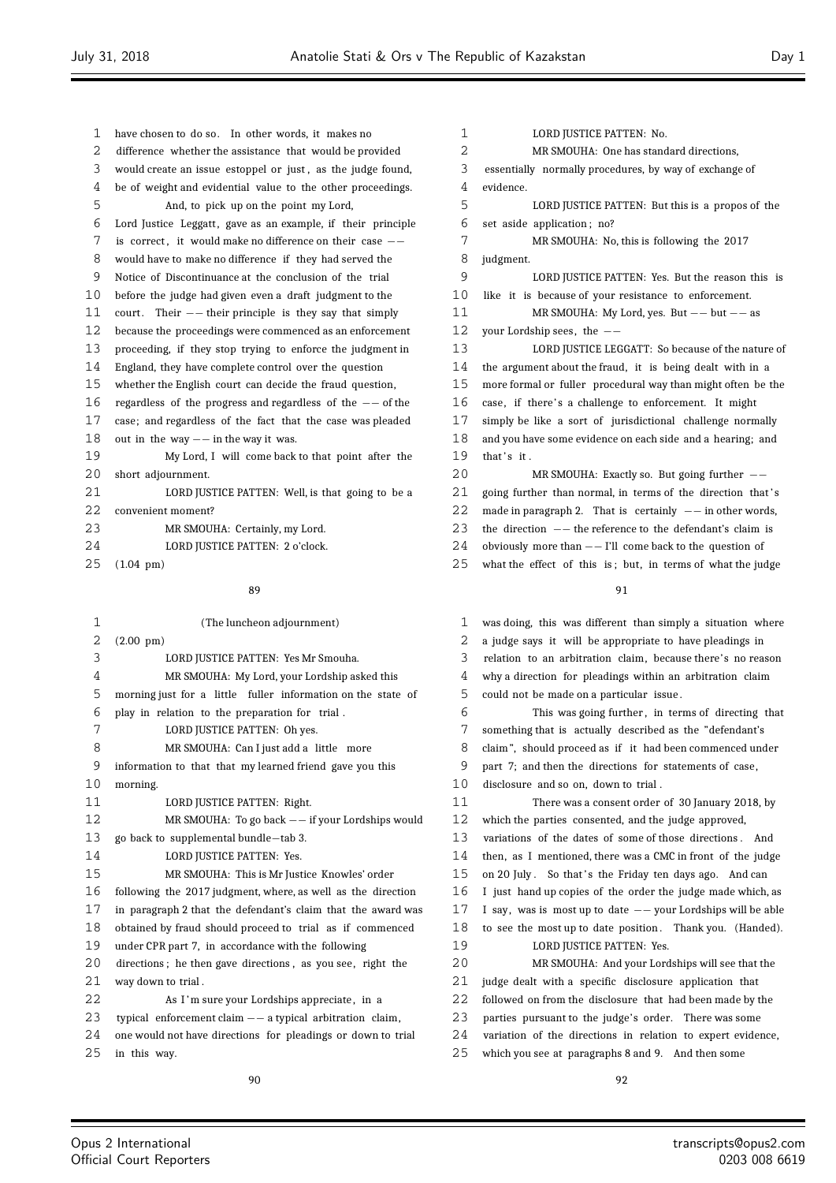have chosen to do so. In other words, it makes no difference whether the assistance that would be provided would create an issue estoppel or just, as the judge found, be of weight and evidential value to the other proceedings.

And, to pick up on the point my Lord, Lord Justice Leggatt, gave as an example, if their principle is correct, it would make no difference on their case -- would have to make no difference if they had served the Notice of Discontinuance at the conclusion of the trial before the judge had given even a draft judgment to the court. Their -- their principle is they say that simply because the proceedings were commenced as an enforcement proceeding, if they stop trying to enforce the judgment in England, they have complete control over the question whether the English court can decide the fraud question, regardless of the progress and regardless of the -- of the case; and regardless of the fact that the case was pleaded out in the way -- in the way it was.

My Lord, I will come back to that point after the short adjournment.

LORD JUSTICE PATTEN: Well, is that going to be a convenient moment?

MR SMOUHA: Certainly, my Lord.

LORD JUSTICE PATTEN: 2 o'clock.

(1.04 pm)

(The luncheon adjournment)

(2.00 pm)

LORD JUSTICE PATTEN: Yes Mr Smouha.

MR SMOUHA: My Lord, your Lordship asked this morning just for a little fuller information on the state of play in relation to the preparation for trial.

LORD JUSTICE PATTEN: Oh yes.

MR SMOUHA: Can I just add a little more information to that that my learned friend gave you this morning.

LORD JUSTICE PATTEN: Right.

MR SMOUHA: To go back -- if your Lordships would go back to supplemental bundle-tab 3.

LORD JUSTICE PATTEN: Yes.

MR SMOUHA: This is Mr Justice Knowles' order following the 2017 judgment, where, as well as the direction in paragraph 2 that the defendant's claim that the award was obtained by fraud should proceed to trial as if commenced under CPR part 7, in accordance with the following directions; he then gave directions, as you see, right the way down to trial.

As I'm sure your Lordships appreciate, in a typical enforcement claim -- a typical arbitration claim, one would not have directions for pleadings or down to trial in this way.

LORD JUSTICE PATTEN: No.

MR SMOUHA: One has standard directions, essentially normally procedures, by way of exchange of evidence.

LORD JUSTICE PATTEN: But this is a propos of the set aside application; no?

MR SMOUHA: No, this is following the 2017 judgment.

LORD JUSTICE PATTEN: Yes. But the reason this is like it is because of your resistance to enforcement.

MR SMOUHA: My Lord, yes. But -- but -- as your Lordship sees, the --

LORD JUSTICE LEGGATT: So because of the nature of the argument about the fraud, it is being dealt with in a more formal or fuller procedural way than might often be the case, if there's a challenge to enforcement. It might simply be like a sort of jurisdictional challenge normally and you have some evidence on each side and a hearing; and that's it.

MR SMOUHA: Exactly so. But going further -- going further than normal, in terms of the direction that's made in paragraph 2. That is certainly -- in other words, the direction -- the reference to the defendant's claim is obviously more than -- I'll come back to the question of what the effect of this is; but, in terms of what the judge was doing, this was different than simply a situation where a judge says it will be appropriate to have pleadings in relation to an arbitration claim, because there's no reason why a direction for pleadings within an arbitration claim could not be made on a particular issue.

This was going further, in terms of directing that something that is actually described as the "defendant's claim", should proceed as if it had been commenced under part 7; and then the directions for statements of case, disclosure and so on, down to trial.

There was a consent order of 30 January 2018, by which the parties consented, and the judge approved, variations of the dates of some of those directions. And then, as I mentioned, there was a CMC in front of the judge on 20 July. So that's the Friday ten days ago. And can I just hand up copies of the order the judge made which, as I say, was is most up to date -- your Lordships will be able to see the most up to date position. Thank you. (Handed).

LORD JUSTICE PATTEN: Yes.

MR SMOUHA: And your Lordships will see that the judge dealt with a specific disclosure application that followed on from the disclosure that had been made by the parties pursuant to the judge's order. There was some variation of the directions in relation to expert evidence, which you see at paragraphs 8 and 9. And then some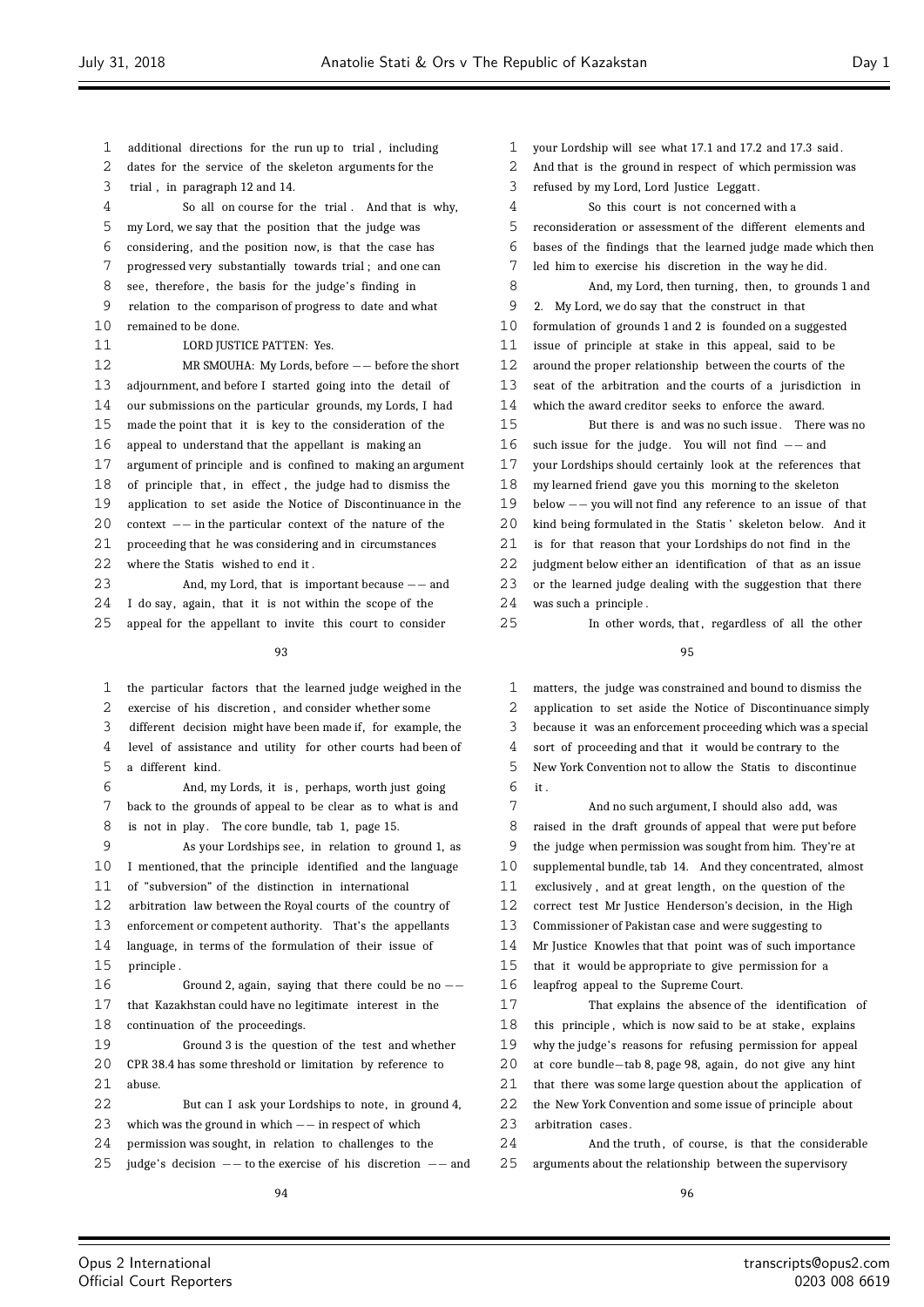additional directions for the run up to trial, including dates for the service of the skeleton arguments for the trial, in paragraph 12 and 14.

So all on course for the trial. And that is why, my Lord, we say that the position that the judge was considering, and the position now, is that the case has progressed very substantially towards trial; and one can see, therefore, the basis for the judge's finding in relation to the comparison of progress to date and what remained to be done.

LORD JUSTICE PATTEN: Yes.

MR SMOUHA: My Lords, before -- before the short adjournment, and before I started going into the detail of our submissions on the particular grounds, my Lords, I had made the point that it is key to the consideration of the appeal to understand that the appellant is making an argument of principle and is confined to making an argument of principle that, in effect, the judge had to dismiss the application to set aside the Notice of Discontinuance in the context -- in the particular context of the nature of the proceeding that he was considering and in circumstances where the Statis wished to end it.

And, my Lord, that is important because -- and I do say, again, that it is not within the scope of the appeal for the appellant to invite this court to consider the particular factors that the learned judge weighed in the exercise of his discretion, and consider whether some different decision might have been made if, for example, the level of assistance and utility for other courts had been of a different kind.

And, my Lords, it is, perhaps, worth just going back to the grounds of appeal to be clear as to what is and is not in play. The core bundle, tab 1, page 15.

As your Lordships see, in relation to ground 1, as I mentioned, that the principle identified and the language of "subversion" of the distinction in international arbitration law between the Royal courts of the country of enforcement or competent authority. That's the appellants language, in terms of the formulation of their issue of principle.

Ground 2, again, saying that there could be no -- that Kazakhstan could have no legitimate interest in the continuation of the proceedings.

Ground 3 is the question of the test and whether CPR 38.4 has some threshold or limitation by reference to abuse.

But can I ask your Lordships to note, in ground 4, which was the ground in which -- in respect of which permission was sought, in relation to challenges to the judge's decision -- to the exercise of his discretion -- and your Lordship will see what 17.1 and 17.2 and 17.3 said. And that is the ground in respect of which permission was refused by my Lord, Lord Justice Leggatt.

So this court is not concerned with a reconsideration or assessment of the different elements and bases of the findings that the learned judge made which then led him to exercise his discretion in the way he did.

And, my Lord, then turning, then, to grounds 1 and 2. My Lord, we do say that the construct in that formulation of grounds 1 and 2 is founded on a suggested issue of principle at stake in this appeal, said to be around the proper relationship between the courts of the seat of the arbitration and the courts of a jurisdiction in which the award creditor seeks to enforce the award.

But there is and was no such issue. There was no such issue for the judge. You will not find -- and your Lordships should certainly look at the references that my learned friend gave you this morning to the skeleton below -- you will not find any reference to an issue of that kind being formulated in the Statis' skeleton below. And it is for that reason that your Lordships do not find in the judgment below either an identification of that as an issue or the learned judge dealing with the suggestion that there was such a principle.

In other words, that, regardless of all the other matters, the judge was constrained and bound to dismiss the application to set aside the Notice of Discontinuance simply because it was an enforcement proceeding which was a special sort of proceeding and that it would be contrary to the New York Convention not to allow the Statis to discontinue it.

And no such argument, I should also add, was raised in the draft grounds of appeal that were put before the judge when permission was sought from him. They're at supplemental bundle, tab 14. And they concentrated, almost exclusively, and at great length, on the question of the correct test Mr Justice Henderson's decision, in the High Commissioner of Pakistan case and were suggesting to Mr Justice Knowles that that point was of such importance that it would be appropriate to give permission for a leapfrog appeal to the Supreme Court.

That explains the absence of the identification of this principle, which is now said to be at stake, explains why the judge's reasons for refusing permission for appeal at core bundle—tab 8, page 98, again, do not give any hint that there was some large question about the application of the New York Convention and some issue of principle about arbitration cases.

And the truth, of course, is that the considerable arguments about the relationship between the supervisory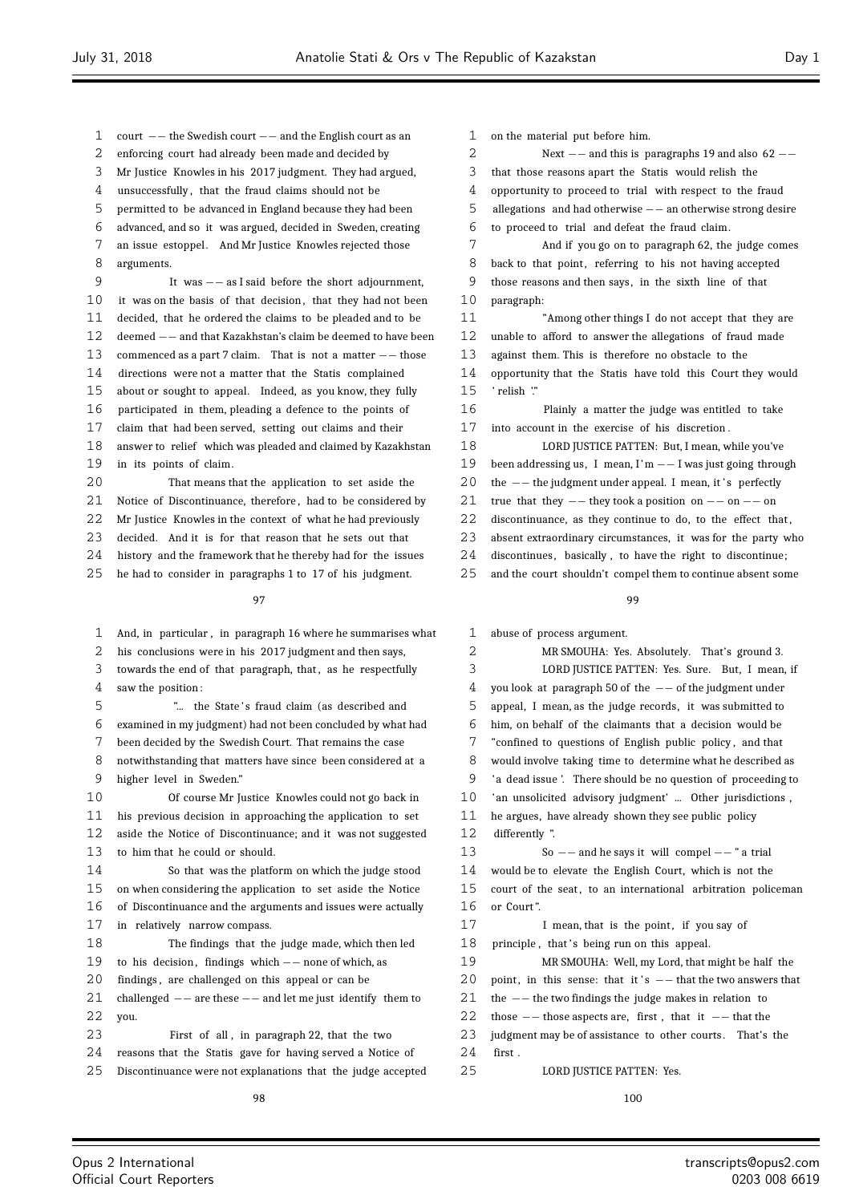court -- the Swedish court -- and the English court as an enforcing court had already been made and decided by Mr Justice Knowles in his 2017 judgment. They had argued, unsuccessfully, that the fraud claims should not be permitted to be advanced in England because they had been advanced, and so it was argued, decided in Sweden, creating an issue estoppel. And Mr Justice Knowles rejected those arguments.

It was -- as I said before the short adjournment, it was on the basis of that decision, that they had not been decided, that he ordered the claims to be pleaded and to be deemed -- and that Kazakhstan's claim be deemed to have been commenced as a part 7 claim. That is not a matter -- those directions were not a matter that the Statis complained about or sought to appeal. Indeed, as you know, they fully participated in them, pleading a defence to the points of claim that had been served, setting out claims and their answer to relief which was pleaded and claimed by Kazakhstan in its points of claim.

That means that the application to set aside the Notice of Discontinuance, therefore, had to be considered by Mr Justice Knowles in the context of what he had previously decided. And it is for that reason that he sets out that history and the framework that he thereby had for the issues he had to consider in paragraphs 1 to 17 of his judgment.

And, in particular, in paragraph 16 where he summarises what his conclusions were in his 2017 judgment and then says, towards the end of that paragraph, that, as he respectfully saw the position:

"... the State's fraud claim (as described and examined in my judgment) had not been concluded by what had been decided by the Swedish Court. That remains the case notwithstanding that matters have since been considered at a higher level in Sweden."

Of course Mr Justice Knowles could not go back in his previous decision in approaching the application to set aside the Notice of Discontinuance; and it was not suggested to him that he could or should.

So that was the platform on which the judge stood on when considering the application to set aside the Notice of Discontinuance and the arguments and issues were actually in relatively narrow compass.

The findings that the judge made, which then led to his decision, findings which -- none of which, as findings, are challenged on this appeal or can be challenged -- are these -- and let me just identify them to you.

First of all, in paragraph 22, that the two reasons that the Statis gave for having served a Notice of Discontinuance were not explanations that the judge accepted on the material put before him.

Next -- and this is paragraphs 19 and also 62 -- that those reasons apart the Statis would relish the opportunity to proceed to trial with respect to the fraud allegations and had otherwise -- an otherwise strong desire to proceed to trial and defeat the fraud claim.

And if you go on to paragraph 62, the judge comes back to that point, referring to his not having accepted those reasons and then says, in the sixth line of that paragraph:

"Among other things I do not accept that they are unable to afford to answer the allegations of fraud made against them. This is therefore no obstacle to the opportunity that the Statis have told this Court they would 'relish'."

Plainly a matter the judge was entitled to take into account in the exercise of his discretion.

LORD JUSTICE PATTEN: But, I mean, while you've been addressing us, I mean, I'm -- I was just going through the -- the judgment under appeal. I mean, it's perfectly true that they -- they took a position on -- on -- on discontinuance, as they continue to do, to the effect that, absent extraordinary circumstances, it was for the party who discontinues, basically, to have the right to discontinue; and the court shouldn't compel them to continue absent some abuse of process argument.

MR SMOUHA: Yes. Absolutely. That's ground 3.

LORD JUSTICE PATTEN: Yes. Sure. But, I mean, if you look at paragraph 50 of the -- of the judgment under appeal, I mean, as the judge records, it was submitted to him, on behalf of the claimants that a decision would be "confined to questions of English public policy, and that would involve taking time to determine what he described as 'a dead issue'. There should be no question of proceeding to 'an unsolicited advisory judgment' ... Other jurisdictions, he argues, have already shown they see public policy differently".

So -- and he says it will compel -- "a trial would be to elevate the English Court, which is not the court of the seat, to an international arbitration policeman or Court".

I mean, that is the point, if you say of principle, that's being run on this appeal.

MR SMOUHA: Well, my Lord, that might be half the point, in this sense: that it's -- that the two answers that the -- the two findings the judge makes in relation to those -- those aspects are, first, that it -- that the judgment may be of assistance to other courts. That's the first.

LORD JUSTICE PATTEN: Yes.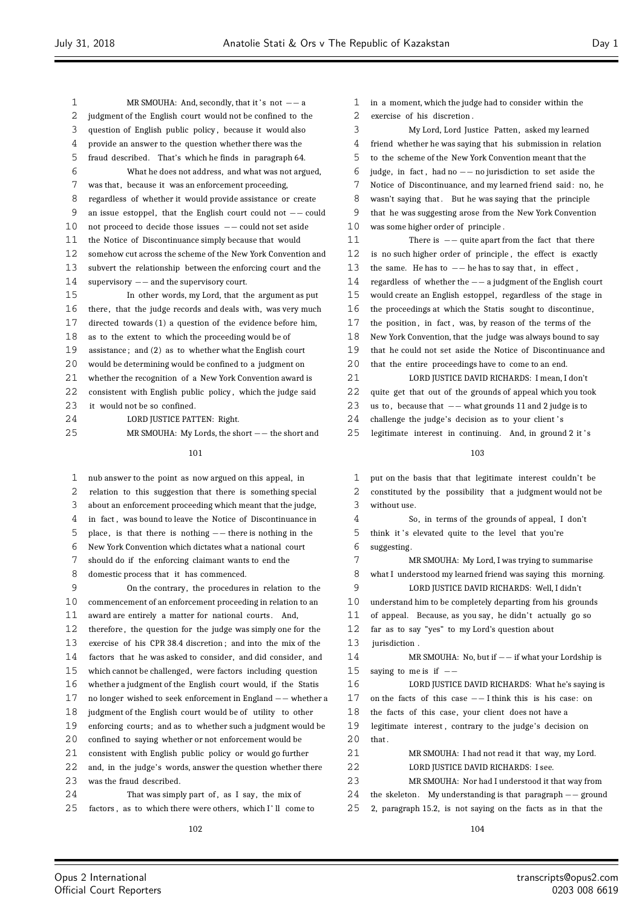MR SMOUHA: And, secondly, that it's not -- a judgment of the English court would not be confined to the question of English public policy, because it would also provide an answer to the question whether there was the fraud described. That's which he finds in paragraph 64.

What he does not address, and what was not argued, was that, because it was an enforcement proceeding, regardless of whether it would provide assistance or create an issue estoppel, that the English court could not -- could not proceed to decide those issues -- could not set aside the Notice of Discontinuance simply because that would somehow cut across the scheme of the New York Convention and subvert the relationship between the enforcing court and the supervisory -- and the supervisory court.

In other words, my Lord, that the argument as put there, that the judge records and deals with, was very much directed towards (1) a question of the evidence before him, as to the extent to which the proceeding would be of assistance; and (2) as to whether what the English court would be determining would be confined to a judgment on whether the recognition of a New York Convention award is consistent with English public policy, which the judge said it would not be so confined.

LORD JUSTICE PATTEN: Right.

MR SMOUHA: My Lords, the short -- the short and nub answer to the point as now argued on this appeal, in relation to this suggestion that there is something special about an enforcement proceeding which meant that the judge, in fact, was bound to leave the Notice of Discontinuance in place, is that there is nothing -- there is nothing in the New York Convention which dictates what a national court should do if the enforcing claimant wants to end the domestic process that it has commenced.

On the contrary, the procedures in relation to the commencement of an enforcement proceeding in relation to an award are entirely a matter for national courts. And, therefore, the question for the judge was simply one for the exercise of his CPR 38.4 discretion; and into the mix of the factors that he was asked to consider, and did consider, and which cannot be challenged, were factors including question whether a judgment of the English court would, if the Statis no longer wished to seek enforcement in England -- whether a judgment of the English court would be of utility to other enforcing courts; and as to whether such a judgment would be confined to saying whether or not enforcement would be consistent with English public policy or would go further and, in the judge's words, answer the question whether there was the fraud described.

That was simply part of, as I say, the mix of factors, as to which there were others, which I'll come to in a moment, which the judge had to consider within the exercise of his discretion.

My Lord, Lord Justice Patten, asked my learned friend whether he was saying that his submission in relation to the scheme of the New York Convention meant that the judge, in fact, had no -- no jurisdiction to set aside the Notice of Discontinuance, and my learned friend said: no, he wasn't saying that. But he was saying that the principle that he was suggesting arose from the New York Convention was some higher order of principle.

There is -- quite apart from the fact that there is no such higher order of principle, the effect is exactly the same. He has to -- he has to say that, in effect, regardless of whether the -- a judgment of the English court would create an English estoppel, regardless of the stage in the proceedings at which the Statis sought to discontinue, the position, in fact, was, by reason of the terms of the New York Convention, that the judge was always bound to say that he could not set aside the Notice of Discontinuance and that the entire proceedings have to come to an end.

LORD JUSTICE DAVID RICHARDS: I mean, I don't quite get that out of the grounds of appeal which you took us to, because that -- what grounds 11 and 2 judge is to challenge the judge's decision as to your client's legitimate interest in continuing. And, in ground 2 it's put on the basis that that legitimate interest couldn't be constituted by the possibility that a judgment would not be without use.

So, in terms of the grounds of appeal, I don't think it's elevated quite to the level that you're suggesting.

MR SMOUHA: My Lord, I was trying to summarise what I understood my learned friend was saying this morning.

LORD JUSTICE DAVID RICHARDS: Well, I didn't understand him to be completely departing from his grounds of appeal. Because, as you say, he didn't actually go so far as to say "yes" to my Lord's question about jurisdiction.

MR SMOUHA: No, but if -- if what your Lordship is saying to me is if --

LORD JUSTICE DAVID RICHARDS: What he's saying is on the facts of this case -- I think this is his case: on the facts of this case, your client does not have a legitimate interest, contrary to the judge's decision on that.

MR SMOUHA: I had not read it that way, my Lord.

LORD JUSTICE DAVID RICHARDS: I see.

MR SMOUHA: Nor had I understood it that way from the skeleton. My understanding is that paragraph -- ground 2, paragraph 15.2, is not saying on the facts as in that the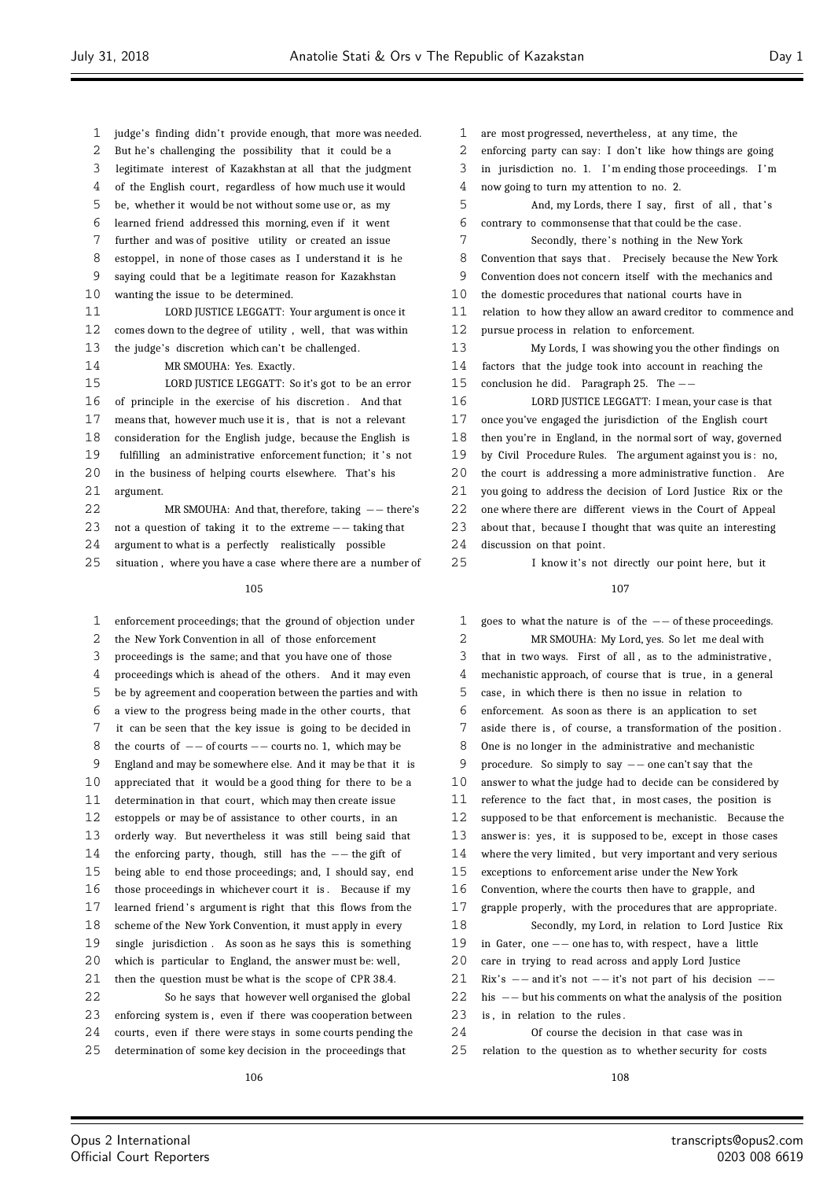judge's finding didn't provide enough, that more was needed. But he's challenging the possibility that it could be a legitimate interest of Kazakhstan at all that the judgment of the English court, regardless of how much use it would be, whether it would be not without some use or, as my learned friend addressed this morning, even if it went further and was of positive utility or created an issue estoppel, in none of those cases as I understand it is he saying could that be a legitimate reason for Kazakhstan wanting the issue to be determined.

LORD JUSTICE LEGGATT: Your argument is once it comes down to the degree of utility, well, that was within the judge's discretion which can't be challenged.

MR SMOUHA: Yes. Exactly.

LORD JUSTICE LEGGATT: So it's got to be an error of principle in the exercise of his discretion. And that means that, however much use it is, that is not a relevant consideration for the English judge, because the English is fulfilling an administrative enforcement function; it's not in the business of helping courts elsewhere. That's his argument.

MR SMOUHA: And that, therefore, taking -- there's not a question of taking it to the extreme -- taking that argument to what is a perfectly realistically possible situation, where you have a case where there are a number of enforcement proceedings; that the ground of objection under the New York Convention in all of those enforcement proceedings is the same; and that you have one of those proceedings which is ahead of the others. And it may even be by agreement and cooperation between the parties and with a view to the progress being made in the other courts, that it can be seen that the key issue is going to be decided in the courts of -- of courts -- courts no. 1, which may be England and may be somewhere else. And it may be that it is appreciated that it would be a good thing for there to be a determination in that court, which may then create issue estoppels or may be of assistance to other courts, in an orderly way. But nevertheless it was still being said that the enforcing party, though, still has the -- the gift of being able to end those proceedings; and, I should say, end those proceedings in whichever court it is. Because if my learned friend's argument is right that this flows from the scheme of the New York Convention, it must apply in every single jurisdiction. As soon as he says this is something which is particular to England, the answer must be: well, then the question must be what is the scope of CPR 38.4.

So he says that however well organised the global enforcing system is, even if there was cooperation between courts, even if there were stays in some courts pending the determination of some key decision in the proceedings that are most progressed, nevertheless, at any time, the enforcing party can say: I don't like how things are going in jurisdiction no. 1. I'm ending those proceedings. I'm now going to turn my attention to no. 2.

And, my Lords, there I say, first of all, that's contrary to commonsense that that could be the case.

Secondly, there's nothing in the New York Convention that says that. Precisely because the New York Convention does not concern itself with the mechanics and the domestic procedures that national courts have in relation to how they allow an award creditor to commence and pursue process in relation to enforcement.

My Lords, I was showing you the other findings on factors that the judge took into account in reaching the conclusion he did. Paragraph 25. The --

LORD JUSTICE LEGGATT: I mean, your case is that once you've engaged the jurisdiction of the English court then you're in England, in the normal sort of way, governed by Civil Procedure Rules. The argument against you is: no, the court is addressing a more administrative function. Are you going to address the decision of Lord Justice Rix or the one where there are different views in the Court of Appeal about that, because I thought that was quite an interesting discussion on that point.

I know it's not directly our point here, but it goes to what the nature is of the -- of these proceedings.

MR SMOUHA: My Lord, yes. So let me deal with that in two ways. First of all, as to the administrative, mechanistic approach, of course that is true, in a general case, in which there is then no issue in relation to enforcement. As soon as there is an application to set aside there is, of course, a transformation of the position. One is no longer in the administrative and mechanistic procedure. So simply to say -- one can't say that the answer to what the judge had to decide can be considered by reference to the fact that, in most cases, the position is supposed to be that enforcement is mechanistic. Because the answer is: yes, it is supposed to be, except in those cases where the very limited, but very important and very serious exceptions to enforcement arise under the New York Convention, where the courts then have to grapple, and grapple properly, with the procedures that are appropriate.

Secondly, my Lord, in relation to Lord Justice Rix in Gater, one -- one has to, with respect, have a little care in trying to read across and apply Lord Justice Rix's -- and it's not -- it's not part of his decision -- his -- but his comments on what the analysis of the position is, in relation to the rules.

Of course the decision in that case was in relation to the question as to whether security for costs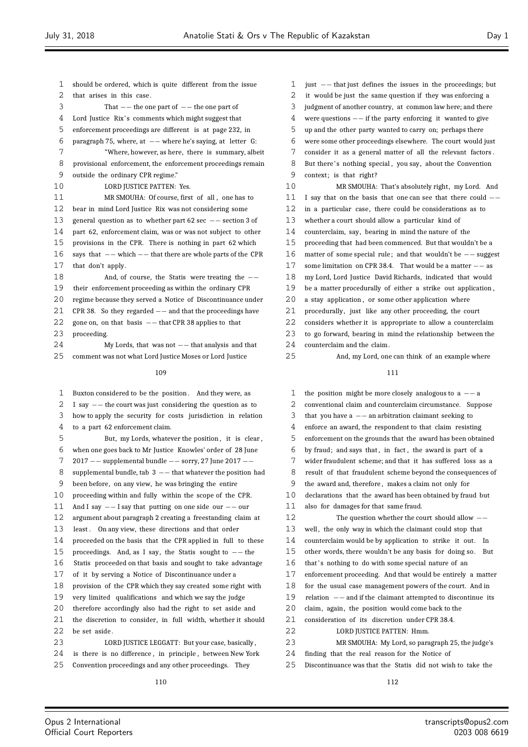should be ordered, which is quite different from the issue that arises in this case.

That -- the one part of -- the one part of Lord Justice Rix's comments which might suggest that enforcement proceedings are different is at page 232, in paragraph 75, where, at -- where he's saying, at letter G:

"Where, however, as here, there is summary, albeit provisional enforcement, the enforcement proceedings remain outside the ordinary CPR regime."

LORD JUSTICE PATTEN: Yes.

MR SMOUHA: Of course, first of all, one has to bear in mind Lord Justice Rix was not considering some general question as to whether part 62 sec -- section 3 of part 62, enforcement claim, was or was not subject to other provisions in the CPR. There is nothing in part 62 which says that -- which -- that there are whole parts of the CPR that don't apply.

And, of course, the Statis were treating the -- their enforcement proceeding as within the ordinary CPR regime because they served a Notice of Discontinuance under CPR 38. So they regarded -- and that the proceedings have gone on, on that basis -- that CPR 38 applies to that proceeding.

My Lords, that was not -- that analysis and that comment was not what Lord Justice Moses or Lord Justice

Buxton considered to be the position. And they were, as I say -- the court was just considering the question as to how to apply the security for costs jurisdiction in relation to a part 62 enforcement claim.

But, my Lords, whatever the position, it is clear, when one goes back to Mr Justice Knowles' order of 28 June 2017 -- supplemental bundle -- sorry, 27 June 2017 -- supplemental bundle, tab 3 -- that whatever the position had been before, on any view, he was bringing the entire proceeding within and fully within the scope of the CPR. And I say -- I say that putting on one side our -- our argument about paragraph 2 creating a freestanding claim at least. On any view, these directions and that order proceeded on the basis that the CPR applied in full to these proceedings. And, as I say, the Statis sought to -- the Statis proceeded on that basis and sought to take advantage of it by serving a Notice of Discontinuance under a provision of the CPR which they say created some right with very limited qualifications and which we say the judge therefore accordingly also had the right to set aside and the discretion to consider, in full width, whether it should be set aside.

LORD JUSTICE LEGGATT: But your case, basically, is there is no difference, in principle, between New York Convention proceedings and any other proceedings. They

just -- that just defines the issues in the proceedings; but it would be just the same question if they was enforcing a judgment of another country, at common law here; and there were questions -- if the party enforcing it wanted to give up and the other party wanted to carry on; perhaps there were some other proceedings elsewhere. The court would just consider it as a general matter of all the relevant factors. But there's nothing special, you say, about the Convention context; is that right?

MR SMOUHA: That's absolutely right, my Lord. And I say that on the basis that one can see that there could -- in a particular case, there could be considerations as to whether a court should allow a particular kind of counterclaim, say, bearing in mind the nature of the proceeding that had been commenced. But that wouldn't be a matter of some special rule; and that wouldn't be -- suggest some limitation on CPR 38.4. That would be a matter -- as my Lord, Lord Justice David Richards, indicated that would be a matter procedurally of either a strike out application, a stay application, or some other application where procedurally, just like any other proceeding, the court considers whether it is appropriate to allow a counterclaim to go forward, bearing in mind the relationship between the counterclaim and the claim.

And, my Lord, one can think of an example where

the position might be more closely analogous to a -- a conventional claim and counterclaim circumstance. Suppose that you have a -- an arbitration claimant seeking to enforce an award, the respondent to that claim resisting enforcement on the grounds that the award has been obtained by fraud; and says that, in fact, the award is part of a wider fraudulent scheme; and that it has suffered loss as a result of that fraudulent scheme beyond the consequences of the award and, therefore, makes a claim not only for declarations that the award has been obtained by fraud but also for damages for that same fraud.

The question whether the court should allow -- well, the only way in which the claimant could stop that counterclaim would be by application to strike it out. In other words, there wouldn't be any basis for doing so. But that's nothing to do with some special nature of an enforcement proceeding. And that would be entirely a matter for the usual case management powers of the court. And in relation -- and if the claimant attempted to discontinue its claim, again, the position would come back to the consideration of its discretion under CPR 38.4.

LORD JUSTICE PATTEN: Hmm.

MR SMOUHA: My Lord, so paragraph 25, the judge's finding that the real reason for the Notice of Discontinuance was that the Statis did not wish to take the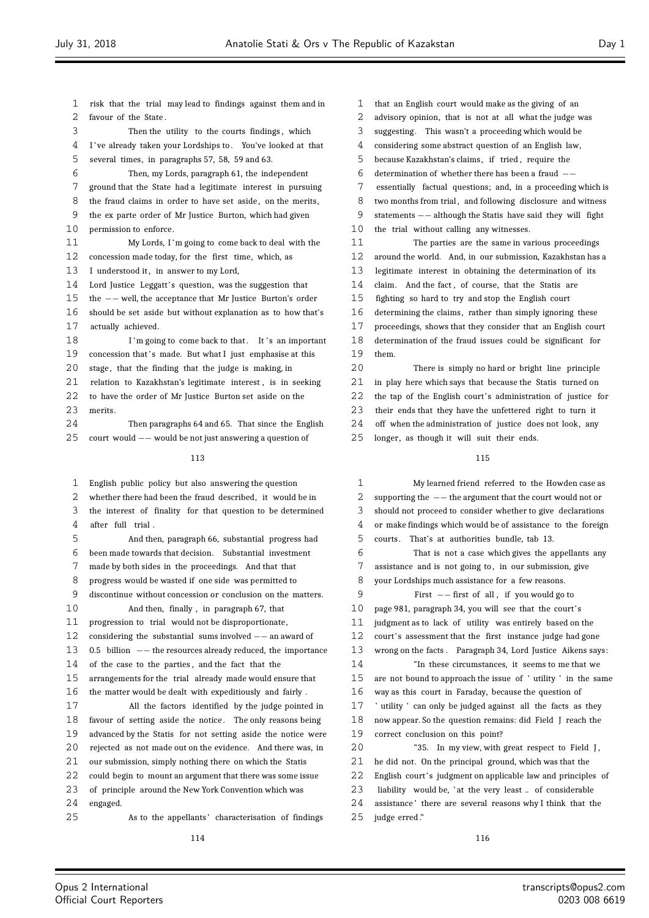risk that the trial may lead to findings against them and in favour of the State.

Then the utility to the courts findings, which I've already taken your Lordships to. You've looked at that several times, in paragraphs 57, 58, 59 and 63.

Then, my Lords, paragraph 61, the independent ground that the State had a legitimate interest in pursuing the fraud claims in order to have set aside, on the merits, the ex parte order of Mr Justice Burton, which had given permission to enforce.

My Lords, I'm going to come back to deal with the concession made today, for the first time, which, as I understood it, in answer to my Lord, Lord Justice Leggatt's question, was the suggestion that the -- well, the acceptance that Mr Justice Burton's order should be set aside but without explanation as to how that's actually achieved.

I'm going to come back to that. It's an important concession that's made. But what I just emphasise at this stage, that the finding that the judge is making, in relation to Kazakhstan's legitimate interest, is in seeking to have the order of Mr Justice Burton set aside on the merits.

Then paragraphs 64 and 65. That since the English court would -- would be not just answering a question of English public policy but also answering the question whether there had been the fraud described, it would be in the interest of finality for that question to be determined after full trial.

And then, paragraph 66, substantial progress had been made towards that decision. Substantial investment made by both sides in the proceedings. And that that progress would be wasted if one side was permitted to discontinue without concession or conclusion on the matters.

And then, finally, in paragraph 67, that progression to trial would not be disproportionate, considering the substantial sums involved -- an award of 0.5 billion -- the resources already reduced, the importance of the case to the parties, and the fact that the arrangements for the trial already made would ensure that the matter would be dealt with expeditiously and fairly.

All the factors identified by the judge pointed in favour of setting aside the notice. The only reasons being advanced by the Statis for not setting aside the notice were rejected as not made out on the evidence. And there was, in our submission, simply nothing there on which the Statis could begin to mount an argument that there was some issue of principle around the New York Convention which was engaged.

As to the appellants' characterisation of findings that an English court would make as the giving of an advisory opinion, that is not at all what the judge was suggesting. This wasn't a proceeding which would be considering some abstract question of an English law, because Kazakhstan's claims, if tried, require the determination of whether there has been a fraud -- essentially factual questions; and, in a proceeding which is two months from trial, and following disclosure and witness statements -- although the Statis have said they will fight the trial without calling any witnesses.

The parties are the same in various proceedings around the world. And, in our submission, Kazakhstan has a legitimate interest in obtaining the determination of its claim. And the fact, of course, that the Statis are fighting so hard to try and stop the English court determining the claims, rather than simply ignoring these proceedings, shows that they consider that an English court determination of the fraud issues could be significant for them.

There is simply no hard or bright line principle in play here which says that because the Statis turned on the tap of the English court's administration of justice for their ends that they have the unfettered right to turn it off when the administration of justice does not look, any longer, as though it will suit their ends.

My learned friend referred to the Howden case as supporting the -- the argument that the court would not or should not proceed to consider whether to give declarations or make findings which would be of assistance to the foreign courts. That's at authorities bundle, tab 13.

That is not a case which gives the appellants any assistance and is not going to, in our submission, give your Lordships much assistance for a few reasons.

First -- first of all, if you would go to page 981, paragraph 34, you will see that the court's judgment as to lack of utility was entirely based on the court's assessment that the first instance judge had gone wrong on the facts. Paragraph 34, Lord Justice Aikens says:

"In these circumstances, it seems to me that we are not bound to approach the issue of 'utility' in the same way as this court in Faraday, because the question of 'utility' can only be judged against all the facts as they now appear. So the question remains: did Field J reach the correct conclusion on this point?

"35. In my view, with great respect to Field J, he did not. On the principal ground, which was that the English court's judgment on applicable law and principles of liability would be, 'at the very least .. of considerable assistance' there are several reasons why I think that the judge erred."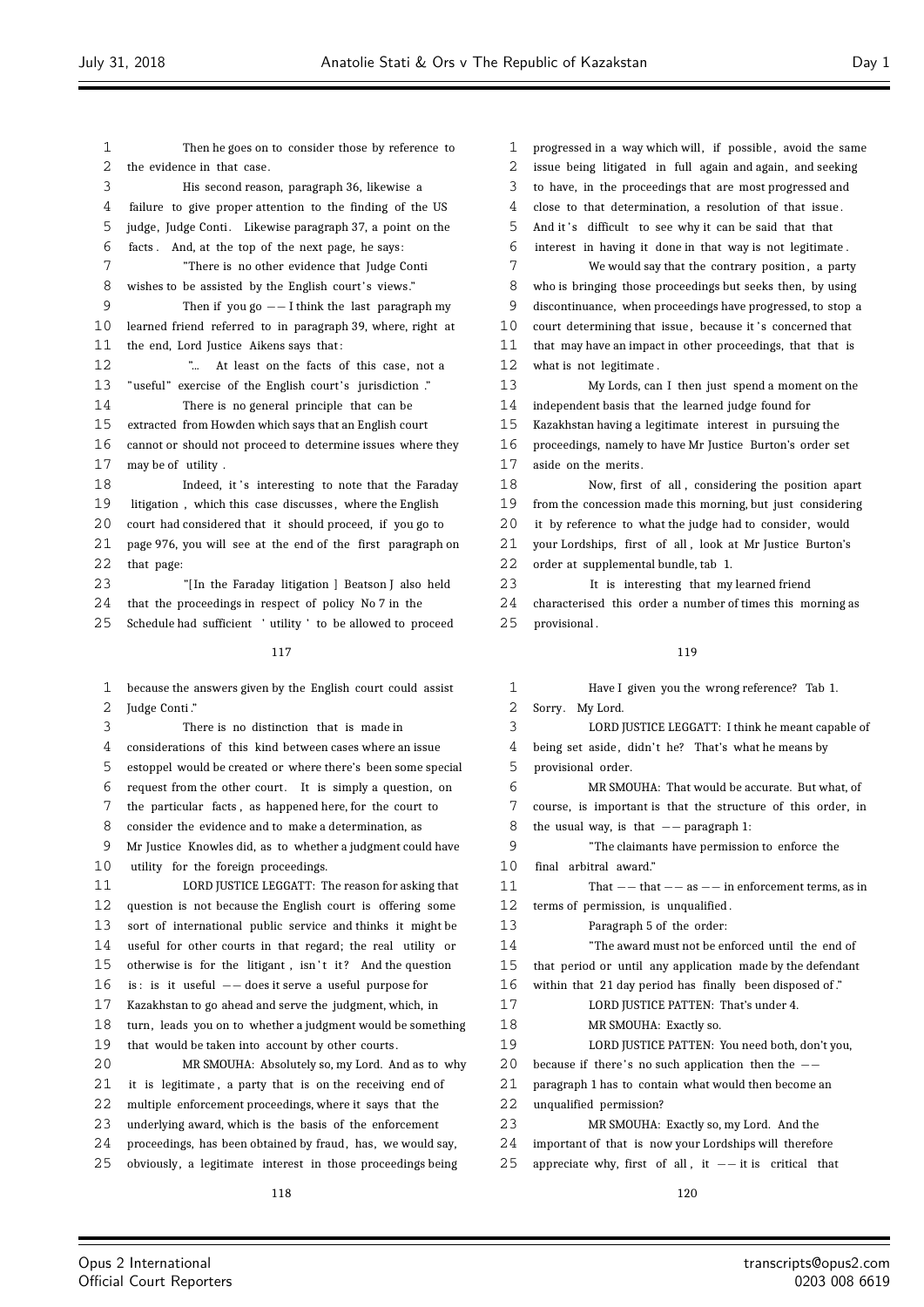Then he goes on to consider those by reference to the evidence in that case.

His second reason, paragraph 36, likewise a failure to give proper attention to the finding of the US judge, Judge Conti. Likewise paragraph 37, a point on the facts. And, at the top of the next page, he says:

"There is no other evidence that Judge Conti wishes to be assisted by the English court's views."

Then if you go -- I think the last paragraph my learned friend referred to in paragraph 39, where, right at the end, Lord Justice Aikens says that:

"... At least on the facts of this case, not a "useful" exercise of the English court's jurisdiction."

There is no general principle that can be extracted from Howden which says that an English court cannot or should not proceed to determine issues where they may be of utility.

Indeed, it's interesting to note that the Faraday litigation, which this case discusses, where the English court had considered that it should proceed, if you go to page 976, you will see at the end of the first paragraph on that page:

"[In the Faraday litigation] Beatson J also held that the proceedings in respect of policy No 7 in the Schedule had sufficient 'utility' to be allowed to proceed because the answers given by the English court could assist Judge Conti."

There is no distinction that is made in considerations of this kind between cases where an issue estoppel would be created or where there's been some special request from the other court. It is simply a question, on the particular facts, as happened here, for the court to consider the evidence and to make a determination, as Mr Justice Knowles did, as to whether a judgment could have utility for the foreign proceedings.

LORD JUSTICE LEGGATT: The reason for asking that question is not because the English court is offering some sort of international public service and thinks it might be useful for other courts in that regard; the real utility or otherwise is for the litigant, isn't it? And the question is: is it useful -- does it serve a useful purpose for Kazakhstan to go ahead and serve the judgment, which, in turn, leads you on to whether a judgment would be something that would be taken into account by other courts.

MR SMOUHA: Absolutely so, my Lord. And as to why it is legitimate, a party that is on the receiving end of multiple enforcement proceedings, where it says that the underlying award, which is the basis of the enforcement proceedings, has been obtained by fraud, has, we would say, obviously, a legitimate interest in those proceedings being progressed in a way which will, if possible, avoid the same issue being litigated in full again and again, and seeking to have, in the proceedings that are most progressed and close to that determination, a resolution of that issue. And it's difficult to see why it can be said that that interest in having it done in that way is not legitimate.

We would say that the contrary position, a party who is bringing those proceedings but seeks then, by using discontinuance, when proceedings have progressed, to stop a court determining that issue, because it's concerned that that may have an impact in other proceedings, that that is what is not legitimate.

My Lords, can I then just spend a moment on the independent basis that the learned judge found for Kazakhstan having a legitimate interest in pursuing the proceedings, namely to have Mr Justice Burton's order set aside on the merits.

Now, first of all, considering the position apart from the concession made this morning, but just considering it by reference to what the judge had to consider, would your Lordships, first of all, look at Mr Justice Burton's order at supplemental bundle, tab 1.

It is interesting that my learned friend characterised this order a number of times this morning as provisional.

Have I given you the wrong reference? Tab 1. Sorry. My Lord.

LORD JUSTICE LEGGATT: I think he meant capable of being set aside, didn't he? That's what he means by provisional order.

MR SMOUHA: That would be accurate. But what, of course, is important is that the structure of this order, in the usual way, is that -- paragraph 1:

"The claimants have permission to enforce the final arbitral award."

That -- that -- as -- in enforcement terms, as in terms of permission, is unqualified.

Paragraph 5 of the order:

"The award must not be enforced until the end of that period or until any application made by the defendant within that 21 day period has finally been disposed of."

LORD JUSTICE PATTEN: That's under 4.

MR SMOUHA: Exactly so.

LORD JUSTICE PATTEN: You need both, don't you, because if there's no such application then the -- paragraph 1 has to contain what would then become an unqualified permission?

MR SMOUHA: Exactly so, my Lord. And the important of that is now your Lordships will therefore appreciate why, first of all, it -- it is critical that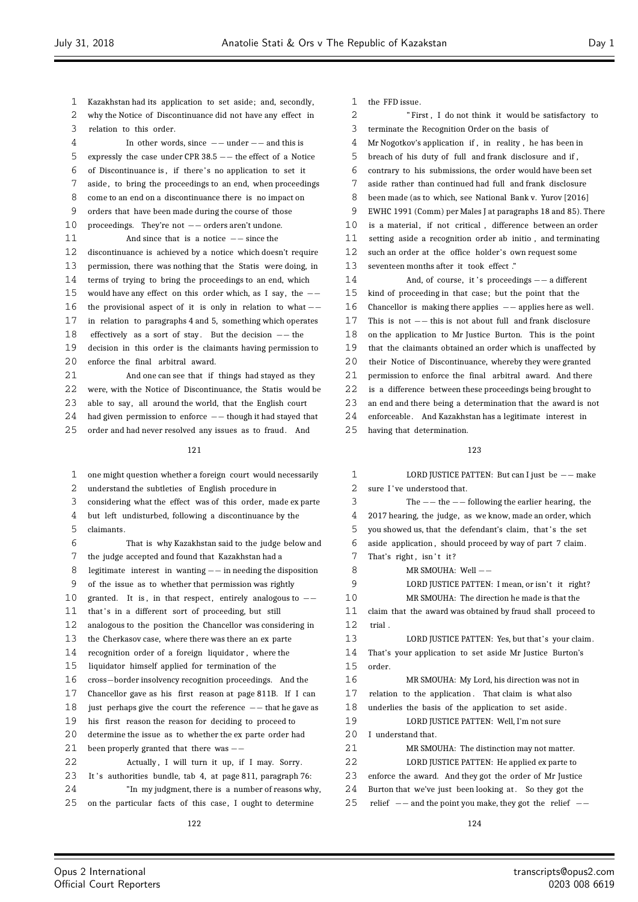Kazakhstan had its application to set aside; and, secondly, why the Notice of Discontinuance did not have any effect in relation to this order.

In other words, since -- under -- and this is expressly the case under CPR 38.5 -- the effect of a Notice of Discontinuance is, if there's no application to set it aside, to bring the proceedings to an end, when proceedings come to an end on a discontinuance there is no impact on orders that have been made during the course of those proceedings. They're not -- orders aren't undone.

And since that is a notice -- since the discontinuance is achieved by a notice which doesn't require permission, there was nothing that the Statis were doing, in terms of trying to bring the proceedings to an end, which would have any effect on this order which, as I say, the -- the provisional aspect of it is only in relation to what -- in relation to paragraphs 4 and 5, something which operates effectively as a sort of stay. But the decision -- the decision in this order is the claimants having permission to enforce the final arbitral award.

And one can see that if things had stayed as they were, with the Notice of Discontinuance, the Statis would be able to say, all around the world, that the English court had given permission to enforce -- though it had stayed that order and had never resolved any issues as to fraud. And one might question whether a foreign court would necessarily understand the subtleties of English procedure in considering what the effect was of this order, made ex parte but left undisturbed, following a discontinuance by the claimants.

That is why Kazakhstan said to the judge below and the judge accepted and found that Kazakhstan had a legitimate interest in wanting -- in needing the disposition of the issue as to whether that permission was rightly granted. It is, in that respect, entirely analogous to -- that's in a different sort of proceeding, but still analogous to the position the Chancellor was considering in the Cherkasov case, where there was there an ex parte recognition order of a foreign liquidator, where the liquidator himself applied for termination of the cross-border insolvency recognition proceedings. And the Chancellor gave as his first reason at page 811B. If I can just perhaps give the court the reference -- that he gave as his first reason the reason for deciding to proceed to determine the issue as to whether the ex parte order had been properly granted that there was --

Actually, I will turn it up, if I may. Sorry. It's authorities bundle, tab 4, at page 811, paragraph 76:

"In my judgment, there is a number of reasons why, on the particular facts of this case, I ought to determine the FFD issue.

"First, I do not think it would be satisfactory to terminate the Recognition Order on the basis of Mr Nogotkov's application if, in reality, he has been in breach of his duty of full and frank disclosure and if, contrary to his submissions, the order would have been set aside rather than continued had full and frank disclosure been made (as to which, see National Bank v. Yurov [2016] EWHC 1991 (Comm) per Males J at paragraphs 18 and 85). There is a material, if not critical, difference between an order setting aside a recognition order ab initio, and terminating such an order at the office holder's own request some seventeen months after it took effect."

And, of course, it's proceedings -- a different kind of proceeding in that case; but the point that the Chancellor is making there applies -- applies here as well. This is not -- this is not about full and frank disclosure on the application to Mr Justice Burton. This is the point that the claimants obtained an order which is unaffected by their Notice of Discontinuance, whereby they were granted permission to enforce the final arbitral award. And there is a difference between these proceedings being brought to an end and there being a determination that the award is not enforceable. And Kazakhstan has a legitimate interest in having that determination.

LORD JUSTICE PATTEN: But can I just be -- make sure I've understood that.

The -- the -- following the earlier hearing, the 2017 hearing, the judge, as we know, made an order, which you showed us, that the defendant's claim, that's the set aside application, should proceed by way of part 7 claim. That's right, isn't it?

MR SMOUHA: Well --

LORD JUSTICE PATTEN: I mean, or isn't it right?

MR SMOUHA: The direction he made is that the claim that the award was obtained by fraud shall proceed to trial.

LORD JUSTICE PATTEN: Yes, but that's your claim. That's your application to set aside Mr Justice Burton's order.

MR SMOUHA: My Lord, his direction was not in relation to the application. That claim is what also underlies the basis of the application to set aside.

LORD JUSTICE PATTEN: Well, I'm not sure I understand that.

MR SMOUHA: The distinction may not matter.

LORD JUSTICE PATTEN: He applied ex parte to enforce the award. And they got the order of Mr Justice Burton that we've just been looking at. So they got the relief -- and the point you make, they got the relief --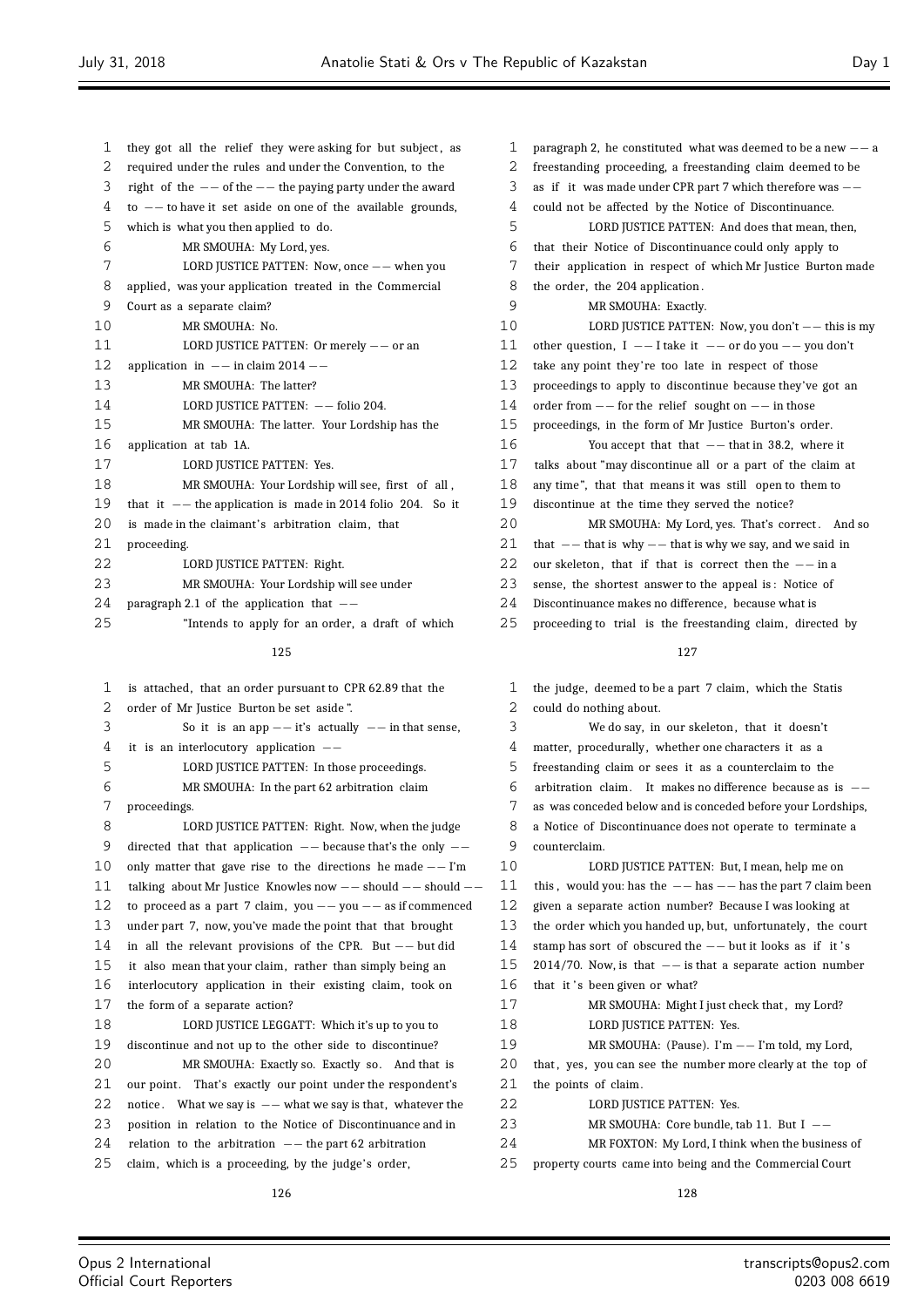they got all the relief they were asking for but subject, as required under the rules and under the Convention, to the right of the -- of the -- the paying party under the award to -- to have it set aside on one of the available grounds, which is what you then applied to do.

MR SMOUHA: My Lord, yes.

LORD JUSTICE PATTEN: Now, once -- when you applied, was your application treated in the Commercial Court as a separate claim?

MR SMOUHA: No.

LORD JUSTICE PATTEN: Or merely -- or an application in -- in claim 2014 --

MR SMOUHA: The latter?

LORD JUSTICE PATTEN: -- folio 204.

MR SMOUHA: The latter. Your Lordship has the application at tab 1A.

LORD JUSTICE PATTEN: Yes.

MR SMOUHA: Your Lordship will see, first of all, that it -- the application is made in 2014 folio 204. So it is made in the claimant's arbitration claim, that proceeding.

LORD JUSTICE PATTEN: Right.

MR SMOUHA: Your Lordship will see under paragraph 2.1 of the application that --

"Intends to apply for an order, a draft of which is attached, that an order pursuant to CPR 62.89 that the order of Mr Justice Burton be set aside".

So it is an app -- it's actually -- in that sense, it is an interlocutory application --

LORD JUSTICE PATTEN: In those proceedings.

MR SMOUHA: In the part 62 arbitration claim proceedings.

LORD JUSTICE PATTEN: Right. Now, when the judge directed that that application -- because that's the only -- only matter that gave rise to the directions he made -- I'm talking about Mr Justice Knowles now -- should -- should -- to proceed as a part 7 claim, you -- you -- as if commenced under part 7, now, you've made the point that that brought in all the relevant provisions of the CPR. But -- but did it also mean that your claim, rather than simply being an interlocutory application in their existing claim, took on the form of a separate action?

LORD JUSTICE LEGGATT: Which it's up to you to discontinue and not up to the other side to discontinue?

MR SMOUHA: Exactly so. Exactly so. And that is our point. That's exactly our point under the respondent's notice. What we say is -- what we say is that, whatever the position in relation to the Notice of Discontinuance and in relation to the arbitration -- the part 62 arbitration claim, which is a proceeding, by the judge's order, paragraph 2, he constituted what was deemed to be a new -- a freestanding proceeding, a freestanding claim deemed to be as if it was made under CPR part 7 which therefore was -- could not be affected by the Notice of Discontinuance.

LORD JUSTICE PATTEN: And does that mean, then, that their Notice of Discontinuance could only apply to their application in respect of which Mr Justice Burton made the order, the 204 application.

MR SMOUHA: Exactly.

LORD JUSTICE PATTEN: Now, you don't -- this is my other question, I -- I take it -- or do you -- you don't take any point they're too late in respect of those proceedings to apply to discontinue because they've got an order from -- for the relief sought on -- in those proceedings, in the form of Mr Justice Burton's order.

You accept that that -- that in 38.2, where it talks about "may discontinue all or a part of the claim at any time", that that means it was still open to them to discontinue at the time they served the notice?

MR SMOUHA: My Lord, yes. That's correct. And so that -- that is why -- that is why we say, and we said in our skeleton, that if that is correct then the -- in a sense, the shortest answer to the appeal is: Notice of Discontinuance makes no difference, because what is proceeding to trial is the freestanding claim, directed by the judge, deemed to be a part 7 claim, which the Statis could do nothing about.

We do say, in our skeleton, that it doesn't matter, procedurally, whether one characters it as a freestanding claim or sees it as a counterclaim to the arbitration claim. It makes no difference because as is -- as was conceded below and is conceded before your Lordships, a Notice of Discontinuance does not operate to terminate a counterclaim.

LORD JUSTICE PATTEN: But, I mean, help me on this, would you: has the -- has -- has the part 7 claim been given a separate action number? Because I was looking at the order which you handed up, but, unfortunately, the court stamp has sort of obscured the -- but it looks as if it's 2014/70. Now, is that -- is that a separate action number that it's been given or what?

MR SMOUHA: Might I just check that, my Lord?

LORD JUSTICE PATTEN: Yes.

MR SMOUHA: (Pause). I'm -- I'm told, my Lord, that, yes, you can see the number more clearly at the top of the points of claim.

LORD JUSTICE PATTEN: Yes.

MR SMOUHA: Core bundle, tab 11. But I --

MR FOXTON: My Lord, I think when the business of property courts came into being and the Commercial Court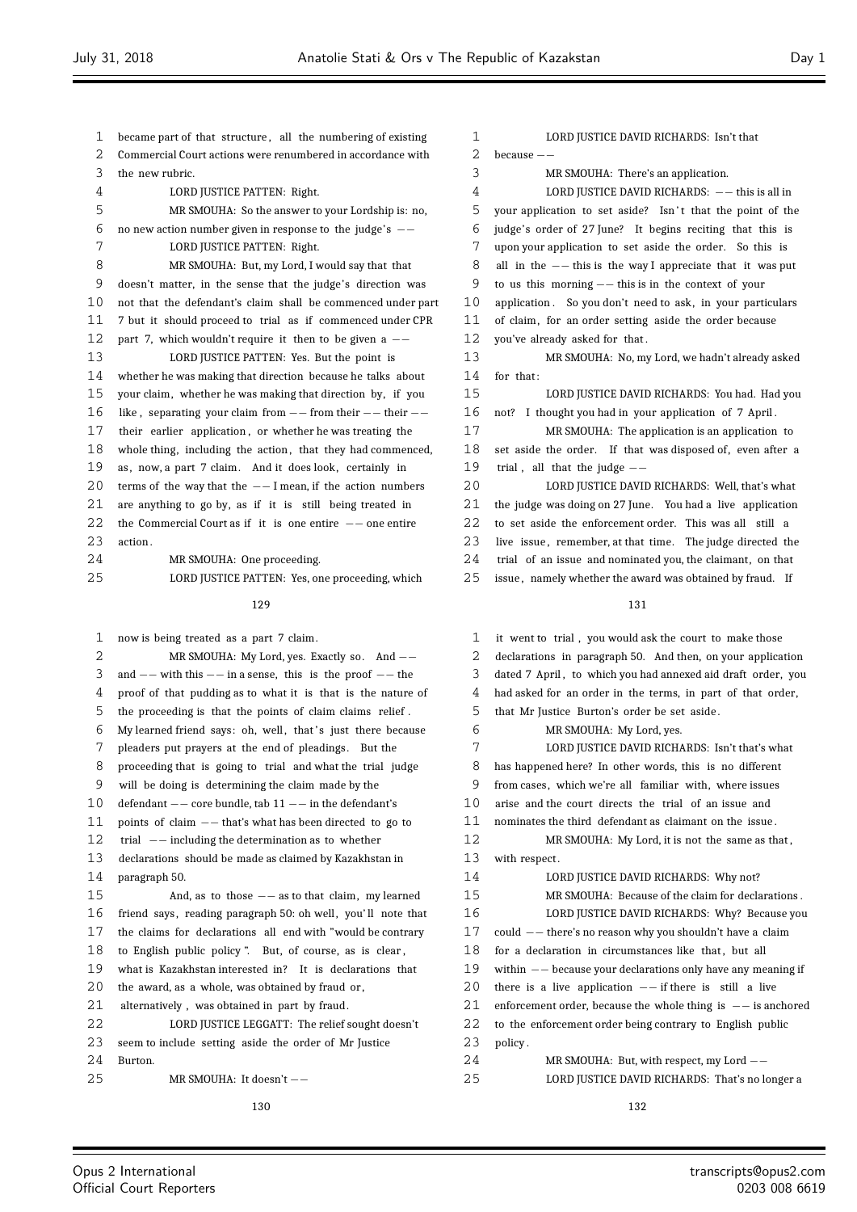became part of that structure, all the numbering of existing Commercial Court actions were renumbered in accordance with the new rubric.

LORD JUSTICE PATTEN: Right.

MR SMOUHA: So the answer to your Lordship is: no, no new action number given in response to the judge's --

LORD JUSTICE PATTEN: Right.

MR SMOUHA: But, my Lord, I would say that that doesn't matter, in the sense that the judge's direction was not that the defendant's claim shall be commenced under part 7 but it should proceed to trial as if commenced under CPR part 7, which wouldn't require it then to be given a --

LORD JUSTICE PATTEN: Yes. But the point is whether he was making that direction because he talks about your claim, whether he was making that direction by, if you like, separating your claim from -- from their -- their -- their earlier application, or whether he was treating the whole thing, including the action, that they had commenced, as, now, a part 7 claim. And it does look, certainly in terms of the way that the -- I mean, if the action numbers are anything to go by, as if it is still being treated in the Commercial Court as if it is one entire -- one entire action.

MR SMOUHA: One proceeding.

LORD JUSTICE PATTEN: Yes, one proceeding, which now is being treated as a part 7 claim.

MR SMOUHA: My Lord, yes. Exactly so. And -- and -- with this -- in a sense, this is the proof -- the proof of that pudding as to what it is that is the nature of the proceeding is that the points of claim claims relief. My learned friend says: oh, well, that's just there because pleaders put prayers at the end of pleadings. But the proceeding that is going to trial and what the trial judge will be doing is determining the claim made by the defendant -- core bundle, tab 11 -- in the defendant's points of claim -- that's what has been directed to go to trial -- including the determination as to whether declarations should be made as claimed by Kazakhstan in paragraph 50.

And, as to those -- as to that claim, my learned friend says, reading paragraph 50: oh well, you'll note that the claims for declarations all end with "would be contrary to English public policy". But, of course, as is clear, what is Kazakhstan interested in? It is declarations that the award, as a whole, was obtained by fraud or, alternatively, was obtained in part by fraud.

LORD JUSTICE LEGGATT: The relief sought doesn't seem to include setting aside the order of Mr Justice Burton.

MR SMOUHA: It doesn't --

LORD JUSTICE DAVID RICHARDS: Isn't that because --

MR SMOUHA: There's an application.

LORD JUSTICE DAVID RICHARDS: -- this is all in your application to set aside? Isn't that the point of the judge's order of 27 June? It begins reciting that this is upon your application to set aside the order. So this is all in the -- this is the way I appreciate that it was put to us this morning -- this is in the context of your application. So you don't need to ask, in your particulars of claim, for an order setting aside the order because you've already asked for that.

MR SMOUHA: No, my Lord, we hadn't already asked for that:

LORD JUSTICE DAVID RICHARDS: You had. Had you not? I thought you had in your application of 7 April.

MR SMOUHA: The application is an application to set aside the order. If that was disposed of, even after a trial, all that the judge --

LORD JUSTICE DAVID RICHARDS: Well, that's what the judge was doing on 27 June. You had a live application to set aside the enforcement order. This was all still a live issue, remember, at that time. The judge directed the trial of an issue and nominated you, the claimant, on that issue, namely whether the award was obtained by fraud. If it went to trial, you would ask the court to make those declarations in paragraph 50. And then, on your application dated 7 April, to which you had annexed aid draft order, you had asked for an order in the terms, in part of that order, that Mr Justice Burton's order be set aside.

MR SMOUHA: My Lord, yes.

LORD JUSTICE DAVID RICHARDS: Isn't that's what has happened here? In other words, this is no different from cases, which we're all familiar with, where issues arise and the court directs the trial of an issue and nominates the third defendant as claimant on the issue.

MR SMOUHA: My Lord, it is not the same as that, with respect.

LORD JUSTICE DAVID RICHARDS: Why not?

MR SMOUHA: Because of the claim for declarations.

LORD JUSTICE DAVID RICHARDS: Why? Because you could -- there's no reason why you shouldn't have a claim for a declaration in circumstances like that, but all within -- because your declarations only have any meaning if there is a live application -- if there is still a live enforcement order, because the whole thing is -- is anchored to the enforcement order being contrary to English public policy.

MR SMOUHA: But, with respect, my Lord --

LORD JUSTICE DAVID RICHARDS: That's no longer a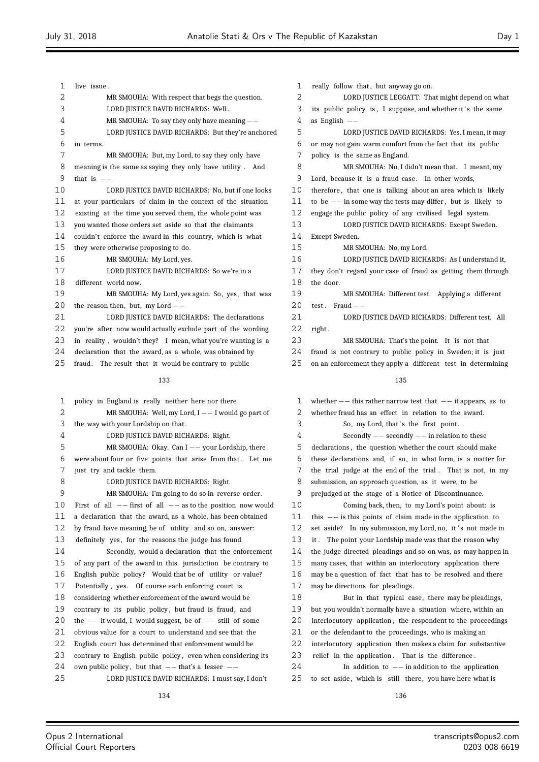live issue.

MR SMOUHA: With respect that begs the question.

LORD JUSTICE DAVID RICHARDS: Well...

MR SMOUHA: To say they only have meaning --

LORD JUSTICE DAVID RICHARDS: But they're anchored in terms.

MR SMOUHA: But, my Lord, to say they only have meaning is the same as saying they only have utility. And that is --

LORD JUSTICE DAVID RICHARDS: No, but if one looks at your particulars of claim in the context of the situation existing at the time you served them, the whole point was you wanted those orders set aside so that the claimants couldn't enforce the award in this country, which is what they were otherwise proposing to do.

MR SMOUHA: My Lord, yes.

LORD JUSTICE DAVID RICHARDS: So we're in a different world now.

MR SMOUHA: My Lord, yes again. So, yes, that was the reason then, but, my Lord --

LORD JUSTICE DAVID RICHARDS: The declarations you're after now would actually exclude part of the wording in reality, wouldn't they? I mean, what you're wanting is a declaration that the award, as a whole, was obtained by fraud. The result that it would be contrary to public policy in England is really neither here nor there.

MR SMOUHA: Well, my Lord, I -- I would go part of the way with your Lordship on that.

LORD JUSTICE DAVID RICHARDS: Right.

MR SMOUHA: Okay. Can I -- your Lordship, there were about four or five points that arise from that. Let me just try and tackle them.

LORD JUSTICE DAVID RICHARDS: Right.

MR SMOUHA: I'm going to do so in reverse order. First of all -- first of all -- as to the position now would a declaration that the award, as a whole, has been obtained by fraud have meaning, be of utility and so on, answer: definitely yes, for the reasons the judge has found.

Secondly, would a declaration that the enforcement of any part of the award in this jurisdiction be contrary to English public policy? Would that be of utility or value? Potentially, yes. Of course each enforcing court is considering whether enforcement of the award would be contrary to its public policy, but fraud is fraud; and the -- it would, I would suggest, be of -- still of some obvious value for a court to understand and see that the English court has determined that enforcement would be contrary to English public policy, even when considering its own public policy, but that -- that's a lesser --

LORD JUSTICE DAVID RICHARDS: I must say, I don't really follow that, but anyway go on.

LORD JUSTICE LEGGATT: That might depend on what its public policy is, I suppose, and whether it's the same as English --

LORD JUSTICE DAVID RICHARDS: Yes, I mean, it may or may not gain warm comfort from the fact that its public policy is the same as England.

MR SMOUHA: No, I didn't mean that. I meant, my Lord, because it is a fraud case. In other words, therefore, that one is talking about an area which is likely to be -- in some way the tests may differ, but is likely to engage the public policy of any civilised legal system.

LORD JUSTICE DAVID RICHARDS: Except Sweden. Except Sweden.

MR SMOUHA: No, my Lord.

LORD JUSTICE DAVID RICHARDS: As I understand it, they don't regard your case of fraud as getting them through the door.

MR SMOUHA: Different test. Applying a different test. Fraud --

LORD JUSTICE DAVID RICHARDS: Different test. All right.

MR SMOUHA: That's the point. It is not that fraud is not contrary to public policy in Sweden; it is just on an enforcement they apply a different test in determining whether -- this rather narrow test that -- it appears, as to whether fraud has an effect in relation to the award.

So, my Lord, that's the first point.

Secondly -- secondly -- in relation to these declarations, the question whether the court should make these declarations and, if so, in what form, is a matter for the trial judge at the end of the trial. That is not, in my submission, an approach question, as it were, to be prejudged at the stage of a Notice of Discontinuance.

Coming back, then, to my Lord's point about: is this -- is this points of claim made in the application to set aside? In my submission, my Lord, no, it's not made in it. The point your Lordship made was that the reason why the judge directed pleadings and so on was, as may happen in many cases, that within an interlocutory application there may be a question of fact that has to be resolved and there may be directions for pleadings.

But in that typical case, there may be pleadings, but you wouldn't normally have a situation where, within an interlocutory application, the respondent to the proceedings or the defendant to the proceedings, who is making an interlocutory application then makes a claim for substantive relief in the application. That is the difference.

In addition to -- in addition to the application to set aside, which is still there, you have here what is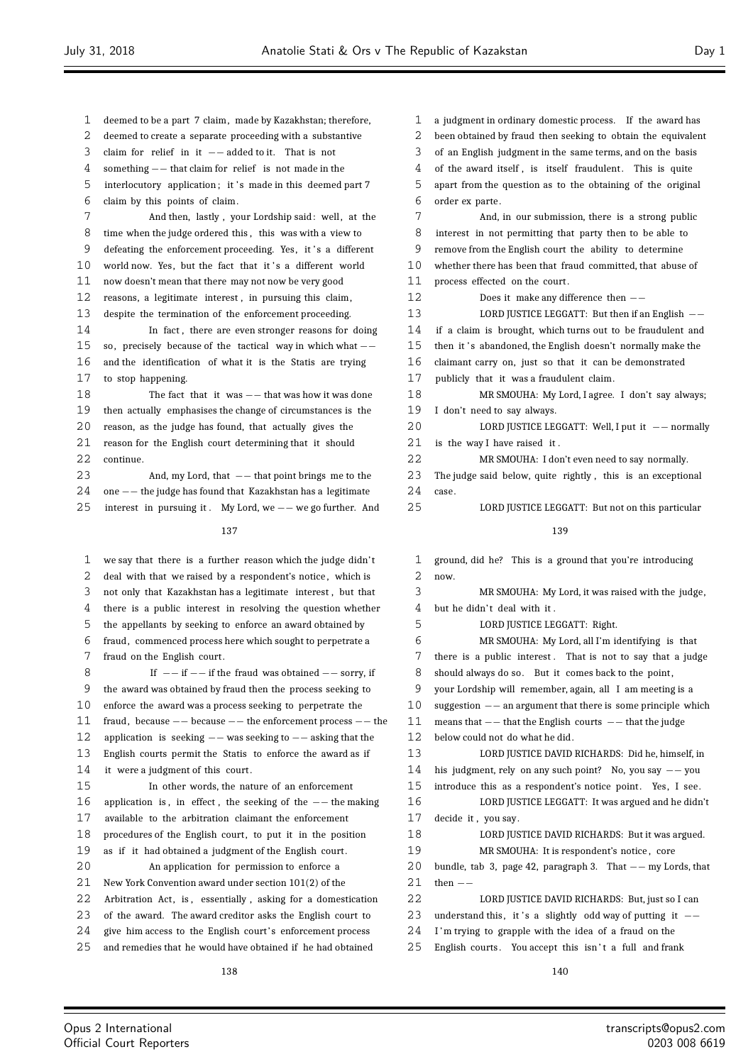deemed to be a part 7 claim, made by Kazakhstan; therefore, deemed to create a separate proceeding with a substantive claim for relief in it -- added to it. That is not something -- that claim for relief is not made in the interlocutory application; it's made in this deemed part 7 claim by this points of claim.

And then, lastly, your Lordship said: well, at the time when the judge ordered this, this was with a view to defeating the enforcement proceeding. Yes, it's a different world now. Yes, but the fact that it's a different world now doesn't mean that there may not now be very good reasons, a legitimate interest, in pursuing this claim, despite the termination of the enforcement proceeding.

In fact, there are even stronger reasons for doing so, precisely because of the tactical way in which what -- and the identification of what it is the Statis are trying to stop happening.

The fact that it was -- that was how it was done then actually emphasises the change of circumstances is the reason, as the judge has found, that actually gives the reason for the English court determining that it should continue.

And, my Lord, that -- that point brings me to the one -- the judge has found that Kazakhstan has a legitimate interest in pursuing it. My Lord, we -- we go further. And we say that there is a further reason which the judge didn't deal with that we raised by a respondent's notice, which is not only that Kazakhstan has a legitimate interest, but that there is a public interest in resolving the question whether the appellants by seeking to enforce an award obtained by fraud, commenced process here which sought to perpetrate a fraud on the English court.

If -- if -- if the fraud was obtained -- sorry, if the award was obtained by fraud then the process seeking to enforce the award was a process seeking to perpetrate the fraud, because -- because -- the enforcement process -- the application is seeking -- was seeking to -- asking that the English courts permit the Statis to enforce the award as if it were a judgment of this court.

In other words, the nature of an enforcement application is, in effect, the seeking of the -- the making available to the arbitration claimant the enforcement procedures of the English court, to put it in the position as if it had obtained a judgment of the English court.

An application for permission to enforce a New York Convention award under section 101(2) of the Arbitration Act, is, essentially, asking for a domestication of the award. The award creditor asks the English court to give him access to the English court's enforcement process and remedies that he would have obtained if he had obtained a judgment in ordinary domestic process. If the award has been obtained by fraud then seeking to obtain the equivalent of an English judgment in the same terms, and on the basis of the award itself, is itself fraudulent. This is quite apart from the question as to the obtaining of the original order ex parte.

And, in our submission, there is a strong public interest in not permitting that party then to be able to remove from the English court the ability to determine whether there has been that fraud committed, that abuse of process effected on the court.

Does it make any difference then --

LORD JUSTICE LEGGATT: But then if an English -- if a claim is brought, which turns out to be fraudulent and then it's abandoned, the English doesn't normally make the claimant carry on, just so that it can be demonstrated publicly that it was a fraudulent claim.

MR SMOUHA: My Lord, I agree. I don't say always; I don't need to say always.

LORD JUSTICE LEGGATT: Well, I put it -- normally is the way I have raised it.

MR SMOUHA: I don't even need to say normally. The judge said below, quite rightly, this is an exceptional case.

LORD JUSTICE LEGGATT: But not on this particular ground, did he? This is a ground that you're introducing now.

MR SMOUHA: My Lord, it was raised with the judge, but he didn't deal with it.

LORD JUSTICE LEGGATT: Right.

MR SMOUHA: My Lord, all I'm identifying is that there is a public interest. That is not to say that a judge should always do so. But it comes back to the point, your Lordship will remember, again, all I am meeting is a suggestion -- an argument that there is some principle which means that -- that the English courts -- that the judge below could not do what he did.

LORD JUSTICE DAVID RICHARDS: Did he, himself, in his judgment, rely on any such point? No, you say -- you introduce this as a respondent's notice point. Yes, I see.

LORD JUSTICE LEGGATT: It was argued and he didn't decide it, you say.

LORD JUSTICE DAVID RICHARDS: But it was argued.

MR SMOUHA: It is respondent's notice, core bundle, tab 3, page 42, paragraph 3. That -- my Lords, that then --

LORD JUSTICE DAVID RICHARDS: But, just so I can understand this, it's a slightly odd way of putting it -- I'm trying to grapple with the idea of a fraud on the English courts. You accept this isn't a full and frank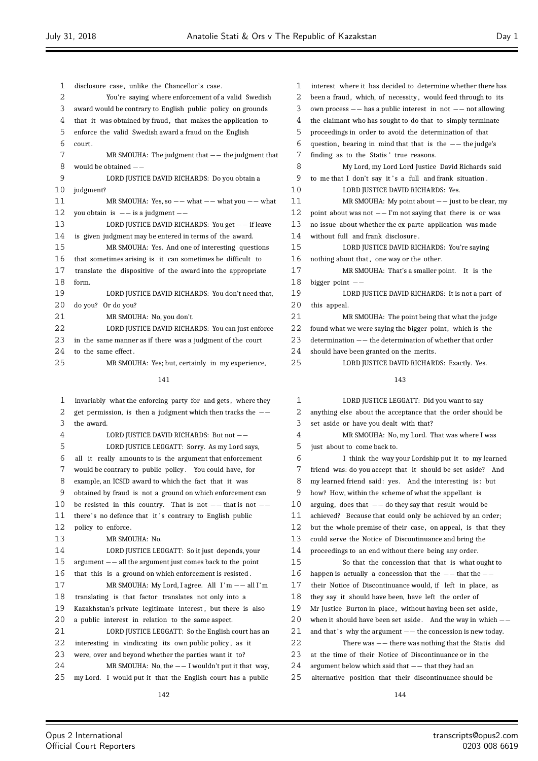disclosure case, unlike the Chancellor's case.

You're saying where enforcement of a valid Swedish award would be contrary to English public policy on grounds that it was obtained by fraud, that makes the application to enforce the valid Swedish award a fraud on the English court.

MR SMOUHA: The judgment that -- the judgment that would be obtained --

LORD JUSTICE DAVID RICHARDS: Do you obtain a judgment?

MR SMOUHA: Yes, so -- what -- what you -- what you obtain is -- is a judgment --

LORD JUSTICE DAVID RICHARDS: You get -- if leave is given judgment may be entered in terms of the award.

MR SMOUHA: Yes. And one of interesting questions that sometimes arising is it can sometimes be difficult to translate the dispositive of the award into the appropriate form.

LORD JUSTICE DAVID RICHARDS: You don't need that, do you? Or do you?

MR SMOUHA: No, you don't.

LORD JUSTICE DAVID RICHARDS: You can just enforce in the same manner as if there was a judgment of the court to the same effect.

MR SMOUHA: Yes; but, certainly in my experience, invariably what the enforcing party for and gets, where they get permission, is then a judgment which then tracks the -- the award.

LORD JUSTICE DAVID RICHARDS: But not --

LORD JUSTICE LEGGATT: Sorry. As my Lord says, all it really amounts to is the argument that enforcement would be contrary to public policy. You could have, for example, an ICSID award to which the fact that it was obtained by fraud is not a ground on which enforcement can be resisted in this country. That is not -- that is not -- there's no defence that it's contrary to English public policy to enforce.

MR SMOUHA: No.

LORD JUSTICE LEGGATT: So it just depends, your argument -- all the argument just comes back to the point that this is a ground on which enforcement is resisted.

MR SMOUHA: My Lord, I agree. All I'm -- all I'm translating is that factor translates not only into a Kazakhstan's private legitimate interest, but there is also a public interest in relation to the same aspect.

LORD JUSTICE LEGGATT: So the English court has an interesting in vindicating its own public policy, as it were, over and beyond whether the parties want it to?

MR SMOUHA: No, the -- I wouldn't put it that way, my Lord. I would put it that the English court has a public interest where it has decided to determine whether there has been a fraud, which, of necessity, would feed through to its own process -- has a public interest in not -- not allowing the claimant who has sought to do that to simply terminate proceedings in order to avoid the determination of that question, bearing in mind that that is the -- the judge's finding as to the Statis' true reasons.

My Lord, my Lord Lord Justice David Richards said to me that I don't say it's a full and frank situation.

LORD JUSTICE DAVID RICHARDS: Yes.

MR SMOUHA: My point about -- just to be clear, my point about was not -- I'm not saying that there is or was no issue about whether the ex parte application was made without full and frank disclosure.

LORD JUSTICE DAVID RICHARDS: You're saying nothing about that, one way or the other.

MR SMOUHA: That's a smaller point. It is the bigger point --

LORD JUSTICE DAVID RICHARDS: It is not a part of this appeal.

MR SMOUHA: The point being that what the judge found what we were saying the bigger point, which is the determination -- the determination of whether that order should have been granted on the merits.

LORD JUSTICE DAVID RICHARDS: Exactly. Yes.

LORD JUSTICE LEGGATT: Did you want to say anything else about the acceptance that the order should be set aside or have you dealt with that?

MR SMOUHA: No, my Lord. That was where I was just about to come back to.

I think the way your Lordship put it to my learned friend was: do you accept that it should be set aside? And my learned friend said: yes. And the interesting is: but how? How, within the scheme of what the appellant is arguing, does that -- do they say that result would be achieved? Because that could only be achieved by an order; but the whole premise of their case, on appeal, is that they could serve the Notice of Discontinuance and bring the proceedings to an end without there being any order.

So that the concession that that is what ought to happen is actually a concession that the -- that the -- their Notice of Discontinuance would, if left in place, as they say it should have been, have left the order of Mr Justice Burton in place, without having been set aside, when it should have been set aside. And the way in which -- and that's why the argument -- the concession is new today.

There was -- there was nothing that the Statis did at the time of their Notice of Discontinuance or in the argument below which said that -- that they had an alternative position that their discontinuance should be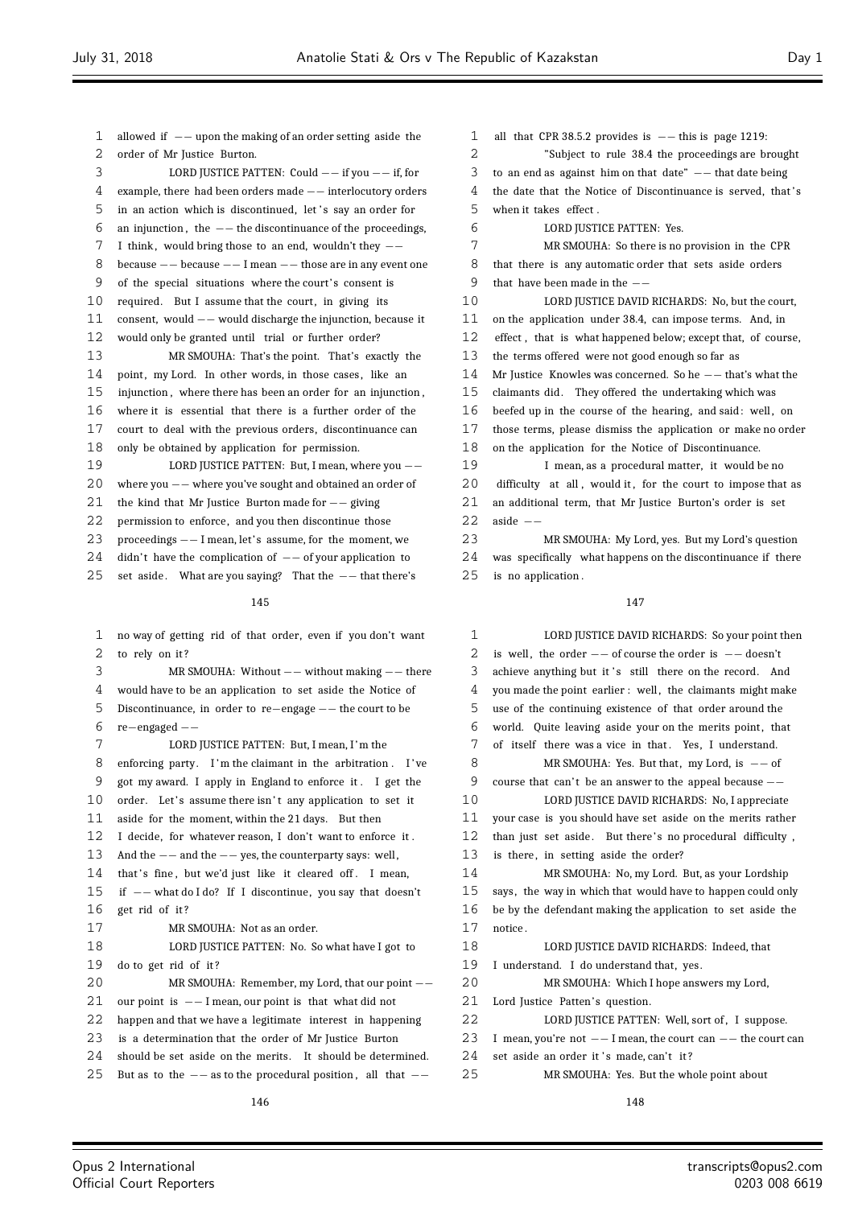allowed if -- upon the making of an order setting aside the order of Mr Justice Burton.

LORD JUSTICE PATTEN: Could -- if you -- if, for example, there had been orders made -- interlocutory orders in an action which is discontinued, let's say an order for an injunction, the -- the discontinuance of the proceedings, I think, would bring those to an end, wouldn't they -- because -- because -- I mean -- those are in any event one of the special situations where the court's consent is required. But I assume that the court, in giving its consent, would -- would discharge the injunction, because it would only be granted until trial or further order?

MR SMOUHA: That's the point. That's exactly the point, my Lord. In other words, in those cases, like an injunction, where there has been an order for an injunction, where it is essential that there is a further order of the court to deal with the previous orders, discontinuance can only be obtained by application for permission.

LORD JUSTICE PATTEN: But, I mean, where you -- where you -- where you've sought and obtained an order of the kind that Mr Justice Burton made for -- giving permission to enforce, and you then discontinue those proceedings -- I mean, let's assume, for the moment, we didn't have the complication of -- of your application to set aside. What are you saying? That the -- that there's no way of getting rid of that order, even if you don't want to rely on it?

MR SMOUHA: Without -- without making -- there would have to be an application to set aside the Notice of Discontinuance, in order to re-engage -- the court to be re-engaged --

LORD JUSTICE PATTEN: But, I mean, I'm the enforcing party. I'm the claimant in the arbitration. I've got my award. I apply in England to enforce it. I get the order. Let's assume there isn't any application to set it aside for the moment, within the 21 days. But then I decide, for whatever reason, I don't want to enforce it. And the -- and the -- yes, the counterparty says: well, that's fine, but we'd just like it cleared off. I mean, if -- what do I do? If I discontinue, you say that doesn't get rid of it?

MR SMOUHA: Not as an order.

LORD JUSTICE PATTEN: No. So what have I got to do to get rid of it?

MR SMOUHA: Remember, my Lord, that our point -- our point is -- I mean, our point is that what did not happen and that we have a legitimate interest in happening is a determination that the order of Mr Justice Burton should be set aside on the merits. It should be determined. But as to the -- as to the procedural position, all that -- all that CPR 38.5.2 provides is -- this is page 1219:

"Subject to rule 38.4 the proceedings are brought to an end as against him on that date" -- that date being the date that the Notice of Discontinuance is served, that's when it takes effect.

LORD JUSTICE PATTEN: Yes.

MR SMOUHA: So there is no provision in the CPR that there is any automatic order that sets aside orders that have been made in the --

LORD JUSTICE DAVID RICHARDS: No, but the court, on the application under 38.4, can impose terms. And, in effect, that is what happened below; except that, of course, the terms offered were not good enough so far as Mr Justice Knowles was concerned. So he -- that's what the claimants did. They offered the undertaking which was beefed up in the course of the hearing, and said: well, on those terms, please dismiss the application or make no order on the application for the Notice of Discontinuance.

I mean, as a procedural matter, it would be no difficulty at all, would it, for the court to impose that as an additional term, that Mr Justice Burton's order is set aside --

MR SMOUHA: My Lord, yes. But my Lord's question was specifically what happens on the discontinuance if there is no application.

LORD JUSTICE DAVID RICHARDS: So your point then is well, the order -- of course the order is -- doesn't achieve anything but it's still there on the record. And you made the point earlier: well, the claimants might make use of the continuing existence of that order around the world. Quite leaving aside your on the merits point, that of itself there was a vice in that. Yes, I understand.

MR SMOUHA: Yes. But that, my Lord, is -- of course that can't be an answer to the appeal because --

LORD JUSTICE DAVID RICHARDS: No, I appreciate your case is you should have set aside on the merits rather than just set aside. But there's no procedural difficulty, is there, in setting aside the order?

MR SMOUHA: No, my Lord. But, as your Lordship says, the way in which that would have to happen could only be by the defendant making the application to set aside the notice.

LORD JUSTICE DAVID RICHARDS: Indeed, that I understand. I do understand that, yes.

MR SMOUHA: Which I hope answers my Lord, Lord Justice Patten's question.

LORD JUSTICE PATTEN: Well, sort of, I suppose. I mean, you're not -- I mean, the court can -- the court can set aside an order it's made, can't it?

MR SMOUHA: Yes. But the whole point about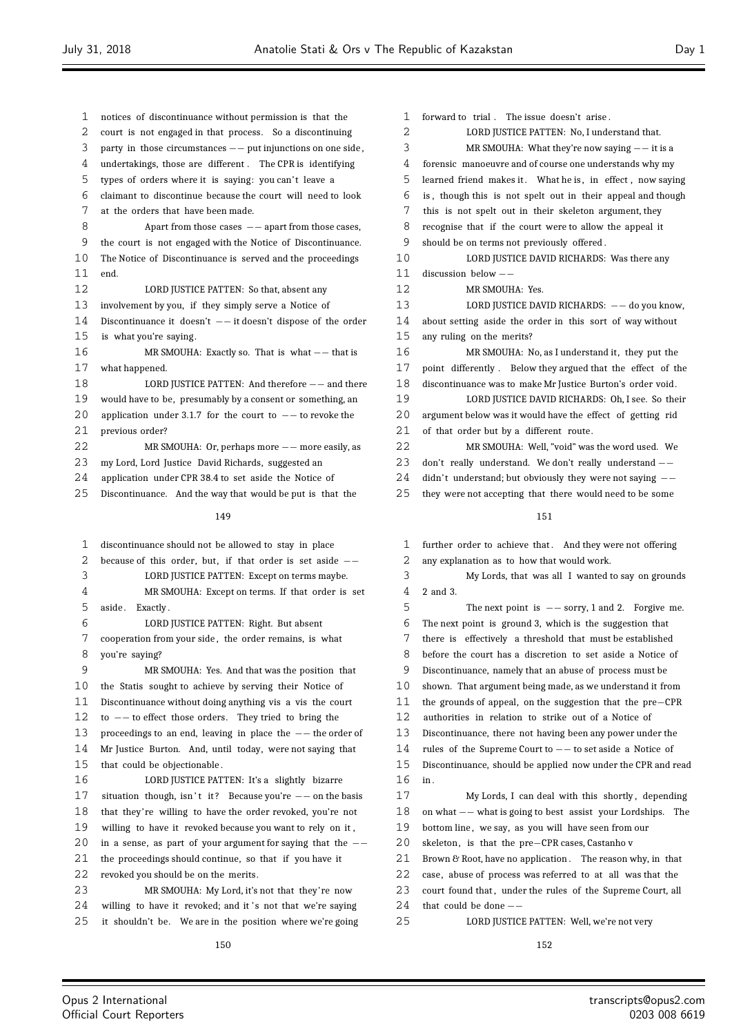notices of discontinuance without permission is that the court is not engaged in that process. So a discontinuing party in those circumstances -- put injunctions on one side, undertakings, those are different. The CPR is identifying types of orders where it is saying: you can't leave a claimant to discontinue because the court will need to look at the orders that have been made.

Apart from those cases -- apart from those cases, the court is not engaged with the Notice of Discontinuance. The Notice of Discontinuance is served and the proceedings end.

LORD JUSTICE PATTEN: So that, absent any involvement by you, if they simply serve a Notice of Discontinuance it doesn't -- it doesn't dispose of the order is what you're saying.

MR SMOUHA: Exactly so. That is what -- that is what happened.

LORD JUSTICE PATTEN: And therefore -- and there would have to be, presumably by a consent or something, an application under 3.1.7 for the court to -- to revoke the previous order?

MR SMOUHA: Or, perhaps more -- more easily, as my Lord, Lord Justice David Richards, suggested an application under CPR 38.4 to set aside the Notice of Discontinuance. And the way that would be put is that the discontinuance should not be allowed to stay in place because of this order, but, if that order is set aside --

LORD JUSTICE PATTEN: Except on terms maybe.

MR SMOUHA: Except on terms. If that order is set aside. Exactly.

LORD JUSTICE PATTEN: Right. But absent cooperation from your side, the order remains, is what you're saying?

MR SMOUHA: Yes. And that was the position that the Statis sought to achieve by serving their Notice of Discontinuance without doing anything vis a vis the court to -- to effect those orders. They tried to bring the proceedings to an end, leaving in place the -- the order of Mr Justice Burton. And, until today, were not saying that that could be objectionable.

LORD JUSTICE PATTEN: It's a slightly bizarre situation though, isn't it? Because you're -- on the basis that they're willing to have the order revoked, you're not willing to have it revoked because you want to rely on it, in a sense, as part of your argument for saying that the -- the proceedings should continue, so that if you have it revoked you should be on the merits.

MR SMOUHA: My Lord, it's not that they're now willing to have it revoked; and it's not that we're saying it shouldn't be. We are in the position where we're going forward to trial. The issue doesn't arise.

LORD JUSTICE PATTEN: No, I understand that.

MR SMOUHA: What they're now saying -- it is a forensic manoeuvre and of course one understands why my learned friend makes it. What he is, in effect, now saying is, though this is not spelt out in their appeal and though this is not spelt out in their skeleton argument, they recognise that if the court were to allow the appeal it should be on terms not previously offered.

LORD JUSTICE DAVID RICHARDS: Was there any discussion below --

MR SMOUHA: Yes.

LORD JUSTICE DAVID RICHARDS: -- do you know, about setting aside the order in this sort of way without any ruling on the merits?

MR SMOUHA: No, as I understand it, they put the point differently. Below they argued that the effect of the discontinuance was to make Mr Justice Burton's order void.

LORD JUSTICE DAVID RICHARDS: Oh, I see. So their argument below was it would have the effect of getting rid of that order but by a different route.

MR SMOUHA: Well, "void" was the word used. We don't really understand. We don't really understand -- didn't understand; but obviously they were not saying -- they were not accepting that there would need to be some further order to achieve that. And they were not offering any explanation as to how that would work.

My Lords, that was all I wanted to say on grounds 2 and 3.

The next point is -- sorry, 1 and 2. Forgive me. The next point is ground 3, which is the suggestion that there is effectively a threshold that must be established before the court has a discretion to set aside a Notice of Discontinuance, namely that an abuse of process must be shown. That argument being made, as we understand it from the grounds of appeal, on the suggestion that the pre-CPR authorities in relation to strike out of a Notice of Discontinuance, there not having been any power under the rules of the Supreme Court to -- to set aside a Notice of Discontinuance, should be applied now under the CPR and read in.

My Lords, I can deal with this shortly, depending on what -- what is going to best assist your Lordships. The bottom line, we say, as you will have seen from our skeleton, is that the pre-CPR cases, Castanho v Brown & Root, have no application. The reason why, in that case, abuse of process was referred to at all was that the court found that, under the rules of the Supreme Court, all that could be done --

LORD JUSTICE PATTEN: Well, we're not very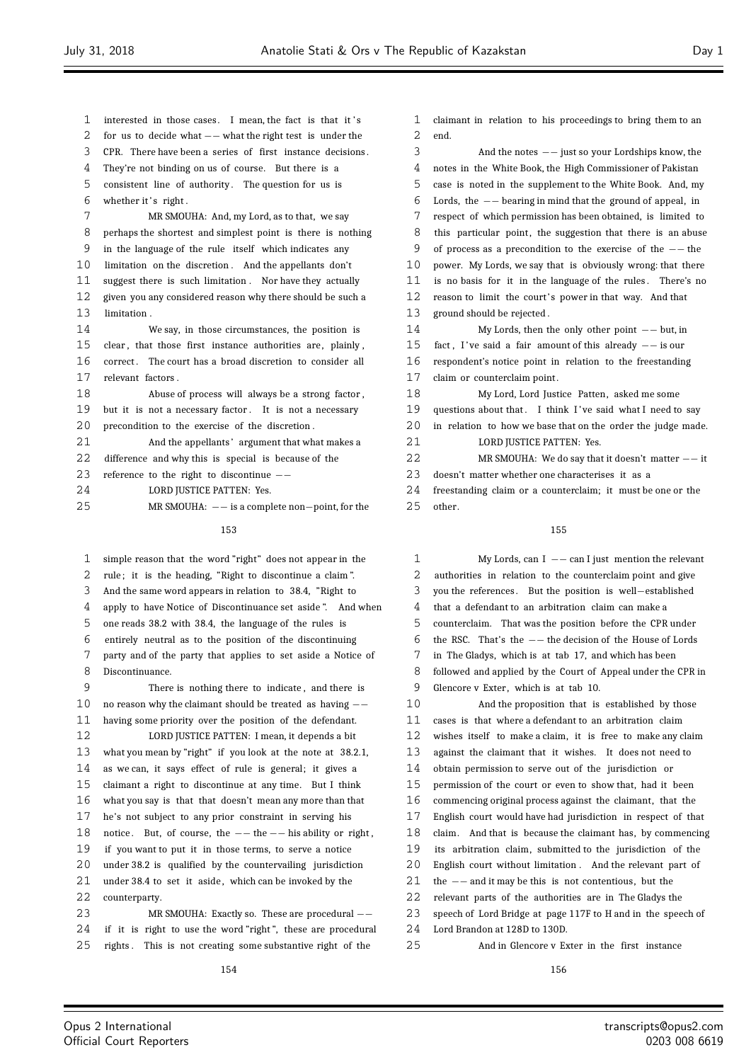interested in those cases. I mean, the fact is that it's for us to decide what -- what the right test is under the CPR. There have been a series of first instance decisions. They're not binding on us of course. But there is a consistent line of authority. The question for us is whether it's right.

MR SMOUHA: And, my Lord, as to that, we say perhaps the shortest and simplest point is there is nothing in the language of the rule itself which indicates any limitation on the discretion. And the appellants don't suggest there is such limitation. Nor have they actually given you any considered reason why there should be such a limitation.

We say, in those circumstances, the position is clear, that those first instance authorities are, plainly, correct. The court has a broad discretion to consider all relevant factors.

Abuse of process will always be a strong factor, but it is not a necessary factor. It is not a necessary precondition to the exercise of the discretion.

And the appellants' argument that what makes a difference and why this is special is because of the reference to the right to discontinue --

LORD JUSTICE PATTEN: Yes.

MR SMOUHA: -- is a complete non-point, for the simple reason that the word "right" does not appear in the rule; it is the heading, "Right to discontinue a claim". And the same word appears in relation to 38.4, "Right to apply to have Notice of Discontinuance set aside". And when one reads 38.2 with 38.4, the language of the rules is entirely neutral as to the position of the discontinuing party and of the party that applies to set aside a Notice of Discontinuance.

There is nothing there to indicate, and there is no reason why the claimant should be treated as having -- having some priority over the position of the defendant.

LORD JUSTICE PATTEN: I mean, it depends a bit what you mean by "right" if you look at the note at 38.2.1, as we can, it says effect of rule is general; it gives a claimant a right to discontinue at any time. But I think what you say is that that doesn't mean any more than that he's not subject to any prior constraint in serving his notice. But, of course, the -- the -- his ability or right, if you want to put it in those terms, to serve a notice under 38.2 is qualified by the countervailing jurisdiction under 38.4 to set it aside, which can be invoked by the counterparty.

MR SMOUHA: Exactly so. These are procedural -- if it is right to use the word "right", these are procedural rights. This is not creating some substantive right of the claimant in relation to his proceedings to bring them to an end.

And the notes -- just so your Lordships know, the notes in the White Book, the High Commissioner of Pakistan case is noted in the supplement to the White Book. And, my Lords, the -- bearing in mind that the ground of appeal, in respect of which permission has been obtained, is limited to this particular point, the suggestion that there is an abuse of process as a precondition to the exercise of the -- the power. My Lords, we say that is obviously wrong: that there is no basis for it in the language of the rules. There's no reason to limit the court's power in that way. And that ground should be rejected.

My Lords, then the only other point -- but, in fact, I've said a fair amount of this already -- is our respondent's notice point in relation to the freestanding claim or counterclaim point.

My Lord, Lord Justice Patten, asked me some questions about that. I think I've said what I need to say in relation to how we base that on the order the judge made.

LORD JUSTICE PATTEN: Yes.

MR SMOUHA: We do say that it doesn't matter -- it doesn't matter whether one characterises it as a freestanding claim or a counterclaim; it must be one or the other.

My Lords, can I -- can I just mention the relevant authorities in relation to the counterclaim point and give you the references. But the position is well-established that a defendant to an arbitration claim can make a counterclaim. That was the position before the CPR under the RSC. That's the -- the decision of the House of Lords in The Gladys, which is at tab 17, and which has been followed and applied by the Court of Appeal under the CPR in Glencore v Exter, which is at tab 10.

And the proposition that is established by those cases is that where a defendant to an arbitration claim wishes itself to make a claim, it is free to make any claim against the claimant that it wishes. It does not need to obtain permission to serve out of the jurisdiction or permission of the court or even to show that, had it been commencing original process against the claimant, that the English court would have had jurisdiction in respect of that claim. And that is because the claimant has, by commencing its arbitration claim, submitted to the jurisdiction of the English court without limitation. And the relevant part of the -- and it may be this is not contentious, but the relevant parts of the authorities are in The Gladys the speech of Lord Bridge at page 117F to H and in the speech of Lord Brandon at 128D to 130D.

And in Glencore v Exter in the first instance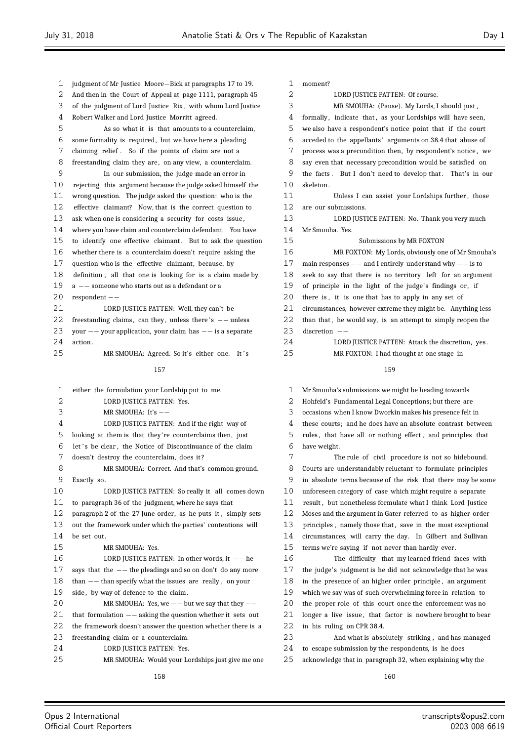judgment of Mr Justice Moore-Bick at paragraphs 17 to 19. And then in the Court of Appeal at page 1111, paragraph 45 of the judgment of Lord Justice Rix, with whom Lord Justice Robert Walker and Lord Justice Morritt agreed.

As so what it is that amounts to a counterclaim, some formality is required, but we have here a pleading claiming relief. So if the points of claim are not a freestanding claim they are, on any view, a counterclaim.

In our submission, the judge made an error in rejecting this argument because the judge asked himself the wrong question. The judge asked the question: who is the effective claimant? Now, that is the correct question to ask when one is considering a security for costs issue, where you have claim and counterclaim defendant. You have to identify one effective claimant. But to ask the question whether there is a counterclaim doesn't require asking the question who is the effective claimant, because, by definition, all that one is looking for is a claim made by a -- someone who starts out as a defendant or a respondent --

LORD JUSTICE PATTEN: Well, they can't be freestanding claims, can they, unless there's -- unless your -- your application, your claim has -- is a separate action.

MR SMOUHA: Agreed. So it's either one. It's either the formulation your Lordship put to me.

LORD JUSTICE PATTEN: Yes.

MR SMOUHA: It's --

LORD JUSTICE PATTEN: And if the right way of looking at them is that they're counterclaims then, just let's be clear, the Notice of Discontinuance of the claim doesn't destroy the counterclaim, does it?

MR SMOUHA: Correct. And that's common ground. Exactly so.

LORD JUSTICE PATTEN: So really it all comes down to paragraph 36 of the judgment, where he says that paragraph 2 of the 27 June order, as he puts it, simply sets out the framework under which the parties' contentions will be set out.

MR SMOUHA: Yes.

LORD JUSTICE PATTEN: In other words, it -- he says that the -- the pleadings and so on don't do any more than -- than specify what the issues are really, on your side, by way of defence to the claim.

MR SMOUHA: Yes, we -- but we say that they -- that formulation -- asking the question whether it sets out the framework doesn't answer the question whether there is a freestanding claim or a counterclaim.

LORD JUSTICE PATTEN: Yes.

MR SMOUHA: Would your Lordships just give me one moment?

LORD JUSTICE PATTEN: Of course.

MR SMOUHA: (Pause). My Lords, I should just, formally, indicate that, as your Lordships will have seen, we also have a respondent's notice point that if the court acceded to the appellants' arguments on 38.4 that abuse of process was a precondition then, by respondent's notice, we say even that necessary precondition would be satisfied on the facts. But I don't need to develop that. That's in our skeleton.

Unless I can assist your Lordships further, those are our submissions.

LORD JUSTICE PATTEN: No. Thank you very much Mr Smouha. Yes.

## Submissions by MR FOXTON

MR FOXTON: My Lords, obviously one of Mr Smouha's main responses -- and I entirely understand why -- is to seek to say that there is no territory left for an argument of principle in the light of the judge's findings or, if there is, it is one that has to apply in any set of circumstances, however extreme they might be. Anything less than that, he would say, is an attempt to simply reopen the discretion --

LORD JUSTICE PATTEN: Attack the discretion, yes.

MR FOXTON: I had thought at one stage in Mr Smouha's submissions we might be heading towards Hohfeld's Fundamental Legal Conceptions; but there are occasions when I know Dworkin makes his presence felt in these courts; and he does have an absolute contrast between rules, that have all or nothing effect, and principles that have weight.

The rule of civil procedure is not so hidebound. Courts are understandably reluctant to formulate principles in absolute terms because of the risk that there may be some unforeseen category of case which might require a separate result, but nonetheless formulate what I think Lord Justice Moses and the argument in Gater referred to as higher order principles, namely those that, save in the most exceptional circumstances, will carry the day. In Gilbert and Sullivan terms we're saying if not never than hardly ever.

The difficulty that my learned friend faces with the judge's judgment is he did not acknowledge that he was in the presence of an higher order principle, an argument which we say was of such overwhelming force in relation to the proper role of this court once the enforcement was no longer a live issue, that factor is nowhere brought to bear in his ruling on CPR 38.4.

And what is absolutely striking, and has managed to escape submission by the respondents, is he does acknowledge that in paragraph 32, when explaining why the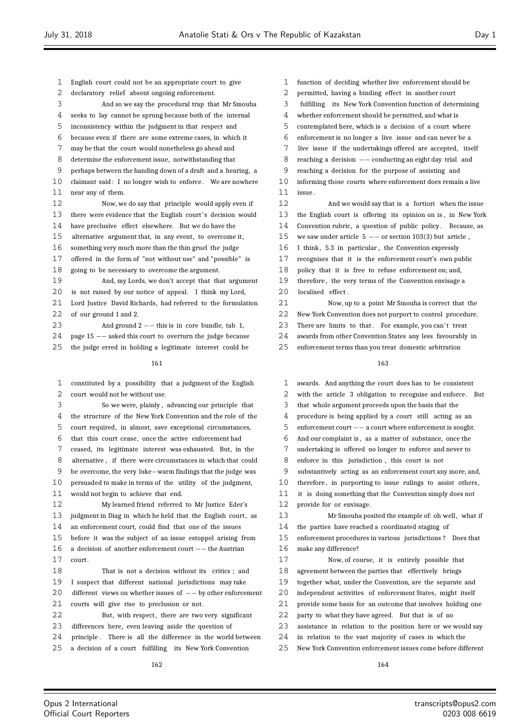English court could not be an appropriate court to give declaratory relief absent ongoing enforcement.

And so we say the procedural trap that Mr Smouha seeks to lay cannot be sprung because both of the internal inconsistency within the judgment in that respect and because even if there are some extreme cases, in which it may be that the court would nonetheless go ahead and determine the enforcement issue, notwithstanding that perhaps between the handing down of a draft and a hearing, a claimant said: I no longer wish to enforce. We are nowhere near any of them.

Now, we do say that principle would apply even if there were evidence that the English court's decision would have preclusive effect elsewhere. But we do have the alternative argument that, in any event, to overcome it, something very much more than the thin gruel the judge offered in the form of "not without use" and "possible" is going to be necessary to overcome the argument.

And, my Lords, we don't accept that that argument is not raised by our notice of appeal. I think my Lord, Lord Justice David Richards, had referred to the formulation of our ground 1 and 2.

And ground 2 -- this is in core bundle, tab 1, page 15 -- asked this court to overturn the judge because the judge erred in holding a legitimate interest could be constituted by a possibility that a judgment of the English court would not be without use.

So we were, plainly, advancing our principle that the structure of the New York Convention and the role of the court required, in almost, save exceptional circumstances, that this court cease, once the active enforcement had ceased, its legitimate interest was exhausted. But, in the alternative, if there were circumstances in which that could be overcome, the very luke-warm findings that the judge was persuaded to make in terms of the utility of the judgment, would not begin to achieve that end.

My learned friend referred to Mr Justice Eder's judgment in Diag in which he held that the English court, as an enforcement court, could find that one of the issues before it was the subject of an issue estoppel arising from a decision of another enforcement court -- the Austrian court.

That is not a decision without its critics; and I suspect that different national jurisdictions may take different views on whether issues of -- by other enforcement courts will give rise to preclusion or not.

But, with respect, there are two very significant differences here, even leaving aside the question of principle. There is all the difference in the world between a decision of a court fulfilling its New York Convention function of deciding whether live enforcement should be permitted, having a binding effect in another court fulfilling its New York Convention function of determining whether enforcement should be permitted, and what is contemplated here, which is a decision of a court where enforcement is no longer a live issue and can never be a live issue if the undertakings offered are accepted, itself reaching a decision -- conducting an eight day trial and reaching a decision for the purpose of assisting and informing those courts where enforcement does remain a live issue.

And we would say that is a fortiori when the issue the English court is offering its opinion on is, in New York Convention rubric, a question of public policy. Because, as we saw under article 5 -- or section 103(3) but article, I think, 5.3 in particular, the Convention expressly recognises that it is the enforcement court's own public policy that it is free to refuse enforcement on; and, therefore, the very terms of the Convention envisage a localised effect.

Now, up to a point Mr Smouha is correct that the New York Convention does not purport to control procedure. There are limits to that. For example, you can't treat awards from other Convention States any less favourably in enforcement terms than you treat domestic arbitration awards. And anything the court does has to be consistent with the article 3 obligation to recognise and enforce. But that whole argument proceeds upon the basis that the procedure is being applied by a court still acting as an enforcement court -- a court where enforcement is sought. And our complaint is, as a matter of substance, once the undertaking is offered no longer to enforce and never to enforce in this jurisdiction, this court is not substantively acting as an enforcement court any more; and, therefore, in purporting to issue rulings to assist others, it is doing something that the Convention simply does not provide for or envisage.

Mr Smouha posited the example of: oh well, what if the parties have reached a coordinated staging of enforcement procedures in various jurisdictions? Does that make any difference?

Now, of course, it is entirely possible that agreement between the parties that effectively brings together what, under the Convention, are the separate and independent activities of enforcement States, might itself provide some basis for an outcome that involves holding one party to what they have agreed. But that is of no assistance in relation to the position here or we would say in relation to the vast majority of cases in which the New York Convention enforcement issues come before different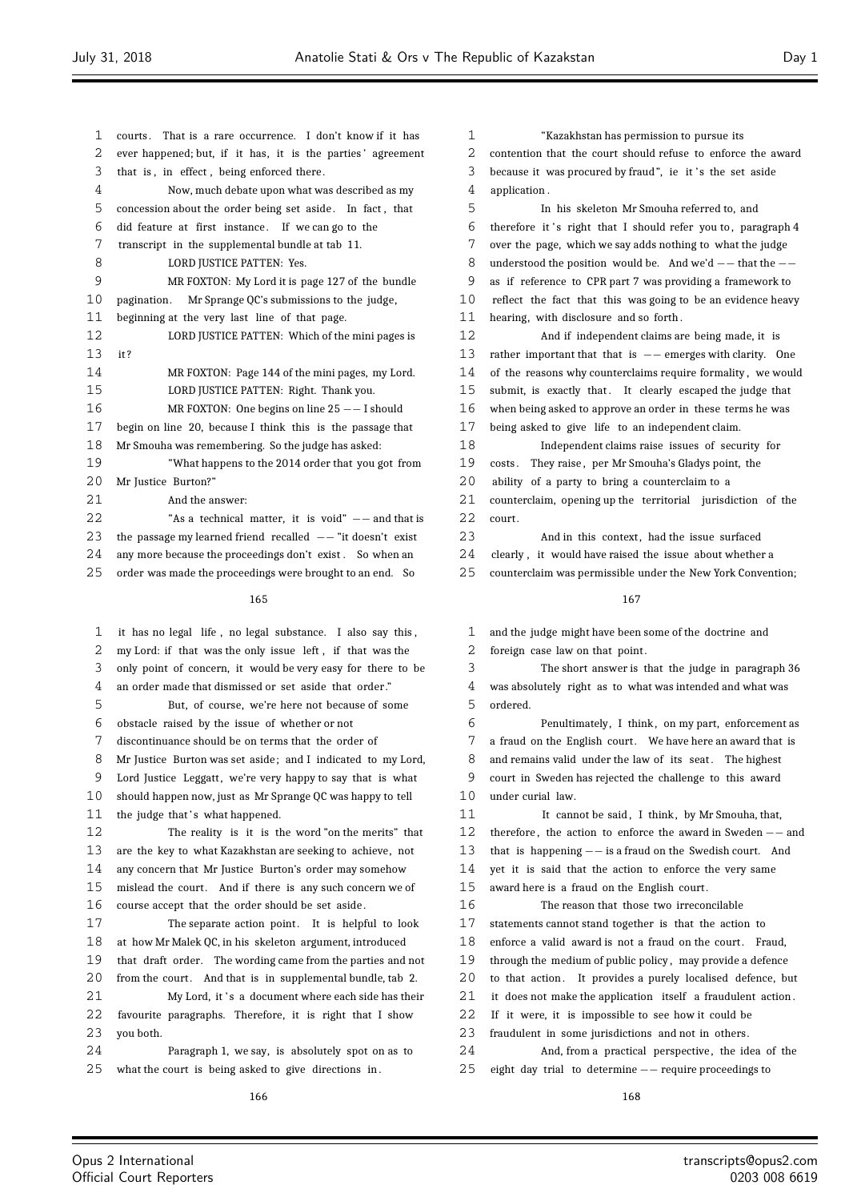courts. That is a rare occurrence. I don't know if it has ever happened; but, if it has, it is the parties' agreement that is, in effect, being enforced there.

Now, much debate upon what was described as my concession about the order being set aside. In fact, that did feature at first instance. If we can go to the transcript in the supplemental bundle at tab 11.

LORD JUSTICE PATTEN: Yes.

MR FOXTON: My Lord it is page 127 of the bundle pagination. Mr Sprange QC's submissions to the judge, beginning at the very last line of that page.

LORD JUSTICE PATTEN: Which of the mini pages is it?

MR FOXTON: Page 144 of the mini pages, my Lord.

LORD JUSTICE PATTEN: Right. Thank you.

MR FOXTON: One begins on line 25 -- I should begin on line 20, because I think this is the passage that Mr Smouha was remembering. So the judge has asked:

"What happens to the 2014 order that you got from Mr Justice Burton?"

And the answer:

"As a technical matter, it is void" -- and that is the passage my learned friend recalled -- "it doesn't exist any more because the proceedings don't exist. So when an order was made the proceedings were brought to an end. So it has no legal life, no legal substance. I also say this, my Lord: if that was the only issue left, if that was the only point of concern, it would be very easy for there to be an order made that dismissed or set aside that order."

But, of course, we're here not because of some obstacle raised by the issue of whether or not discontinuance should be on terms that the order of Mr Justice Burton was set aside; and I indicated to my Lord, Lord Justice Leggatt, we're very happy to say that is what should happen now, just as Mr Sprange QC was happy to tell the judge that's what happened.

The reality is it is the word "on the merits" that are the key to what Kazakhstan are seeking to achieve, not any concern that Mr Justice Burton's order may somehow mislead the court. And if there is any such concern we of course accept that the order should be set aside.

The separate action point. It is helpful to look at how Mr Malek QC, in his skeleton argument, introduced that draft order. The wording came from the parties and not from the court. And that is in supplemental bundle, tab 2.

My Lord, it's a document where each side has their favourite paragraphs. Therefore, it is right that I show you both.

Paragraph 1, we say, is absolutely spot on as to what the court is being asked to give directions in.

"Kazakhstan has permission to pursue its contention that the court should refuse to enforce the award because it was procured by fraud", ie it's the set aside application.

In his skeleton Mr Smouha referred to, and therefore it's right that I should refer you to, paragraph 4 over the page, which we say adds nothing to what the judge understood the position would be. And we'd -- that the -- as if reference to CPR part 7 was providing a framework to reflect the fact that this was going to be an evidence heavy hearing, with disclosure and so forth.

And if independent claims are being made, it is rather important that that is -- emerges with clarity. One of the reasons why counterclaims require formality, we would submit, is exactly that. It clearly escaped the judge that when being asked to approve an order in these terms he was being asked to give life to an independent claim.

Independent claims raise issues of security for costs. They raise, per Mr Smouha's Gladys point, the ability of a party to bring a counterclaim to a counterclaim, opening up the territorial jurisdiction of the court.

And in this context, had the issue surfaced clearly, it would have raised the issue about whether a counterclaim was permissible under the New York Convention; and the judge might have been some of the doctrine and foreign case law on that point.

The short answer is that the judge in paragraph 36 was absolutely right as to what was intended and what was ordered.

Penultimately, I think, on my part, enforcement as a fraud on the English court. We have here an award that is and remains valid under the law of its seat. The highest court in Sweden has rejected the challenge to this award under curial law.

It cannot be said, I think, by Mr Smouha, that, therefore, the action to enforce the award in Sweden -- and that is happening -- is a fraud on the Swedish court. And yet it is said that the action to enforce the very same award here is a fraud on the English court.

The reason that those two irreconcilable statements cannot stand together is that the action to enforce a valid award is not a fraud on the court. Fraud, through the medium of public policy, may provide a defence to that action. It provides a purely localised defence, but it does not make the application itself a fraudulent action. If it were, it is impossible to see how it could be fraudulent in some jurisdictions and not in others.

And, from a practical perspective, the idea of the eight day trial to determine -- require proceedings to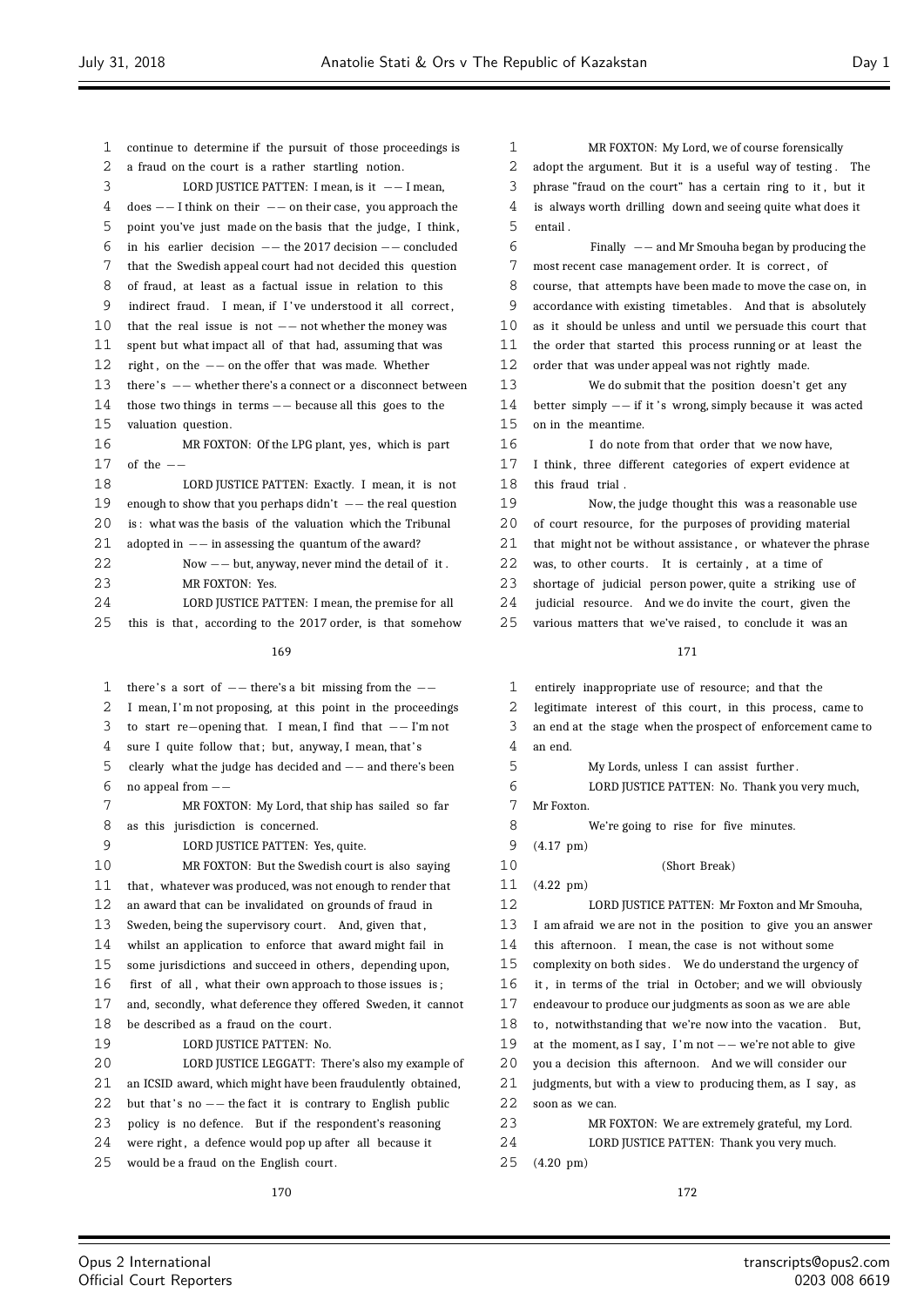continue to determine if the pursuit of those proceedings is a fraud on the court is a rather startling notion.

LORD JUSTICE PATTEN: I mean, is it -- I mean, does -- I think on their -- on their case, you approach the point you've just made on the basis that the judge, I think, in his earlier decision -- the 2017 decision -- concluded that the Swedish appeal court had not decided this question of fraud, at least as a factual issue in relation to this indirect fraud. I mean, if I've understood it all correct, that the real issue is not -- not whether the money was spent but what impact all of that had, assuming that was right, on the -- on the offer that was made. Whether there's -- whether there's a connect or a disconnect between those two things in terms -- because all this goes to the valuation question.

MR FOXTON: Of the LPG plant, yes, which is part of the --

LORD JUSTICE PATTEN: Exactly. I mean, it is not enough to show that you perhaps didn't -- the real question is: what was the basis of the valuation which the Tribunal adopted in -- in assessing the quantum of the award?

Now -- but, anyway, never mind the detail of it.

MR FOXTON: Yes.

LORD JUSTICE PATTEN: I mean, the premise for all this is that, according to the 2017 order, is that somehow there's a sort of -- there's a bit missing from the -- I mean, I'm not proposing, at this point in the proceedings to start re-opening that. I mean, I find that -- I'm not sure I quite follow that; but, anyway, I mean, that's clearly what the judge has decided and -- and there's been no appeal from --

MR FOXTON: My Lord, that ship has sailed so far as this jurisdiction is concerned.

LORD JUSTICE PATTEN: Yes, quite.

MR FOXTON: But the Swedish court is also saying that, whatever was produced, was not enough to render that an award that can be invalidated on grounds of fraud in Sweden, being the supervisory court. And, given that, whilst an application to enforce that award might fail in some jurisdictions and succeed in others, depending upon, first of all, what their own approach to those issues is; and, secondly, what deference they offered Sweden, it cannot be described as a fraud on the court.

LORD JUSTICE PATTEN: No.

LORD JUSTICE LEGGATT: There's also my example of an ICSID award, which might have been fraudulently obtained, but that's no -- the fact it is contrary to English public policy is no defence. But if the respondent's reasoning were right, a defence would pop up after all because it would be a fraud on the English court.

MR FOXTON: My Lord, we of course forensically adopt the argument. But it is a useful way of testing. The phrase "fraud on the court" has a certain ring to it, but it is always worth drilling down and seeing quite what does it entail.

Finally -- and Mr Smouha began by producing the most recent case management order. It is correct, of course, that attempts have been made to move the case on, in accordance with existing timetables. And that is absolutely as it should be unless and until we persuade this court that the order that started this process running or at least the order that was under appeal was not rightly made.

We do submit that the position doesn't get any better simply -- if it's wrong, simply because it was acted on in the meantime.

I do note from that order that we now have, I think, three different categories of expert evidence at this fraud trial.

Now, the judge thought this was a reasonable use of court resource, for the purposes of providing material that might not be without assistance, or whatever the phrase was, to other courts. It is certainly, at a time of shortage of judicial person power, quite a striking use of judicial resource. And we do invite the court, given the various matters that we've raised, to conclude it was an entirely inappropriate use of resource; and that the legitimate interest of this court, in this process, came to an end at the stage when the prospect of enforcement came to an end.

My Lords, unless I can assist further.

LORD JUSTICE PATTEN: No. Thank you very much, Mr Foxton.

We're going to rise for five minutes.

(4.17 pm)

(Short Break)

(4.22 pm)

LORD JUSTICE PATTEN: Mr Foxton and Mr Smouha, I am afraid we are not in the position to give you an answer this afternoon. I mean, the case is not without some complexity on both sides. We do understand the urgency of it, in terms of the trial in October; and we will obviously endeavour to produce our judgments as soon as we are able to, notwithstanding that we're now into the vacation. But, at the moment, as I say, I'm not -- we're not able to give you a decision this afternoon. And we will consider our judgments, but with a view to producing them, as I say, as soon as we can.

MR FOXTON: We are extremely grateful, my Lord.

LORD JUSTICE PATTEN: Thank you very much.

(4.20 pm)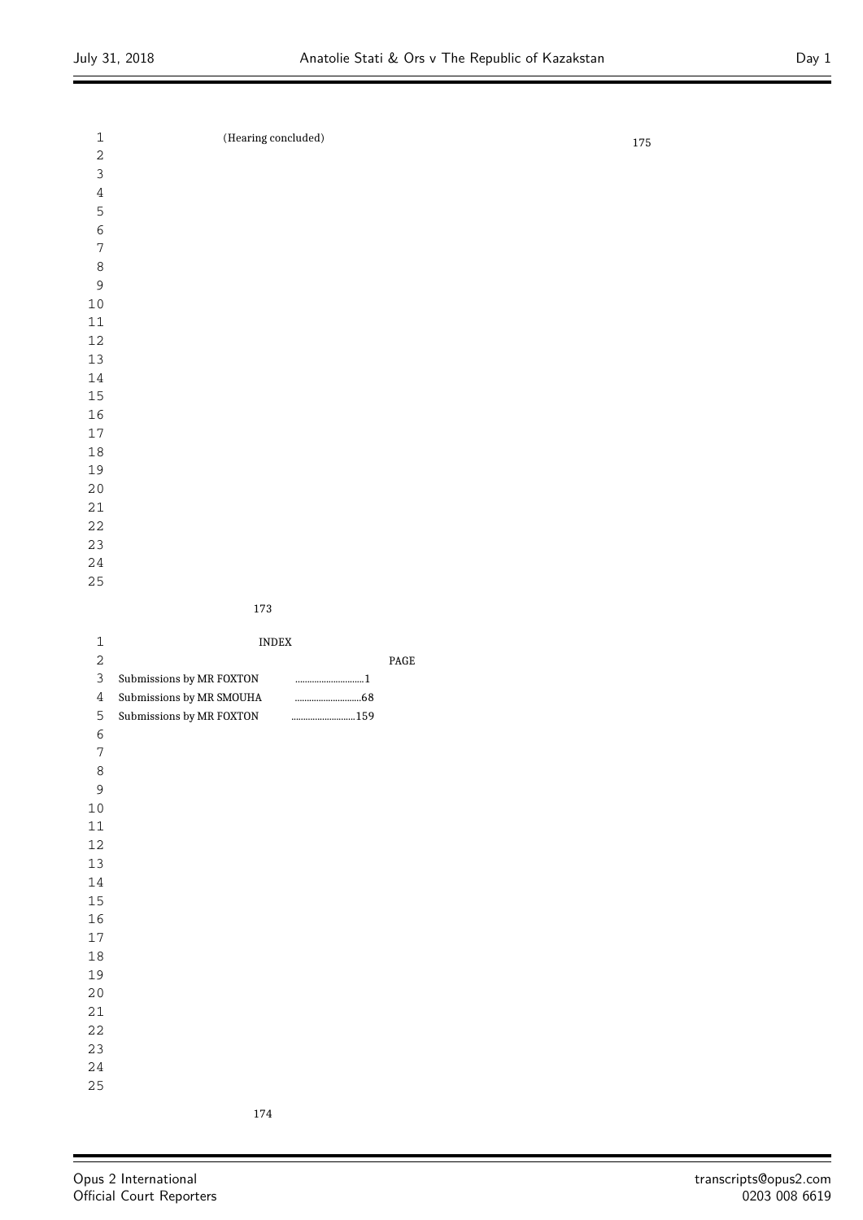(Hearing concluded)

INDEX

| | PAGE |
|---|---|
| Submissions by MR FOXTON | ............................1 |
| Submissions by MR SMOUHA | ............................68 |
| Submissions by MR FOXTON | ............................159 |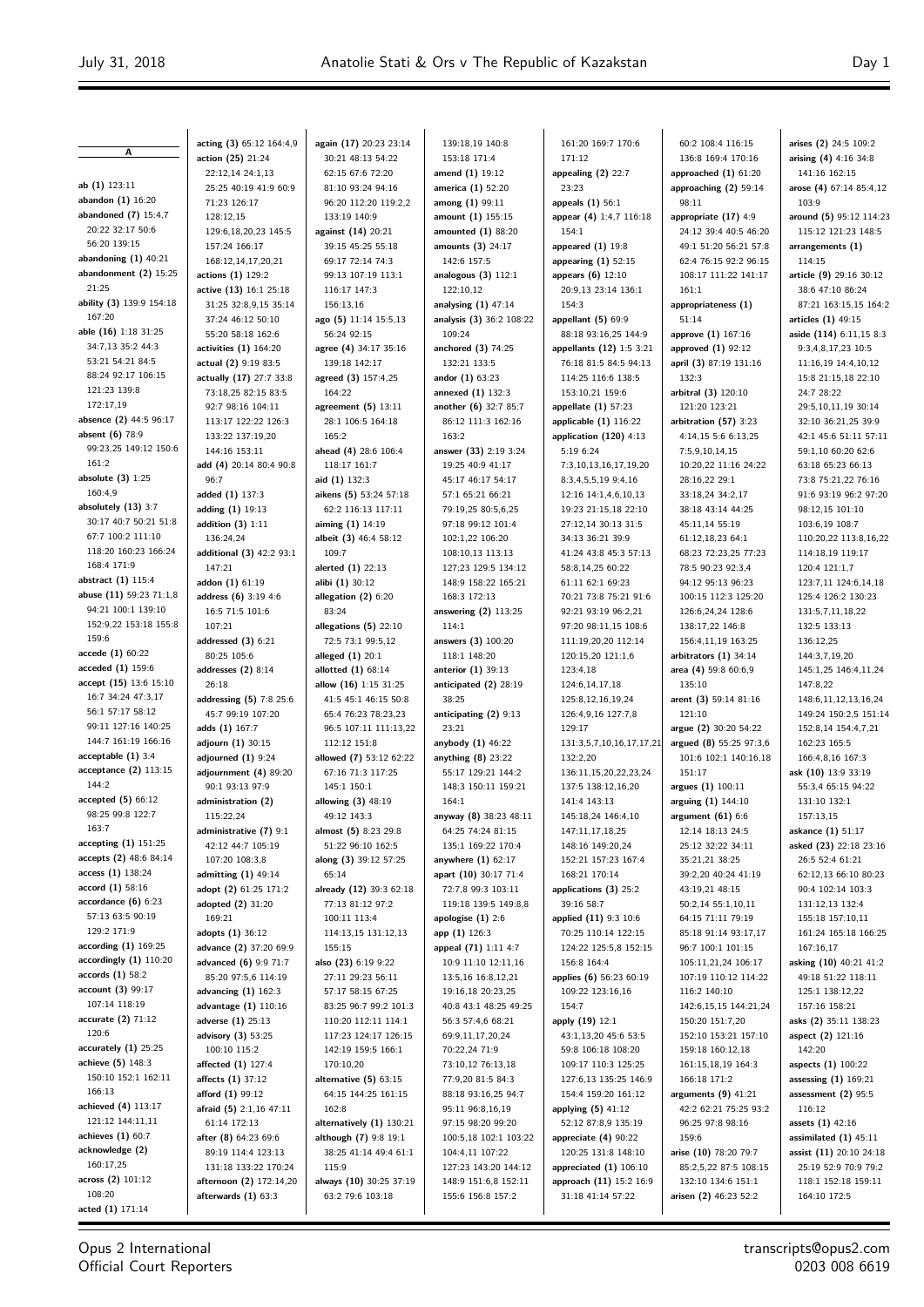## A

**ab (1)** 123:11
**abandon (1)** 16:20
**abandoned (7)** 15:4,7 20:22 32:17 50:6 56:20 139:15
**abandoning (1)** 40:21
**abandonment (2)** 15:25 21:25
**ability (3)** 139:9 154:18 167:20
**able (16)** 1:18 31:25 34:7,13 35:2 44:3 53:21 54:21 84:5 88:24 92:17 106:15 121:23 139:8 172:17,19
**absence (2)** 44:5 96:17
**absent (6)** 78:9 99:23,25 149:12 150:6 161:2
**absolute (3)** 1:25 160:4,9
**absolutely (13)** 3:7 30:17 40:7 50:21 51:8 67:7 100:2 111:10 118:20 160:23 166:24 168:4 171:9
**abstract (1)** 115:4
**abuse (11)** 59:23 71:1,8 94:21 100:1 139:10 152:9,22 153:18 155:8 159:6
**accede (1)** 60:22
**acceded (1)** 159:6
**accept (15)** 13:6 15:10 16:7 34:24 47:3,17 56:1 57:17 58:12 99:11 127:16 140:25 144:7 161:19 166:16
**acceptable (1)** 3:4
**acceptance (2)** 113:15 144:2
**accepted (5)** 66:12 98:25 99:8 122:7 163:7
**accepting (1)** 151:25
**accepts (2)** 48:6 84:14
**access (1)** 138:24
**accord (1)** 58:16
**accordance (6)** 6:23 57:13 63:5 90:19 129:2 171:9
**according (1)** 169:25
**accordingly (1)** 110:20
**accords (1)** 58:2
**account (3)** 99:17 107:14 118:19
**accurate (2)** 71:12 120:6
**accurately (1)** 25:25
**achieve (5)** 148:3 150:10 152:1 162:11 166:13
**achieved (4)** 113:17 121:12 144:11,11
**achieves (1)** 60:7
**acknowledge (2)** 160:17,25
**across (2)** 101:12 108:20
**acted (1)** 171:14
**acting (3)** 65:12 164:4,9
**action (25)** 21:24 22:12,14 24:1,13 25:25 40:19 41:9 60:9 71:23 126:17 128:12,15 129:6,18,20,23 145:5 157:24 166:17 168:12,14,17,20,21
**actions (1)** 129:2
**active (13)** 16:1 25:18 31:25 32:8,9,15 35:14 37:24 46:12 50:10 55:20 58:18 162:6
**activities (1)** 164:20
**actual (2)** 9:19 83:5
**actually (17)** 27:7 33:8 73:18,25 82:15 83:5 92:7 98:16 104:11 113:17 122:22 126:3 133:22 137:19,20 144:16 153:11
**add (4)** 20:14 80:4 90:8 96:7
**added (1)** 137:3
**adding (1)** 19:13
**addition (3)** 1:11 136:24,24
**additional (3)** 42:2 93:1 147:21
**addon (1)** 61:19
**address (6)** 3:19 4:6 16:5 71:5 101:6 107:21
**addressed (3)** 6:21 80:25 105:6
**addresses (2)** 8:14 26:18
**addressing (5)** 7:8 25:6 45:7 99:19 107:20
**adds (1)** 167:7
**adjourn (1)** 30:15
**adjourned (1)** 9:24
**adjournment (4)** 89:20 90:1 93:13 97:9
**administration (2)** 115:22,24
**administrative (7)** 9:1 42:12 44:7 105:19 107:20 108:3,8
**admitting (1)** 49:14
**adopt (2)** 61:25 171:2
**adopted (2)** 31:20 169:21
**adopts (1)** 36:12
**advance (2)** 37:20 69:9
**advanced (6)** 9:9 71:7 85:20 97:5,6 114:19
**advancing (1)** 162:3
**advantage (1)** 110:16
**adverse (1)** 25:13
**advisory (3)** 53:25 100:10 115:2
**affected (1)** 127:4
**affects (1)** 37:12
**afford (1)** 99:12
**afraid (5)** 2:1,16 47:11 61:14 172:13
**after (8)** 64:23 69:6 89:19 114:4 123:13 131:18 133:22 170:24
**afternoon (2)** 172:14,20
**afterwards (1)** 63:3
**again (17)** 20:23 23:14 30:21 48:13 54:22 62:15 67:6 72:20 81:10 93:24 94:16 96:20 112:20 119:2,2 133:19 140:9
**against (14)** 20:21 39:15 45:25 55:18 69:17 72:14 74:3 99:13 107:19 113:1 116:17 147:3 156:13,16
**ago (5)** 11:14 15:5,13 56:24 92:15
**agree (4)** 34:17 35:16 139:18 142:17
**agreed (3)** 157:4,25 164:22
**agreement (5)** 13:11 28:1 106:5 164:18 165:2
**ahead (4)** 28:6 106:4 118:17 161:7
**aid (1)** 132:3
**aikens (5)** 53:24 57:18 62:2 116:13 117:11
**aiming (1)** 14:19
**albeit (3)** 46:4 58:12 109:7
**alerted (1)** 22:13
**alibi (1)** 30:12
**allegation (2)** 6:20 83:24
**allegations (5)** 22:10 72:5 73:1 99:5,12
**alleged (1)** 20:1
**allotted (1)** 68:14
**allow (16)** 1:15 31:25 41:5 45:1 46:15 50:8 65:4 76:23 78:23,23 96:5 107:11 111:13,22 112:12 151:8
**allowed (7)** 53:12 62:22 67:16 71:3 117:25 145:1 150:1
**allowing (3)** 48:19 49:12 143:3
**almost (5)** 8:23 29:8 51:22 96:10 162:5
**along (3)** 39:12 57:25 65:14
**already (12)** 39:3 62:18 77:13 81:12 97:2 100:11 113:4 114:13,15 131:12,13 155:15
**also (23)** 6:19 9:22 27:11 29:23 56:11 57:17 58:15 67:25 83:25 96:7 99:2 101:3 110:20 112:11 114:1 117:23 124:17 126:15 142:19 159:5 166:1 170:10,20
**alternative (5)** 63:15 64:15 144:25 161:15 162:8
**alternatively (1)** 130:21
**although (7)** 9:8 19:1 38:25 41:14 49:4 61:1 115:9
**always (10)** 30:25 37:19 63:2 79:6 103:18
139:18,19 140:8 153:18 171:4
**amend (1)** 19:12
**america (1)** 52:20
**among (1)** 99:11
**amount (1)** 155:15
**amounted (1)** 88:20
**amounts (3)** 24:17 142:6 157:5
**analogous (3)** 112:1 122:10,12
**analysing (1)** 47:14
**analysis (3)** 36:2 108:22 109:24
**anchored (3)** 74:25 132:21 133:5
**andor (1)** 63:23
**annexed (1)** 132:3
**another (6)** 32:7 85:7 86:12 111:3 162:16 163:2
**answer (33)** 2:19 3:24 19:25 40:9 41:17 45:17 46:17 54:17 57:1 65:21 66:21 79:19,25 80:5,6,25 97:18 99:12 101:4 102:1,22 106:20 108:10,13 113:13 127:23 129:5 134:12 148:9 158:22 165:21 168:3 172:13
**answering (2)** 113:25 114:1
**answers (3)** 100:20 118:1 148:20
**anterior (1)** 39:13
**anticipated (2)** 28:19 38:25
**anticipating (2)** 9:13 23:21
**anybody (1)** 46:22
**anything (8)** 23:22 55:17 129:21 144:2 148:3 150:11 159:21 164:1
**anyway (8)** 38:23 48:11 64:25 74:24 81:15 135:1 169:22 170:4
**anywhere (1)** 62:17
**apart (10)** 30:17 71:4 72:7,8 99:3 103:15 119:18 139:5 149:8,8
**apologise (1)** 2:6
**app (1)** 126:3
**appeal (71)** 1:11 4:7 10:9 11:10 12:11,16 13:5,16 16:8,12,21 19:16,18 20:23,25 40:8 43:1 48:25 49:25 56:3 57:4,6 68:21 69:9,11,17,20,24 70:22,24 71:9 73:10,12 76:13,18 77:9,20 81:5 84:3 88:18 93:16,25 94:7 95:11 96:8,16,19 97:15 98:20 99:20 100:5,18 102:1 103:22 104:4,11 107:22 127:23 143:20 144:12 148:9 151:6,8 152:11 155:6 156:8 157:2
161:20 169:7 170:6 171:12
**appealing (2)** 22:7 23:23
**appeals (1)** 56:1
**appear (4)** 1:4,7 116:18 154:1
**appeared (1)** 19:8
**appearing (1)** 52:15
**appears (6)** 12:10 20:9,13 23:14 136:1 154:3
**appellant (5)** 69:9 88:18 93:16,25 144:9
**appellants (12)** 1:5 3:21 76:18 81:5 84:5 94:13 114:25 116:6 138:5 153:10,21 159:6
**appellate (1)** 57:23
**applicable (1)** 116:22
**application (120)** 4:13 5:19 6:24 7:3,10,13,16,17,19,20 8:3,4,5,5,19 9:4,16 12:16 14:1,4,6,10,13 19:23 21:15,18 22:10 27:12,14 30:13 31:5 34:13 36:21 39:9 41:24 43:8 45:3 57:13 58:8,14,25 60:22 61:11 62:1 69:23 70:21 73:8 75:21 91:6 92:21 93:19 96:2,21 97:20 98:11,15 108:6 111:19,20,20 112:14 120:15,20 121:1,6 123:4,18 124:6,14,17,18 125:8,12,16,19,24 126:4,9,16 127:7,8 129:17 131:3,5,7,10,16,17,17,21 132:2,20 136:11,15,20,22,23,24 137:5 138:12,16,20 141:4 143:13 145:18,24 146:4,10 147:11,17,18,25 148:16 149:20,24 152:21 157:23 167:4 168:21 170:14
**applications (3)** 25:2 39:16 58:7
**applied (11)** 9:3 10:6 70:25 110:14 122:15 124:22 125:5,8 152:15 156:8 164:4
**applies (6)** 56:23 60:19 109:22 123:16,16 154:7
**apply (19)** 12:1 43:1,13,20 45:6 53:5 59:8 106:18 108:20 109:17 110:3 125:25 127:6,13 135:25 146:9 154:4 159:20 161:12
**applying (5)** 41:12 52:12 87:8,9 135:19
**appreciate (4)** 90:22 120:25 131:8 148:10
**appreciated (1)** 106:10
**approach (11)** 15:2 16:9 31:18 41:14 57:22
60:2 108:4 116:15 136:8 169:4 170:16
**approached (1)** 61:20
**approaching (2)** 59:14 98:11
**appropriate (17)** 4:9 24:12 39:4 40:5 46:20 49:1 51:20 56:21 57:8 62:4 76:15 92:2 96:15 108:17 111:22 141:17 161:1
**appropriateness (1)** 51:14
**approve (1)** 167:16
**approved (1)** 92:12
**april (3)** 87:19 131:16 132:3
**arbitral (3)** 120:10 121:20 123:21
**arbitration (57)** 3:23 4:14,15 5:6 6:13,25 7:5,9,10,14,15 10:20,22 11:16 24:22 28:16,22 29:1 33:18,24 34:2,17 38:18 43:14 44:25 45:11,14 55:19 61:12,18,23 64:1 68:23 72:23,25 77:23 78:5 90:23 92:3,4 94:12 95:13 96:23 100:15 112:3 125:20 126:6,24,24 128:6 138:17,22 146:8 156:4,11,19 163:25
**arbitrators (1)** 34:14
**area (4)** 59:8 60:6,9 135:10
**arent (3)** 59:14 81:16 121:10
**argue (2)** 30:20 54:22
**argued (8)** 55:25 97:3,6 101:6 102:1 140:16,18 151:17
**argues (1)** 100:11
**arguing (1)** 144:10
**argument (61)** 6:6 12:14 18:13 24:5 25:12 32:22 34:11 35:21,21 38:25 39:2,20 40:24 41:19 43:19,21 48:15 50:2,14 55:1,10,11 64:15 71:11 79:19 85:18 91:14 93:17,17 96:7 100:1 101:15 105:11,21,24 106:17 107:19 110:12 114:22 116:2 140:10 142:6,15,15 144:21,24 150:20 151:7,20 152:10 153:21 157:10 159:18 160:12,18 161:15,18,19 164:3 166:18 171:2
**arguments (9)** 41:21 42:2 62:21 75:25 93:2 96:25 97:8 98:16 159:6
**arise (10)** 78:20 79:7 85:2,5,22 87:5 108:15 132:10 134:6 151:1
**arisen (2)** 46:23 52:2
**arises (2)** 24:5 109:2
**arising (4)** 4:16 34:8 141:16 162:15
**arose (4)** 67:14 85:4,12 103:9
**around (5)** 95:12 114:23 115:12 121:23 148:5
**arrangements (1)** 114:15
**article (9)** 29:16 30:12 38:6 47:10 86:24 87:21 163:15,15 164:2
**articles (1)** 49:15
**aside (114)** 6:11,15 8:3 9:3,4,8,17,23 10:5 11:16,19 14:4,10,12 15:8 21:15,18 22:10 24:7 28:22 29:5,10,11,19 30:14 32:10 36:21,25 39:9 42:1 45:6 51:11 57:11 59:1,10 60:20 62:6 63:18 65:23 66:13 73:8 75:21,22 76:16 91:6 93:19 96:2 97:20 98:12,15 101:10 103:6,19 108:7 110:20,22 113:8,16,22 114:18,19 119:17 120:4 121:1,7 123:7,11 124:6,14,18 125:4 126:2 130:23 131:5,7,11,18,22 132:5 133:13 136:12,25 144:3,7,19,20 145:1,25 146:4,11,24 147:8,22 148:6,11,12,13,16,24 149:24 150:2,5 151:14 152:8,14 154:4,7,21 162:23 165:5 166:4,8,16 167:3
**ask (10)** 13:9 33:19 55:3,4 65:15 94:22 131:10 132:1 157:13,15
**askance (1)** 51:17
**asked (23)** 22:18 23:16 26:5 52:4 61:21 62:12,13 66:10 80:23 90:4 102:14 103:3 131:12,13 132:4 155:18 157:10,11 161:24 165:18 166:25 167:16,17
**asking (10)** 40:21 41:2 49:18 51:22 118:11 125:1 138:12,22 157:16 158:21
**asks (2)** 35:11 138:23
**aspect (2)** 121:16 142:20
**aspects (1)** 100:22
**assessing (1)** 169:21
**assessment (2)** 95:5 116:12
**assets (1)** 42:16
**assimilated (1)** 45:11
**assist (11)** 20:10 24:18 25:19 52:9 70:9 79:2 118:1 152:18 159:11 164:10 172:5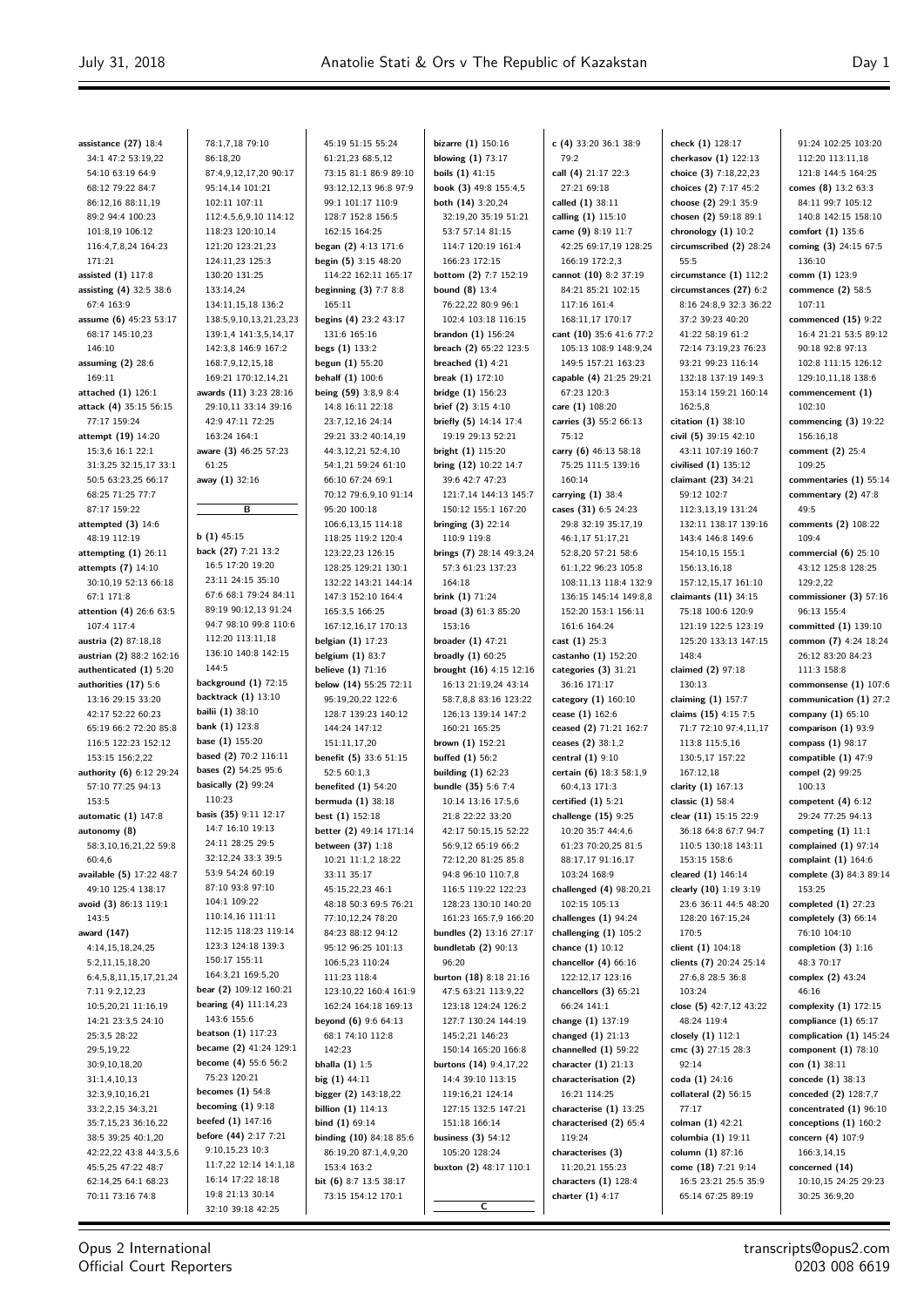assistance (27) 18:4 34:1 47:2 53:19,22 54:10 63:19 64:9 68:12 79:22 84:7 86:12,16 88:11,19 89:2 94:4 100:23 101:8,19 106:12 116:4,7,8,24 164:23 171:21
assisted (1) 117:8
assisting (4) 32:5 38:6 67:4 163:9
assume (6) 45:23 53:17 68:17 145:10,23 146:10
assuming (2) 28:6 169:11
attached (1) 126:1
attack (4) 35:15 56:15 77:17 159:24
attempt (19) 14:20 15:3,6 16:1 22:1 31:3,25 32:15,17 33:1 50:5 63:23,25 66:17 68:25 71:25 77:7 87:17 159:22
attempted (3) 14:6 48:19 112:19
attempting (1) 26:11
attempts (7) 14:10 30:10,19 52:13 66:18 67:1 171:8
attention (4) 26:6 63:5 107:4 117:4
austria (2) 87:18,18
austrian (2) 88:2 162:16
authenticated (1) 5:20
authorities (17) 5:6 13:16 29:15 33:20 42:17 52:22 60:23 65:19 66:2 72:20 85:8 116:5 122:23 152:12 153:15 156:2,22
authority (6) 6:12 29:24 57:10 77:25 94:13 153:5
automatic (1) 147:8
autonomy (8) 58:3,10,16,21,22 59:8 60:4,6
available (5) 17:22 48:7 49:10 125:4 138:17
avoid (3) 86:13 119:1 143:5
award (147) 4:14,15,18,24,25 5:2,11,15,18,20 6:4,5,8,11,15,17,21,24 7:11 9:2,12,23 10:5,20,21 11:16,19 14:21 23:3,5 24:10 25:3,5 28:22 29:5,19,22 30:9,10,18,20 31:1,4,10,13 32:3,9,10,16,21 33:2,2,15 34:3,21 35:7,15,23 36:16,22 38:5 39:25 40:1,20 42:22,22 43:8 44:3,5,6 45:5,25 47:22 48:7 62:14,25 64:1 68:23 70:11 73:16 74:8 78:1,7,18 79:10 86:18,20 87:4,9,12,17,20 90:17 95:14,14 101:21 102:11 107:11 112:4,5,6,9,10 114:12 118:23 120:10,14 121:20 123:21,23 124:11,23 125:3 130:20 131:25 133:14,24 134:11,15,18 136:2 138:5,9,10,13,21,23,23 139:1,4 141:3,5,14,17 142:3,8 146:9 167:2 168:7,9,12,15,18 169:21 170:12,14,21
awards (11) 3:23 28:16 29:10,11 33:14 39:16 42:9 47:11 72:25 163:24 164:1
aware (3) 46:25 57:23 61:25
away (1) 32:16

**B**

b (1) 45:15
back (27) 7:21 13:2 16:5 17:20 19:20 23:11 24:15 35:10 67:6 68:1 79:24 84:11 89:19 90:12,13 91:24 94:7 98:10 99:8 110:6 112:20 113:11,18 136:10 140:8 142:15 144:5
background (1) 72:15
backtrack (1) 13:10
bailii (1) 38:10
bank (1) 123:8
base (1) 155:20
based (2) 70:2 116:11
bases (2) 54:25 95:6
basically (2) 99:24 110:23
basis (35) 9:11 12:17 14:7 16:10 19:13 24:11 28:25 29:5 32:12,24 33:3 39:5 53:9 54:24 60:19 87:10 93:8 97:10 104:1 109:22 110:14,16 111:11 112:15 118:23 119:14 123:3 124:18 139:3 150:17 155:11 164:3,21 169:5,20
bear (2) 109:12 160:21
bearing (4) 111:14,23 143:6 155:6
beatson (1) 117:23
became (2) 41:24 129:1
become (4) 55:6 56:2 75:23 120:21
becomes (1) 54:8
becoming (1) 9:18
beefed (1) 147:16
before (44) 2:17 7:21 9:10,15,23 10:3 11:7,22 12:14 14:1,18 16:14 17:22 18:18 19:8 21:13 30:14 32:10 39:18 42:25 45:19 51:15 55:24 61:21,23 68:5,12 73:15 81:1 86:9 89:10 93:12,12,13 96:8 97:9 99:1 101:17 110:9 128:7 152:8 156:5 162:15 164:25
began (2) 4:13 171:6
begin (5) 3:15 48:20 114:22 162:11 165:17
beginning (3) 7:7 8:8 165:11
begins (4) 23:2 43:17 131:6 165:16
begs (1) 133:2
begun (1) 55:20
behalf (1) 100:6
being (59) 3:8,9 8:4 14:8 16:11 22:18 23:7,12,16 24:14 29:21 33:2 40:14,19 44:3,12,21 52:4,10 54:1,21 59:24 61:10 66:10 67:24 69:1 70:12 79:6,9,10 91:14 95:20 100:18 106:6,13,15 114:18 118:25 119:2 120:4 123:22,23 126:15 128:25 129:21 130:1 132:22 143:21 144:14 147:3 152:10 164:4 165:3,5 166:25 167:12,16,18 170:13
belgian (1) 17:23
belgium (1) 83:7
believe (1) 71:16
below (14) 55:25 72:11 95:19,20,22 122:6 128:7 139:23 140:12 144:24 147:12 151:11,17,20
benefit (5) 33:6 51:15 52:5 60:1,3
benefited (1) 54:20
bermuda (1) 38:18
best (1) 152:18
better (2) 49:14 171:14
between (37) 1:18 10:21 11:1,2 18:22 33:11 35:17 45:15,22,23 46:1 48:18 50:3 69:5 76:21 77:10,12,24 78:20 84:23 88:12 94:12 95:12 96:25 101:13 106:5,23 110:24 111:23 118:4 123:10,22 160:4 161:9 162:24 164:18 169:13
beyond (6) 9:6 64:13 68:1 74:10 112:8 142:23
bhalla (1) 1:5
big (1) 44:11
bigger (2) 143:18,22
billion (1) 114:13
bind (1) 69:14
binding (10) 84:18 85:6 86:19,20 87:1,4,9,20 153:4 163:2
bit (6) 8:7 13:5 38:17 73:15 154:12 170:1
bizarre (1) 150:16
blowing (1) 73:17
boils (1) 41:15
book (3) 49:8 155:4,5
both (14) 3:20,24 32:19,20 35:19 51:21 53:7 57:14 81:15 114:7 120:19 161:4 166:23 172:15
bottom (2) 7:7 152:19
bound (8) 13:4 76:22,22 80:9 96:1 102:4 103:18 116:15
brandon (1) 156:24
breach (2) 65:22 123:5
breached (1) 4:21
break (1) 172:10
bridge (1) 156:23
brief (2) 3:15 4:10
briefly (5) 14:14 17:4 19:19 29:13 52:21
bright (1) 115:20
bring (12) 10:22 14:7 39:6 42:7 47:23 121:7,14 144:13 145:7 150:12 155:1 167:20
bringing (3) 22:14 110:9 119:8
brings (7) 28:14 49:3,24 57:3 61:23 137:23 164:18
brink (1) 71:24
broad (3) 61:3 85:20 153:16
broader (1) 47:21
broadly (1) 60:25
brought (16) 4:15 12:16 16:13 21:19,24 43:14 58:7,8,8 83:16 123:22 126:13 139:14 147:2 160:21 165:25
brown (1) 152:21
buffed (1) 56:2
building (1) 62:23
bundle (35) 5:6 7:4 10:14 13:16 17:5,6 21:8 22:22 33:20 42:17 50:15,15 52:22 56:9,12 65:19 66:2 72:12,20 81:25 85:8 94:8 96:10 110:7,8 116:5 119:22 122:23 128:23 130:10 140:20 161:23 165:7,9 166:20
bundles (2) 13:16 27:17
bundletab (2) 90:13 96:20
burton (18) 8:18 21:16 47:5 63:21 113:9,22 123:18 124:24 126:2 127:7 130:24 144:19 145:2,21 146:23 150:14 165:20 166:8
burtons (14) 9:4,17,22 14:4 39:10 113:15 119:16,21 124:14 127:15 132:5 147:21 151:18 166:14
business (3) 54:12 105:20 128:24
buxton (2) 48:17 110:1

**C**

c (4) 33:20 36:1 38:9 79:2
call (4) 21:17 22:3 27:21 69:18
called (1) 38:11
calling (1) 115:10
came (9) 8:19 11:7 42:25 69:17,19 128:25 166:19 172:2,3
cannot (10) 8:2 37:19 84:21 85:21 102:15 117:16 161:4 168:11,17 170:17
cant (10) 35:6 41:6 77:2 105:13 108:9 148:9,24 149:5 157:21 163:23
capable (4) 21:25 29:21 67:23 120:3
care (1) 108:20
carries (3) 55:2 66:13 75:12
carry (6) 46:13 58:18 75:25 111:5 139:16 160:14
carrying (1) 38:4
cases (31) 6:5 24:23 29:8 32:19 35:17,19 46:1,17 51:17,21 52:8,20 57:21 58:6 61:1,22 96:23 105:8 108:11,13 118:4 132:9 136:15 145:14 149:8,8 152:20 153:1 156:11 161:6 164:24
cast (1) 25:3
castanho (1) 152:20
categories (3) 31:21 36:16 171:17
category (1) 160:10
cease (1) 162:6
ceased (2) 71:21 162:7
ceases (2) 38:1,2
central (1) 9:10
certain (6) 18:3 58:1,9 60:4,13 171:3
certified (1) 5:21
challenge (15) 9:25 10:20 35:4 44:4,6 61:23 70:20,25 81:5 88:17,17 91:16,17 103:24 168:9
challenged (4) 98:20,21 102:15 105:13
challenges (1) 94:24
challenging (1) 105:2
chance (1) 10:12
chancellor (4) 66:16 122:12,17 123:16
chancellors (3) 65:21 66:24 141:1
change (1) 137:19
changed (1) 21:13
channelled (1) 59:22
character (1) 21:13
characterisation (2) 16:21 114:25
characterise (1) 13:25
characterised (2) 65:4 119:24
characterises (3) 11:20,21 155:23
characters (1) 128:4
charter (1) 4:17
check (1) 128:17
cherkasov (1) 122:13
choice (3) 7:18,22,23
choices (2) 7:17 45:2
choose (2) 29:1 35:9
chosen (2) 59:18 89:1
chronology (1) 10:2
circumscribed (2) 28:24 55:5
circumstance (1) 112:2
circumstances (27) 6:2 8:16 24:8,9 32:3 36:22 37:2 39:23 40:20 41:22 58:19 61:2 72:14 73:19,23 76:23 93:21 99:23 116:14 132:18 137:19 149:3 153:14 159:21 160:14 162:5,8
citation (1) 38:10
civil (5) 39:15 42:10 43:11 107:19 160:7
civilised (1) 135:12
claimant (23) 34:21 59:12 102:7 112:3,13,19 131:24 132:11 138:17 139:16 143:4 146:8 149:6 154:10,15 155:1 156:13,16,18 157:12,15,17 161:10
claimants (11) 34:15 75:18 100:6 120:9 121:19 122:5 123:19 125:20 133:13 147:15 148:4
claimed (2) 97:18 130:13
claiming (1) 157:7
claims (15) 4:15 7:5 71:7 72:10 97:4,11,17 113:8 115:5,16 130:5,17 157:22 167:12,18
clarity (1) 167:13
classic (1) 58:4
clear (11) 15:15 22:9 36:18 64:8 67:7 94:7 110:5 130:18 143:11 153:15 158:6
cleared (1) 146:14
clearly (10) 1:19 3:19 23:6 36:11 44:5 48:20 128:20 167:15,24 170:5
client (1) 104:18
clients (7) 20:24 25:14 27:6,8 28:5 36:8 103:24
close (5) 42:7,12 43:22 48:24 119:4
closely (1) 112:1
cmc (3) 27:15 28:3 92:14
coda (1) 24:16
collateral (2) 56:15 77:17
colman (1) 42:21
columbia (1) 19:11
column (1) 87:16
come (18) 7:21 9:14 16:5 23:21 25:5 35:9 65:14 67:25 89:19 91:24 102:25 103:20 112:20 113:11,18 121:8 144:5 164:25
comes (8) 13:2 63:3 84:11 99:7 105:12 140:8 142:15 158:10
comfort (1) 135:6
coming (3) 24:15 67:5 136:10
comm (1) 123:9
commence (2) 58:5 107:11
commenced (15) 9:22 16:4 21:21 53:5 89:12 90:18 92:8 97:13 102:8 111:15 126:12 129:10,11,18 138:6
commencement (1) 102:10
commencing (3) 19:22 156:16,18
comment (2) 25:4 109:25
commentaries (1) 55:14
commentary (2) 47:8 49:5
comments (2) 108:22 109:4
commercial (6) 25:10 43:12 125:8 128:25 129:2,22
commissioner (3) 57:16 96:13 155:4
committed (1) 139:10
common (7) 4:24 18:24 26:12 83:20 84:23 111:3 158:8
commonsense (1) 107:6
communication (1) 27:2
company (1) 65:10
comparison (1) 93:9
compass (1) 98:17
compatible (1) 47:9
compel (2) 99:25 100:13
competent (4) 6:12 29:24 77:25 94:13
competing (1) 11:1
complained (1) 97:14
complaint (1) 164:6
complete (3) 84:3 89:14 153:25
completed (1) 27:23
completely (3) 66:14 76:10 104:10
completion (3) 1:16 48:3 70:17
complex (2) 43:24 46:16
complexity (1) 172:15
compliance (1) 65:17
complication (1) 145:24
component (1) 78:10
con (1) 38:11
concede (1) 38:13
conceded (2) 128:7,7
concentrated (1) 96:10
conceptions (1) 160:2
concern (4) 107:9 166:3,14,15
concerned (14) 10:10,15 24:25 29:23 30:25 36:9,20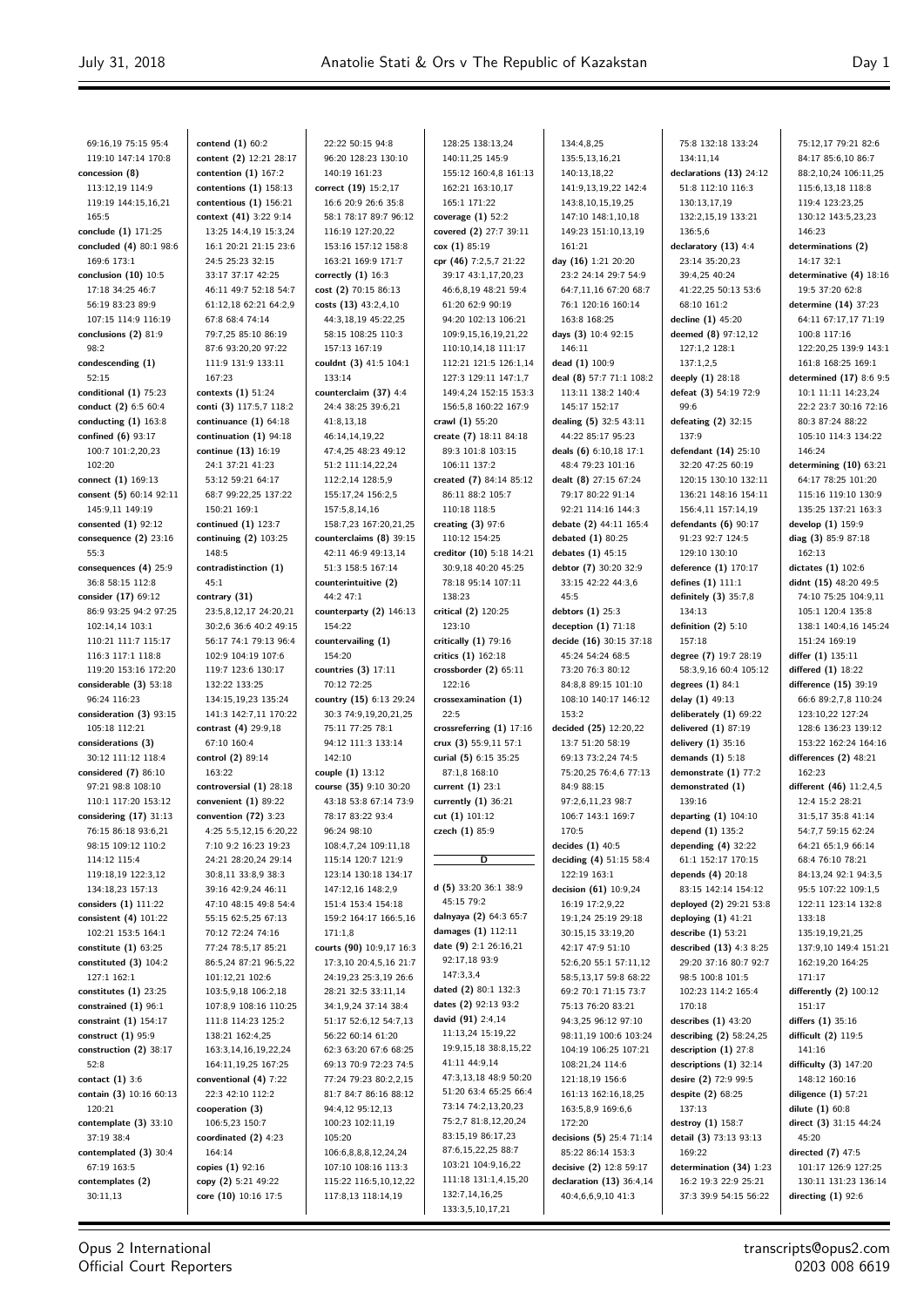69:16,19 75:15 95:4 119:10 147:14 170:8
**concession (8)** 113:12,19 114:9 119:19 144:15,16,21 165:5
**conclude (1)** 171:25
**concluded (4)** 80:1 98:6 169:6 173:1
**conclusion (10)** 10:5 17:18 34:25 46:7 56:19 83:23 89:9 107:15 114:9 116:19
**conclusions (2)** 81:9 98:2
**condescending (1)** 52:15
**conditional (1)** 75:23
**conduct (2)** 6:5 60:4
**conducting (1)** 163:8
**confined (6)** 93:17 100:7 101:2,20,23 102:20
**connect (1)** 169:13
**consent (5)** 60:14 92:11 145:9,11 149:19
**consented (1)** 92:12
**consequence (2)** 23:16 55:3
**consequences (4)** 25:9 36:8 58:15 112:8
**consider (17)** 69:12 86:9 93:25 94:2 97:25 102:14,14 103:1 110:21 111:7 115:17 116:3 117:1 118:8 119:20 153:16 172:20
**considerable (3)** 53:18 96:24 116:23
**consideration (3)** 93:15 105:18 112:21
**considerations (3)** 30:12 111:12 118:4
**considered (7)** 86:10 97:21 98:8 108:10 110:1 117:20 153:12
**considering (17)** 31:13 76:15 86:18 93:6,21 98:15 109:12 110:2 114:12 115:4 119:18,19 122:3,12 134:18,23 157:13
**considers (1)** 111:22
**consistent (4)** 101:22 102:21 153:5 164:1
**constitute (1)** 63:25
**constituted (3)** 104:2 127:1 162:1
**constitutes (1)** 23:25
**constrained (1)** 96:1
**constraint (1)** 154:17
**construct (1)** 95:9
**construction (2)** 38:17 52:8
**contact (1)** 3:6
**contain (3)** 10:16 60:13 120:21
**contemplate (3)** 33:10 37:19 38:4
**contemplated (3)** 30:4 67:19 163:5
**contemplates (2)** 30:11,13
**contend (1)** 60:2
**content (2)** 12:21 28:17
**contention (1)** 167:2
**contentions (1)** 158:13
**contentious (1)** 156:21
**context (41)** 3:22 9:14 13:25 14:4,19 15:3,24 16:1 20:21 21:15 23:6 24:5 25:23 32:15 33:17 37:17 42:25 46:11 49:7 52:18 54:7 61:12,18 62:21 64:2,9 67:8 68:4 74:14 79:7,25 85:10 86:19 87:6 93:20,20 97:22 111:9 131:9 133:11 167:23
**contexts (1)** 51:24
**conti (3)** 117:5,7 118:2
**continuance (1)** 64:18
**continuation (1)** 94:18
**continue (13)** 16:19 24:1 37:21 41:23 53:12 59:21 64:17 68:7 99:22,25 137:22 150:21 169:1
**continued (1)** 123:7
**continuing (2)** 103:25 148:5
**contradistinction (1)** 45:1
**contrary (31)** 23:5,8,12,17 24:20,21 30:2,6 36:6 40:2 49:15 56:17 74:1 79:13 96:4 102:9 104:19 107:6 119:7 123:6 130:17 132:22 133:25 134:15,19,23 135:24 141:3 142:7,11 170:22
**contrast (4)** 29:9,18 67:10 160:4
**control (2)** 89:14 163:22
**controversial (1)** 28:18
**convenient (1)** 89:22
**convention (72)** 3:23 4:25 5:5,12,15 6:20,22 7:10 9:2 16:23 19:23 24:21 28:20,24 29:14 30:8,11 33:8,9 38:3 39:16 42:9,24 46:11 47:10 48:15 49:8 54:4 55:15 62:5,25 67:13 70:12 72:24 74:16 77:24 78:5,17 85:21 86:5,24 87:21 96:5,22 101:12,21 102:6 103:5,9,18 106:2,18 107:8,9 108:16 110:25 111:8 114:23 125:2 138:21 162:4,25 163:3,14,16,19,22,24 164:11,19,25 167:25
**conventional (4)** 7:22 22:3 42:10 112:2
**cooperation (3)** 106:5,23 150:7
**coordinated (2)** 4:23 164:14
**copies (1)** 92:16
**copy (2)** 5:21 49:22
**core (10)** 10:16 17:5
22:22 50:15 94:8 96:20 128:23 130:10 140:19 161:23
**correct (19)** 15:2,17 16:6 20:9 26:6 35:8 58:1 78:17 89:7 96:12 116:19 127:20,22 153:16 157:12 158:8 163:21 169:9 171:7
**correctly (1)** 16:3
**cost (2)** 70:15 86:13
**costs (13)** 43:2,4,10 44:3,18,19 45:22,25 58:15 108:25 110:3 157:13 167:19
**couldnt (3)** 41:5 104:1 133:14
**counterclaim (37)** 4:4 24:4 38:25 39:6,21 41:8,13,18 46:14,14,19,22 47:4,25 48:23 49:12 51:2 111:14,22,24 112:2,14 128:5,9 155:17,24 156:2,5 157:5,8,14,16 158:7,23 167:20,21,25
**counterclaims (8)** 39:15 42:11 46:9 49:13,14 51:3 158:5 167:14
**counterintuitive (2)** 44:2 47:1
**counterparty (2)** 146:13 154:22
**countervailing (1)** 154:20
**countries (3)** 17:11 70:12 72:25
**country (15)** 6:13 29:24 30:3 74:9,19,20,21,25 75:11 77:25 78:1 94:12 111:3 133:14 142:10
**couple (1)** 13:12
**course (35)** 9:10 30:20 43:18 53:8 67:14 73:9 78:17 83:22 93:4 96:24 98:10 108:4,7,24 109:11,18 115:14 120:7 121:9 123:14 130:18 134:17 147:12,16 148:2,9 151:4 153:4 154:18 159:2 164:17 166:5,16 171:1,8
**courts (90)** 10:9,17 16:3 17:3,10 20:4,5,16 21:7 24:19,23 25:3,19 26:6 28:21 32:5 33:11,14 34:1,9,24 37:14 38:4 51:17 52:6,12 54:7,13 56:22 60:14 61:20 62:3 63:20 67:6 68:25 69:13 70:9 72:23 74:5 77:24 79:23 80:2,2,15 81:7 84:7 86:16 88:12 94:4,12 95:12,13 100:23 102:11,19 105:20 106:6,8,8,8,12,24,24 107:10 108:16 113:3 115:22 116:5,10,12,22 117:8,13 118:14,19
128:25 138:13,24 140:11,25 145:9 155:12 160:4,8 161:13 162:21 163:10,17 165:1 171:22
**coverage (1)** 52:2
**covered (2)** 27:7 39:11
**cox (1)** 85:19
**cpr (46)** 7:2,5,7 21:22 39:17 43:1,17,20,23 46:6,8,19 48:21 59:4 61:20 62:9 90:19 94:20 102:13 106:21 109:9,15,16,19,21,22 110:10,14,18 111:17 112:21 121:5 126:1,14 127:3 129:11 147:1,7 149:4,24 152:15 153:3 156:5,8 160:22 167:9
**crawl (1)** 55:20
**create (7)** 18:11 84:18 89:3 101:8 103:15 106:11 137:2
**created (7)** 84:14 85:12 86:11 88:2 105:7 110:18 118:5
**creating (3)** 97:6 110:12 154:25
**creditor (10)** 5:18 14:21 30:9,18 40:20 45:25 78:18 95:14 107:11 138:23
**critical (2)** 120:25 123:10
**critically (1)** 79:16
**critics (1)** 162:18
**crossborder (2)** 65:11 122:16
**crossexamination (1)** 22:5
**crossreferring (1)** 17:16
**crux (3)** 55:9,11 57:1
**curial (5)** 6:15 35:25 87:1,8 168:10
**current (1)** 23:1
**currently (1)** 36:21
**cut (1)** 101:12
**czech (1)** 85:9

## D

**d (5)** 33:20 36:1 38:9 45:15 79:2
**dalnyaya (2)** 64:3 65:7
**damages (1)** 112:11
**date (9)** 2:1 26:16,21 92:17,18 93:9 147:3,3,4
**dated (2)** 80:1 132:3
**dates (2)** 92:13 93:2
**david (91)** 2:4,14 11:13,24 15:19,22 19:9,15,18 38:8,15,22 41:11 44:9,14 47:3,13,18 48:9 50:20 51:20 63:4 65:25 66:4 73:14 74:2,13,20,24 75:2,7 81:8,12,20,24 83:15,19 86:17,23 87:6,15,22,25 88:7 103:21 104:9,16,22 111:18 131:1,4,15,20 132:7,14,16,25 133:3,5,10,17,21
134:4,8,25 135:5,13,16,21 140:13,18,22 141:9,13,19,22 142:4 143:8,10,15,19,25 147:10 148:1,10,18 149:23 151:10,13,19 161:21
**day (16)** 1:21 20:20 23:2 24:14 29:7 54:9 64:7,11,16 67:20 68:7 76:1 120:16 160:14 163:8 168:25
**days (3)** 10:4 92:15 146:11
**dead (1)** 100:9
**deal (8)** 57:7 71:1 108:2 113:11 138:2 140:4 145:17 152:17
**dealing (5)** 32:5 43:11 44:22 85:17 95:23
**deals (6)** 6:10,18 17:1 48:4 79:23 101:16
**dealt (8)** 27:15 67:24 79:17 80:22 91:14 92:21 114:16 144:3
**debate (2)** 44:11 165:4
**debated (1)** 80:25
**debates (1)** 45:15
**debtor (7)** 30:20 32:9 33:15 42:22 44:3,6 45:5
**debtors (1)** 25:3
**deception (1)** 71:18
**decide (16)** 30:15 37:18 45:24 54:24 68:5 73:20 76:3 80:12 84:8,8 89:15 101:10 108:10 140:17 146:12 153:2
**decided (25)** 12:20,22 13:7 51:20 58:19 69:13 73:2,24 74:5 75:20,25 76:4,6 77:13 84:9 88:15 97:2,6,11,23 98:7 106:7 143:1 169:7 170:5
**decides (1)** 40:5
**deciding (4)** 51:15 58:4 122:19 163:1
**decision (61)** 10:9,24 16:19 17:2,9,22 19:1,24 25:19 29:18 30:15,15 33:19,20 42:17 47:9 51:10 52:6,20 55:1 57:11,12 58:5,13,17 59:8 68:22 69:2 70:1 71:15 73:7 75:13 76:20 83:21 94:3,25 96:12 97:10 98:11,19 100:6 103:24 104:19 106:25 107:21 108:21,24 114:6 121:18,19 156:6 161:13 162:16,18,25 163:5,8,9 169:6,6 172:20
**decisions (5)** 25:4 71:14 85:22 86:14 153:3
**decisive (2)** 12:8 59:17
**declaration (13)** 36:4,14 40:4,6,6,9,10 41:3
75:8 132:18 133:24 134:11,14
**declarations (13)** 24:12 51:8 112:10 116:3 130:13,17,19 132:2,15,19 133:21 136:5,6
**declaratory (13)** 4:4 23:14 35:20,23 39:4,25 40:24 41:22,25 50:13 53:6 68:10 161:2
**decline (1)** 45:20
**deemed (8)** 97:12,12 127:1,2 128:1 137:1,2,5
**deeply (1)** 28:18
**defeat (3)** 54:19 72:9 99:6
**defeating (2)** 32:15 137:9
**defendant (14)** 25:10 32:20 47:25 60:19 120:15 130:10 132:11 136:21 148:16 154:11 156:4,11 157:14,19
**defendants (6)** 90:17 91:23 92:7 124:5 129:10 130:10
**deference (1)** 170:17
**defines (1)** 111:1
**definitely (3)** 35:7,8 134:13
**definition (2)** 5:10 157:18
**degree (7)** 19:7 28:19 58:3,9,16 60:4 105:12
**degrees (1)** 84:1
**delay (1)** 49:13
**deliberately (1)** 69:22
**delivered (1)** 87:19
**delivery (1)** 35:16
**demands (1)** 5:18
**demonstrate (1)** 77:2
**demonstrated (1)** 139:16
**departing (1)** 104:10
**depend (1)** 135:2
**depending (4)** 32:22 61:1 152:17 170:15
**depends (4)** 20:18 83:15 142:14 154:12
**deployed (2)** 29:21 53:8
**deploying (1)** 41:21
**describe (1)** 53:21
**described (13)** 4:3 8:25 29:20 37:16 80:7 92:7 98:5 100:8 101:5 102:23 114:2 165:4 170:18
**describes (1)** 43:20
**describing (2)** 58:24,25
**description (1)** 27:8
**descriptions (1)** 32:14
**desire (2)** 72:9 99:5
**despite (2)** 68:25 137:13
**destroy (1)** 158:7
**detail (3)** 73:13 93:13 169:22
**determination (34)** 1:23 16:2 19:3 22:9 25:21 37:3 39:9 54:15 56:22
75:12,17 79:21 82:6 84:17 85:6,10 86:7 88:2,10,24 106:11,25 115:6,13,18 118:8 119:4 123:23,25 130:12 143:5,23,25 146:23
**determinations (2)** 14:17 32:1
**determinative (4)** 18:16 19:5 37:20 62:8
**determine (14)** 37:23 64:11 67:17,17 71:19 100:8 117:16 122:20,25 139:9 143:1 161:8 168:25 169:1
**determined (17)** 8:6 9:5 10:1 11:11 14:23,24 22:2 23:7 30:16 72:16 80:3 87:24 88:22 105:10 114:3 134:22 146:24
**determining (10)** 63:21 64:17 78:25 101:20 115:16 119:10 130:9 135:25 137:21 163:3
**develop (1)** 159:9
**diag (3)** 85:9 87:18 162:13
**dictates (1)** 102:6
**didnt (15)** 48:20 49:5 74:10 75:25 104:9,11 105:1 120:4 135:8 138:1 140:4,16 145:24 151:24 169:19
**differ (1)** 135:11
**differed (1)** 18:22
**difference (15)** 39:19 66:6 89:2,7,8 110:24 123:10,22 127:24 128:6 136:23 139:12 153:22 162:24 164:16
**differences (2)** 48:21 162:23
**different (46)** 11:2,4,5 12:4 15:2 28:21 31:5,17 35:8 41:14 54:7,7 59:15 62:24 64:21 65:1,9 66:14 68:4 76:10 78:21 84:13,24 92:1 94:3,5 95:5 107:22 109:1,5 122:11 123:14 132:8 133:18 135:19,21,25 137:9,10 149:4 151:21 162:19,20 164:25 171:17
**differently (2)** 100:12 151:17
**differs (1)** 35:16
**difficult (2)** 119:5 141:16
**difficulty (3)** 147:20 148:12 160:16
**diligence (1)** 57:21
**dilute (1)** 60:8
**direct (3)** 31:15 44:24 45:20
**directed (7)** 47:5 101:17 126:9 127:25 130:11 131:23 136:14
**directing (1)** 92:6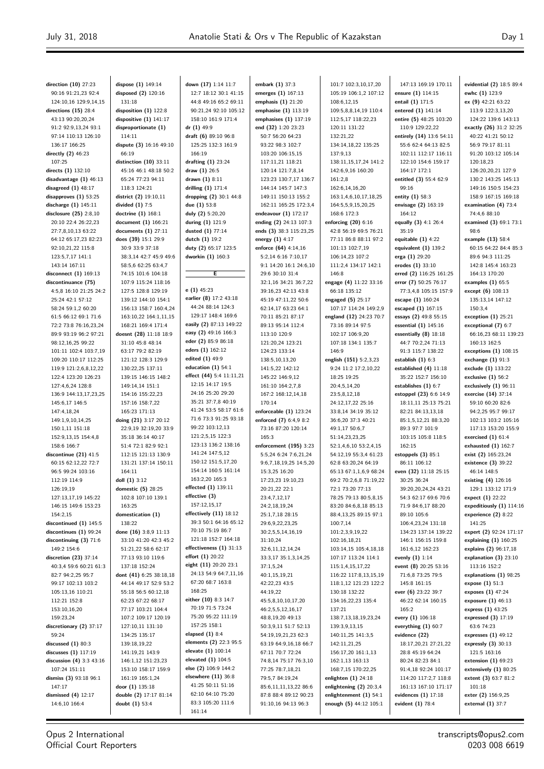**direction (10)** 27:23 90:16 91:21,23 92:4 124:10,16 129:9,14,15
**directions (15)** 28:4 43:13 90:20,20,24 91:2 92:9,13,24 93:1 97:14 110:13 126:10 136:17 166:25
**directly (2)** 46:23 107:25
**directs (1)** 132:10
**disadvantage (1)** 46:13
**disagreed (1)** 48:17
**disapproves (1)** 53:25
**discharge (1)** 145:11
**disclosure (25)** 2:8,10 20:10 22:4 26:22,23 27:7,8,10,13 63:22 64:12 65:17,23 82:23 92:10,21,22 115:8 123:5,7,17 141:1 143:14 167:11
**disconnect (1)** 169:13
**discontinuance (75)** 4:5,8 16:10 21:25 24:2 25:24 42:1 57:12 58:24 59:1,2 60:20 61:5 66:12 69:1 71:6 72:2 73:8 76:16,23,24 89:9 93:19 96:2 97:21 98:12,16,25 99:22 101:11 102:4 103:7,19 109:20 110:17 112:25 119:9 121:2,6,8,12,22 122:4 123:20 126:23 127:4,6,24 128:8 136:9 144:13,17,23,25 145:6,17 146:5 147:4,18,24 149:1,9,10,14,25 150:1,11 151:18 152:9,13,15 154:4,8 158:6 166:7
**discontinue (21)** 41:5 60:15 62:12,22 72:7 96:5 99:24 103:16 112:19 114:9 126:19,19 127:13,17,19 145:22 146:15 149:6 153:23 154:2,15
**discontinued (1)** 145:5
**discontinues (1)** 99:24
**discontinuing (3)** 71:6 149:2 154:6
**discretion (23)** 37:14 40:3,4 59:6 60:21 61:3 82:7 94:2,25 95:7 99:17 102:13 103:2 105:13,16 110:21 112:21 152:8 153:10,16,20 159:23,24
**discretionary (2)** 37:17 59:24
**discussed (1)** 80:3
**discusses (1)** 117:19
**discussion (4)** 3:3 43:16 107:24 151:11
**dismiss (3)** 93:18 96:1 147:17
**dismissed (4)** 12:17 14:6,10 166:4
**dispose (1)** 149:14
**disposed (2)** 120:16 131:18
**disposition (1)** 122:8
**dispositive (1)** 141:17
**disproportionate (1)** 114:11
**dispute (3)** 16:16 49:10 66:19
**distinction (10)** 33:11 45:16 46:1 48:18 50:2 65:24 77:23 94:11 118:3 124:21
**district (2)** 19:10,11
**divided (1)** 7:5
**doctrine (1)** 168:1
**document (1)** 166:21
**documents (1)** 27:11
**does (39)** 15:1 29:9 30:9 33:9 37:18 38:3,14 42:7 45:9 49:6 58:5,6 62:25 63:4,7 74:15 101:6 104:18 107:9 115:24 118:16 127:5 128:8 129:8 139:12 144:10 154:1 156:13 158:7 160:4,24 163:10,22 164:1,11,15 168:21 169:4 171:4
**doesnt (28)** 11:18 18:9 31:10 45:8 48:14 63:17 79:2 82:19 121:12 128:3 129:9 130:22,25 137:11 139:15 146:15 148:2 149:14,14 151:1 154:16 155:22,23 157:16 158:7,22 165:23 171:13
**doing (21)** 3:17 20:12 22:9,19 32:19,20 33:9 35:18 36:14 40:17 51:4 72:1 82:9 92:1 112:15 121:13 130:9 131:21 137:14 150:11 164:11
**doll (1)** 3:12
**domestic (5)** 28:25 102:8 107:10 139:1 163:25
**domestication (1)** 138:22
**done (16)** 3:8,9 11:13 33:10 41:20 42:3 45:2 51:21,22 58:6 62:17 77:13 93:10 119:6 137:18 152:24
**dont (41)** 6:25 38:18,18 44:14 49:17 52:9 53:2 55:18 56:5 60:12,18 62:23 67:22 68:17 77:17 103:21 104:4 107:2 109:17 120:19 127:10,11 131:10 134:25 135:17 139:18,19,22 141:19,21 143:9 146:1,12 151:23,23 153:10 158:17 159:9 161:19 165:1,24
**door (1)** 135:18
**double (2)** 17:17 81:14
**doubt (1)** 53:4
**down (17)** 1:14 11:7 12:7 18:12 30:1 41:15 44:8 49:16 65:2 69:11 90:21,24 92:10 105:12 158:10 161:9 171:4
**dr (1)** 49:9
**draft (6)** 89:10 96:8 125:25 132:3 161:9 166:19
**drafting (1)** 23:24
**draw (1)** 26:5
**drawn (1)** 8:11
**drilling (1)** 171:4
**dropping (2)** 30:1 44:8
**due (1)** 53:8
**duly (2)** 5:20,20
**during (1)** 121:9
**dusted (1)** 77:14
**dutch (1)** 19:2
**duty (2)** 65:17 123:5
**dworkin (1)** 160:3

**E**

**e (1)** 45:23
**earlier (8)** 17:2 43:18 44:24 88:14 124:3 129:17 148:4 169:6
**easily (2)** 87:13 149:22
**easy (2)** 49:16 166:3
**eder (2)** 85:9 86:18
**eders (1)** 162:12
**edited (1)** 49:9
**education (1)** 54:1
**effect (44)** 5:4 11:11,21 12:15 14:17 19:5 24:16 25:20 29:20 35:21 37:7,8 40:19 41:24 53:5 58:17 61:6 71:6 73:3 91:25 93:18 99:22 103:12,13 121:2,5,15 122:3 123:13 136:2 138:16 141:24 147:5,12 150:12 151:5,17,20 154:14 160:5 161:14 163:2,20 165:3
**effected (1)** 139:11
**effective (3)** 157:12,15,17
**effectively (11)** 18:12 39:3 50:1 64:16 65:12 70:10 75:19 86:7 121:18 152:7 164:18
**effectiveness (1)** 31:13
**effort (1)** 20:22
**eight (11)** 20:20 23:1 24:13 54:9 64:7,11,16 67:20 68:7 163:8 168:25
**either (10)** 8:3 14:7 70:19 71:5 73:24 75:20 95:22 111:19 157:25 158:1
**elapsed (1)** 8:4
**elements (2)** 22:3 95:5
**elevate (1)** 100:14
**elevated (1)** 104:5
**else (2)** 106:9 144:2
**elsewhere (11)** 36:8 41:25 50:11 51:16 62:10 64:10 75:20 83:3 105:20 111:6 161:14
**embark (1)** 37:3
**emerges (1)** 167:13
**emphasis (1)** 21:20
**emphasise (1)** 113:19
**emphasises (1)** 137:19
**end (32)** 1:20 23:23 50:7 56:20 64:23 93:22 98:3 102:7 103:20 106:15,15 117:11,21 118:21 120:14 121:7,8,14 123:23 130:7,17 136:7 144:14 145:7 147:3 149:11 150:13 155:2 162:11 165:25 172:3,4
**endeavour (1)** 172:17
**ending (2)** 24:13 107:3
**ends (3)** 38:3 115:23,25
**energy (1)** 4:17
**enforce (64)** 4:14,16 5:2,14,16 6:7 10,17 9:1 14:20 16:1 24:6,10 29:6 30:10 31:4 32:1,16 34:21 36:7,22 39:16,23 42:13 43:8 45:19 47:11,22 50:6 62:14,17 63:23 64:1 70:11 85:21 87:17 89:13 95:14 112:4 113:10 120:9 121:20,24 123:21 124:23 133:14 138:5,10,13,20 141:5,22 142:12 145:22 146:9,12 161:10 164:2,7,8 167:2 168:12,14,18 170:14
**enforceable (1)** 123:24
**enforced (7)** 6:4,9 8:2 73:16 87:20 120:14 165:3
**enforcement (195)** 3:23 5:5,24 6:24 7:6,21,24 9:6,7,18,19,25 14:5,20 15:3,25 16:20 17:23,23 19:10,23 20:21,22 22:1 23:4,7,12,17 24:2,18,19,24 25:1,7,18 28:15 29:6,9,22,23,25 30:2,5,5,14,16,19 31:10,24 32:6,11,12,14,24 33:3,17 35:1,3,14,25 37:1,5,24 40:1,15,19,21 42:22,23 43:5 44:19,22 45:5,8,10,10,17,20 46:2,5,5,12,16,17 48:8,19,21,23 49:13 50:3,9,11 51:7 52:13 54:19,19,21,23 62:3 63:19 64:9,16,18 66:7 67:11 70:7 72:24 74:8,14 75:17 76:3,10 77:25 78:7,18,21 79:5,7 84:19,24 85:6,11,11,13,22 86:6 87:8 88:4 89:12 90:23 91:10,16 94:13 96:3 101:7 102:3,10,17,20 105:19 106:1,2 107:12 108:6,12,15 109:5,8,8,14,19 110:4 112:5,17 118:22,23 120:11 131:22 132:21,22 134:14,18,22 135:25 137:9,13 138:11,15,17,24 141:2 142:6,9,16 160:20 161:2,8 162:6,14,16,20 163:1,4,6,10,17,18,25 164:5,5,9,15,20,25 168:6 172:3
**enforcing (20)** 6:16 42:8 56:19 69:5 76:21 77:11 86:8 88:11 97:2 101:13 102:7,19 106:14,23 107:2 111:2,4 134:17 142:1 146:8
**engage (4)** 11:22 33:16 66:18 135:12
**engaged (5)** 25:17 107:17 114:24 149:2,9
**england (12)** 24:23 70:7 73:16 89:14 97:5 102:17 106:9,20 107:18 134:1 135:7 146:9
**english (151)** 5:2,3,23 9:24 11:2 17:2,10,22 18:25 19:25 20:4,5,14,20 23:5,8,12,18 24:12,17,22 25:16 33:8,14 34:19 35:12 36:6,20 37:3 40:21 49:1,17 50:6,7 51:14,23,23,25 52:1,4,6,10 53:2,4,15 54:12,19 55:3,4 61:23 62:8 63:20,24 64:19 65:13 67:1,1,6,9 68:24 69:2 70:2,6,8 71:19,22 72:1 73:20 77:13 78:25 79:13 80:5,8,15 83:20 84:6,8,18 85:13 88:4,13,25 89:15 97:1 100:7,14 101:2,3,9,19,22 102:16,18,21 103:14,15 105:4,18,18 107:17 113:24 114:1 115:1,4,15,17,22 116:22 117:8,13,15,19 118:1,12 121:23 122:2 130:18 132:22 134:16,22,23 135:4 137:21 138:7,13,18,19,23,24 139:3,9,13,15 140:11,25 141:3,5 142:11,21,25 156:17,20 161:1,13 162:1,13 163:13 168:7,15 170:22,25
**enlighten (1)** 24:18
**enlightening (2)** 20:3,4
**enlightenment (1)** 54:1
**enough (5)** 44:12 105:1 147:13 169:19 170:11
**ensure (1)** 114:15
**entail (1)** 171:5
**entered (1)** 141:14
**entire (5)** 48:25 103:20 110:9 129:22,22
**entirely (14)** 13:6 54:11 55:6 62:4 64:13 82:5 102:11 112:17 116:11 122:10 154:6 159:17 164:17 172:1
**entitled (3)** 55:4 62:9 99:16
**entity (1)** 58:3
**envisage (2)** 163:19 164:12
**equally (3)** 4:1 26:4 35:19
**equitable (1)** 4:22
**equivalent (1)** 139:2
**erga (1)** 29:20
**erodes (1)** 33:10
**erred (2)** 116:25 161:25
**error (7)** 50:25 76:17 77:3,4,8 105:15 157:9
**escape (1)** 160:24
**escaped (1)** 167:15
**essays (2)** 49:8 55:15
**essential (1)** 145:16
**essentially (8)** 18:18 44:7 70:2,24 71:13 91:3 115:7 138:22
**establish (1)** 6:3
**established (4)** 11:18 35:22 152:7 156:10
**establishes (1)** 6:7
**estoppel (23)** 6:6 14:9 18:11,11 25:13 75:21 82:21 84:13,13,18 85:1,5,12,21 88:3,20 89:3 97:7 101:9 103:15 105:8 118:5 162:15
**estoppels (3)** 85:1 86:11 106:12
**even (32)** 11:18 25:15 30:25 36:24 39:20,20,24,24 43:21 54:3 62:17 69:6 70:6 71:9 84:6,17 88:20 89:10 105:6 106:4,23,24 131:18 134:23 137:14 139:22 146:1 156:15 159:8 161:6,12 162:23
**evenly (1)** 1:14
**event (8)** 20:25 53:16 71:6,8 73:25 79:5 145:8 161:15
**ever (6)** 23:22 39:7 46:22 62:14 160:15 165:2
**every (1)** 106:18
**everything (1)** 60:7
**evidence (22)** 18:17,20,21 27:21,22 28:8 45:19 64:24 80:24 82:23 84:1 91:4,18 92:24 101:17 114:20 117:2,7 118:8 161:13 167:10 171:17
**evidences (1)** 17:18
**evident (1)** 78:4
**evidential (2)** 18:5 89:4
**ewhc (1)** 123:9
**ex (9)** 42:21 63:22 113:9 122:3,13,20 124:22 139:6 143:13
**exactly (26)** 31:2 32:25 40:22 41:21 50:12 56:9 79:17 81:11 91:20 103:12 105:14 120:18,23 126:20,20,21 127:9 130:2 143:25 145:13 149:16 150:5 154:23 158:9 167:15 169:18
**examination (4)** 73:4 74:4,6 88:10
**examined (3)** 69:1 73:1 98:6
**example (13)** 58:4 60:15 64:22 84:4 85:3 89:6 94:3 111:25 142:8 145:4 163:23 164:13 170:20
**examples (1)** 65:5
**except (6)** 108:13 135:13,14 147:12 150:3,4
**exception (1)** 25:21
**exceptional (7)** 6:7 66:16,23 68:11 139:23 160:13 162:5
**exceptions (1)** 108:15
**exchange (1)** 91:3
**exclude (1)** 133:22
**exclusive (1)** 56:2
**exclusively (1)** 96:11
**exercise (14)** 37:14 59:10 60:20 82:6 94:2,25 95:7 99:17 102:13 103:2 105:16 117:13 153:20 155:9
**exercised (1)** 61:4
**exhausted (1)** 162:7
**exist (2)** 165:23,24
**existence (3)** 39:22 46:14 148:5
**existing (4)** 126:16 129:1 133:12 171:9
**expect (1)** 22:22
**expeditiously (1)** 114:16
**experience (2)** 8:22 141:25
**expert (2)** 92:24 171:17
**explaining (1)** 160:25
**explains (2)** 96:17,18
**explanation (3)** 23:10 113:16 152:2
**explanations (1)** 98:25
**expose (1)** 51:3
**exposes (1)** 47:24
**exposure (1)** 46:13
**express (1)** 43:25
**expressed (3)** 17:19 63:6 74:23
**expresses (1)** 49:12
**expressly (3)** 30:13 121:5 163:16
**extension (1)** 69:23
**extensively (1)** 80:25
**extent (3)** 63:7 81:2 101:18
**exter (2)** 156:9,25
**external (1)** 37:7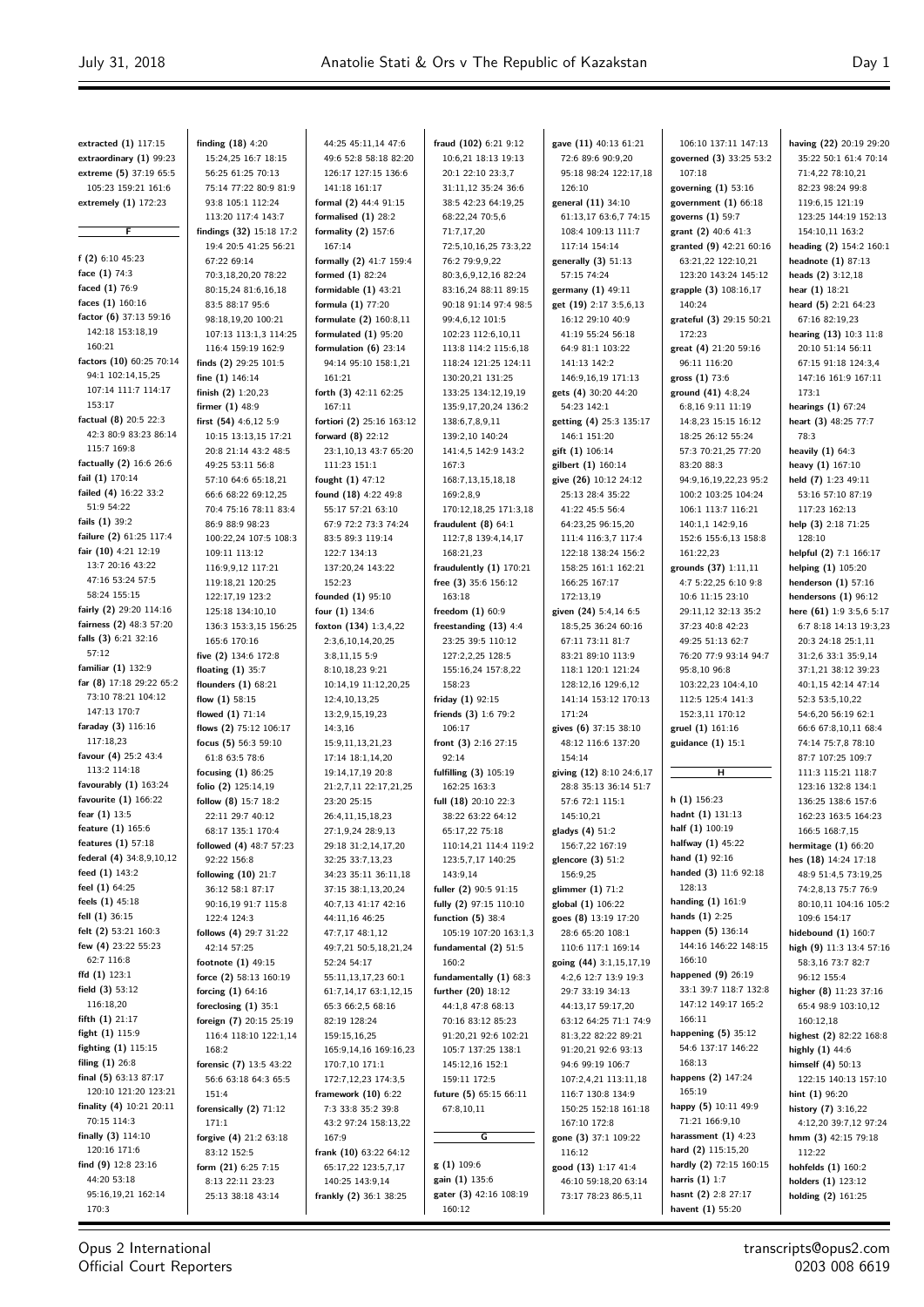**extracted (1)** 117:15
**extraordinary (1)** 99:23
**extreme (5)** 37:19 65:5 105:23 159:21 161:6
**extremely (1)** 172:23

**F**

**f (2)** 6:10 45:23
**face (1)** 74:3
**faced (1)** 76:9
**faces (1)** 160:16
**factor (6)** 37:13 59:16 142:18 153:18,19 160:21
**factors (10)** 60:25 70:14 94:1 102:14,15,25 107:14 111:7 114:17 153:17
**factual (8)** 20:5 22:3 42:3 80:9 83:23 86:14 115:7 169:8
**factually (2)** 16:6 26:6
**fail (1)** 170:14
**failed (4)** 16:22 33:2 51:9 54:22
**fails (1)** 39:2
**failure (2)** 61:25 117:4
**fair (10)** 4:21 12:19 13:7 20:16 43:22 47:16 53:24 57:5 58:24 155:15
**fairly (2)** 29:20 114:16
**fairness (2)** 48:3 57:20
**falls (3)** 6:21 32:16 57:12
**familiar (1)** 132:9
**far (8)** 17:18 29:22 65:2 73:10 78:21 104:12 147:13 170:7
**faraday (3)** 116:16 117:18,23
**favour (4)** 25:2 43:4 113:2 114:18
**favourably (1)** 163:24
**favourite (1)** 166:22
**fear (1)** 13:5
**feature (1)** 165:6
**features (1)** 57:18
**federal (4)** 34:8,9,10,12
**feed (1)** 143:2
**feel (1)** 64:25
**feels (1)** 45:18
**fell (1)** 36:15
**felt (2)** 53:21 160:3
**few (4)** 23:22 55:23 62:7 116:8
**ffd (1)** 123:1
**field (3)** 53:12 116:18,20
**fifth (1)** 21:17
**fight (1)** 115:9
**fighting (1)** 115:15
**filing (1)** 26:8
**final (5)** 63:13 87:17 120:10 121:20 123:21
**finality (4)** 10:21 20:11 70:15 114:3
**finally (3)** 114:10 120:16 171:6
**find (9)** 12:8 23:16 44:20 53:18 95:16,19,21 162:14 170:3
**finding (18)** 4:20 15:24,25 16:7 18:15 56:25 61:25 70:13 75:14 77:22 80:9 81:9 93:8 105:1 112:24 113:20 117:4 143:7
**findings (32)** 15:18 17:2 19:4 20:5 41:25 56:21 67:22 69:14 70:3,18,20,20 78:22 80:15,24 81:6,16,18 83:5 88:17 95:6 98:18,19,20 100:21 107:13 113:1,3 114:25 116:4 159:19 162:9
**finds (2)** 29:25 101:5
**fine (1)** 146:14
**finish (2)** 1:20,23
**firmer (1)** 48:9
**first (54)** 4:6,12 5:9 10:15 13:13,15 17:21 20:8 21:14 43:2 48:5 49:25 53:11 56:8 57:10 64:6 65:18,21 66:6 68:22 69:12,25 70:4 75:16 78:11 83:4 86:9 88:9 98:23 100:22,24 107:5 108:3 109:11 113:12 116:9,9,12 117:21 119:18,21 120:25 122:17,19 123:2 125:18 134:10,10 136:3 153:3,15 156:25 165:6 170:16
**five (2)** 134:6 172:8
**floating (1)** 35:7
**flounders (1)** 68:21
**flow (1)** 58:15
**flowed (1)** 71:14
**flows (2)** 75:12 106:17
**focus (5)** 56:3 59:10 61:8 63:5 78:6
**focusing (1)** 86:25
**folio (2)** 125:14,19
**follow (8)** 15:7 18:2 22:11 29:7 40:12 68:17 135:1 170:4
**followed (4)** 48:7 57:23 92:22 156:8
**following (10)** 21:7 36:12 58:1 87:17 90:16,19 91:7 115:8 122:4 124:3
**follows (4)** 29:7 31:22 42:14 57:25
**footnote (1)** 49:15
**force (2)** 58:13 160:19
**forcing (1)** 64:16
**foreclosing (1)** 35:1
**foreign (7)** 20:15 25:19 116:4 118:10 122:1,14 168:2
**forensic (7)** 13:5 43:22 56:6 63:18 64:3 65:5 151:4
**forensically (2)** 71:12 171:1
**forgive (4)** 21:2 63:18 83:12 152:5
**form (21)** 6:25 7:15 8:13 22:11 23:23 25:13 38:18 43:14 44:25 45:11,14 47:6 49:6 52:8 58:18 82:20 126:17 127:15 136:6 141:18 161:17
**formal (2)** 44:4 91:15
**formalised (1)** 28:2
**formality (2)** 157:6 167:14
**formally (2)** 41:7 159:4
**formed (1)** 82:24
**formidable (1)** 43:21
**formula (1)** 77:20
**formulate (2)** 160:8,11
**formulated (1)** 95:20
**formulation (6)** 23:14 94:14 95:10 158:1,21 161:21
**forth (3)** 42:11 62:25 167:11
**fortiori (2)** 25:16 163:12
**forward (8)** 22:12 23:1,10,13 43:7 65:20 111:23 151:1
**fought (1)** 47:12
**found (18)** 4:22 49:8 55:17 57:21 63:10 67:9 72:2 73:3 74:24 83:5 89:3 119:14 122:7 134:13 137:20,24 143:22 152:23
**founded (1)** 95:10
**four (1)** 134:6
**foxton (134)** 1:3,4,22 2:3,6,10,14,20,25 3:8,11,15 5:9 8:10,18,23 9:21 10:14,19 11:12,20,25 12:4,10,13,25 13:2,9,15,19,23 14:3,16 15:9,11,13,21,23 17:14 18:1,14,20 19:14,17,19 20:8 21:2,7,11 22:17,21,25 23:20 25:15 26:4,11,15,18,23 27:1,9,24 28:9,13 29:18 31:2,14,17,20 32:25 33:7,13,23 34:23 35:11 36:11,18 37:15 38:1,13,20,24 40:7,13 41:17 42:16 44:11,16 46:25 47:7,17 48:1,12 49:7,21 50:5,18,21,24 52:24 54:17 55:11,13,17,23 60:1 61:7,14,17 63:1,12,15 65:3 66:2,5 68:16 82:19 128:24 159:15,16,25 165:9,14,16 169:16,23 170:7,10 171:1 172:7,12,23 174:3,5
**framework (10)** 6:22 7:3 33:8 35:2 39:8 43:2 97:24 158:13,22 167:9
**frank (10)** 63:22 64:12 65:17,22 123:5,7,17 140:25 143:9,14
**frankly (2)** 36:1 38:25
**fraud (102)** 6:21 9:12 10:6,21 18:13 19:13 20:1 22:10 23:3,7 31:11,12 35:24 36:6 38:5 42:23 64:19,25 68:22,24 70:5,6 71:7,17,20 72:5,10,16,25 73:3,22 76:2 79:9,9,22 80:3,6,9,12,16 82:24 83:16,24 88:11 89:15 90:18 91:14 97:4 98:5 99:4,6,12 101:5 102:23 112:6,10,11 113:8 114:2 115:6,18 118:24 121:25 124:11 130:20,21 131:25 133:25 134:12,19,19 135:9,17,20,24 136:2 138:6,7,8,9,11 139:2,10 140:24 141:4,5 142:9 143:2 167:3 168:7,13,15,18,18 169:2,8,9 170:12,18,25 171:3,18
**fraudulent (8)** 64:1 112:7,8 139:4,14,17 168:21,23
**fraudulently (1)** 170:21
**free (3)** 35:6 156:12 163:18
**freedom (1)** 60:9
**freestanding (13)** 4:4 23:25 39:5 110:12 127:2,2,25 128:5 155:16,24 157:8,22 158:23
**friday (1)** 92:15
**friends (3)** 1:6 79:2 106:17
**front (3)** 2:16 27:15 92:14
**fulfilling (3)** 105:19 162:25 163:3
**full (18)** 20:10 22:3 38:22 63:22 64:12 65:17,22 75:18 110:14,21 114:4 119:2 123:5,7,17 140:25 143:9,14
**fuller (2)** 90:5 91:15
**fully (2)** 97:15 110:10
**function (5)** 38:4 105:19 107:20 163:1,3
**fundamental (2)** 51:5 160:2
**fundamentally (1)** 68:3
**further (20)** 18:12 44:1,8 47:8 68:13 70:16 83:12 85:23 91:20,21 92:6 102:21 105:7 137:25 138:1 145:12,16 152:1 159:11 172:5
**future (5)** 65:15 66:11 67:8,10,11

**G**

**g (1)** 109:6
**gain (1)** 135:6
**gater (3)** 42:16 108:19 160:12
**gave (11)** 40:13 61:21 72:6 89:6 90:9,20 95:18 98:24 122:17,18 126:10
**general (11)** 34:10 61:13,17 63:6,7 74:15 108:4 109:13 111:7 117:14 154:14
**generally (3)** 51:13 57:15 74:24
**germany (1)** 49:11
**get (19)** 2:17 3:5,6,13 16:12 29:10 40:9 41:19 55:24 56:18 64:9 81:1 103:22 141:13 142:2 146:9,16,19 171:13
**gets (4)** 30:20 44:20 54:23 142:1
**getting (4)** 25:3 135:17 146:1 151:20
**gift (1)** 106:14
**gilbert (1)** 160:14
**give (26)** 10:12 24:12 25:13 28:4 35:22 41:22 45:5 56:4 64:23,25 96:15,20 111:4 116:3,7 117:4 122:18 138:24 156:2 158:25 161:1 162:21 166:25 167:17 172:13,19
**given (24)** 5:4,14 6:5 18:5,25 36:24 60:16 67:11 73:11 81:7 83:21 89:10 113:9 118:1 120:1 121:24 128:12,16 129:6,12 141:14 153:12 170:13 171:24
**gives (6)** 37:15 38:10 48:12 116:6 137:20 154:14
**giving (12)** 8:10 24:6,17 28:8 35:13 36:14 51:7 57:6 72:1 115:1 145:10,21
**gladys (4)** 51:2 156:7,22 167:19
**glencore (3)** 51:2 156:9,25
**glimmer (1)** 71:2
**global (1)** 106:22
**goes (8)** 13:19 17:20 28:6 65:20 108:1 110:6 117:1 169:14
**going (44)** 3:1,15,17,19 4:2,6 12:7 13:9 19:3 29:7 33:19 34:13 44:13,17 59:17,20 63:12 64:25 71:1 74:9 81:3,22 82:22 89:21 91:20,21 92:6 93:13 94:6 99:19 106:7 107:2,4,21 113:11,18 116:7 130:8 134:9 150:25 152:18 161:18 167:10 172:8
**gone (3)** 37:1 109:22 116:12
**good (13)** 1:17 41:4 46:10 59:18,20 63:14 73:17 78:23 86:5,11 106:10 137:11 147:13
**governed (3)** 33:25 53:2 107:18
**governing (1)** 53:16
**government (1)** 66:18
**governs (1)** 59:7
**grant (2)** 40:6 41:3
**granted (9)** 42:21 60:16 63:21,22 122:10,21 123:20 143:24 145:12 172:23
**grapple (3)** 108:16,17 140:24
**grateful (3)** 29:15 50:21 172:23
**great (4)** 21:20 59:16 96:11 116:20
**gross (1)** 73:6
**ground (41)** 4:8,24 6:8,16 9:11 11:19 14:8,23 15:15 16:12 18:25 26:12 55:24 57:3 70:21,25 77:20 83:20 88:3 94:9,16,19,22,23 95:2 100:2 103:25 104:24 106:1 113:7 116:21 140:1,1 142:9,16 152:16 155:6,13 158:8 161:22,23
**grounds (37)** 1:11,11 4:7 5:22,25 6:10 9:8 10:6 11:15 23:10 29:11,12 32:13 35:2 37:23 40:8 42:23 49:25 51:13 62:7 76:20 77:9 93:14 94:7 95:8,10 96:8 103:22,23 104:4,10 112:5 125:4 141:3 152:3,11 170:12
**gruel (1)** 161:16
**guidance (1)** 15:1

**H**

**h (1)** 156:23
**hadnt (1)** 131:13
**half (1)** 100:19
**halfway (1)** 45:22
**hand (1)** 92:16
**handed (3)** 11:6 92:18 128:13
**handing (1)** 161:9
**hands (1)** 2:25
**happen (5)** 136:14 144:16 146:22 148:15 166:10
**happened (9)** 26:19 33:1 39:7 118:7 132:8 147:12 149:17 165:2 166:11
**happening (5)** 35:12 54:6 137:17 146:22 168:13
**happens (2)** 147:24 165:19
**happy (5)** 10:11 49:9 71:21 166:9,10
**harassment (1)** 4:23
**hard (2)** 115:15,20
**hardly (2)** 72:15 160:15
**harris (1)** 1:7
**hasnt (2)** 2:8 27:17
**havent (1)** 55:20
**having (22)** 20:19 29:20 35:22 50:1 61:4 70:14 71:4,22 78:10,21 82:23 98:24 99:8 119:6,15 121:19 123:25 144:19 152:13 154:10,11 163:2
**heading (2)** 154:2 160:1
**headnote (1)** 87:13
**heads (2)** 3:12,18
**hear (1)** 18:21
**heard (5)** 2:21 64:23 67:16 82:19,23
**hearing (13)** 10:3 11:8 20:10 51:14 56:11 67:15 91:18 124:3,4 147:16 161:9 167:11 173:1
**hearings (1)** 67:24
**heart (3)** 48:25 77:7 78:3
**heavily (1)** 64:3
**heavy (1)** 167:10
**held (7)** 1:23 49:11 53:16 57:10 87:19 117:23 162:13
**help (3)** 2:18 71:25 128:10
**helpful (2)** 7:1 166:17
**helping (1)** 105:20
**henderson (1)** 57:16
**hendersons (1)** 96:12
**here (61)** 1:9 3:5,6 5:17 6:7 8:18 14:13 19:3,23 20:3 24:18 25:1,11 31:2,6 33:1 35:9,14 37:1,21 38:12 39:23 40:1,15 42:14 47:14 52:3 53:5,10,22 54:6,20 56:19 62:1 66:6 67:8,10,11 68:4 74:14 75:7,8 78:10 87:7 107:25 109:7 111:3 115:21 118:7 123:16 132:8 134:1 136:25 138:6 157:6 162:23 163:5 164:23 166:5 168:7,15
**hermitage (1)** 66:20
**hes (18)** 14:24 17:18 48:9 51:4,5 73:19,25 74:2,8,13 75:7 76:9 80:10,11 104:16 105:2 109:6 154:17
**hidebound (1)** 160:7
**high (9)** 11:3 13:4 57:16 58:3,16 73:7 82:7 96:12 155:4
**higher (8)** 11:23 37:16 65:4 98:9 103:10,12 160:12,18
**highest (2)** 82:22 168:8
**highly (1)** 44:6
**himself (4)** 50:13 122:15 140:13 157:10
**hint (1)** 96:20
**history (7)** 3:16,22 4:12,20 39:7,12 97:24
**hmm (3)** 42:15 79:18 112:22
**hohfelds (1)** 160:2
**holders (1)** 123:12
**holding (2)** 161:25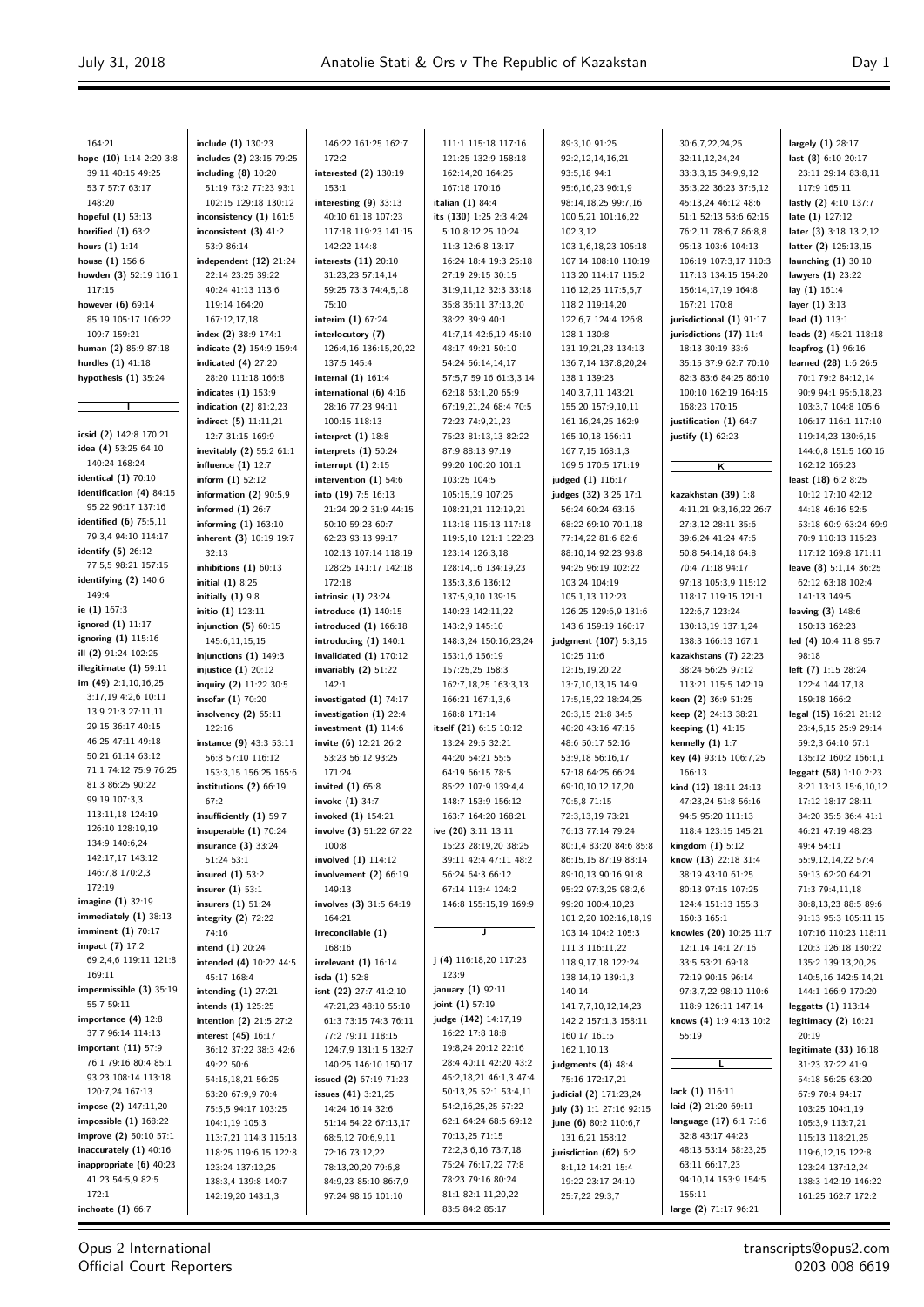164:21
**hope (10)** 1:14 2:20 3:8 39:11 40:15 49:25 53:7 57:7 63:17 148:20
**hopeful (1)** 53:13
**horrified (1)** 63:2
**hours (1)** 1:14
**house (1)** 156:6
**howden (3)** 52:19 116:1 117:15
**however (6)** 69:14 85:19 105:17 106:22 109:7 159:21
**human (2)** 85:9 87:18
**hurdles (1)** 41:18
**hypothesis (1)** 35:24

**I**

**icsid (2)** 142:8 170:21
**idea (4)** 53:25 64:10 140:24 168:24
**identical (1)** 70:10
**identification (4)** 84:15 95:22 96:17 137:16
**identified (6)** 75:5,11 79:3,4 94:10 114:17
**identify (5)** 26:12 77:5,5 98:21 157:15
**identifying (2)** 140:6 149:4
**ie (1)** 167:3
**ignored (1)** 11:17
**ignoring (1)** 115:16
**ill (2)** 91:24 102:25
**illegitimate (1)** 59:11
**im (49)** 2:1,10,16,25 3:17,19 4:2,6 10:11 13:9 21:3 27:11,11 29:15 36:17 40:15 46:25 47:11 49:18 50:21 61:14 63:12 71:1 74:12 75:9 76:25 81:3 86:25 90:22 99:19 107:3,3 113:11,18 124:19 126:10 128:19,19 134:9 140:6,24 142:17,17 143:12 146:7,8 170:2,3 172:19
**imagine (1)** 32:19
**immediately (1)** 38:13
**imminent (1)** 70:17
**impact (7)** 17:2 69:2,4,6 119:11 121:8 169:11
**impermissible (3)** 35:19 55:7 59:11
**importance (4)** 12:8 37:7 96:14 114:13
**important (11)** 57:9 76:1 79:16 80:4 85:1 93:23 108:14 113:18 120:7,24 167:13
**impose (2)** 147:11,20
**impossible (1)** 168:22
**improve (2)** 50:10 57:1
**inaccurately (1)** 40:16
**inappropriate (6)** 40:23 41:23 54:5,9 82:5 172:1
**inchoate (1)** 66:7
**include (1)** 130:23
**includes (2)** 23:15 79:25
**including (8)** 10:20 51:19 73:2 77:23 93:1 102:15 129:18 130:12
**inconsistency (1)** 161:5
**inconsistent (3)** 41:2 53:9 86:14
**independent (12)** 21:24 22:14 23:25 39:22 40:24 41:13 113:6 119:14 164:20 167:12,17,18
**index (2)** 38:9 174:1
**indicate (2)** 154:9 159:4
**indicated (4)** 27:20 28:20 111:18 166:8
**indicates (1)** 153:9
**indication (2)** 81:2,23
**indirect (5)** 11:11,21 12:7 31:15 169:9
**inevitably (2)** 55:2 61:1
**influence (1)** 12:7
**inform (1)** 52:12
**information (2)** 90:5,9
**informed (1)** 26:7
**informing (1)** 163:10
**inherent (3)** 10:19 19:7 32:13
**inhibitions (1)** 60:13
**initial (1)** 8:25
**initially (1)** 9:8
**initio (1)** 123:11
**injunction (5)** 60:15 145:6,11,15,15
**injunctions (1)** 149:3
**injustice (1)** 20:12
**inquiry (2)** 11:22 30:5
**insofar (1)** 70:20
**insolvency (2)** 65:11 122:16
**instance (9)** 43:3 53:11 56:8 57:10 116:12 153:3,15 156:25 165:6
**institutions (2)** 66:19 67:2
**insufficiently (1)** 59:7
**insuperable (1)** 70:24
**insurance (3)** 33:24 51:24 53:1
**insured (1)** 53:2
**insurer (1)** 53:1
**insurers (1)** 51:24
**integrity (2)** 72:22 74:16
**intend (1)** 20:24
**intended (4)** 10:22 44:5 45:17 168:4
**intending (1)** 27:21
**intends (1)** 125:25
**intention (2)** 21:5 27:2
**interest (45)** 16:17 36:12 37:22 38:3 42:6 49:22 50:6 54:15,18,21 56:25 63:20 67:9,9 70:4 75:5,5 94:17 103:25 104:1,19 105:3 113:7,21 114:3 115:13 118:25 119:6,15 122:8 123:24 137:12,25 138:3,4 139:8 140:7 142:19,20 143:1,3
146:22 161:25 162:7 172:2
**interested (2)** 130:19 153:1
**interesting (9)** 33:13 40:10 61:18 107:23 117:18 119:23 141:15 142:22 144:8
**interests (11)** 20:10 31:23,23 57:14,14 59:25 73:3 74:4,5,18 75:10
**interim (1)** 67:24
**interlocutory (7)** 126:4,16 136:15,20,22 137:5 145:4
**internal (1)** 161:4
**international (6)** 4:16 28:16 77:23 94:11 100:15 118:13
**interpret (1)** 18:8
**interprets (1)** 50:24
**interrupt (1)** 2:15
**intervention (1)** 54:6
**into (19)** 7:5 16:13 21:24 29:2 31:9 44:15 50:10 59:23 60:7 62:23 93:13 99:17 102:13 107:14 118:19 128:25 141:17 142:18 172:18
**intrinsic (1)** 23:24
**introduce (1)** 140:15
**introduced (1)** 166:18
**introducing (1)** 140:1
**invalidated (1)** 170:12
**invariably (2)** 51:22 142:1
**investigated (1)** 74:17
**investigation (1)** 22:4
**investment (1)** 114:6
**invite (6)** 12:21 26:2 53:23 56:12 93:25 171:24
**invited (1)** 65:8
**invoke (1)** 34:7
**invoked (1)** 154:21
**involve (3)** 51:22 67:22 100:8
**involved (1)** 114:12
**involvement (2)** 66:19 149:13
**involves (3)** 31:5 64:19 164:21
**irreconcilable (1)** 168:16
**irrelevant (1)** 16:14
**isda (1)** 52:8
**isnt (22)** 27:7 41:2,10 47:21,23 48:10 55:10 61:3 73:15 74:3 76:11 77:2 79:11 118:15 124:7,9 131:1,5 132:7 140:25 146:10 150:17
**issued (2)** 67:19 71:23
**issues (41)** 3:21,25 14:24 16:14 32:6 51:14 54:22 67:13,17 68:5,12 70:6,9,11 72:16 73:12,22 78:13,20,20 79:6,8 84:9,23 85:10 86:7,9 97:24 98:16 101:10
111:1 115:18 117:16 121:25 132:9 158:18 162:14,20 164:25 167:18 170:16
**italian (1)** 84:4
**its (130)** 1:25 2:3 4:24 5:10 8:12,25 10:24 11:3 12:6,8 13:17 16:24 18:4 19:3 25:18 27:19 29:15 30:15 31:9,11,12 32:3 33:18 35:8 36:11 37:13,20 38:22 39:9 40:1 41:7,14 42:6,19 45:10 48:17 49:21 50:10 54:24 56:14,14,17 57:5,7 59:16 61:3,3,14 62:18 63:1,20 65:9 67:19,21,24 68:4 70:5 72:23 74:9,21,23 75:23 81:13,13 82:22 87:9 88:13 97:19 99:20 100:20 101:1 103:25 104:5 105:15,19 107:25 108:21,21 112:19,21 113:18 115:13 117:18 119:5,10 121:1 122:23 123:14 126:3,18 128:14,16 134:19,23 135:3,3,6 136:12 137:5,9,10 139:15 140:23 142:11,22 143:2,9 145:10 148:3,24 150:16,23,24 153:1,6 156:19 157:25,25 158:3 162:7,18,25 163:3,13 166:21 167:1,3,6 168:8 171:14
**itself (21)** 6:15 10:12 13:24 29:5 32:21 44:20 54:21 55:5 64:19 66:15 78:5 85:22 107:9 139:4,4 148:7 153:9 156:12 163:7 164:20 168:21
**ive (20)** 3:11 13:11 15:23 28:19,20 38:25 39:11 42:4 47:11 48:2 56:24 64:3 66:12 67:14 113:4 124:2 146:8 155:15,19 169:9

**J**

**j (4)** 116:18,20 117:23 123:9
**january (1)** 92:11
**joint (1)** 57:19
**judge (142)** 14:17,19 16:22 17:8 18:8 19:8,24 20:12 22:16 28:4 40:11 42:20 43:2 45:2,18,21 46:1,3 47:4 50:13,25 52:1 53:4,11 54:2,16,25,25 57:22 62:1 64:24 68:5 69:12 70:13,25 71:15 72:2,3,6,16 73:7,18 75:24 76:17,22 77:8 78:23 79:16 80:24 81:1 82:1,11,20,22 83:5 84:2 85:17
89:3,10 91:25 92:2,12,14,16,21 93:5,18 94:1 95:6,16,23 96:1,9 98:14,18,25 99:7,16 100:5,21 101:16,22 102:3,12 103:1,6,18,23 105:18 107:14 108:10 110:19 113:20 114:17 115:2 116:12,25 117:5,5,7 118:2 119:14,20 122:6,7 124:4 126:8 128:1 130:8 131:19,21,23 134:13 136:7,14 137:8,20,24 138:1 139:23 140:3,7,11 143:21 155:20 157:9,10,11 161:16,24,25 162:9 165:10,18 166:11 167:7,15 168:1,3 169:5 170:5 171:19
**judged (1)** 116:17
**judges (32)** 3:25 17:1 56:24 60:24 63:16 68:22 69:10 70:1,18 77:14,22 81:6 82:6 88:10,14 92:23 93:8 94:25 96:19 102:22 103:24 104:19 105:1,13 112:23 126:25 129:6,9 131:6 143:6 159:19 160:17
**judgment (107)** 5:3,15 10:25 11:6 12:15,19,20,22 13:7,10,13,15 14:9 17:5,15,22 18:24,25 20:3,15 21:8 34:5 40:20 43:16 47:16 48:6 50:17 52:16 53:9,18 56:16,17 57:18 64:25 66:24 69:10,10,12,17,20 70:5,8 71:15 72:3,13,19 73:21 76:13 77:14 79:24 80:1,4 83:20 84:6 85:8 86:15,15 87:19 88:14 89:10,13 90:16 91:8 95:22 97:3,25 98:2,6 99:20 100:4,10,23 101:2,20 102:16,18,19 103:14 104:2 105:3 111:3 116:11,22 118:9,17,18 122:24 138:14,19 139:1,3 140:14 141:7,7,10,12,14,23 142:2 157:1,25 158:11 160:17 161:5 162:1,10,13
**judgments (4)** 48:4 75:16 172:17,21
**judicial (2)** 171:23,24
**july (3)** 1:1 27:16 92:15
**june (6)** 80:2 110:6,7 131:6,21 158:12
**jurisdiction (62)** 6:2 8:1,12 14:21 15:4 19:22 23:17 24:10 25:7,22 29:3,7
30:6,7,22,24,25 32:11,12,24,24 33:3,3,15 34:9,9,12 35:3,22 36:23 37:5,12 45:13,24 46:12 48:6 51:1 52:13 53:6 62:15 76:2,11 78:6,7 86:8,8 95:13 103:6 104:13 106:19 107:3,17 110:3 117:13 134:15 154:20 156:14,17,19 164:8 167:21 170:8
**jurisdictional (1)** 91:17
**jurisdictions (17)** 11:4 18:13 30:19 33:6 35:15 37:9 62:7 70:10 82:3 83:6 84:25 86:10 100:10 162:19 164:15 168:23 170:15
**justification (1)** 64:7
**justify (1)** 62:23

**K**

**kazakhstan (39)** 1:8 4:11,21 9:3,16,22 26:7 27:3,12 28:11 35:6 39:6,24 41:24 47:6 50:8 54:14,18 64:8 70:4 71:18 94:17 97:18 105:3,9 115:12 118:17 119:15 121:1 122:6,7 123:24 130:13,19 137:1,24 138:3 166:13 167:1
**kazakhstans (7)** 22:23 38:24 56:25 97:12 113:21 115:5 142:19
**keen (2)** 36:9 51:25
**keep (2)** 24:13 38:21
**keeping (1)** 41:15
**kennelly (1)** 1:7
**key (4)** 93:15 106:7,25 166:13
**kind (12)** 18:11 24:13 47:23,24 51:8 56:16 94:5 95:20 111:13 118:4 123:15 145:21
**kingdom (1)** 5:12
**know (13)** 22:18 31:4 38:19 43:10 61:25 80:13 97:15 107:25 124:4 151:13 155:3 160:3 165:1
**knowles (20)** 10:25 11:7 12:1,14 14:1 27:16 33:5 53:21 69:18 72:19 90:15 96:14 97:3,7,22 98:10 110:6 118:9 126:11 147:14
**knows (4)** 1:9 4:13 10:2 55:19

**L**

**lack (1)** 116:11
**laid (2)** 21:20 69:11
**language (17)** 6:1 7:16 32:8 43:17 44:23 48:13 53:14 58:23,25 63:11 66:17,23 94:10,14 153:9 154:5 155:11
**large (2)** 71:17 96:21
**largely (1)** 28:17
**last (8)** 6:10 20:17 23:11 29:14 83:8,11 117:9 165:11
**lastly (2)** 4:10 137:7
**late (1)** 127:12
**later (3)** 3:18 13:2,12
**latter (2)** 125:13,15
**launching (1)** 30:10
**lawyers (1)** 23:22
**lay (1)** 161:4
**layer (1)** 3:13
**lead (1)** 113:1
**leads (2)** 45:21 118:18
**leapfrog (1)** 96:16
**learned (28)** 1:6 26:5 70:1 79:2 84:12,14 90:9 94:1 95:6,18,23 103:3,7 104:8 105:6 106:17 116:1 117:10 119:14,23 130:6,15 144:6,8 151:5 160:16 162:12 165:23
**least (18)** 6:2 8:25 10:12 17:10 42:12 44:18 46:16 52:5 53:18 60:9 63:24 69:9 70:9 110:13 116:23 117:12 169:8 171:11
**leave (8)** 5:1,14 36:25 62:12 63:18 102:4 141:13 149:5
**leaving (3)** 148:6 150:13 162:23
**led (4)** 10:4 11:8 95:7 98:18
**left (7)** 1:15 28:24 122:4 144:17,18 159:18 166:2
**legal (15)** 16:21 21:12 23:4,6,15 25:9 29:14 59:2,3 64:10 67:1 135:12 160:2 166:1,1
**leggatt (58)** 1:10 2:23 8:21 13:13 15:6,10,12 17:12 18:17 28:11 34:20 35:5 36:4 41:1 46:21 47:19 48:23 49:4 54:11 55:9,12,14,22 57:4 59:13 62:20 64:21 71:3 79:4,11,18 80:8,13,23 88:5 89:6 91:13 95:3 105:11,15 107:16 110:23 118:11 120:3 126:18 130:22 135:2 139:13,20,25 140:5,16 142:5,14,21 144:1 166:9 170:20
**leggatts (1)** 113:14
**legitimacy (2)** 16:21 20:19
**legitimate (33)** 16:18 31:23 37:22 41:9 54:18 56:25 63:20 67:9 70:4 94:17 103:25 104:1,19 105:3,9 113:7,21 115:13 118:21,25 119:6,12,15 122:8 123:24 137:12,24 138:3 142:19 146:22 161:25 162:7 172:2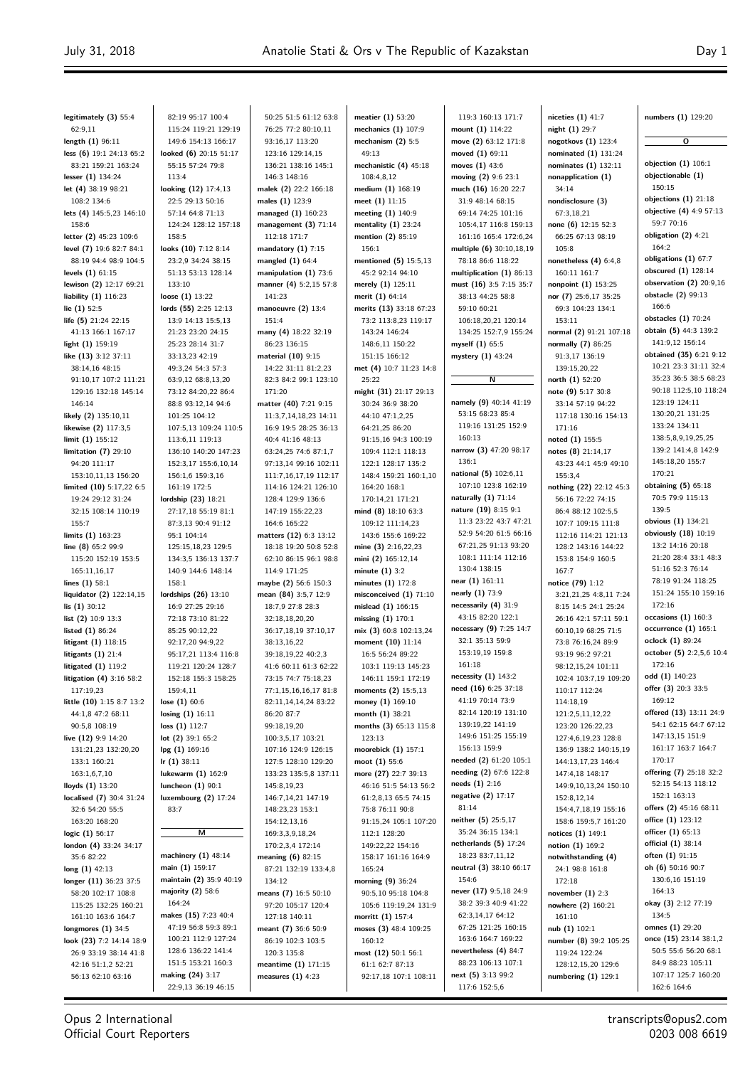legitimately (3) 55:4 62:9,11
length (1) 96:11
less (6) 19:1 24:13 65:2 83:21 159:21 163:24
lesser (1) 134:24
let (4) 38:19 98:21 108:2 134:6
lets (4) 145:5,23 146:10 158:6
letter (2) 45:23 109:6
level (7) 19:6 82:7 84:1 88:19 94:4 98:9 104:5
levels (1) 61:15
lewison (2) 12:17 69:21
liability (1) 116:23
lie (1) 52:5
life (5) 21:24 22:15 41:13 166:1 167:17
light (1) 159:19
like (13) 3:12 37:11 38:14,16 48:15 91:10,17 107:2 111:21 129:16 132:18 145:14 146:14
likely (2) 135:10,11
likewise (2) 117:3,5
limit (1) 155:12
limitation (7) 29:10 94:20 111:17 153:10,11,13 156:20
limited (10) 5:17,22 6:5 19:24 29:12 31:24 32:15 108:14 110:19 155:7
limits (1) 163:23
line (8) 65:2 99:9 115:20 152:19 153:5 165:11,16,17
lines (1) 58:1
liquidator (2) 122:14,15
lis (1) 30:12
list (2) 10:9 13:3
listed (1) 86:24
litigant (1) 118:15
litigants (1) 21:4
litigated (1) 119:2
litigation (4) 3:16 58:2 117:19,23
little (10) 1:15 8:7 13:4 44:1,8 47:2 68:11 90:5,8 108:19
live (12) 9:9 14:20 131:21,23 132:20,20 133:1 160:21 163:1,6,7,10
lloyds (1) 13:20
localised (7) 30:4 31:24 32:6 54:20 55:5 163:20 168:20
logic (1) 56:17
london (4) 33:24 34:17 35:6 82:22
long (1) 42:13
longer (11) 36:23 37:5 58:20 102:17 108:8 115:25 132:25 160:21 161:10 163:6 164:7
longmores (1) 34:5
look (23) 7:2 14:14 18:9 26:9 33:19 38:14 41:8 42:16 51:1,2 52:21 56:13 62:10 63:16 82:19 95:17 100:4 115:24 119:21 129:19 149:6 154:13 166:17
looked (6) 20:15 51:17 55:15 57:24 79:8 113:4
looking (12) 17:4,13 22:5 29:13 50:16 57:14 64:8 71:13 124:24 128:12 157:18 158:5
looks (10) 7:12 8:14 23:2,9 34:24 38:15 51:13 53:13 128:14 133:10
loose (1) 13:22
lords (55) 2:25 12:13 13:9 14:13 15:5,13 21:23 23:20 24:15 25:23 28:14 31:7 33:13,23 42:19 49:3,24 54:3 57:3 63:9,12 68:8,13,20 73:12 84:20,22 86:4 88:8 93:12,14 94:6 101:25 104:12 107:5,13 109:24 110:5 113:6,11 119:13 136:10 140:20 147:23 152:3,17 155:6,10,14 156:1,6 159:3,16 161:19 172:5
lordship (23) 18:21 27:17,18 55:19 81:1 87:3,13 90:4 91:12 95:1 104:14 125:15,18,23 129:5 134:3,5 136:13 137:7 140:9 144:6 148:14 158:1
lordships (26) 13:10 16:9 27:25 29:16 72:18 73:10 81:22 85:25 90:12,22 92:17,20 94:9,22 95:17,21 113:4 116:8 119:21 120:24 128:7 152:18 155:3 158:25 159:4,11
lose (1) 60:6
losing (1) 16:11
loss (1) 112:7
lot (2) 39:1 65:2
lpg (1) 169:16
lr (1) 38:11
lukewarm (1) 162:9
luncheon (1) 90:1
luxembourg (2) 17:24 83:7

**M**

machinery (1) 48:14
main (1) 159:17
maintain (2) 35:9 40:19
majority (2) 58:6 164:24
makes (15) 7:23 40:4 47:19 56:8 59:3 89:1 100:21 112:9 127:24 128:6 136:22 141:4 151:5 153:21 160:3
making (24) 3:17 22:9,13 36:19 46:15 50:25 51:5 61:12 63:8 76:25 77:2 80:10,11 93:16,17 113:20 123:16 129:14,15 136:21 138:16 145:1 146:3 148:16
malek (2) 22:2 166:18
males (1) 123:9
managed (1) 160:23
management (3) 71:14 112:18 171:7
mandatory (1) 7:15
mangled (1) 64:4
manipulation (1) 73:6
manner (4) 5:2,15 57:8 141:23
manoeuvre (2) 13:4 151:4
many (4) 18:22 32:19 86:23 136:15
material (10) 9:15 14:22 31:11 81:2,23 82:3 84:2 99:1 123:10 171:20
matter (40) 7:21 9:15 11:3,7,14,18,23 14:11 16:9 19:5 28:25 36:13 40:4 41:16 48:13 63:24,25 74:6 87:1,7 97:13,14 99:16 102:11 111:7,16,17,19 112:17 114:16 124:21 126:10 128:4 129:9 136:6 147:19 155:22,23 164:6 165:22
matters (12) 6:3 13:12 18:18 19:20 50:8 52:8 62:10 86:15 96:1 98:8 114:9 171:25
maybe (2) 56:6 150:3
mean (84) 3:5,7 12:9 18:7,9 27:8 28:3 32:18,18,20,20 36:17,18,19 37:10,17 38:13,16,22 39:18,19,22 40:2,3 41:6 60:11 61:3 62:22 73:15 74:7 75:18,23 77:1,15,16,16,17 81:8 82:11,14,14,24 83:22 86:20 87:7 99:18,19,20 100:3,5,17 103:21 107:16 124:9 126:15 127:5 128:10 129:20 133:23 135:5,8 137:11 145:8,19,23 146:7,14,21 147:19 148:23,23 153:1 154:12,13,16 169:3,3,9,18,24 170:2,3,4 172:14
meaning (6) 82:15 87:21 132:19 133:4,8 134:12
means (7) 16:5 50:10 97:20 105:17 120:4 127:18 140:11
meant (7) 36:6 50:9 86:19 102:3 103:5 120:3 135:8
meantime (1) 171:15
measures (1) 4:23
meatier (1) 53:20
mechanics (1) 107:9
mechanism (2) 5:5 49:13
mechanistic (4) 45:18 108:4,8,12
medium (1) 168:19
meet (1) 11:15
meeting (1) 140:9
mentality (1) 23:24
mention (2) 85:19 156:1
mentioned (5) 15:5,13 45:2 92:14 94:10
merely (1) 125:11
merit (1) 64:14
merits (13) 33:18 67:23 73:2 113:8,23 119:17 143:24 146:24 148:6,11 150:22 151:15 166:12
met (4) 10:7 11:23 14:8 25:22
might (31) 21:17 29:13 30:24 36:9 38:20 44:10 47:1,2,25 64:21,25 86:20 91:15,16 94:3 100:19 109:4 112:1 118:13 122:1 128:17 135:2 148:4 159:21 160:1,10 164:20 168:1 170:14,21 171:21
mind (8) 18:10 63:3 109:12 111:14,23 143:6 155:6 169:22
mine (3) 2:16,22,23
mini (2) 165:12,14
minute (1) 3:2
minutes (1) 172:8
misconceived (1) 71:10
mislead (1) 166:15
missing (1) 170:1
mix (3) 60:8 102:13,24
moment (10) 11:14 16:5 56:24 89:22 103:1 119:13 145:23 146:11 159:1 172:19
moments (2) 15:5,13
money (1) 169:10
month (1) 38:21
months (3) 65:13 115:8 123:13
moorebick (1) 157:1
moot (1) 55:6
more (27) 22:7 39:13 46:16 51:5 54:13 56:2 61:2,8,13 65:5 74:15 75:8 76:11 90:8 91:15,24 105:1 107:20 112:1 128:20 149:22,22 154:16 158:17 161:16 164:9 165:24
morning (9) 36:24 90:5,10 95:18 104:8 105:6 119:19,24 131:9
morritt (1) 157:4
moses (3) 48:4 109:25 160:12
most (12) 50:1 56:1 61:1 62:7 87:13 92:17,18 107:1 108:11 119:3 160:13 171:7
mount (1) 114:22
move (2) 63:12 171:8
moved (1) 69:11
moves (1) 43:6
moving (2) 9:6 23:1
much (16) 16:20 22:7 31:9 48:14 68:15 69:14 74:25 101:16 105:4,17 116:8 159:13 161:16 165:4 172:6,24
multiple (6) 30:10,18,19 78:18 86:8 118:22
multiplication (1) 86:13
must (16) 3:5 7:15 35:7 38:13 44:25 58:8 59:10 60:21 106:18,20,21 120:14 134:25 152:7,9 155:24
myself (1) 65:5
mystery (1) 43:24

**N**

namely (9) 40:14 41:19 53:15 68:23 85:4 119:16 131:25 152:9 160:13
narrow (3) 47:20 98:17 136:1
national (5) 102:6,11 107:10 123:8 162:19
naturally (1) 71:14
nature (19) 8:15 9:1 11:3 23:22 43:7 47:21 52:9 54:20 61:5 66:16 67:21,25 91:13 93:20 108:1 111:14 112:16 130:4 138:15
near (1) 161:11
nearly (1) 73:9
necessarily (4) 31:9 43:15 82:20 122:1
necessary (9) 7:25 14:7 32:1 35:13 59:9 153:19,19 159:8 161:18
necessity (1) 143:2
need (16) 6:25 37:18 41:19 70:14 73:9 82:14 120:19 131:10 139:19,22 141:19 149:6 151:25 155:19 156:13 159:9
needed (2) 61:20 105:1
needing (2) 67:6 122:8
needs (1) 2:16
negative (2) 17:17 81:14
neither (5) 25:5,17 35:24 36:15 134:1
netherlands (5) 17:24 18:23 83:7,11,12
neutral (3) 38:10 66:17 154:6
never (17) 9:5,18 24:9 38:2 39:3 40:9 41:22 62:3,14,17 64:12 67:25 121:25 160:15 163:6 164:7 169:22
nevertheless (4) 84:7 88:23 106:13 107:1
next (5) 3:13 99:2 117:6 152:5,6
niceties (1) 41:7
night (1) 29:7
nogotkovs (1) 123:4
nominated (1) 131:24
nominates (1) 132:11
nonapplication (1) 34:14
nondisclosure (3) 67:3,18,21
none (6) 12:15 52:3 66:25 67:13 98:19 105:8
nonetheless (4) 6:4,8 160:11 161:7
nonpoint (1) 153:25
nor (7) 25:6,17 35:25 69:3 104:23 134:1 153:11
normal (2) 91:21 107:18
normally (7) 86:25 91:3,17 136:19 139:15,20,22
north (1) 52:20
note (9) 5:17 30:8 33:14 57:19 94:22 117:18 130:16 154:13 171:16
noted (1) 155:5
notes (8) 21:14,17 43:23 44:1 45:9 49:10 155:3,4
nothing (22) 22:12 45:3 56:16 72:22 74:15 86:4 88:12 102:5,5 107:7 109:15 111:8 112:16 114:21 121:13 128:2 143:16 144:22 153:8 154:9 160:5 167:7
notice (79) 1:12 3:21,21,25 4:8,11 7:24 8:15 14:5 24:1 25:24 26:16 42:1 57:11 59:1 60:10,19 68:25 71:5 73:8 76:16,24 89:9 93:19 96:2 97:21 98:12,15,24 101:11 102:4 103:7,19 109:20 110:17 112:24 114:18,19 121:2,5,11,12,22 123:20 126:22,23 127:4,6,19,23 128:8 136:9 138:2 140:15,19 144:13,17,23 146:4 147:4,18 148:17 149:9,10,13,24 150:10 152:8,12,14 154:4,7,18,19 155:16 158:6 159:5,7 161:20
notices (1) 149:1
notion (1) 169:2
notwithstanding (4) 24:1 98:8 161:8 172:18
november (1) 2:3
nowhere (2) 160:21 161:10
nub (1) 102:1
number (8) 39:2 105:25 119:24 122:24 128:12,15,20 129:6
numbering (1) 129:1
numbers (1) 129:20

**O**

objection (1) 106:1
objectionable (1) 150:15
objections (1) 21:18
objective (4) 4:9 57:13 59:7 70:16
obligation (2) 4:21 164:2
obligations (1) 67:7
obscured (1) 128:14
observation (2) 20:9,16
obstacle (2) 99:13 166:6
obstacles (1) 70:24
obtain (5) 44:3 139:2 141:9,12 156:14
obtained (35) 6:21 9:12 10:21 23:3 31:11 32:4 35:23 36:5 38:5 68:23 90:18 112:5,10 118:24 123:19 124:11 130:20,21 131:25 133:24 134:11 138:5,8,9,19,25,25 139:2 141:4,8 142:9 145:18,20 155:7 170:21
obtaining (5) 65:18 70:5 79:9 115:13 139:5
obvious (1) 134:21
obviously (18) 10:19 13:2 14:16 20:18 21:20 28:4 33:1 48:3 51:16 52:3 76:14 78:19 91:24 118:25 151:24 155:10 159:16 172:16
occasions (1) 160:3
occurrence (1) 165:1
oclock (1) 89:24
october (5) 2:2,5,6 10:4 172:16
odd (1) 140:23
offer (3) 20:3 33:5 169:12
offered (13) 13:11 24:9 54:1 62:15 64:7 67:12 147:13,15 151:9 161:17 163:7 164:7 170:17
offering (7) 25:18 32:2 52:15 54:13 118:12 152:1 163:13
offers (2) 45:16 68:11
office (1) 123:12
officer (1) 65:13
official (1) 38:14
often (1) 91:15
oh (6) 50:16 90:7 130:6,16 151:19 164:13
okay (3) 2:12 77:19 134:5
omnes (1) 29:20
once (15) 23:14 38:1,2 50:5 55:6 56:20 68:1 84:9 88:23 105:11 107:17 125:7 160:20 162:6 164:6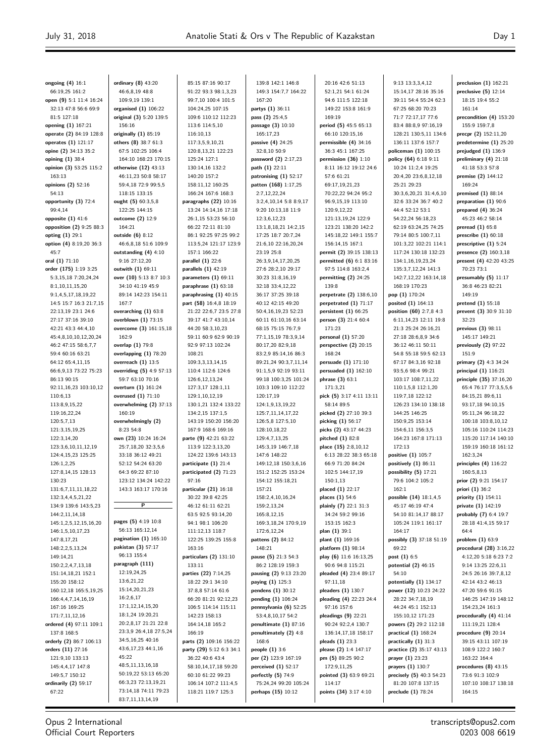**ongoing (4)** 16:1 66:19,25 161:2
**open (9)** 5:1 11:4 16:24 32:13 47:8 56:6 69:9 81:5 127:18
**opening (1)** 167:21
**operate (2)** 84:19 128:8
**operates (1)** 121:17
**opine (2)** 34:13 35:2
**opining (1)** 38:4
**opinion (3)** 53:25 115:2 163:13
**opinions (2)** 52:16 54:13
**opportunity (3)** 72:4 99:4,14
**opposite (1)** 41:6
**opposition (2)** 9:25 88:3
**opting (1)** 29:1
**option (4)** 8:19,20 36:3 45:7
**oral (1)** 71:10
**order (175)** 1:19 3:25 5:3,15,18 7:20,24,24 8:1,10,11,15,20 9:1,4,5,17,18,19,22 14:5 15:7 16:3 21:7,15 22:13,19 23:1 24:6 27:17 37:16 39:10 42:21 43:3 44:4,10 45:4,8,10,10,12,20,24 46:2 47:15 58:6,7,7 59:4 60:16 63:21 64:12 65:4,11,15 66:6,9,13 73:22 75:23 86:13 90:15 92:11,16,23 103:10,12 110:6,13 113:8,9,15,22 119:16,22,24 120:5,7,13 121:3,15,19,25 122:3,14,20 123:3,6,10,11,12,19 124:4,15,23 125:25 126:1,2,25 127:8,14,15 128:13 130:23 131:6,7,11,11,18,22 132:3,4,4,5,21,22 134:9 139:6 143:5,23 144:2,11,14,18 145:1,2,5,12,15,16,20 146:1,5,10,17,23 147:8,17,21 148:2,2,5,13,24 149:14,21 150:2,2,4,7,13,18 151:14,18,21 152:1 155:20 158:12 160:12,18 165:5,19,25 166:4,4,7,14,16,19 167:16 169:25 171:7,11,12,16
**ordered (4)** 97:11 109:1 137:8 168:5
**orderly (2)** 86:7 106:13
**orders (11)** 27:16 121:9,10 133:13 145:4,4,17 147:8 149:5,7 150:12
**ordinarily (2)** 59:17 67:22
**ordinary (8)** 43:20 46:6,8,19 48:8 109:9,19 139:1
**organised (1)** 106:22
**original (3)** 5:20 139:5 156:16
**originally (1)** 85:19
**others (8)** 38:7 61:3 67:5 102:25 106:4 164:10 168:23 170:15
**otherwise (12)** 43:13 46:11,23 50:8 58:17 59:4,18 72:9 99:5,5 118:15 133:15
**ought (5)** 60:3,5,8 122:25 144:15
**outcome (2)** 12:9 164:21
**outside (6)** 8:12 46:6,8,18 51:6 109:9
**outstanding (4)** 4:10 9:16 27:12,20
**outwith (1)** 69:11
**over (10)** 5:13 8:7 10:3 34:10 41:19 45:9 89:14 142:23 154:11 167:7
**overarching (1)** 63:8
**overblown (1)** 73:15
**overcome (3)** 161:15,18 162:9
**overlap (1)** 79:8
**overlapping (1)** 78:20
**overreach (1)** 13:5
**overriding (5)** 4:9 57:13 59:7 63:10 70:16
**overturn (1)** 161:24
**overused (1)** 71:10
**overwhelming (2)** 37:13 160:19
**overwhelmingly (2)** 8:23 54:8
**own (23)** 10:24 16:24 25:7,18,20 32:3,5,6 33:18 36:12 49:21 52:12 54:24 63:20 64:3 69:22 87:10 123:12 134:24 142:22 143:3 163:17 170:16

## P

**pages (5)** 4:19 10:8 56:13 165:12,14
**pagination (1)** 165:10
**pakistan (3)** 57:17 96:13 155:4
**paragraph (111)** 12:19,24,25 13:6,21,22 15:14,20,21,23 16:2,6,17 17:1,12,14,15,20 18:1,24 19:20,21 20:2,8,17 21:21 22:8 23:3,9 26:4,18 27:5,24 34:5,16,25 40:16 43:6,17,23 44:1,16 45:22 48:5,11,13,16,18 50:19,22 53:13 65:20 66:3,23 72:13,19,21 73:14,18 74:11 79:23 83:7,11,13,14,19 85:15 87:16 90:17 91:22 93:3 98:1,3,23 99:7,10 100:4 101:5 104:24,25 107:15 109:6 110:12 112:23 113:6 114:5,10 116:10,13 117:3,5,9,10,21 120:8,13,21 122:23 125:24 127:1 130:14,16 132:2 140:20 157:2 158:11,12 160:25 166:24 167:6 168:3
**paragraphs (22)** 10:16 13:24 14:14,16 17:18 26:1,15 53:23 56:10 66:22 72:11 81:10 86:1 92:25 97:25 99:2 113:5,24 121:17 123:9 157:1 166:22
**parallel (1)** 22:6
**parallels (1)** 42:19
**parameters (1)** 69:11
**paraphrase (1)** 63:18
**paraphrasing (1)** 40:15
**part (58)** 16:4,8 18:19 21:22 22:6,7 23:5 27:8 39:17 41:7 43:10,14 44:20 58:3,10,23 59:11 60:9 62:9 90:19 92:9 97:13 102:24 108:21 109:3,3,13,14,15 110:4 112:6 124:6 126:6,12,13,24 127:3,17 128:1,11 129:1,10,12,19 130:1,21 132:4 133:22 134:2,15 137:1,5 143:19 150:20 156:20 167:9 168:6 169:16
**parte (9)** 42:21 63:22 113:9 122:3,13,20 124:22 139:6 143:13
**participate (1)** 21:4
**participated (2)** 71:23 97:16
**particular (21)** 16:18 30:22 39:8 42:25 46:12 61:11 62:21 63:5 92:5 93:14,20 94:1 98:1 106:20 111:12,13 118:7 122:25 139:25 155:8 163:16
**particulars (2)** 131:10 133:11
**parties (22)** 7:14,25 18:22 29:1 34:10 37:8,8 57:14 61:6 66:20 81:21 92:12,23 106:5 114:14 115:11 142:23 158:13 164:14,18 165:2 166:19
**parts (2)** 109:16 156:22
**party (29)** 5:12 6:3 34:1 36:22 40:6 43:4 58:10,14,17,18 59:20 60:10 61:22 99:23 106:14 107:2 111:4,5 118:21 119:7 125:3 139:8 142:1 146:8 149:3 154:7,7 164:22 167:20
**partys (1)** 36:11
**pass (2)** 25:4,5
**passage (3)** 10:10 165:17,23
**passive (4)** 24:25 32:8,10 50:9
**password (2)** 2:17,23
**path (1)** 22:11
**patronising (1)** 52:17
**patten (168)** 1:17,25 2:7,12,22,24 3:2,4,10,14 5:8 8:9,17 9:20 10:13,18 11:9 12:3,6,12,23 13:1,8,18,21 14:2,15 17:25 18:7 20:7,24 21:6,10 22:16,20,24 23:19 25:8 26:3,9,14,17,20,25 27:6 28:2,10 29:17 30:23 31:8,16,19 32:18 33:4,12,22 36:17 37:25 39:18 40:12 42:15 49:20 50:4,16,19,23 52:23 60:11 61:10,16 63:14 68:15 75:15 76:7,9 77:1,15,19 78:3,9,14 80:17,20 82:9,18 83:2,9 85:14,16 86:3 89:21,24 90:3,7,11,14 91:1,5,9 92:19 93:11 99:18 100:3,25 101:24 103:3 109:10 112:22 120:17,19 124:1,9,13,19,22 125:7,11,14,17,22 126:5,8 127:5,10 128:10,18,22 129:4,7,13,25 145:3,19 146:7,18 147:6 148:22 149:12,18 150:3,6,16 151:2 152:25 153:24 154:12 155:18,21 157:21 158:2,4,10,16,24 159:2,13,24 165:8,12,15 169:3,18,24 170:9,19 172:6,12,24
**pattens (2)** 84:12 148:21
**pause (5)** 21:3 54:3 86:2 128:19 159:3
**pausing (2)** 9:13 23:20
**paying (1)** 125:3
**pendens (1)** 30:12
**pending (1)** 106:24
**pennsylvania (6)** 52:25 53:4,8,10,17 54:2
**penultimate (1)** 87:16
**penultimately (2)** 4:8 168:6
**people (1)** 3:6
**per (2)** 123:9 167:19
**perceived (1)** 52:17
**perfectly (5)** 74:9 75:24,24 99:20 105:24
**perhaps (15)** 10:12 20:16 42:6 51:13 52:1,21 54:1 61:24 94:6 111:5 122:18 149:22 153:8 161:9 169:19
**period (5)** 45:5 65:13 66:10 120:15,16
**permissible (4)** 34:16 36:3 45:1 167:25
**permission (36)** 1:10 8:11 16:12 19:12 24:6 57:6 61:21 69:17,19,21,23 70:22,22,24 94:24 95:2 96:9,15,19 113:10 120:9,12,22 121:13,19,24 122:9 123:21 138:20 142:2 145:18,22 149:1 155:7 156:14,15 167:1
**permit (2)** 39:15 138:13
**permitted (6)** 6:1 83:16 97:5 114:8 163:2,4
**permitting (2)** 24:25 139:8
**perpetrate (2)** 138:6,10
**perpetrated (1)** 71:17
**persistent (1)** 66:25
**person (3)** 21:4 60:4 171:23
**personal (1)** 57:20
**perspective (2)** 20:15 168:24
**persuade (1)** 171:10
**persuaded (1)** 162:10
**phrase (3)** 63:1 171:3,21
**pick (5)** 3:17 4:11 13:11 58:14 89:5
**picked (2)** 27:10 39:3
**picking (1)** 56:17
**picks (2)** 43:17 44:23
**pitched (1)** 82:8
**place (15)** 2:8,10,12 6:13 28:22 38:3 65:18 66:9 71:20 84:24 102:5 144:17,19 150:1,13
**placed (1)** 22:17
**places (1)** 54:6
**plainly (7)** 22:1 31:3 34:24 59:2 99:16 153:15 162:3
**plan (1)** 39:1
**plant (1)** 169:16
**platform (1)** 98:14
**play (6)** 11:6 16:13,25 90:6 94:8 115:21
**pleaded (4)** 23:4 89:17 97:11,18
**pleaders (1)** 130:7
**pleading (4)** 22:23 24:4 97:16 157:6
**pleadings (9)** 22:21 90:24 92:2,4 130:7 136:14,17,18 158:17
**pleads (1)** 23:3
**please (2)** 1:4 147:17
**pm (5)** 89:25 90:2 172:9,11,25
**pointed (3)** 63:9 69:21 114:17
**points (34)** 3:17 4:10 9:13 13:3,3,4,12 15:14,17 28:16 35:16 39:11 54:4 55:24 62:3 67:25 68:20 70:23 71:7 72:17,17 77:6 83:4 88:8,9 97:16,19 128:21 130:5,11 134:6 136:11 137:6 157:7
**policeman (1)** 100:15
**policy (64)** 6:18 9:11 10:24 11:2,4 19:25 20:4,20 23:6,8,12,18 25:21 29:23 30:3,6,20,21 31:4,6,10 32:6 33:24 36:7 40:2 44:4 52:12 53:1 54:22,24 56:18,23 62:19 63:24,25 74:25 79:14 80:5 100:7,11 101:3,22 102:21 114:1 117:24 130:18 132:23 134:1,16,19,23,24 135:3,7,12,24 141:3 142:7,12,22 163:14,18 168:19 170:23
**pop (1)** 170:24
**posited (1)** 164:13
**position (60)** 2:7,8 4:3 6:11,14,23 12:11 19:8 21:3 25:24 26:16,21 27:18 28:6,8,9 34:6 36:12 46:11 48:4 54:8 55:18 59:5 62:13 67:17 84:3,16 92:18 93:5,6 98:4 99:21 103:17 108:7,11,22 110:1,5,8 112:1,20 119:7,18 122:12 126:23 134:10 138:18 144:25 146:25 150:9,25 153:14 154:6,11 156:3,5 164:23 167:8 171:13 172:13
**positive (1)** 105:7
**positively (1)** 86:11
**possibility (5)** 17:21 79:6 104:2 105:2 162:1
**possible (14)** 18:1,4,5 45:17 46:19 47:4 54:10 81:14,17 88:17 105:24 119:1 161:17 164:17
**possibly (3)** 37:18 51:19 69:22
**post (1)** 6:5
**potential (2)** 46:15 54:10
**potentially (1)** 134:17
**power (12)** 10:23 24:22 28:22 34:7,18,19 44:24 45:1 152:13 155:10,12 171:23
**powers (2)** 29:2 112:18
**practical (1)** 168:24
**practically (1)** 31:3
**practice (2)** 35:17 43:13
**prayer (1)** 23:23
**prayers (1)** 130:7
**precisely (5)** 40:3 54:23 81:20 107:8 137:15
**preclude (1)** 78:24
**preclusion (1)** 162:21
**preclusive (5)** 12:14 18:15 19:4 55:2 161:14
**precondition (4)** 153:20 155:9 159:7,8
**precpr (2)** 152:11,20
**predetermine (1)** 25:20
**prejudged (1)** 136:9
**preliminary (4)** 21:18 41:18 53:3 57:8
**premise (2)** 144:12 169:24
**premised (1)** 88:14
**preparation (1)** 90:6
**prepared (4)** 36:24 45:23 46:2 58:14
**preread (1)** 65:8
**prescribe (1)** 60:18
**prescriptive (1)** 5:24
**presence (2)** 160:3,18
**present (4)** 42:20 43:25 70:23 73:1
**presumably (5)** 11:17 36:8 46:23 82:21 149:19
**pretend (1)** 55:18
**prevent (3)** 30:9 31:10 32:23
**previous (3)** 98:11 145:17 149:21
**previously (2)** 97:22 151:9
**primary (2)** 4:3 34:24
**principal (1)** 116:21
**principle (35)** 37:16,20 65:4 76:17 77:3,5,5,6 84:15,21 89:6,11 93:17,18 94:10,15 95:11,24 96:18,22 100:18 103:8,10,12 105:16 110:24 114:23 115:20 117:14 140:10 159:19 160:18 161:12 162:3,24
**principles (4)** 116:22 160:5,8,13
**prior (2)** 9:21 154:17
**priori (1)** 36:2
**priority (1)** 154:11
**private (1)** 142:19
**probably (7)** 6:4 19:7 28:18 41:4,15 59:17 64:4
**problem (1)** 63:9
**procedural (28)** 3:16,22 4:12,20 5:18 6:23 7:2 9:14 13:25 22:6,11 24:5 26:16 39:7,8,12 42:14 43:2 46:13 47:20 59:6 91:15 146:25 147:19 148:12 154:23,24 161:3
**procedurally (4)** 41:14 111:19,21 128:4
**procedure (9)** 20:14 39:15 43:11 107:19 108:9 122:2 160:7 163:22 164:4
**procedures (8)** 43:15 73:6 91:3 102:9 107:10 108:17 138:18 164:15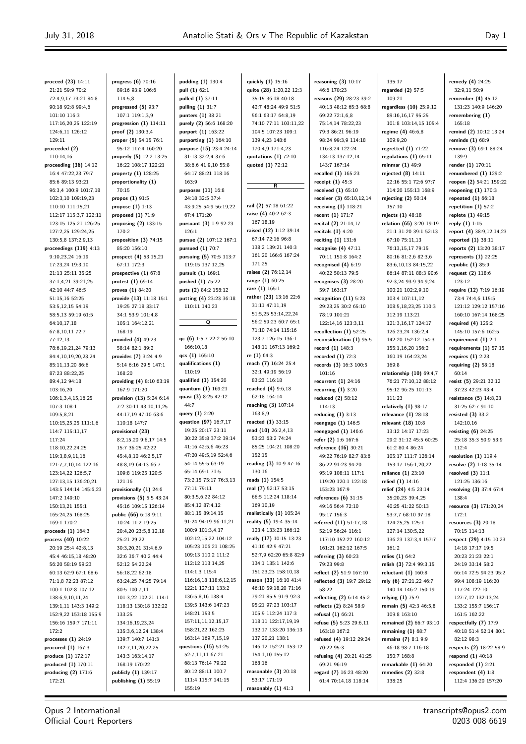**proceed (23)** 14:11 21:21 59:9 70:2 72:4,9,17 73:21 84:8 90:18 92:8 99:4,6 101:10 116:3 117:16,20,25 122:19 124:6,11 126:12 129:11
**proceeded (2)** 110:14,16
**proceeding (36)** 14:12 16:4 47:22,23 79:7 85:6 89:13 93:21 96:3,4 100:9 101:7,18 102:3,10 109:19,23 110:10 111:15,21 112:17 115:3,7 122:11 123:15 125:21 126:25 127:2,25 129:24,25 130:5,8 137:2,9,13
**proceedings (119)** 4:13 9:10,23,24 16:19 17:23,24 19:3,10 21:13 25:11 35:25 37:1,4,21 39:21,25 42:10 44:7 46:5 51:15,16 52:25 53:5,12,15 54:19 58:5,13 59:19 61:5 64:10,17,18 67:8,10,11 72:7 77:12,13 78:6,19,21,24 79:13 84:4,10,19,20,23,24 85:11,13,20 86:6 87:23 88:22,25 89:4,12 94:18 103:16,20 106:1,3,4,15,16,25 107:3 108:1 109:5,8,21 110:15,25,25 111:1,6 114:7 115:11,17 117:24 118:10,22,24,25 119:3,8,9,11,16 121:7,7,10,14 122:16 123:14,22 126:5,7 127:13,15 136:20,21 143:5 144:14 145:6,23 147:2 149:10 150:13,21 155:1 165:24,25 168:25 169:1 170:2
**proceeds (1)** 164:3
**process (40)** 10:22 20:19 25:4 42:8,13 45:4 46:15,18 48:20 56:20 58:19 59:23 60:13 62:9 67:1 68:6 71:1,8 72:23 87:12 100:1 102:8 107:12 138:6,9,10,11,24 139:1,11 143:3 149:2 152:9,22 153:18 155:9 156:16 159:7 171:11 172:2
**processes (1)** 24:19
**procured (1)** 167:3
**produce (1)** 172:17
**produced (1)** 170:11
**producing (2)** 171:6 172:21
**progress (6)** 70:16 89:16 93:9 106:6 114:5,8
**progressed (5)** 93:7 107:1 119:1,3,9
**progression (1)** 114:11
**proof (2)** 130:3,4
**proper (5)** 54:15 76:1 95:12 117:4 160:20
**properly (5)** 12:2 13:25 16:22 108:17 122:21
**property (1)** 128:25
**proportionality (1)** 70:15
**propos (1)** 91:5
**propose (1)** 1:13
**proposed (1)** 71:9
**proposing (2)** 133:15 170:2
**proposition (3)** 74:15 85:20 156:10
**prospect (4)** 53:15,21 67:11 172:3
**prospective (1)** 67:8
**protest (1)** 69:14
**proves (1)** 84:20
**provide (13)** 11:18 15:1 19:25 27:18 33:17 34:1 53:9 101:4,8 105:1 164:12,21 168:19
**provided (4)** 49:23 58:14 82:1 89:2
**provides (7)** 3:24 4:9 5:14 6:16 29:5 147:1 168:20
**providing (4)** 8:10 63:19 167:9 171:20
**provision (13)** 5:24 6:14 7:2 30:11 43:10,11,25 44:17,19 47:10 63:6 110:18 147:7
**provisional (23)** 8:2,15,20 9:6,17 14:5 15:7 36:25 42:22 45:4,8,10 46:2,5,17 48:8,19 64:13 66:7 109:8 119:25 120:5 121:16
**provisionally (1)** 24:6
**provisions (5)** 5:5 43:24 45:16 109:15 126:14
**public (66)** 6:18 9:11 10:24 11:2 19:25 20:4,20 23:5,8,12,18 25:21 29:22 30:3,20,21 31:4,6,9 32:6 36:7 40:2 44:4 52:12 54:22,24 56:18,22 62:18 63:24,25 74:25 79:14 80:5 100:7,11 101:3,22 102:21 114:1 118:13 130:18 132:22 133:25 134:16,19,23,24 135:3,6,12,24 138:4 139:7 140:7 141:3 142:7,11,20,22,25 143:3 163:14,17 168:19 170:22
**publicly (1)** 139:17
**publishing (1)** 55:19
**pudding (1)** 130:4
**pull (1)** 62:1
**pulled (1)** 37:11
**pulling (1)** 31:7
**punters (1)** 38:21
**purely (2)** 56:6 168:20
**purport (1)** 163:22
**purporting (1)** 164:10
**purpose (15)** 23:4 24:14 31:13 32:2,4 37:6 38:6,6 41:9,10 55:8 64:17 88:21 118:16 163:9
**purposes (11)** 16:8 24:18 32:5 37:4 43:9,25 54:9 56:19,22 67:4 171:20
**pursuant (3)** 1:9 92:23 126:1
**pursue (2)** 107:12 167:1
**pursued (1)** 70:7
**pursuing (5)** 70:5 113:7 119:15 137:12,25
**pursuit (1)** 169:1
**pushed (1)** 75:22
**puts (2)** 84:2 158:12
**putting (4)** 23:23 36:18 110:11 140:23

## Q

**qc (6)** 1:5,7 22:2 56:10 166:10,18
**qcs (1)** 165:10
**qualifications (1)** 110:19
**qualified (1)** 154:20
**quantum (1)** 169:21
**quasi (3)** 8:25 42:12 44:7
**query (1)** 2:20
**question (97)** 16:7,17 19:25 20:17 23:11 30:22 35:8 37:2 39:14 41:16 42:5,6 46:23 47:20 49:5,19 52:4,6 54:14 55:5 63:19 65:14 69:1 71:5 73:2,15 75:17 76:3,13 77:11 79:11 80:3,5,6,22 84:12 85:4,12 87:4,12 88:1,15 89:14,15 91:24 94:19 96:11,21 100:9 101:3,4,17 102:12,15,22 104:12 105:23 106:21 108:25 109:13 110:2 111:2 112:12 113:14,25 114:1,3 115:4 116:16,18 118:6,12,15 122:1 127:11 133:2 136:5,8,16 138:4 139:5 143:6 147:23 148:21 153:5 157:11,11,12,15,17 158:21,22 162:23 163:14 169:7,15,19
**questions (15)** 51:25 52:7,11,11 67:21 68:13 76:14 79:22 80:12 88:11 100:7 111:4 115:7 141:15 155:19
**quickly (1)** 15:16
**quite (28)** 1:20,22 12:3 35:15 36:18 40:18 42:7 48:24 49:9 51:5 56:1 63:17 64:8,19 74:10 77:11 103:11,22 104:5 107:23 109:1 139:4,23 148:6 170:4,9 171:4,23
**quotations (1)** 72:10
**quoted (1)** 72:12

## R

**rail (2)** 57:18 61:22
**raise (4)** 40:2 62:3 167:18,19
**raised (12)** 1:12 39:14 67:14 72:16 96:8 138:2 139:21 140:3 161:20 166:6 167:24 171:25
**raises (2)** 76:12,14
**range (1)** 60:25
**rare (1)** 165:1
**rather (23)** 13:16 22:6 31:11 47:11,19 51:5,25 53:14,22,24 56:2 59:23 60:7 65:1 71:10 74:14 115:16 123:7 126:15 136:1 148:11 167:13 169:2
**re (1)** 64:3
**reach (7)** 16:24 25:4 32:1 49:19 56:19 83:23 116:18
**reached (4)** 9:6,18 62:18 164:14
**reaching (3)** 107:14 163:8,9
**reacted (1)** 33:15
**read (10)** 26:2,4,13 53:23 63:2 74:24 85:25 104:21 108:20 152:15
**reading (3)** 10:9 47:16 130:16
**reads (1)** 154:5
**real (7)** 52:17 53:15 66:5 112:24 118:14 169:10,19
**realistically (1)** 105:24
**reality (5)** 19:4 35:14 123:4 133:23 166:12
**really (17)** 10:15 13:23 41:16 42:9 47:21 52:7,9 62:20 65:8 82:9 134:1 135:1 142:6 151:23,23 158:10,18
**reason (33)** 16:10 41:4 46:10 59:18,20 71:16 79:21 85:5 91:9 92:3 95:21 97:23 103:17 105:9 112:24 117:3 118:11 122:17,19,19 132:17 133:20 136:13 137:20,21 138:1 146:12 152:21 153:12 154:1,10 155:12 168:16
**reasonable (3)** 20:18 53:17 171:19
**reasonably (1)** 41:3
**reasoning (3)** 10:17 46:6 170:23
**reasons (29)** 28:23 39:2 40:13 48:12 65:3 68:8 69:22 72:1,6,8 75:14,14 78:22,23 79:3 86:21 96:19 98:24 99:3,9 114:18 116:8,24 122:24 134:13 137:12,14 143:7 167:14
**recalled (1)** 165:23
**receipt (1)** 45:3
**received (1)** 65:10
**receiver (3)** 65:10,12,14
**receiving (1)** 118:21
**recent (1)** 171:7
**recital (2)** 21:14,17
**recitals (1)** 4:20
**reciting (1)** 131:6
**recognise (4)** 47:11 70:11 151:8 164:2
**recognised (4)** 6:19 40:22 50:13 79:5
**recognises (3)** 28:20 59:7 163:17
**recognition (11)** 5:23 29:23,25 30:2 65:10 78:19 101:21 122:14,16 123:3,11
**recollection (1)** 52:25
**reconsideration (1)** 95:5
**record (1)** 148:3
**recorded (1)** 72:3
**records (3)** 16:3 100:5 101:16
**recurrent (1)** 24:16
**recurring (1)** 3:20
**reduced (2)** 58:12 114:13
**reducing (1)** 3:13
**reengage (1)** 146:5
**reengaged (1)** 146:6
**refer (2)** 1:6 167:6
**reference (16)** 30:21 49:22 76:19 82:7 83:6 86:22 91:23 94:20 95:19 108:11 117:1 119:20 120:1 122:18 153:23 167:9
**references (6)** 31:15 49:16 56:4 72:10 95:17 156:3
**referred (11)** 51:17,18 52:19 56:24 116:1 117:10 152:22 160:12 161:21 162:12 167:5
**referring (3)** 60:23 79:23 99:8
**reflect (2)** 51:9 167:10
**reflected (3)** 19:7 29:12 58:22
**reflecting (2)** 6:14 45:2
**reflects (2)** 8:24 58:9
**refusal (1)** 66:21
**refuse (5)** 5:23 29:6,11 163:18 167:2
**refused (4)** 19:12 29:24 70:22 95:3
**refusing (4)** 20:21 41:25 69:21 96:19
**regard (7)** 16:23 48:20 61:4 70:14,18 118:14 135:17
**regarded (2)** 57:5 109:21
**regardless (10)** 25:9,12 89:16,16,17 95:25 101:8 103:14,15 105:4
**regime (4)** 46:6,8 109:9,20
**regretted (1)** 71:22
**regulations (1)** 65:11
**reinmar (1)** 49:9
**rejected (8)** 14:11 22:16 55:1 72:6 97:7 114:20 155:13 168:9
**rejecting (2)** 50:14 157:10
**rejects (1)** 48:18
**relation (65)** 3:20 19:19 21:1 31:20 39:1 52:13 67:10 75:11,13 76:13,15,17 79:15 80:16 81:2,6 82:3,6 83:6,10,13 84:15,22 86:14 87:11 88:3 90:6 92:3,24 93:6 94:9,24 100:21 102:2,9,10 103:4 107:11,12 108:5,18,23,25 110:3 112:19 113:21 121:3,16,17 124:17 126:23,24 136:2,4 142:20 152:12 154:3 155:1,16,20 156:2 160:19 164:23,24 169:8
**relationship (10)** 69:4,7 76:21 77:10,12 88:12 95:12 96:25 101:13 111:23
**relatively (1)** 98:17
**relevance (1)** 28:18
**relevant (18)** 10:8 13:12 14:17 17:23 29:2 31:12 45:5 60:25 61:2 80:4 86:24 105:17 111:7 126:14 153:17 156:1,20,22
**reliance (1)** 23:10
**relied (1)** 14:16
**relief (24)** 4:5 23:14 35:20,23 39:4,25 40:25 41:22 50:13 53:7,7 68:10 97:18 124:25,25 125:1 127:14 130:5,22 136:23 137:3,4 157:7 161:2
**relies (1)** 64:2
**relish (3)** 72:4 99:3,15
**reluctant (1)** 160:8
**rely (6)** 27:21,22 46:7 140:14 146:2 150:19
**relying (1)** 75:9
**remain (5)** 42:3 46:5,8 109:8 163:10
**remained (2)** 66:7 93:10
**remaining (1)** 68:7
**remains (7)** 8:1 9:9 46:18 98:7 116:18 150:7 168:8
**remarkable (1)** 64:20
**remedies (2)** 32:8 138:25
**remedy (4)** 24:25 32:9,11 50:9
**remember (4)** 45:12 131:23 140:9 146:20
**remembering (1)** 165:18
**remind (2)** 10:12 13:24
**reminds (1)** 68:9
**remove (3)** 69:1 88:24 139:9
**render (1)** 170:11
**renumbered (1)** 129:2
**reopen (2)** 54:21 159:22
**reopening (1)** 170:3
**repeated (1)** 66:18
**repetition (1)** 57:2
**replete (1)** 49:15
**reply (1)** 1:15
**report (4)** 38:9,12,14,23
**reported (1)** 38:11
**reports (2)** 13:20 38:17
**represents (1)** 22:25
**republic (1)** 85:9
**request (2)** 118:6 123:12
**require (12)** 7:19 16:19 73:4 74:4,6 115:5 121:12 129:12 157:16 160:10 167:14 168:25
**required (4)** 125:2 145:10 157:6 162:5
**requirement (1)** 2:1
**requirements (1)** 57:15
**requires (1)** 2:23
**requiring (2)** 58:18 60:14
**resist (5)** 29:21 32:12 37:23 42:23 43:4
**resistance (5)** 14:8,23 31:25 62:7 91:10
**resisted (3)** 33:2 142:10,16
**resisting (6)** 24:25 25:18 35:3 50:9 53:9 112:4
**resolution (1)** 119:4
**resolve (2)** 1:18 35:14
**resolved (3)** 11:1 121:25 136:16
**resolving (3)** 37:4 67:4 138:4
**resource (3)** 171:20,24 172:1
**resources (3)** 20:18 70:15 114:13
**respect (29)** 4:15 10:23 14:18 17:17 19:5 20:23 21:23 22:1 24:19 33:14 58:2 66:14 72:5 94:23 95:2 99:4 108:19 116:20 117:24 122:10 127:7,12 132:13,24 133:2 155:7 156:17 161:5 162:22
**respectfully (7)** 17:9 40:18 51:4 52:14 80:1 82:12 98:3
**respects (2)** 18:22 58:9
**respond (1)** 40:18
**responded (1)** 2:21
**respondent (4)** 1:8 112:4 136:20 157:20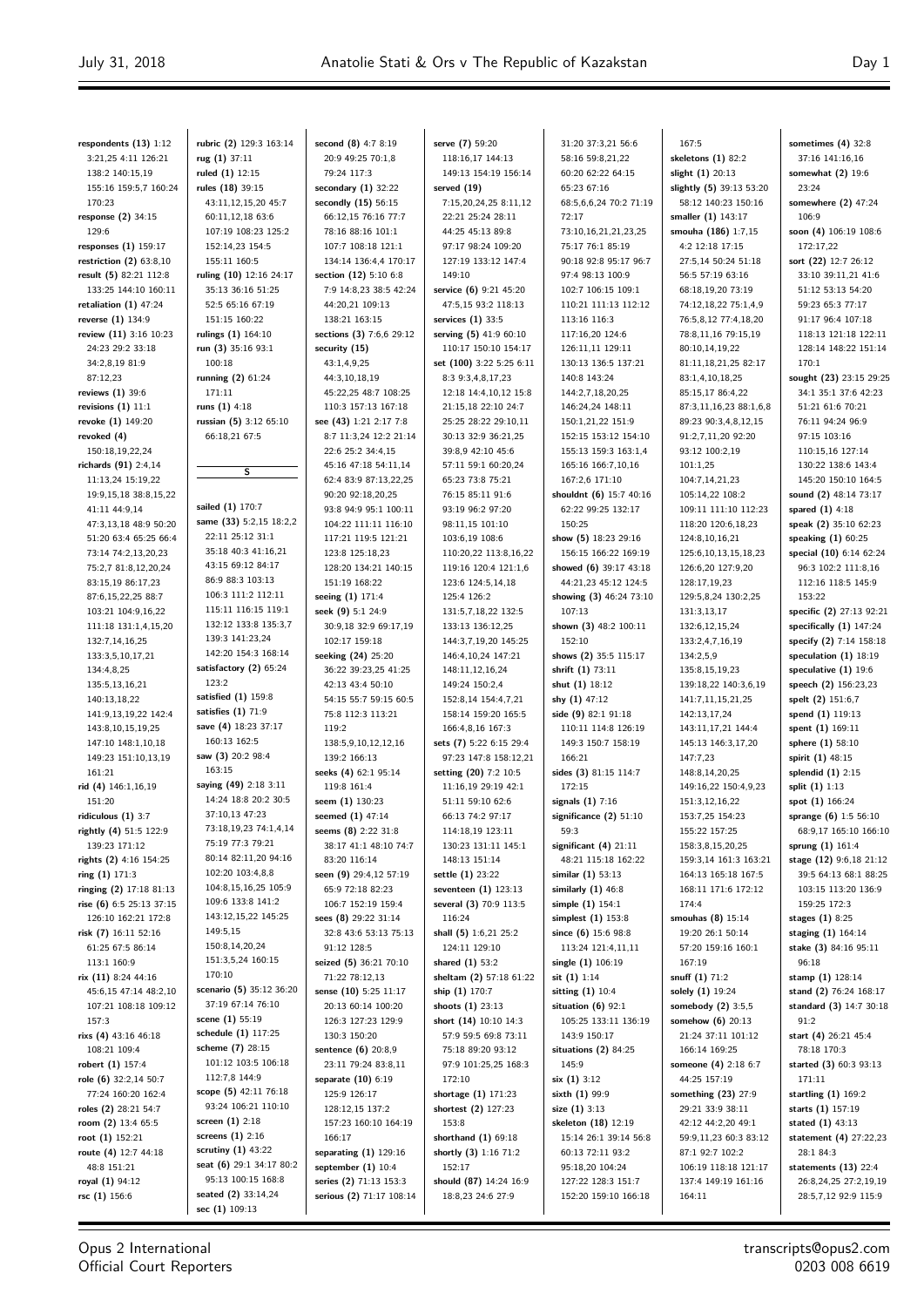**respondents (13)** 1:12 3:21,25 4:11 126:21 138:2 140:15,19 155:16 159:5,7 160:24 170:23
**response (2)** 34:15 129:6
**responses (1)** 159:17
**restriction (2)** 63:8,10
**result (5)** 82:21 112:8 133:25 144:10 160:11
**retaliation (1)** 47:24
**reverse (1)** 134:9
**review (11)** 3:16 10:23 24:23 29:2 33:18 34:2,8,19 81:9 87:12,23
**reviews (1)** 39:6
**revisions (1)** 11:1
**revoke (1)** 149:20
**revoked (4)** 150:18,19,22,24
**richards (91)** 2:4,14 11:13,24 15:19,22 19:9,15,18 38:8,15,22 41:11 44:9,14 47:3,13,18 48:9 50:20 51:20 63:4 65:25 66:4 73:14 74:2,13,20,23 75:2,7 81:8,12,20,24 83:15,19 86:17,23 87:6,15,22,25 88:7 103:21 104:9,16,22 111:18 131:4,15,20 132:7,14,16,25 133:3,5,10,17,21 134:4,8,25 135:5,13,16,21 140:13,18,22 141:9,13,19,22 142:4 143:8,10,15,19,25 147:10 148:1,10,18 149:23 151:10,13,19 161:21
**rid (4)** 146:1,16,19 151:20
**ridiculous (1)** 3:7
**rightly (4)** 51:5 122:9 139:23 171:12
**rights (2)** 4:16 154:25
**ring (1)** 171:3
**ringing (2)** 17:18 81:13
**rise (6)** 6:5 25:13 37:15 126:10 162:21 172:8
**risk (7)** 16:11 52:16 61:25 67:5 86:14 113:1 160:9
**rix (11)** 8:24 44:16 45:6,15 47:14 48:2,10 107:21 108:18 109:12 157:3
**rixs (4)** 43:16 46:18 108:21 109:4
**robert (1)** 157:4
**role (6)** 32:2,14 50:7 77:24 160:20 162:4
**roles (2)** 28:21 54:7
**room (2)** 13:4 65:5
**root (1)** 152:21
**route (4)** 12:7 44:18 48:8 151:21
**royal (1)** 94:12
**rsc (1)** 156:6
**rubric (2)** 129:3 163:14
**rug (1)** 37:11
**ruled (1)** 12:15
**rules (18)** 39:15 43:11,12,15,20 45:7 60:11,12,18 63:6 107:19 108:23 125:2 152:14,23 154:5 155:11 160:5
**ruling (10)** 12:16 24:17 35:13 36:16 51:25 52:5 65:16 67:19 151:15 160:22
**rulings (1)** 164:10
**run (3)** 35:16 93:1 100:18
**running (2)** 61:24 171:11
**runs (1)** 4:18
**russian (5)** 3:12 65:10 66:18,21 67:5

## S

**sailed (1)** 170:7
**same (33)** 5:2,15 18:2,2 22:11 25:12 31:1 35:18 40:3 41:16,21 43:15 69:12 84:17 86:9 88:3 103:13 106:3 111:2 112:11 115:11 116:15 119:1 132:12 133:8 135:3,7 139:3 141:23,24 142:20 154:3 168:14
**satisfactory (2)** 65:24 123:2
**satisfied (1)** 159:8
**satisfies (1)** 71:9
**save (4)** 18:23 37:17 160:13 162:5
**saw (3)** 20:2 98:4 163:15
**saying (49)** 2:18 3:11 14:24 18:8 20:2 30:5 37:10,13 47:23 73:18,19,23 74:1,4,14 75:19 77:3 79:21 80:14 82:11,20 94:16 102:20 103:4,8,8 104:8,15,16,25 105:9 109:6 133:8 141:2 143:12,15,22 145:25 149:5,15 150:8,14,20,24 151:3,5,24 160:15 170:10
**scenario (5)** 35:12 36:20 37:19 67:14 76:10
**scene (1)** 55:19
**schedule (1)** 117:25
**scheme (7)** 28:15 101:12 103:5 106:18 112:7,8 144:9
**scope (5)** 42:11 76:18 93:24 106:21 110:10
**screen (1)** 2:18
**screens (1)** 2:16
**scrutiny (1)** 43:22
**seat (6)** 29:1 34:17 80:2 95:13 100:15 168:8
**seated (2)** 33:14,24
**sec (1)** 109:13
**second (8)** 4:7 8:19 20:9 49:25 70:1,8 79:24 117:3
**secondary (1)** 32:22
**secondly (15)** 56:15 66:12,15 76:16 77:7 78:16 88:16 101:1 107:7 108:18 121:1 134:14 136:4,4 170:17
**section (12)** 5:10 6:8 7:9 14:8,23 38:5 42:24 44:20,21 109:13 138:21 163:15
**sections (3)** 7:6,6 29:12
**security (15)** 43:1,4,9,25 44:3,10,18,19 45:22,25 48:7 108:25 110:3 157:13 167:18
**see (43)** 1:21 2:17 7:8 8:7 11:3,24 12:2 21:14 22:6 25:2 34:4,15 45:16 47:18 54:11,14 62:4 83:9 87:13,22,25 90:20 92:18,20,25 93:8 94:9 95:1 100:11 104:22 111:11 116:10 117:21 119:5 121:21 123:8 125:18,23 128:20 134:21 140:15 151:19 168:22
**seeing (1)** 171:4
**seek (9)** 5:1 24:9 30:9,18 32:9 69:17,19 102:17 159:18
**seeking (24)** 25:20 36:22 39:23,25 41:25 42:13 43:4 50:10 54:15 55:7 59:15 60:5 75:8 112:3 113:21 119:2 138:5,9,10,12,12,16 139:2 166:13
**seeks (4)** 62:1 95:14 119:8 161:4
**seem (1)** 130:23
**seemed (1)** 47:14
**seems (8)** 2:22 31:8 38:17 41:1 48:10 74:7 83:20 116:14
**seen (9)** 29:4,12 57:19 65:9 72:18 82:23 106:7 152:19 159:4
**sees (8)** 29:22 31:14 32:8 43:6 53:13 75:13 91:12 128:5
**seized (5)** 36:21 70:10 71:22 78:12,13
**sense (10)** 5:25 11:17 20:13 60:14 100:20 126:3 127:23 129:9 130:3 150:20
**sentence (6)** 20:8,9 23:11 79:24 83:8,11
**separate (10)** 6:19 125:9 126:17 128:12,15 137:2 157:23 160:10 164:19 166:17
**separating (1)** 129:16
**september (1)** 10:4
**series (2)** 71:13 153:3
**serious (2)** 71:17 108:14
**serve (7)** 59:20 118:16,17 144:13 149:13 154:19 156:14
**served (19)** 7:15,20,24,25 8:11,12 22:21 25:24 28:11 44:25 45:13 89:8 97:17 98:24 109:20 127:19 133:12 147:4 149:10
**service (6)** 9:21 45:20 47:5,15 93:2 118:13
**services (1)** 33:5
**serving (5)** 41:9 60:10 110:17 150:10 154:17
**set (100)** 3:22 5:25 6:11 8:3 9:3,4,8,17,23 12:18 14:4,10,12 15:8 21:15,18 22:10 24:7 25:25 28:22 29:10,11 30:13 32:9 36:21,25 39:8,9 42:10 45:6 57:11 59:1 60:20,24 65:23 73:8 75:21 76:15 85:11 91:6 93:19 96:2 97:20 98:11,15 101:10 103:6,19 108:6 110:20,22 113:8,16,22 119:16 120:4 121:1,6 123:6 124:5,14,18 125:4 126:2 131:5,7,18,22 132:5 133:13 136:12,25 144:3,7,19,20 145:25 146:4,10,24 147:21 148:11,12,16,24 149:24 150:2,4 152:8,14 154:4,7,21 158:14 159:20 165:5 166:4,8,16 167:3
**sets (7)** 5:22 6:15 29:4 97:23 147:8 158:12,21
**setting (20)** 7:2 10:5 11:16,19 29:19 42:1 51:11 59:10 62:6 66:13 74:2 97:17 114:18,19 123:11 130:23 131:11 145:1 148:13 151:14
**settle (1)** 23:22
**seventeen (1)** 123:13
**several (3)** 70:9 113:5 116:24
**shall (5)** 1:6,21 25:2 124:11 129:10
**shared (1)** 53:2
**sheltam (2)** 57:18 61:22
**ship (1)** 170:7
**shoots (1)** 23:13
**short (14)** 10:10 14:3 57:9 59:5 69:8 73:11 75:18 89:20 93:12 97:9 101:25,25 168:3 172:10
**shortage (1)** 171:23
**shortest (2)** 127:23 153:8
**shorthand (1)** 69:18
**shortly (3)** 1:16 71:2 152:17
**should (87)** 14:24 16:9 18:8,23 24:6 27:9 31:20 37:3,21 56:6 58:16 59:8,21,22 60:20 62:22 64:15 65:23 67:16 68:5,6,6,24 70:2 71:19 72:17 73:10,16,21,21,23,25 75:17 76:1 85:19 90:18 92:8 95:17 96:7 97:4 98:13 100:9 102:7 106:15 109:1 110:21 111:13 112:12 113:16 116:3 117:16,20 124:6 126:11,11 129:11 130:13 136:5 137:21 140:8 143:24 144:2,7,18,20,25 146:24,24 148:11 150:1,21,22 151:9 152:15 153:12 154:10 155:13 159:3 163:1,4 165:16 166:7,10,16 167:2,6 171:10
**shouldnt (6)** 15:7 40:16 62:22 99:25 132:17 150:25
**show (5)** 18:23 29:16 156:15 166:22 169:19
**showed (6)** 39:17 43:18 44:21,23 45:12 124:5
**showing (3)** 46:24 73:10 107:13
**shown (3)** 48:2 100:11 152:10
**shows (2)** 35:5 115:17
**shrift (1)** 73:11
**shut (1)** 18:12
**shy (1)** 47:12
**side (9)** 82:1 91:18 110:11 114:8 126:19 149:3 150:7 158:19 166:21
**sides (3)** 81:15 114:7 172:15
**signals (1)** 7:16
**significance (2)** 51:10 59:3
**significant (4)** 21:11 48:21 115:18 162:22
**similar (1)** 53:13
**similarly (1)** 46:8
**simple (1)** 154:1
**simplest (1)** 153:8
**since (6)** 15:6 98:8 113:24 121:4,11,11
**single (1)** 106:19
**sit (1)** 1:14
**sitting (1)** 10:4
**situation (6)** 92:1 105:25 133:11 136:19 143:9 150:17
**situations (2)** 84:25 145:9
**six (1)** 3:12
**sixth (1)** 99:9
**size (1)** 3:13
**skeleton (18)** 12:19 15:14 26:1 39:14 56:8 60:13 72:11 93:2 95:18,20 104:24 127:22 128:3 151:7 152:20 159:10 166:18 167:5
**skeletons (1)** 82:2
**slight (1)** 20:13
**slightly (5)** 39:13 53:20 58:12 140:23 150:16
**smaller (1)** 143:17
**smouha (186)** 1:7,15 4:2 12:18 17:15 27:5,14 50:24 51:18 56:5 57:19 63:16 68:18,19,20 73:19 74:12,18,22 75:1,4,9 76:5,8,12 77:4,18,20 78:8,11,16 79:15,19 80:10,14,19,22 81:11,18,21,25 82:17 83:1,4,10,18,25 85:15,17 86:4,22 87:3,11,16,23 88:1,6,8 89:23 90:3,4,8,12,15 91:2,7,11,20 92:20 93:12 100:2,19 101:1,25 104:7,14,21,23 105:14,22 108:2 109:11 111:10 112:23 118:20 120:6,18,23 124:8,10,16,21 125:6,10,13,15,18,23 126:6,20 127:9,20 128:17,19,23 129:5,8,24 130:2,25 131:3,13,17 132:6,12,15,24 133:2,4,7,16,19 134:2,5,9 135:8,15,19,23 139:18,22 140:3,6,19 141:7,11,15,21,25 142:13,17,24 143:11,17,21 144:4 145:13 146:3,17,20 147:7,23 148:8,14,20,25 149:16,22 150:4,9,23 151:3,12,16,22 153:7,25 154:23 155:22 157:25 158:3,8,15,20,25 159:3,14 161:3 163:21 164:13 165:18 167:5 168:11 171:6 172:12 174:4
**smouhas (8)** 15:14 19:20 26:1 50:14 57:20 159:16 160:1 167:19
**snuff (1)** 71:2
**solely (1)** 19:24
**somebody (2)** 3:5,5
**somehow (6)** 20:13 21:24 37:11 101:12 166:14 169:25
**someone (4)** 2:18 6:7 44:25 157:19
**something (23)** 27:9 29:21 33:9 38:11 42:12 44:2,20 49:1 59:9,11,23 60:3 83:12 87:1 92:7 102:2 106:19 118:18 121:17 137:4 149:19 161:16 164:11
**sometimes (4)** 32:8 37:16 141:16,16
**somewhat (2)** 19:6 23:24
**somewhere (2)** 47:24 106:9
**soon (4)** 106:19 108:6 172:17,22
**sort (22)** 12:7 26:12 33:10 39:11,21 41:6 51:12 53:13 54:20 59:23 65:3 77:17 91:17 96:4 107:18 118:13 121:18 122:11 128:14 148:22 151:14 170:1
**sought (23)** 23:15 29:25 34:1 35:1 37:6 42:23 51:21 61:6 70:21 76:11 94:24 96:9 97:15 103:16 110:15,16 127:14 130:22 138:6 143:4 145:20 150:10 164:5
**sound (2)** 48:14 73:17
**spared (1)** 4:18
**speak (2)** 35:10 62:23
**speaking (1)** 60:25
**special (10)** 6:14 62:24 96:3 102:2 111:8,16 112:16 118:5 145:9 153:22
**specific (2)** 27:13 92:21
**specifically (1)** 147:24
**specify (2)** 7:14 158:18
**speculation (1)** 18:19
**speculative (1)** 19:6
**speech (2)** 156:23,23
**spelt (2)** 151:6,7
**spend (1)** 119:13
**spent (1)** 169:11
**sphere (1)** 58:10
**spirit (1)** 48:15
**splendid (1)** 2:15
**split (1)** 1:13
**spot (1)** 166:24
**sprange (6)** 1:5 56:10 68:9,17 165:10 166:10
**sprung (1)** 161:4
**stage (12)** 9:6,18 21:12 39:5 64:13 68:1 88:25 103:15 113:20 136:9 159:25 172:3
**stages (1)** 8:25
**staging (1)** 164:14
**stake (3)** 84:16 95:11 96:18
**stamp (1)** 128:14
**stand (2)** 76:24 168:17
**standard (3)** 14:7 30:18 91:2
**start (4)** 26:21 45:4 78:18 170:3
**started (3)** 60:3 93:13 171:11
**startling (1)** 169:2
**starts (1)** 157:19
**stated (1)** 43:13
**statement (4)** 27:22,23 28:1 84:3
**statements (13)** 22:4 26:8,24,25 27:2,19,19 28:5,7,12 92:9 115:9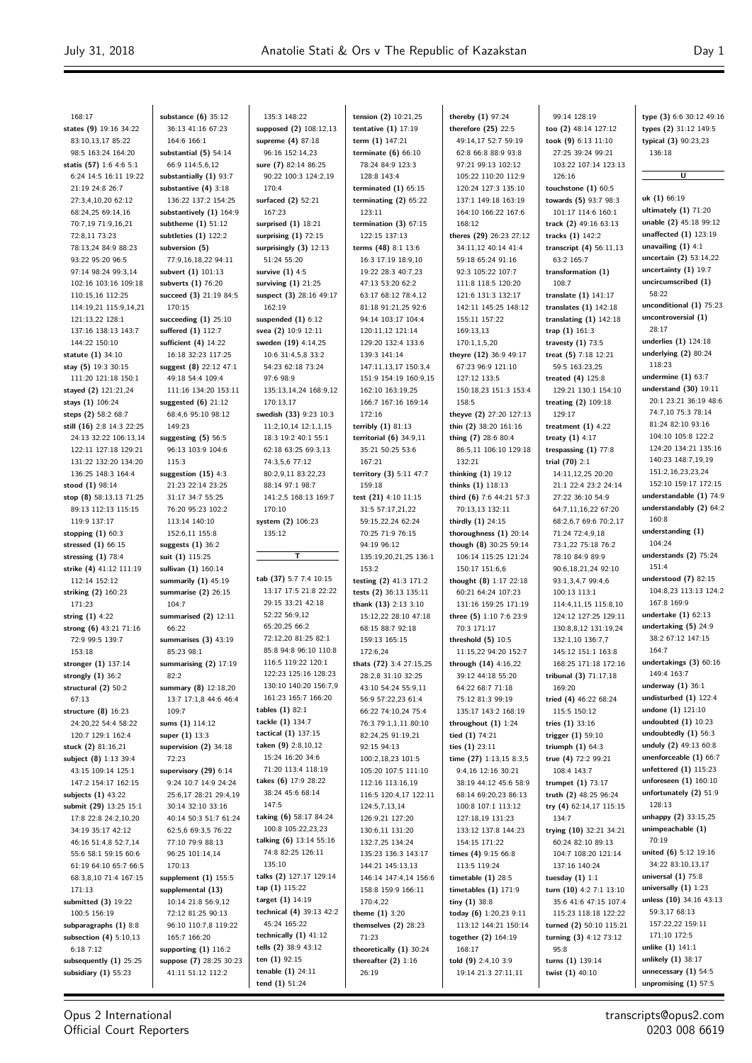168:17
**states (9)** 19:16 34:22 83:10,13,17 85:22 98:5 163:24 164:20
**statis (57)** 1:6 4:6 5:1 6:24 14:5 16:11 19:22 21:19 24:8 26:7 27:3,4,10,20 62:12 68:24,25 69:14,16 70:7,19 71:9,16,21 72:8,11 73:23 78:13,24 84:9 88:23 93:22 95:20 96:5 97:14 98:24 99:3,14 102:16 103:16 109:18 110:15,16 112:25 114:19,21 115:9,14,21 121:13,22 128:1 137:16 138:13 143:7 144:22 150:10
**statute (1)** 34:10
**stay (5)** 19:3 30:15 111:20 121:18 150:1
**stayed (2)** 121:21,24
**stays (1)** 106:24
**steps (2)** 58:2 68:7
**still (16)** 2:8 14:3 22:25 24:13 32:22 106:13,14 122:11 127:18 129:21 131:22 132:20 134:20 136:25 148:3 164:4
**stood (1)** 98:14
**stop (8)** 58:13,13 71:25 89:13 112:13 115:15 119:9 137:17
**stopping (1)** 60:3
**stressed (1)** 66:15
**stressing (1)** 78:4
**strike (4)** 41:12 111:19 112:14 152:12
**striking (2)** 160:23 171:23
**string (1)** 4:22
**strong (6)** 43:21 71:16 72:9 99:5 139:7 153:18
**stronger (1)** 137:14
**strongly (1)** 36:2
**structural (2)** 50:2 67:13
**structure (8)** 16:23 24:20,22 54:4 58:22 120:7 129:1 162:4
**stuck (2)** 81:16,21
**subject (8)** 1:13 39:4 43:15 109:14 125:1 147:2 154:17 162:15
**subjects (1)** 43:22
**submit (29)** 13:25 15:1 17:8 22:8 24:2,10,20 34:19 35:17 42:12 46:16 51:4,8 52:7,14 55:6 58:1 59:15 60:6 61:19 64:10 65:7 66:5 68:3,8,10 71:4 167:15 171:13
**submitted (3)** 19:22 100:5 156:19
**subparagraphs (1)** 8:8
**subsection (4)** 5:10,13 6:18 7:12
**subsequently (1)** 25:25
**subsidiary (1)** 55:23
**substance (6)** 35:12 36:13 41:16 67:23 164:6 166:1
**substantial (5)** 54:14 66:9 114:5,6,12
**substantially (1)** 93:7
**substantive (4)** 3:18 136:22 137:2 154:25
**substantively (1)** 164:9
**subtheme (1)** 51:12
**subtleties (1)** 122:2
**subversion (5)** 77:9,16,18,22 94:11
**subvert (1)** 101:13
**subverts (1)** 76:20
**succeed (3)** 21:19 84:5 170:15
**succeeding (1)** 25:10
**suffered (1)** 112:7
**sufficient (4)** 14:22 16:18 32:23 117:25
**suggest (8)** 22:12 47:1 49:18 54:4 109:4 111:16 134:20 153:11
**suggested (6)** 21:12 68:4,6 95:10 98:12 149:23
**suggesting (5)** 56:5 96:13 103:9 104:6 115:3
**suggestion (15)** 4:3 21:23 22:14 23:25 31:17 34:7 55:25 76:20 95:23 102:2 113:14 140:10 152:6,11 155:8
**suggests (1)** 36:2
**suit (1)** 115:25
**sullivan (1)** 160:14
**summarily (1)** 45:19
**summarise (2)** 26:15 104:7
**summarised (2)** 12:11 66:22
**summarises (3)** 43:19 85:23 98:1
**summarising (2)** 17:19 82:2
**summary (8)** 12:18,20 13:7 17:1,8 44:6 46:4 109:7
**sums (1)** 114:12
**super (1)** 13:3
**supervision (2)** 34:18 72:23
**supervisory (29)** 6:14 9:24 10:7 14:9 24:24 25:6,17 28:21 29:4,19 30:14 32:10 33:16 40:14 50:3 51:7 61:22 62:5,6 69:3,5 76:22 77:10 79:9 88:13 96:25 101:14,14 170:13
**supplement (1)** 155:5
**supplemental (13)** 10:14 21:8 56:9,12 72:12 81:25 90:13 96:10 110:7,8 119:22 165:7 166:20
**supporting (1)** 116:2
**suppose (7)** 28:25 30:23 41:11 51:12 112:2
135:3 148:22
**supposed (2)** 108:12,13
**supreme (4)** 87:18 96:16 152:14,23
**sure (7)** 82:14 86:25 90:22 100:3 124:2,19 170:4
**surfaced (2)** 52:21 167:23
**surprised (1)** 18:21
**surprising (1)** 72:15
**surprisingly (3)** 12:13 51:24 55:20
**survive (1)** 4:5
**surviving (1)** 21:25
**suspect (3)** 28:16 49:17 162:19
**suspended (1)** 6:12
**svea (2)** 10:9 12:11
**sweden (19)** 4:14,25 10:6 31:4,5,8 33:2 54:23 62:18 73:24 97:6 98:9 135:13,14,24 168:9,12 170:13,17
**swedish (33)** 9:23 10:3 11:2,10,14 12:1,1,15 18:3 19:2 40:1 55:1 62:18 63:25 69:3,13 74:3,5,6 77:12 80:2,9,11 83:22,23 88:14 97:1 98:7 141:2,5 168:13 169:7 170:10
**system (2)** 106:23 135:12

## T

**tab (37)** 5:7 7:4 10:15 13:17 17:5 21:8 22:22 29:15 33:21 42:18 52:22 56:9,12 65:20,25 66:2 72:12,20 81:25 82:1 85:8 94:8 96:10 110:8 116:5 119:22 120:1 122:23 125:16 128:23 130:10 140:20 156:7,9 161:23 165:7 166:20
**tables (1)** 82:1
**tackle (1)** 134:7
**tactical (1)** 137:15
**taken (9)** 2:8,10,12 15:24 16:20 34:6 71:20 113:4 118:19
**takes (6)** 17:9 28:22 38:24 45:6 68:14 147:5
**taking (6)** 58:17 84:24 100:8 105:22,23,23
**talking (6)** 13:14 55:16 74:8 82:25 126:11 135:10
**talks (2)** 127:17 129:14
**tap (1)** 115:22
**target (1)** 14:19
**technical (4)** 39:13 42:2 45:24 165:22
**technically (1)** 41:12
**tells (2)** 38:9 43:12
**ten (1)** 92:15
**tenable (1)** 24:11
**tend (1)** 51:24
**tension (2)** 10:21,25
**tentative (1)** 17:19
**term (1)** 147:21
**terminate (6)** 66:10 78:24 84:9 123:3 128:8 143:4
**terminated (1)** 65:15
**terminating (2)** 65:22 123:11
**termination (3)** 67:15 122:15 137:13
**terms (48)** 8:1 13:6 16:3 17:19 18:9,10 19:22 28:3 40:7,23 47:13 53:20 62:2 63:17 68:12 78:4,12 81:18 91:21,25 92:6 94:14 103:17 104:4 120:11,12 121:14 129:20 132:4 133:6 139:3 141:14 147:11,13,17 150:3,4 151:9 154:19 160:9,15 162:10 163:19,25 166:7 167:16 169:14 172:16
**terribly (1)** 81:13
**territorial (6)** 34:9,11 35:21 50:25 53:6 167:21
**territory (3)** 5:11 47:7 159:18
**test (21)** 4:10 11:15 31:5 57:17,21,22 59:15,22,24 62:24 70:25 71:9 76:15 94:19 96:12 135:19,20,21,25 136:1 153:2
**testing (2)** 41:3 171:2
**tests (2)** 36:13 135:11
**thank (13)** 2:13 3:10 15:12,22 28:10 47:18 68:15 88:7 92:18 159:13 165:15 172:6,24
**thats (72)** 3:4 27:15,25 28:2,8 31:10 32:25 43:10 54:24 55:9,11 56:9 57:22,23 61:4 66:22 74:10,24 75:4 76:3 79:1,1,11 80:10 82:24,25 91:19,21 92:15 94:13 100:2,18,23 101:5 105:20 107:5 111:10 112:16 113:16,19 116:5 120:4,17 122:11 124:5,7,13,14 126:9,21 127:20 130:6,11 131:20 132:7,25 134:24 135:23 136:3 143:17 144:21 145:13,13 146:14 147:4 156:6 158:8 159:9 166:11 170:4,22
**theme (1)** 3:20
**themselves (2)** 28:23 71:23
**theoretically (1)** 30:24
**thereafter (2)** 1:16 26:19
**thereby (1)** 97:24
**therefore (25)** 22:5 49:14,17 52:7 59:19 62:8 66:8 88:9 93:8 97:21 99:13 102:12 105:22 110:20 112:9 120:24 127:3 135:10 137:1 149:18 163:19 164:10 166:22 167:6 168:12
**theres (29)** 26:23 27:12 34:11,12 40:14 41:4 59:18 65:24 91:16 92:3 105:22 107:7 111:8 118:5 120:20 121:6 131:3 132:17 142:11 145:25 148:12 155:11 157:22 169:13,13 170:1,1,5,20
**theyre (12)** 36:9 49:17 67:23 96:9 121:10 127:12 133:5 150:18,23 151:3 153:4 158:5
**theyve (2)** 27:20 127:13
**thin (2)** 38:20 161:16
**thing (7)** 28:6 80:4 86:5,11 106:10 129:18 132:21
**thinking (1)** 19:12
**thinks (1)** 118:13
**third (6)** 7:6 44:21 57:3 70:13,13 132:11
**thirdly (1)** 24:15
**thoroughness (1)** 20:14
**though (8)** 30:25 59:14 106:14 115:25 121:24 150:17 151:6,6
**thought (8)** 1:17 22:18 60:21 64:24 107:23 131:16 159:25 171:19
**three (5)** 1:10 7:6 23:9 70:3 171:17
**threshold (5)** 10:5 11:15,22 94:20 152:7
**through (14)** 4:16,22 39:12 44:18 55:20 64:22 68:7 71:18 75:12 81:3 99:19 135:17 143:2 168:19
**throughout (1)** 1:24
**tied (1)** 74:21
**ties (1)** 23:11
**time (27)** 1:13,15 8:3,5 9:4,16 12:16 30:21 38:19 44:12 45:6 58:9 68:14 69:20,23 86:13 100:8 107:1 113:12 127:18,19 131:23 133:12 137:8 144:23 154:15 171:22
**times (4)** 9:15 66:8 113:5 119:24
**timetable (1)** 28:5
**timetables (1)** 171:9
**tiny (1)** 38:8
**today (6)** 1:20,23 9:11 113:12 144:21 150:14
**together (2)** 164:19 168:17
**told (9)** 2:4,10 3:9 19:14 21:3 27:11,11
99:14 128:19
**too (2)** 48:14 127:12
**took (9)** 6:13 11:10 27:25 39:24 99:21 103:22 107:14 123:13 126:16
**touchstone (1)** 60:5
**towards (5)** 93:7 98:3 101:17 114:6 160:1
**track (2)** 49:16 63:13
**tracks (1)** 142:2
**transcript (4)** 56:11,13 63:2 165:7
**transformation (1)** 108:7
**translate (1)** 141:17
**translates (1)** 142:18
**translating (1)** 142:18
**trap (1)** 161:3
**travesty (1)** 73:5
**treat (5)** 7:18 12:21 59:5 163:23,25
**treated (4)** 125:8 129:21 130:1 154:10
**treating (2)** 109:18 129:17
**treatment (1)** 4:22
**treaty (1)** 4:17
**trespassing (1)** 77:8
**trial (70)** 2:1 14:11,12,25 20:20 21:1 22:4 23:2 24:14 27:22 36:10 54:9 64:7,11,16,22 67:20 68:2,6,7 69:6 70:2,17 71:24 72:4,9,18 73:1,22 75:18 76:2 78:10 84:9 89:9 90:6,18,21,24 92:10 93:1,3,4,7 99:4,6 100:13 113:1 114:4,11,15 115:8,10 124:12 127:25 129:11 130:8,8,12 131:19,24 132:1,10 136:7,7 145:12 151:1 163:8 168:25 171:18 172:16
**tribunal (3)** 71:17,18 169:20
**tried (4)** 46:22 68:24 115:5 150:12
**tries (1)** 33:16
**trigger (1)** 59:10
**triumph (1)** 64:3
**true (4)** 72:2 99:21 108:4 143:7
**trumpet (1)** 73:17
**truth (2)** 48:25 96:24
**try (4)** 62:14,17 115:15 134:7
**trying (10)** 32:21 34:21 60:24 82:10 89:13 104:7 108:20 121:14 137:16 140:24
**tuesday (1)** 1:1
**turn (10)** 4:2 7:1 13:10 35:6 41:6 47:15 107:4 115:23 118:18 122:22
**turned (2)** 50:10 115:21
**turning (3)** 4:12 73:12 95:8
**turns (1)** 139:14
**twist (1)** 40:10
**type (3)** 6:6 30:12 49:16
**types (2)** 31:12 149:5
**typical (3)** 90:23,23 136:18

## U

**uk (1)** 66:19
**ultimately (1)** 71:20
**unable (2)** 45:18 99:12
**unaffected (1)** 123:19
**unavailing (1)** 4:1
**uncertain (2)** 53:14,22
**uncertainty (1)** 19:7
**uncircumscribed (1)** 58:22
**unconditional (1)** 75:23
**uncontroversial (1)** 28:17
**underlies (1)** 124:18
**underlying (2)** 80:24 118:23
**undermine (1)** 63:7
**understand (30)** 19:11 20:1 23:21 36:19 48:6 74:7,10 75:3 78:14 81:24 82:10 93:16 104:10 105:8 122:2 124:20 134:21 135:16 140:23 148:7,19,19 151:2,16,23,23,24 152:10 159:17 172:15
**understandable (1)** 74:9
**understandably (2)** 64:2 160:8
**understanding (1)** 104:24
**understands (2)** 75:24 151:4
**understood (7)** 82:15 104:8,23 113:13 124:2 167:8 169:9
**undertake (1)** 62:13
**undertaking (5)** 24:9 38:2 67:12 147:15 164:7
**undertakings (3)** 60:16 149:4 163:7
**underway (1)** 36:1
**undisturbed (1)** 122:4
**undone (1)** 121:10
**undoubted (1)** 10:23
**undoubtedly (1)** 56:3
**unduly (2)** 49:13 60:8
**unenforceable (1)** 66:7
**unfettered (1)** 115:23
**unforeseen (1)** 160:10
**unfortunately (2)** 51:9 128:13
**unhappy (2)** 33:15,25
**unimpeachable (1)** 70:19
**united (6)** 5:12 19:16 34:22 83:10,13,17
**universal (1)** 75:8
**universally (1)** 1:23
**unless (10)** 34:16 43:13 59:3,17 68:13 157:22,22 159:11 171:10 172:5
**unlike (1)** 141:1
**unlikely (1)** 38:17
**unnecessary (1)** 54:5
**unpromising (1)** 57:5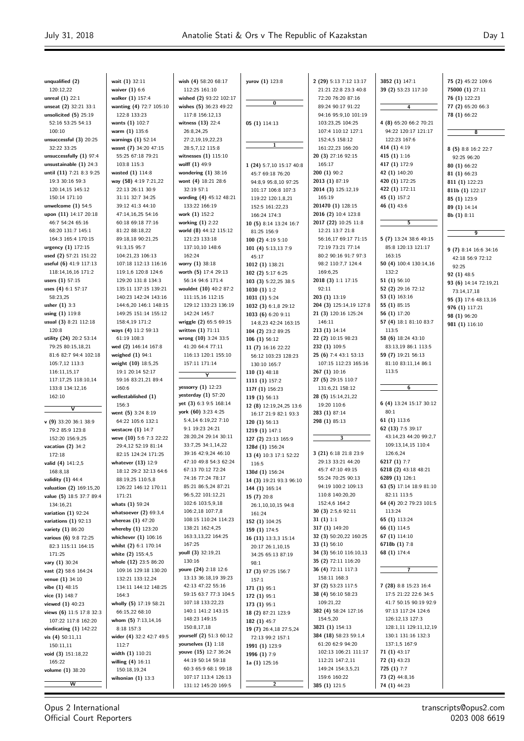unqualified (2) 120:12,22
unreal (1) 22:1
unseat (2) 32:21 33:1
unsolicited (5) 25:19 52:16 53:25 54:13 100:10
unsuccessful (3) 20:25 32:22 33:25
unsuccessfully (1) 97:4
unsustainable (1) 24:3
until (11) 7:21 8:3 9:25 19:3 30:16 59:3 120:14,15 145:12 150:14 171:10
unwelcome (1) 54:5
upon (11) 14:17 20:18 46:7 54:24 65:16 68:20 131:7 145:1 164:3 165:4 170:15
urgency (1) 172:15
used (2) 57:21 151:22
useful (6) 41:9 117:13 118:14,16,16 171:2
users (1) 57:15
uses (4) 6:1 57:17 58:23,25
usher (1) 3:3
using (1) 119:8
usual (3) 8:21 112:18 120:8
utility (24) 20:2 53:14 79:25 80:15,18,21 81:6 82:7 94:4 102:18 105:7,12 113:3 116:11,15,17 117:17,25 118:10,14 133:8 134:12,16 162:10

## V

v (9) 33:20 36:1 38:9 79:2 85:9 123:8 152:20 156:9,25
vacation (2) 34:2 172:18
valid (4) 141:2,5 168:8,18
validity (1) 44:4
valuation (2) 169:15,20
value (5) 18:5 37:7 89:4 134:16,21
variation (1) 92:24
variations (1) 92:13
variety (1) 86:20
various (6) 9:8 72:25 82:3 115:11 164:15 171:25
vary (1) 30:24
vast (2) 58:6 164:24
venue (1) 34:10
vibe (1) 48:15
vice (1) 148:7
viewed (1) 40:23
views (6) 11:5 17:8 32:3 107:22 117:8 162:20
vindicating (1) 142:22
vis (4) 50:11,11 150:11,11
void (3) 151:18,22 165:22
volume (1) 38:20

## W

wait (1) 32:11
waiver (1) 6:6
walker (1) 157:4
wanting (4) 72:7 105:10 122:8 133:23
wants (1) 102:7
warm (1) 135:6
warnings (1) 52:14
wasnt (7) 34:20 47:15 55:25 67:18 79:21 103:8 115:3
wasted (1) 114:8
way (58) 4:19 7:21,22 22:13 26:11 30:9 31:11 32:7 34:25 39:12 41:3 44:10 47:14,16,25 54:16 60:18 69:18 77:16 81:22 88:18,22 89:18,18 90:21,25 91:3,15 95:7 104:21,23 106:13 107:18 112:13 116:16 119:1,6 120:8 124:6 129:20 131:8 134:3 135:11 137:15 139:21 140:23 142:24 143:16 144:6,20 146:1 148:15 149:25 151:14 155:12 158:4,19 171:2
ways (4) 11:2 59:13 61:19 108:3
wed (2) 146:14 167:8
weighed (1) 94:1
weight (10) 18:5,25 19:1 20:14 52:17 59:16 83:21,21 89:4 160:6
wellestablished (1) 156:3
went (5) 3:24 8:19 64:22 105:6 132:1
westacre (1) 14:7
weve (10) 5:6 7:3 22:22 29:4,12 52:19 81:14 82:15 124:24 171:25
whatever (13) 12:9 18:12 29:2 32:13 64:6 88:19,25 110:5,8 126:22 146:12 170:11 171:21
whats (1) 59:24
whatsoever (2) 69:3,4
whereas (1) 47:20
whereby (1) 123:20
whichever (1) 106:16
whilst (2) 6:1 170:14
white (2) 155:4,5
whole (12) 23:5 86:20 109:16 129:18 130:20 132:21 133:12,24 134:11 144:12 148:25 164:3
wholly (5) 17:19 58:21 66:15,22 68:10
whom (5) 7:13,14,16 8:18 157:3
wider (4) 32:2 42:7 49:5 112:7
width (1) 110:21
willing (4) 16:11 150:18,19,24
wilsonian (1) 13:3
wish (4) 58:20 68:17 112:25 161:10
wished (2) 93:22 102:17
wishes (5) 36:23 49:22 117:8 156:12,13
witness (13) 22:4 26:8,24,25 27:2,19,22,23 28:5,7,12 115:8
witnesses (1) 115:10
wolff (1) 49:9
wondering (1) 38:16
wont (4) 18:21 28:6 32:19 57:1
wording (4) 45:12 48:21 133:22 166:19
work (1) 152:2
working (1) 2:22
world (8) 44:12 115:12 121:23 133:18 137:10,10 148:6 162:24
worry (1) 38:18
worth (5) 17:4 29:13 56:14 94:6 171:4
wouldnt (10) 40:2 87:2 111:15,16 112:15 129:12 133:23 136:19 142:24 145:7
wriggle (2) 65:5 69:15
written (1) 71:11
wrong (10) 3:24 33:5 41:20 64:4 77:11 116:13 120:1 155:10 157:11 171:14

## Y

yessorry (1) 12:23
yesterday (1) 57:20
yet (3) 6:3 9:5 168:14
york (60) 3:23 4:25 5:4,14 6:19,22 7:10 9:1 19:23 24:21 28:20,24 29:14 30:11 33:7,25 34:1,14,22 39:16 42:9,24 46:10 47:10 49:8 54:3 62:24 67:13 70:12 72:24 74:16 77:24 78:17 85:21 86:5,24 87:21 96:5,22 101:12,21 102:6 103:5,9,18 106:2,18 107:7,8 108:15 110:24 114:23 138:21 162:4,25 163:3,13,22 164:25 167:25
youll (3) 32:19,21 130:16
youre (24) 2:18 12:6 13:13 36:18,19 39:23 42:13 47:22 55:16 59:15 63:7 77:3 104:5 107:18 133:22,23 140:1 141:2 143:15 148:23 149:15 150:8,17,18
yourself (2) 51:3 60:12
yourselves (1) 1:18
youve (15) 12:7 36:24 44:19 50:14 59:18 60:3 65:9 68:1 99:18 107:17 113:4 126:13 131:12 145:20 169:5
yurov (1) 123:8

## 0

05 (1) 114:13

## 1

1 (24) 5:7,10 15:17 40:8 45:7 69:18 76:20 94:8,9 95:8,10 97:25 101:17 106:8 107:3 119:22 120:1,8,21 152:5 161:22,23 166:24 174:3
10 (5) 8:14 13:24 16:7 81:25 156:9
100 (2) 4:19 5:10
101 (4) 5:13,13 7:9 45:17
1012 (1) 138:21
102 (2) 5:17 6:25
103 (3) 5:22,25 38:5
1030 (1) 1:2
1031 (1) 5:24
1032 (3) 6:1,8 29:12
1033 (6) 6:20 9:11 14:8,23 42:24 163:15
104 (2) 23:2 89:25
106 (1) 56:12
11 (7) 16:16 22:22 56:12 103:23 128:23 130:10 165:7
110 (1) 48:18
1111 (1) 157:2
117f (1) 156:23
119 (1) 56:13
12 (8) 12:19,24,25 13:6 16:17 21:9 82:1 93:3
120 (1) 56:13
1219 (1) 147:1
127 (2) 23:13 165:9
128d (1) 156:24
13 (4) 10:3 17:1 52:22 116:5
130d (1) 156:24
14 (3) 19:21 93:3 96:10
144 (1) 165:14
15 (7) 20:8 26:1,10,10,15 94:8 161:24
152 (1) 104:25
159 (1) 174:5
16 (11) 13:3,3 15:14 20:17 26:1,10,15 34:25 65:13 87:19 98:1
17 (3) 97:25 156:7 157:1
171 (1) 95:1
172 (1) 95:1
173 (1) 95:1
18 (2) 87:21 123:9
182 (1) 45:7
19 (7) 26:4,18 27:5,24 72:13 99:2 157:1
1991 (1) 123:9
1996 (1) 7:9
1a (1) 125:16

## 2

2 (29) 5:13 7:12 13:17 21:21 22:8 23:3 40:8 72:20 76:20 87:16 89:24 90:17 91:22 94:16 95:9,10 101:19 103:23,25 104:25 107:4 110:12 127:1 152:4,5 158:12 161:22,23 166:20
20 (3) 27:16 92:15 165:17
200 (1) 90:2
2013 (1) 87:19
2014 (3) 125:12,19 165:19
201470 (1) 128:15
2016 (2) 10:4 123:8
2017 (22) 10:25 11:8 12:21 13:7 21:8 56:16,17 69:17 71:15 72:19 73:21 77:14 80:2 90:16 91:7 97:3 98:2 110:7,7 124:4 169:6,25
2018 (3) 1:1 17:15 92:11
203 (1) 13:19
204 (3) 125:14,19 127:8
21 (3) 120:16 125:24 146:11
213 (1) 14:14
22 (2) 10:15 98:23
232 (1) 109:5
25 (6) 7:4 43:1 53:13 107:15 112:23 165:16
267 (1) 10:16
27 (5) 29:15 110:7 131:6,21 158:12
28 (5) 15:14,21,22 19:20 110:6
283 (1) 87:14
298 (1) 85:13

## 3

3 (21) 6:18 21:8 23:9 29:13 33:21 44:20 45:7 47:10 49:15 55:24 70:25 90:13 94:19 100:2 109:13 110:8 140:20,20 152:4,6 164:2
30 (3) 2:5,6 92:11
31 (1) 1:1
317 (1) 149:20
32 (3) 50:20,22 160:25
33 (1) 56:10
34 (3) 56:10 116:10,13
35 (2) 72:11 116:20
36 (4) 72:11 117:3 158:11 168:3
37 (2) 53:23 117:5
38 (4) 56:10 58:23 109:21,22
382 (4) 58:24 127:16 154:5,20
3821 (1) 154:13
384 (18) 58:23 59:1,4 61:20 62:9 94:20 102:13 106:21 111:17 112:21 147:2,11 149:24 154:3,5,21 159:6 160:22
385 (1) 121:5
3852 (1) 147:1
39 (2) 53:23 117:10

## 4

4 (8) 65:20 66:2 70:21 94:22 120:17 121:17 122:23 167:6
414 (1) 4:19
415 (1) 1:16
417 (1) 172:9
42 (1) 140:20
420 (1) 172:25
422 (1) 172:11
45 (1) 157:2
46 (1) 43:6

## 5

5 (7) 13:24 38:6 49:15 85:8 120:13 121:17 163:15
50 (4) 100:4 130:14,16 132:2
51 (1) 56:10
52 (2) 29:16 72:12
53 (1) 163:16
55 (1) 85:15
56 (1) 17:20
57 (4) 18:1 81:10 83:7 113:5
58 (6) 18:24 43:10 83:13,19 86:1 113:5
59 (7) 19:21 56:13 81:10 83:11,14 86:1 113:5

## 6

6 (4) 13:24 15:17 30:12 80:1
61 (1) 113:6
62 (13) 7:5 39:17 43:14,23 44:20 99:2,7 109:13,24 110:4 126:6,24
6217 (1) 7:7
6218 (2) 43:18 48:21
6289 (1) 126:1
63 (5) 17:14 18:9 81:10 82:11 113:5
64 (4) 20:2 79:23 101:5 113:24
65 (1) 113:24
66 (1) 114:5
67 (1) 114:10
6718b (1) 7:8
68 (1) 174:4

## 7

7 (28) 8:8 15:23 16:4 17:5 21:22 22:6 34:5 41:7 50:15 90:19 92:9 97:13 117:24 124:6 126:12,13 127:3 128:1,11 129:11,12,19 130:1 131:16 132:3 137:1,5 167:9
71 (1) 43:17
72 (1) 43:23
725 (1) 7:7
73 (2) 44:8,16
74 (1) 44:23
75 (2) 45:22 109:6
75000 (1) 27:11
76 (1) 122:23
77 (2) 65:20 66:3
78 (1) 66:22

## 8

8 (5) 8:8 16:2 22:7 92:25 96:20
80 (1) 66:22
81 (1) 66:23
811 (1) 122:23
811b (1) 122:17
85 (1) 123:9
89 (1) 14:14
8b (1) 8:11

## 9

9 (7) 8:14 16:6 34:16 42:18 56:9 72:12 92:25
92 (1) 48:5
93 (6) 14:14 72:19,21 73:14,17,18
95 (3) 17:6 48:13,16
976 (1) 117:21
98 (1) 96:20
981 (1) 116:10